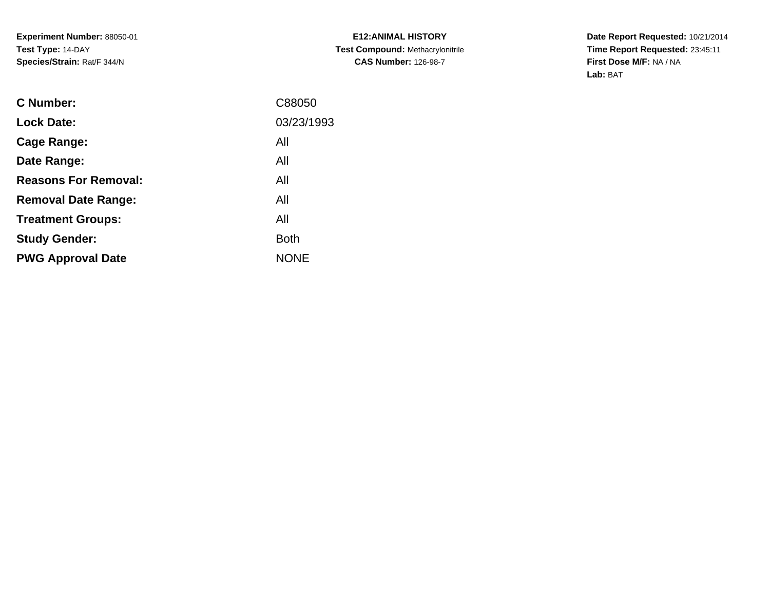**Experiment Number:** 88050-01
**Test Type:** 14-DAY
**Species/Strain:** Rat/F 344/N

**E12:ANIMAL HISTORY**
**Test Compound:** Methacrylonitrile
**CAS Number:** 126-98-7

**Date Report Requested:** 10/21/2014
**Time Report Requested:** 23:45:11
**First Dose M/F:** NA / NA
**Lab:** BAT

| | |
|---|---|
| **C Number:** | C88050 |
| **Lock Date:** | 03/23/1993 |
| **Cage Range:** | All |
| **Date Range:** | All |
| **Reasons For Removal:** | All |
| **Removal Date Range:** | All |
| **Treatment Groups:** | All |
| **Study Gender:** | Both |
| **PWG Approval Date** | NONE |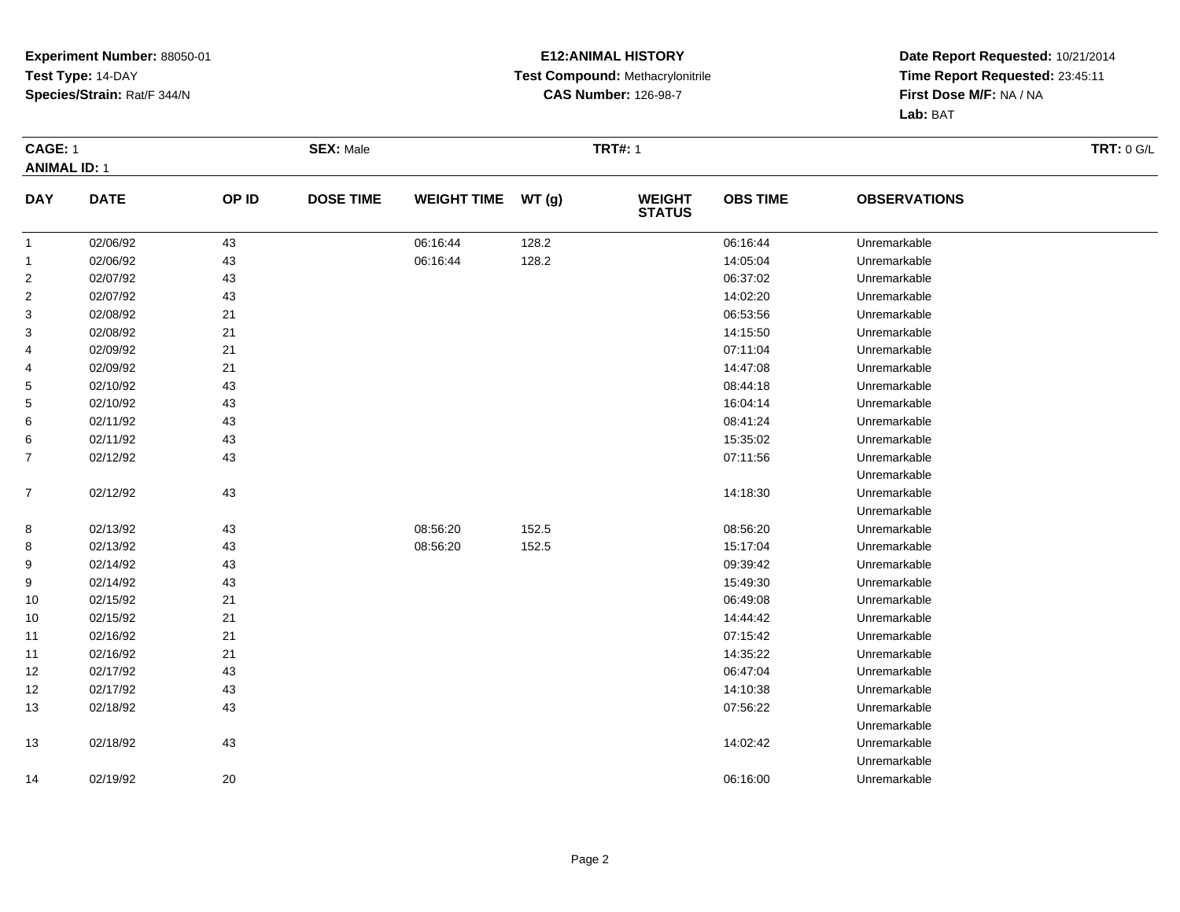**Experiment Number:** 88050-01
**Test Type:** 14-DAY
**Species/Strain:** Rat/F 344/N

**E12:ANIMAL HISTORY**
**Test Compound:** Methacrylonitrile
**CAS Number:** 126-98-7

**Date Report Requested:** 10/21/2014
**Time Report Requested:** 23:45:11
**First Dose M/F:** NA / NA
**Lab:** BAT

**CAGE:** 1 **SEX:** Male **TRT#:** 1 **TRT:** 0 G/L
**ANIMAL ID:** 1

| DAY | DATE | OP ID | DOSE TIME | WEIGHT TIME | WT (g) | WEIGHT STATUS | OBS TIME | OBSERVATIONS |
|---|---|---|---|---|---|---|---|---|
| 1 | 02/06/92 | 43 | | 06:16:44 | 128.2 | | 06:16:44 | Unremarkable |
| 1 | 02/06/92 | 43 | | 06:16:44 | 128.2 | | 14:05:04 | Unremarkable |
| 2 | 02/07/92 | 43 | | | | | 06:37:02 | Unremarkable |
| 2 | 02/07/92 | 43 | | | | | 14:02:20 | Unremarkable |
| 3 | 02/08/92 | 21 | | | | | 06:53:56 | Unremarkable |
| 3 | 02/08/92 | 21 | | | | | 14:15:50 | Unremarkable |
| 4 | 02/09/92 | 21 | | | | | 07:11:04 | Unremarkable |
| 4 | 02/09/92 | 21 | | | | | 14:47:08 | Unremarkable |
| 5 | 02/10/92 | 43 | | | | | 08:44:18 | Unremarkable |
| 5 | 02/10/92 | 43 | | | | | 16:04:14 | Unremarkable |
| 6 | 02/11/92 | 43 | | | | | 08:41:24 | Unremarkable |
| 6 | 02/11/92 | 43 | | | | | 15:35:02 | Unremarkable |
| 7 | 02/12/92 | 43 | | | | | 07:11:56 | Unremarkable |
| | | | | | | | | Unremarkable |
| 7 | 02/12/92 | 43 | | | | | 14:18:30 | Unremarkable |
| | | | | | | | | Unremarkable |
| 8 | 02/13/92 | 43 | | 08:56:20 | 152.5 | | 08:56:20 | Unremarkable |
| 8 | 02/13/92 | 43 | | 08:56:20 | 152.5 | | 15:17:04 | Unremarkable |
| 9 | 02/14/92 | 43 | | | | | 09:39:42 | Unremarkable |
| 9 | 02/14/92 | 43 | | | | | 15:49:30 | Unremarkable |
| 10 | 02/15/92 | 21 | | | | | 06:49:08 | Unremarkable |
| 10 | 02/15/92 | 21 | | | | | 14:44:42 | Unremarkable |
| 11 | 02/16/92 | 21 | | | | | 07:15:42 | Unremarkable |
| 11 | 02/16/92 | 21 | | | | | 14:35:22 | Unremarkable |
| 12 | 02/17/92 | 43 | | | | | 06:47:04 | Unremarkable |
| 12 | 02/17/92 | 43 | | | | | 14:10:38 | Unremarkable |
| 13 | 02/18/92 | 43 | | | | | 07:56:22 | Unremarkable |
| | | | | | | | | Unremarkable |
| 13 | 02/18/92 | 43 | | | | | 14:02:42 | Unremarkable |
| | | | | | | | | Unremarkable |
| 14 | 02/19/92 | 20 | | | | | 06:16:00 | Unremarkable |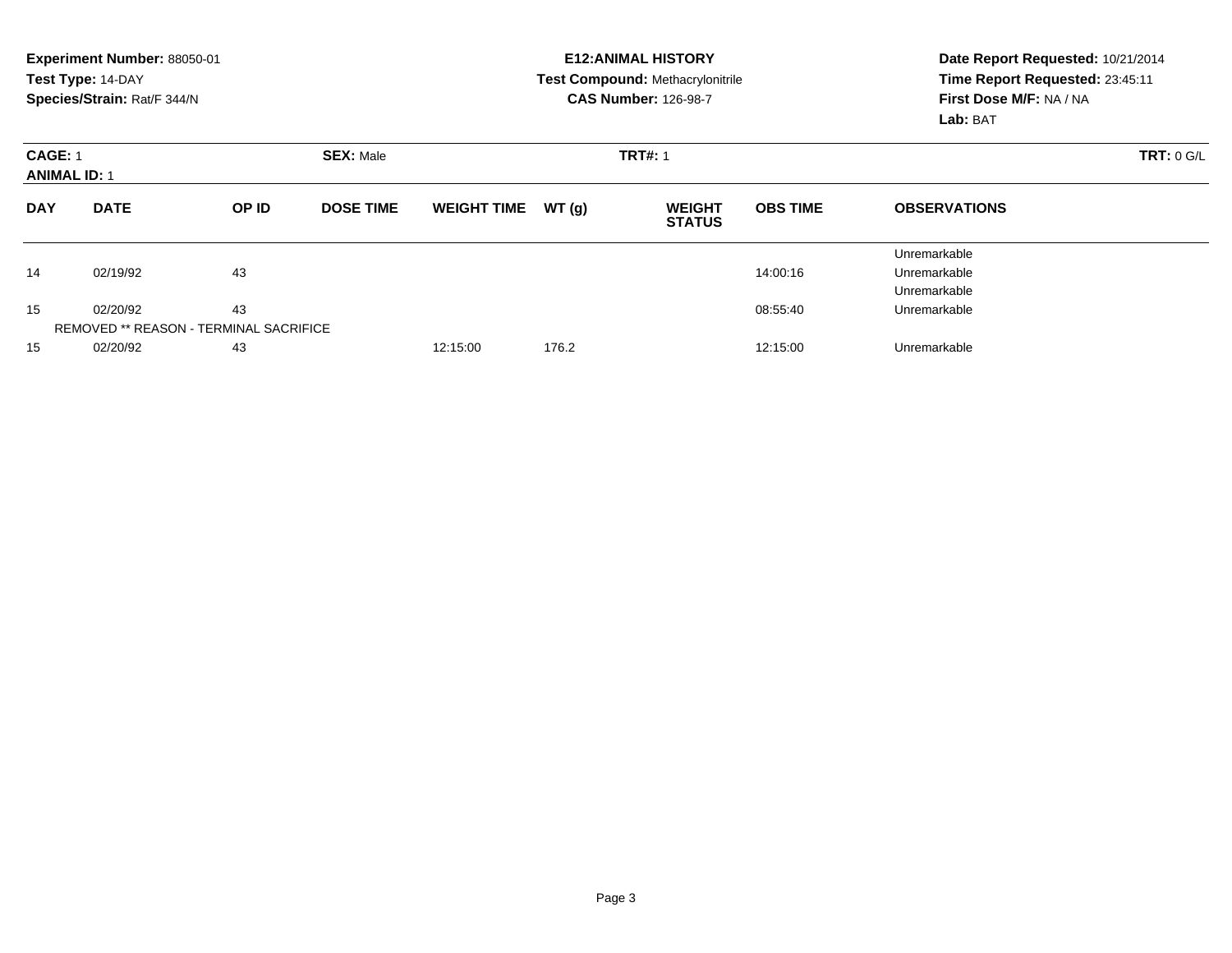**Experiment Number:** 88050-01
**Test Type:** 14-DAY
**Species/Strain:** Rat/F 344/N

**E12:ANIMAL HISTORY**
**Test Compound:** Methacrylonitrile
**CAS Number:** 126-98-7

**Date Report Requested:** 10/21/2014
**Time Report Requested:** 23:45:11
**First Dose M/F:** NA / NA
**Lab:** BAT

**CAGE:** 1 **SEX:** Male **TRT#:** 1 **TRT:** 0 G/L
**ANIMAL ID:** 1

| DAY | DATE | OP ID | DOSE TIME | WEIGHT TIME | WT (g) | WEIGHT STATUS | OBS TIME | OBSERVATIONS |
|---|---|---|---|---|---|---|---|---|
| | | | | | | | | Unremarkable |
| 14 | 02/19/92 | 43 | | | | | 14:00:16 | Unremarkable |
| | | | | | | | | Unremarkable |
| 15 | 02/20/92 | 43 | | | | | 08:55:40 | Unremarkable |
| REMOVED ** REASON - TERMINAL SACRIFICE | | | | | | | | |
| 15 | 02/20/92 | 43 | | 12:15:00 | 176.2 | | 12:15:00 | Unremarkable |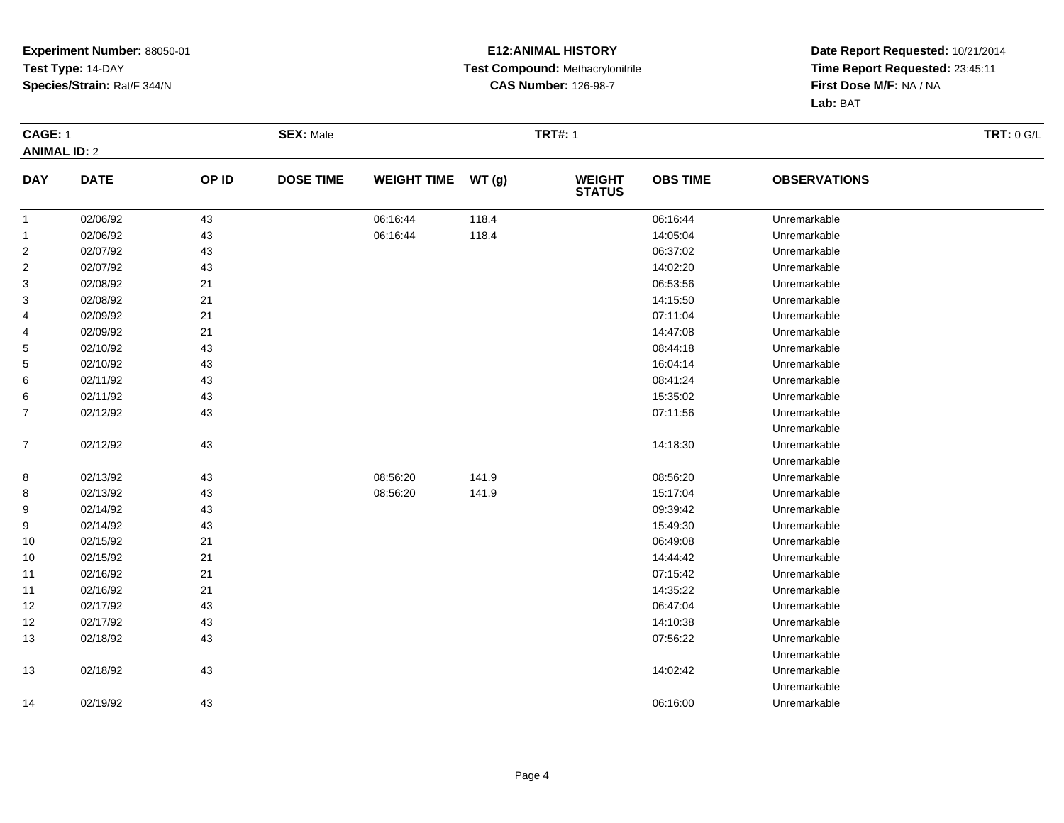**Experiment Number:** 88050-01
**Test Type:** 14-DAY
**Species/Strain:** Rat/F 344/N

**E12:ANIMAL HISTORY**
**Test Compound:** Methacrylonitrile
**CAS Number:** 126-98-7

**Date Report Requested:** 10/21/2014
**Time Report Requested:** 23:45:11
**First Dose M/F:** NA / NA
**Lab:** BAT

**CAGE:** 1 **SEX:** Male **TRT#:** 1 **TRT:** 0 G/L
**ANIMAL ID:** 2

| DAY | DATE | OP ID | DOSE TIME | WEIGHT TIME | WT (g) | WEIGHT STATUS | OBS TIME | OBSERVATIONS |
|---|---|---|---|---|---|---|---|---|
| 1 | 02/06/92 | 43 | | 06:16:44 | 118.4 | | 06:16:44 | Unremarkable |
| 1 | 02/06/92 | 43 | | 06:16:44 | 118.4 | | 14:05:04 | Unremarkable |
| 2 | 02/07/92 | 43 | | | | | 06:37:02 | Unremarkable |
| 2 | 02/07/92 | 43 | | | | | 14:02:20 | Unremarkable |
| 3 | 02/08/92 | 21 | | | | | 06:53:56 | Unremarkable |
| 3 | 02/08/92 | 21 | | | | | 14:15:50 | Unremarkable |
| 4 | 02/09/92 | 21 | | | | | 07:11:04 | Unremarkable |
| 4 | 02/09/92 | 21 | | | | | 14:47:08 | Unremarkable |
| 5 | 02/10/92 | 43 | | | | | 08:44:18 | Unremarkable |
| 5 | 02/10/92 | 43 | | | | | 16:04:14 | Unremarkable |
| 6 | 02/11/92 | 43 | | | | | 08:41:24 | Unremarkable |
| 6 | 02/11/92 | 43 | | | | | 15:35:02 | Unremarkable |
| 7 | 02/12/92 | 43 | | | | | 07:11:56 | Unremarkable |
| | | | | | | | | Unremarkable |
| 7 | 02/12/92 | 43 | | | | | 14:18:30 | Unremarkable |
| | | | | | | | | Unremarkable |
| 8 | 02/13/92 | 43 | | 08:56:20 | 141.9 | | 08:56:20 | Unremarkable |
| 8 | 02/13/92 | 43 | | 08:56:20 | 141.9 | | 15:17:04 | Unremarkable |
| 9 | 02/14/92 | 43 | | | | | 09:39:42 | Unremarkable |
| 9 | 02/14/92 | 43 | | | | | 15:49:30 | Unremarkable |
| 10 | 02/15/92 | 21 | | | | | 06:49:08 | Unremarkable |
| 10 | 02/15/92 | 21 | | | | | 14:44:42 | Unremarkable |
| 11 | 02/16/92 | 21 | | | | | 07:15:42 | Unremarkable |
| 11 | 02/16/92 | 21 | | | | | 14:35:22 | Unremarkable |
| 12 | 02/17/92 | 43 | | | | | 06:47:04 | Unremarkable |
| 12 | 02/17/92 | 43 | | | | | 14:10:38 | Unremarkable |
| 13 | 02/18/92 | 43 | | | | | 07:56:22 | Unremarkable |
| | | | | | | | | Unremarkable |
| 13 | 02/18/92 | 43 | | | | | 14:02:42 | Unremarkable |
| | | | | | | | | Unremarkable |
| 14 | 02/19/92 | 43 | | | | | 06:16:00 | Unremarkable |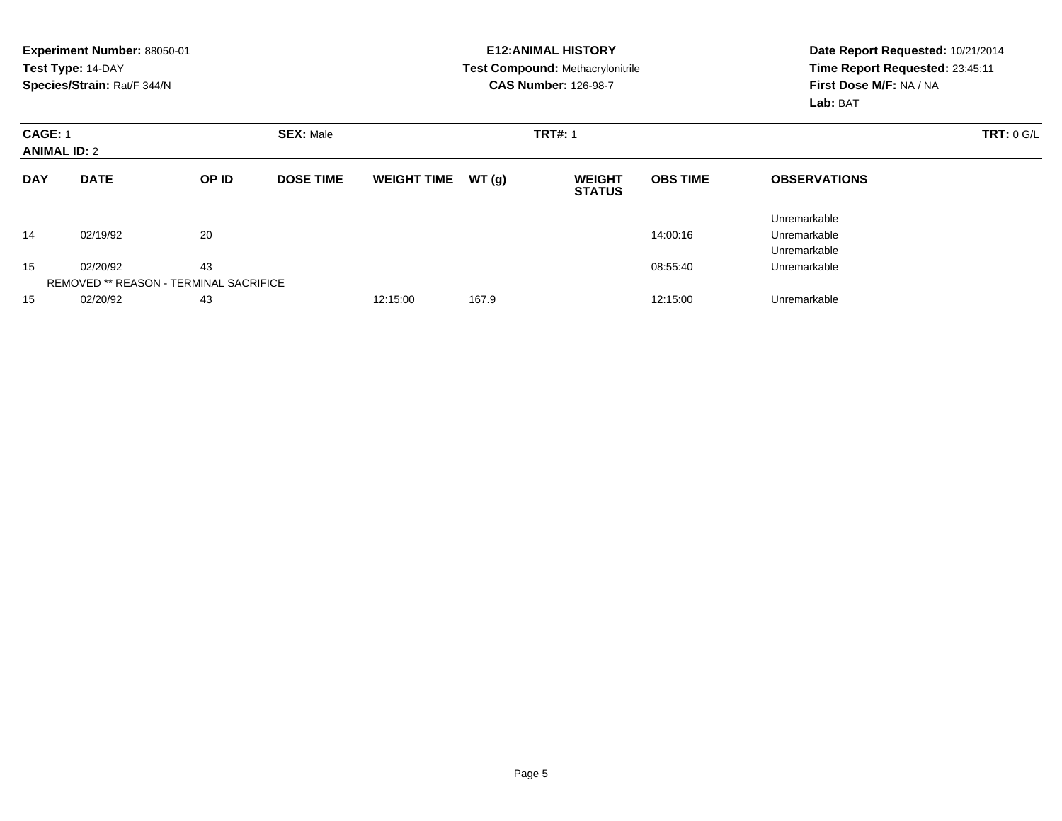**Experiment Number:** 88050-01
**Test Type:** 14-DAY
**Species/Strain:** Rat/F 344/N

**E12:ANIMAL HISTORY**
**Test Compound:** Methacrylonitrile
**CAS Number:** 126-98-7

**Date Report Requested:** 10/21/2014
**Time Report Requested:** 23:45:11
**First Dose M/F:** NA / NA
**Lab:** BAT

**CAGE:** 1 **SEX:** Male **TRT#:** 1 **TRT:** 0 G/L
**ANIMAL ID:** 2

| DAY | DATE | OP ID | DOSE TIME | WEIGHT TIME | WT (g) | WEIGHT STATUS | OBS TIME | OBSERVATIONS |
|---|---|---|---|---|---|---|---|---|
| | | | | | | | | Unremarkable |
| 14 | 02/19/92 | 20 | | | | | 14:00:16 | Unremarkable |
| | | | | | | | | Unremarkable |
| 15 | 02/20/92 | 43 | | | | | 08:55:40 | Unremarkable |
| REMOVED ** REASON - TERMINAL SACRIFICE | | | | | | | | |
| 15 | 02/20/92 | 43 | | 12:15:00 | 167.9 | | 12:15:00 | Unremarkable |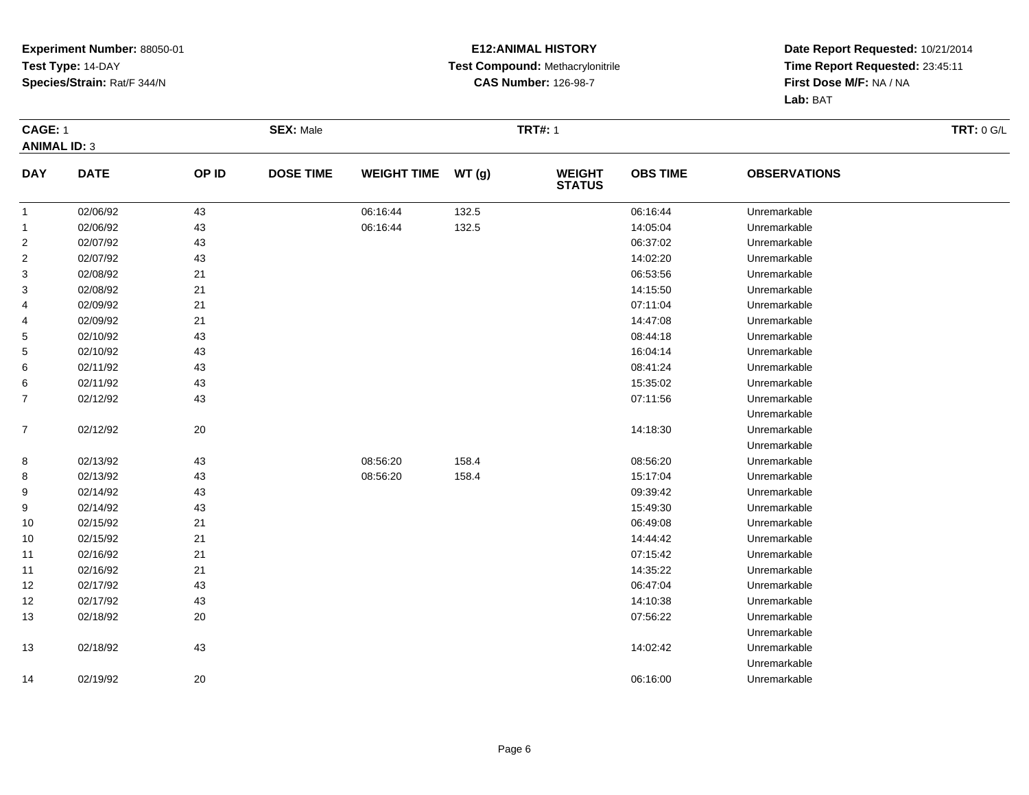**Experiment Number:** 88050-01
**Test Type:** 14-DAY
**Species/Strain:** Rat/F 344/N

**E12:ANIMAL HISTORY**
**Test Compound:** Methacrylonitrile
**CAS Number:** 126-98-7

**Date Report Requested:** 10/21/2014
**Time Report Requested:** 23:45:11
**First Dose M/F:** NA / NA
**Lab:** BAT

**CAGE:** 1 **SEX:** Male **TRT#:** 1 **TRT:** 0 G/L
**ANIMAL ID:** 3

| DAY | DATE | OP ID | DOSE TIME | WEIGHT TIME | WT (g) | WEIGHT STATUS | OBS TIME | OBSERVATIONS |
|---|---|---|---|---|---|---|---|---|
| 1 | 02/06/92 | 43 | | 06:16:44 | 132.5 | | 06:16:44 | Unremarkable |
| 1 | 02/06/92 | 43 | | 06:16:44 | 132.5 | | 14:05:04 | Unremarkable |
| 2 | 02/07/92 | 43 | | | | | 06:37:02 | Unremarkable |
| 2 | 02/07/92 | 43 | | | | | 14:02:20 | Unremarkable |
| 3 | 02/08/92 | 21 | | | | | 06:53:56 | Unremarkable |
| 3 | 02/08/92 | 21 | | | | | 14:15:50 | Unremarkable |
| 4 | 02/09/92 | 21 | | | | | 07:11:04 | Unremarkable |
| 4 | 02/09/92 | 21 | | | | | 14:47:08 | Unremarkable |
| 5 | 02/10/92 | 43 | | | | | 08:44:18 | Unremarkable |
| 5 | 02/10/92 | 43 | | | | | 16:04:14 | Unremarkable |
| 6 | 02/11/92 | 43 | | | | | 08:41:24 | Unremarkable |
| 6 | 02/11/92 | 43 | | | | | 15:35:02 | Unremarkable |
| 7 | 02/12/92 | 43 | | | | | 07:11:56 | Unremarkable |
| | | | | | | | | Unremarkable |
| 7 | 02/12/92 | 20 | | | | | 14:18:30 | Unremarkable |
| | | | | | | | | Unremarkable |
| 8 | 02/13/92 | 43 | | 08:56:20 | 158.4 | | 08:56:20 | Unremarkable |
| 8 | 02/13/92 | 43 | | 08:56:20 | 158.4 | | 15:17:04 | Unremarkable |
| 9 | 02/14/92 | 43 | | | | | 09:39:42 | Unremarkable |
| 9 | 02/14/92 | 43 | | | | | 15:49:30 | Unremarkable |
| 10 | 02/15/92 | 21 | | | | | 06:49:08 | Unremarkable |
| 10 | 02/15/92 | 21 | | | | | 14:44:42 | Unremarkable |
| 11 | 02/16/92 | 21 | | | | | 07:15:42 | Unremarkable |
| 11 | 02/16/92 | 21 | | | | | 14:35:22 | Unremarkable |
| 12 | 02/17/92 | 43 | | | | | 06:47:04 | Unremarkable |
| 12 | 02/17/92 | 43 | | | | | 14:10:38 | Unremarkable |
| 13 | 02/18/92 | 20 | | | | | 07:56:22 | Unremarkable |
| | | | | | | | | Unremarkable |
| 13 | 02/18/92 | 43 | | | | | 14:02:42 | Unremarkable |
| | | | | | | | | Unremarkable |
| 14 | 02/19/92 | 20 | | | | | 06:16:00 | Unremarkable |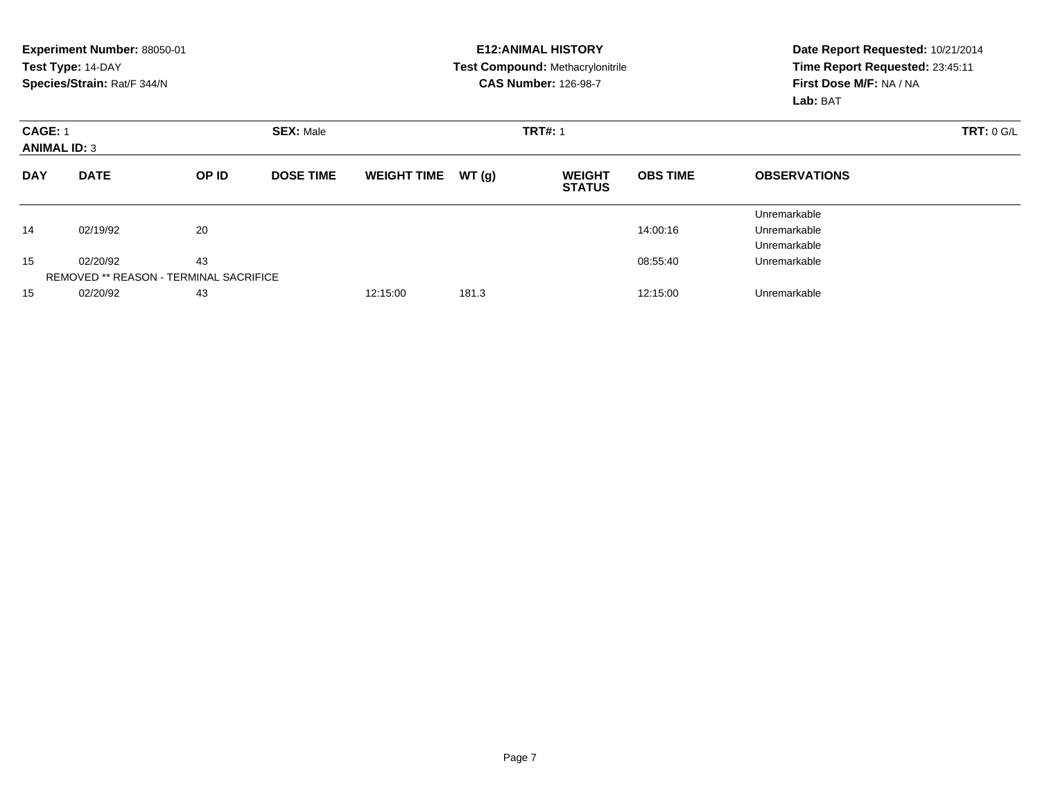**Experiment Number:** 88050-01
**Test Type:** 14-DAY
**Species/Strain:** Rat/F 344/N

**E12:ANIMAL HISTORY**
**Test Compound:** Methacrylonitrile
**CAS Number:** 126-98-7

**Date Report Requested:** 10/21/2014
**Time Report Requested:** 23:45:11
**First Dose M/F:** NA / NA
**Lab:** BAT

**CAGE:** 1 **SEX:** Male **TRT#:** 1 **TRT:** 0 G/L
**ANIMAL ID:** 3

| DAY | DATE | OP ID | DOSE TIME | WEIGHT TIME | WT (g) | WEIGHT STATUS | OBS TIME | OBSERVATIONS |
|---|---|---|---|---|---|---|---|---|
| | | | | | | | | Unremarkable |
| 14 | 02/19/92 | 20 | | | | | 14:00:16 | Unremarkable |
| | | | | | | | | Unremarkable |
| 15 | 02/20/92 | 43 | | | | | 08:55:40 | Unremarkable |
| | REMOVED ** REASON - TERMINAL SACRIFICE | | | | | | | |
| 15 | 02/20/92 | 43 | | 12:15:00 | 181.3 | | 12:15:00 | Unremarkable |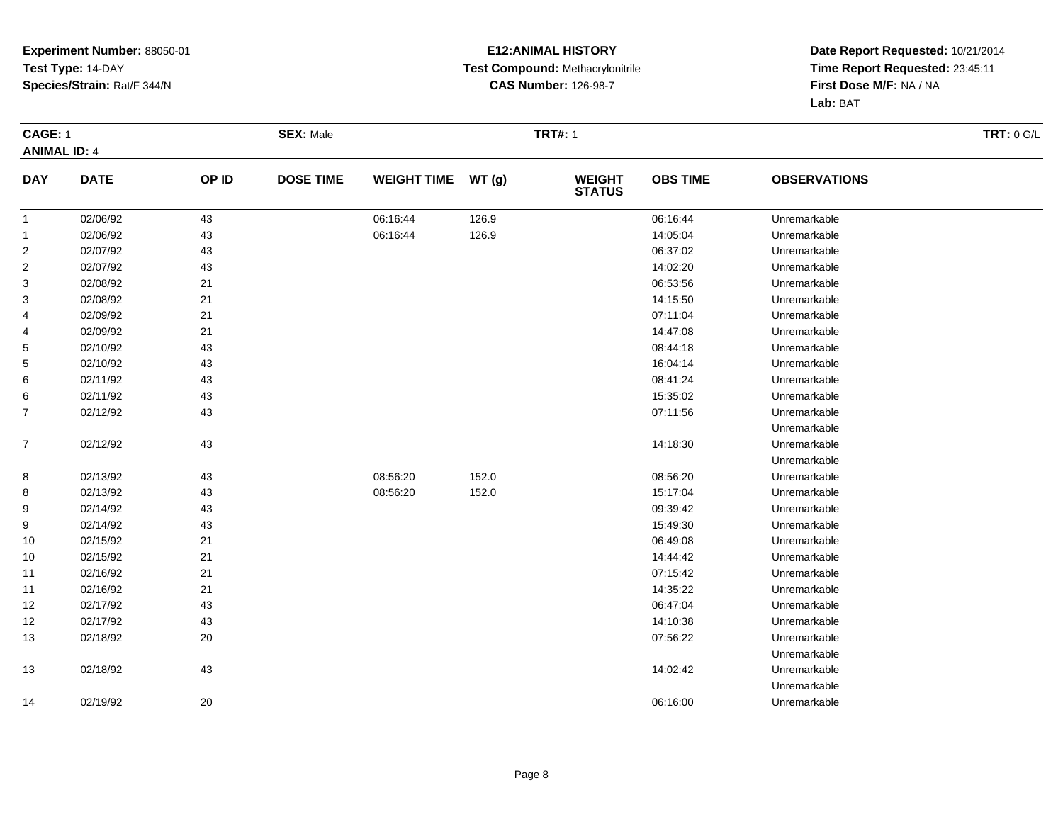**Experiment Number:** 88050-01
**Test Type:** 14-DAY
**Species/Strain:** Rat/F 344/N

**E12:ANIMAL HISTORY**
**Test Compound:** Methacrylonitrile
**CAS Number:** 126-98-7

**Date Report Requested:** 10/21/2014
**Time Report Requested:** 23:45:11
**First Dose M/F:** NA / NA
**Lab:** BAT

**CAGE:** 1 **SEX:** Male **TRT#:** 1 **TRT:** 0 G/L
**ANIMAL ID:** 4

| DAY | DATE | OP ID | DOSE TIME | WEIGHT TIME | WT (g) | WEIGHT STATUS | OBS TIME | OBSERVATIONS |
|---|---|---|---|---|---|---|---|---|
| 1 | 02/06/92 | 43 | | 06:16:44 | 126.9 | | 06:16:44 | Unremarkable |
| 1 | 02/06/92 | 43 | | 06:16:44 | 126.9 | | 14:05:04 | Unremarkable |
| 2 | 02/07/92 | 43 | | | | | 06:37:02 | Unremarkable |
| 2 | 02/07/92 | 43 | | | | | 14:02:20 | Unremarkable |
| 3 | 02/08/92 | 21 | | | | | 06:53:56 | Unremarkable |
| 3 | 02/08/92 | 21 | | | | | 14:15:50 | Unremarkable |
| 4 | 02/09/92 | 21 | | | | | 07:11:04 | Unremarkable |
| 4 | 02/09/92 | 21 | | | | | 14:47:08 | Unremarkable |
| 5 | 02/10/92 | 43 | | | | | 08:44:18 | Unremarkable |
| 5 | 02/10/92 | 43 | | | | | 16:04:14 | Unremarkable |
| 6 | 02/11/92 | 43 | | | | | 08:41:24 | Unremarkable |
| 6 | 02/11/92 | 43 | | | | | 15:35:02 | Unremarkable |
| 7 | 02/12/92 | 43 | | | | | 07:11:56 | Unremarkable<br>Unremarkable |
| 7 | 02/12/92 | 43 | | | | | 14:18:30 | Unremarkable<br>Unremarkable |
| 8 | 02/13/92 | 43 | | 08:56:20 | 152.0 | | 08:56:20 | Unremarkable |
| 8 | 02/13/92 | 43 | | 08:56:20 | 152.0 | | 15:17:04 | Unremarkable |
| 9 | 02/14/92 | 43 | | | | | 09:39:42 | Unremarkable |
| 9 | 02/14/92 | 43 | | | | | 15:49:30 | Unremarkable |
| 10 | 02/15/92 | 21 | | | | | 06:49:08 | Unremarkable |
| 10 | 02/15/92 | 21 | | | | | 14:44:42 | Unremarkable |
| 11 | 02/16/92 | 21 | | | | | 07:15:42 | Unremarkable |
| 11 | 02/16/92 | 21 | | | | | 14:35:22 | Unremarkable |
| 12 | 02/17/92 | 43 | | | | | 06:47:04 | Unremarkable |
| 12 | 02/17/92 | 43 | | | | | 14:10:38 | Unremarkable |
| 13 | 02/18/92 | 20 | | | | | 07:56:22 | Unremarkable<br>Unremarkable |
| 13 | 02/18/92 | 43 | | | | | 14:02:42 | Unremarkable<br>Unremarkable |
| 14 | 02/19/92 | 20 | | | | | 06:16:00 | Unremarkable |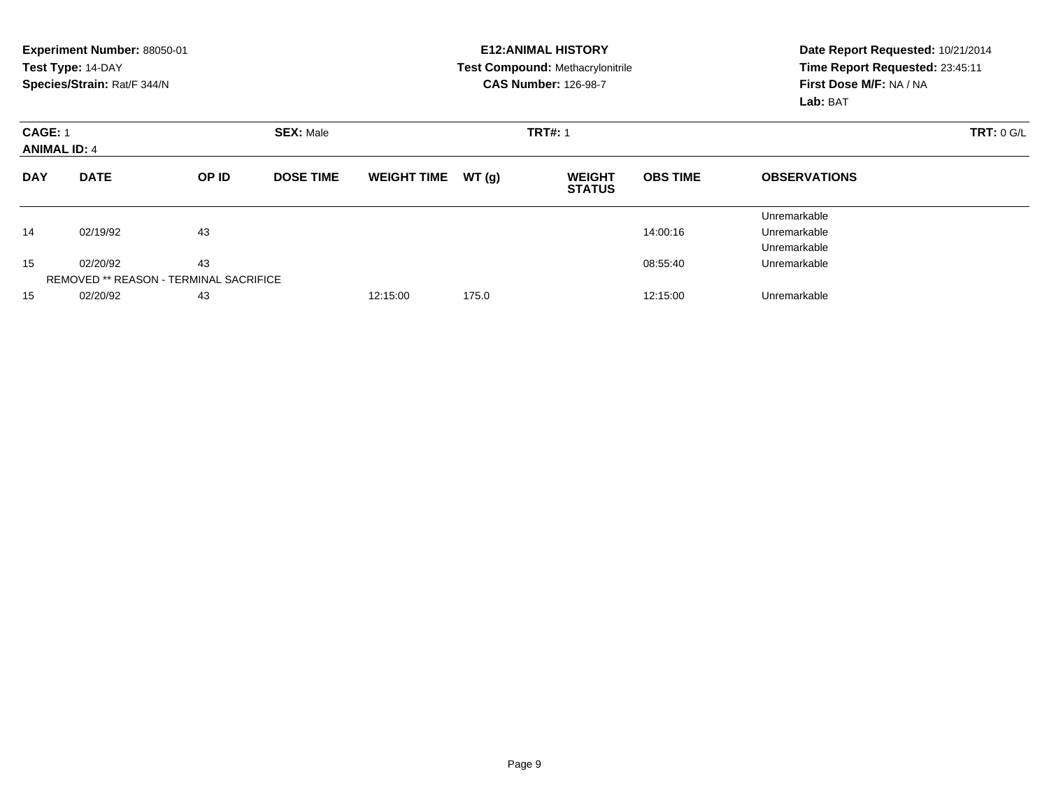**Experiment Number:** 88050-01
**Test Type:** 14-DAY
**Species/Strain:** Rat/F 344/N

**E12:ANIMAL HISTORY**
**Test Compound:** Methacrylonitrile
**CAS Number:** 126-98-7

**Date Report Requested:** 10/21/2014
**Time Report Requested:** 23:45:11
**First Dose M/F:** NA / NA
**Lab:** BAT

**CAGE:** 1 **SEX:** Male **TRT#:** 1 **TRT:** 0 G/L
**ANIMAL ID:** 4

| DAY | DATE | OP ID | DOSE TIME | WEIGHT TIME | WT (g) | WEIGHT STATUS | OBS TIME | OBSERVATIONS |
|---|---|---|---|---|---|---|---|---|
| | | | | | | | | Unremarkable |
| 14 | 02/19/92 | 43 | | | | | 14:00:16 | Unremarkable |
| | | | | | | | | Unremarkable |
| 15 | 02/20/92 | 43 | | | | | 08:55:40 | Unremarkable |
| REMOVED ** REASON - TERMINAL SACRIFICE | | | | | | | | |
| 15 | 02/20/92 | 43 | | 12:15:00 | 175.0 | | 12:15:00 | Unremarkable |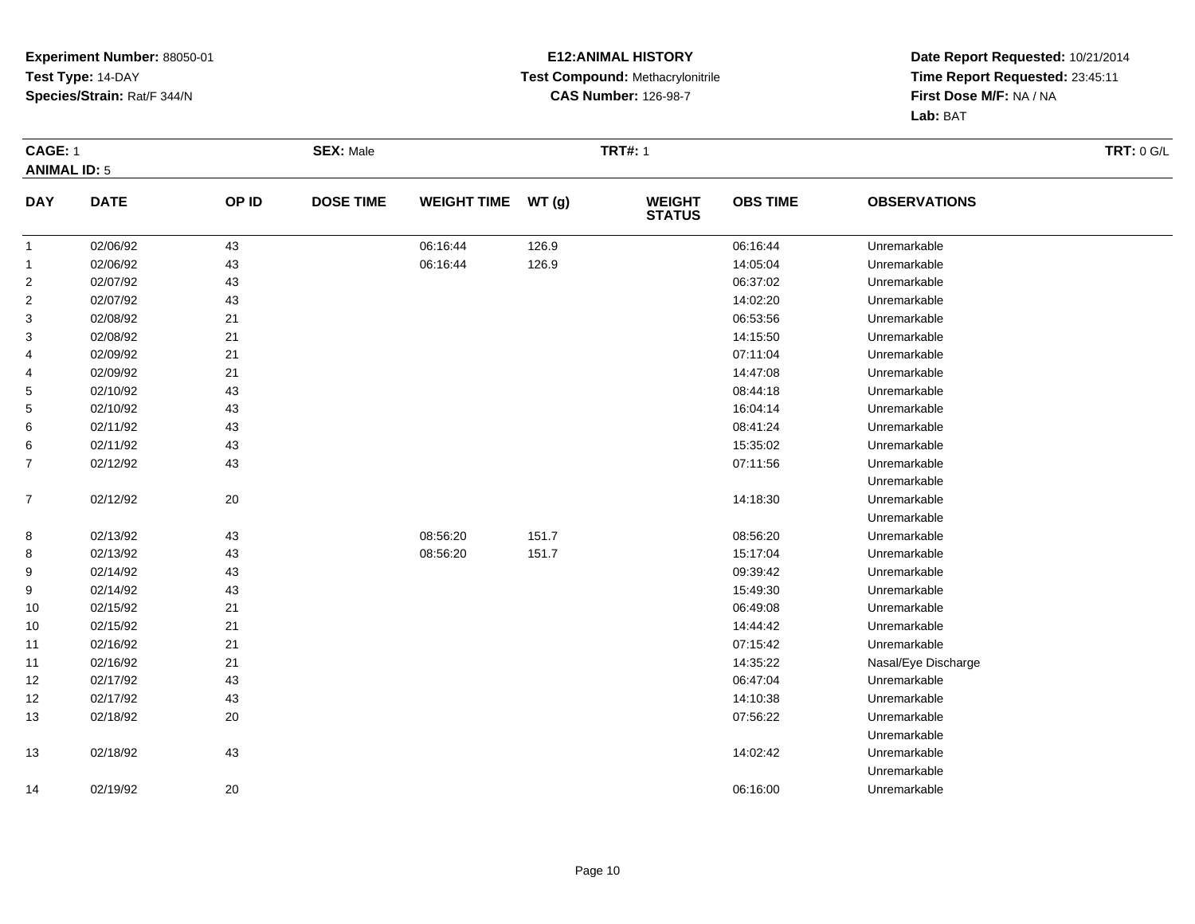**Experiment Number:** 88050-01
**Test Type:** 14-DAY
**Species/Strain:** Rat/F 344/N

**E12:ANIMAL HISTORY**
**Test Compound:** Methacrylonitrile
**CAS Number:** 126-98-7

**Date Report Requested:** 10/21/2014
**Time Report Requested:** 23:45:11
**First Dose M/F:** NA / NA
**Lab:** BAT

**CAGE:** 1 **SEX:** Male **TRT#:** 1 **TRT:** 0 G/L
**ANIMAL ID:** 5

| DAY | DATE | OP ID | DOSE TIME | WEIGHT TIME | WT (g) | WEIGHT STATUS | OBS TIME | OBSERVATIONS |
|---|---|---|---|---|---|---|---|---|
| 1 | 02/06/92 | 43 | | 06:16:44 | 126.9 | | 06:16:44 | Unremarkable |
| 1 | 02/06/92 | 43 | | 06:16:44 | 126.9 | | 14:05:04 | Unremarkable |
| 2 | 02/07/92 | 43 | | | | | 06:37:02 | Unremarkable |
| 2 | 02/07/92 | 43 | | | | | 14:02:20 | Unremarkable |
| 3 | 02/08/92 | 21 | | | | | 06:53:56 | Unremarkable |
| 3 | 02/08/92 | 21 | | | | | 14:15:50 | Unremarkable |
| 4 | 02/09/92 | 21 | | | | | 07:11:04 | Unremarkable |
| 4 | 02/09/92 | 21 | | | | | 14:47:08 | Unremarkable |
| 5 | 02/10/92 | 43 | | | | | 08:44:18 | Unremarkable |
| 5 | 02/10/92 | 43 | | | | | 16:04:14 | Unremarkable |
| 6 | 02/11/92 | 43 | | | | | 08:41:24 | Unremarkable |
| 6 | 02/11/92 | 43 | | | | | 15:35:02 | Unremarkable |
| 7 | 02/12/92 | 43 | | | | | 07:11:56 | Unremarkable<br>Unremarkable |
| 7 | 02/12/92 | 20 | | | | | 14:18:30 | Unremarkable<br>Unremarkable |
| 8 | 02/13/92 | 43 | | 08:56:20 | 151.7 | | 08:56:20 | Unremarkable |
| 8 | 02/13/92 | 43 | | 08:56:20 | 151.7 | | 15:17:04 | Unremarkable |
| 9 | 02/14/92 | 43 | | | | | 09:39:42 | Unremarkable |
| 9 | 02/14/92 | 43 | | | | | 15:49:30 | Unremarkable |
| 10 | 02/15/92 | 21 | | | | | 06:49:08 | Unremarkable |
| 10 | 02/15/92 | 21 | | | | | 14:44:42 | Unremarkable |
| 11 | 02/16/92 | 21 | | | | | 07:15:42 | Unremarkable |
| 11 | 02/16/92 | 21 | | | | | 14:35:22 | Nasal/Eye Discharge |
| 12 | 02/17/92 | 43 | | | | | 06:47:04 | Unremarkable |
| 12 | 02/17/92 | 43 | | | | | 14:10:38 | Unremarkable |
| 13 | 02/18/92 | 20 | | | | | 07:56:22 | Unremarkable<br>Unremarkable |
| 13 | 02/18/92 | 43 | | | | | 14:02:42 | Unremarkable<br>Unremarkable |
| 14 | 02/19/92 | 20 | | | | | 06:16:00 | Unremarkable |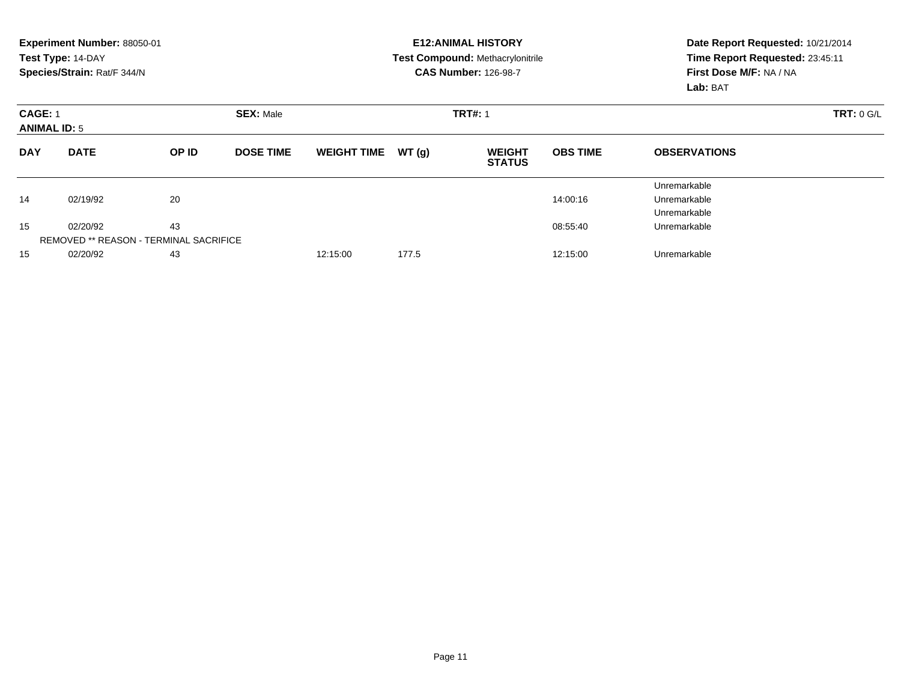**Experiment Number:** 88050-01
**Test Type:** 14-DAY
**Species/Strain:** Rat/F 344/N

**E12:ANIMAL HISTORY**
**Test Compound:** Methacrylonitrile
**CAS Number:** 126-98-7

**Date Report Requested:** 10/21/2014
**Time Report Requested:** 23:45:11
**First Dose M/F:** NA / NA
**Lab:** BAT

| **CAGE:** 1 | | **SEX:** Male | | **TRT#:** 1 | | | | **TRT:** 0 G/L |
|---|---|---|---|---|---|---|---|---|
| **ANIMAL ID:** 5 | | | | | | | | |

| DAY | DATE | OP ID | DOSE TIME | WEIGHT TIME | WT (g) | WEIGHT STATUS | OBS TIME | OBSERVATIONS |
|---|---|---|---|---|---|---|---|---|
| | | | | | | | | Unremarkable |
| 14 | 02/19/92 | 20 | | | | | 14:00:16 | Unremarkable |
| | | | | | | | | Unremarkable |
| 15 | 02/20/92 | 43 | | | | | 08:55:40 | Unremarkable |
| | REMOVED ** REASON - TERMINAL SACRIFICE | | | | | | | |
| 15 | 02/20/92 | 43 | | 12:15:00 | 177.5 | | 12:15:00 | Unremarkable |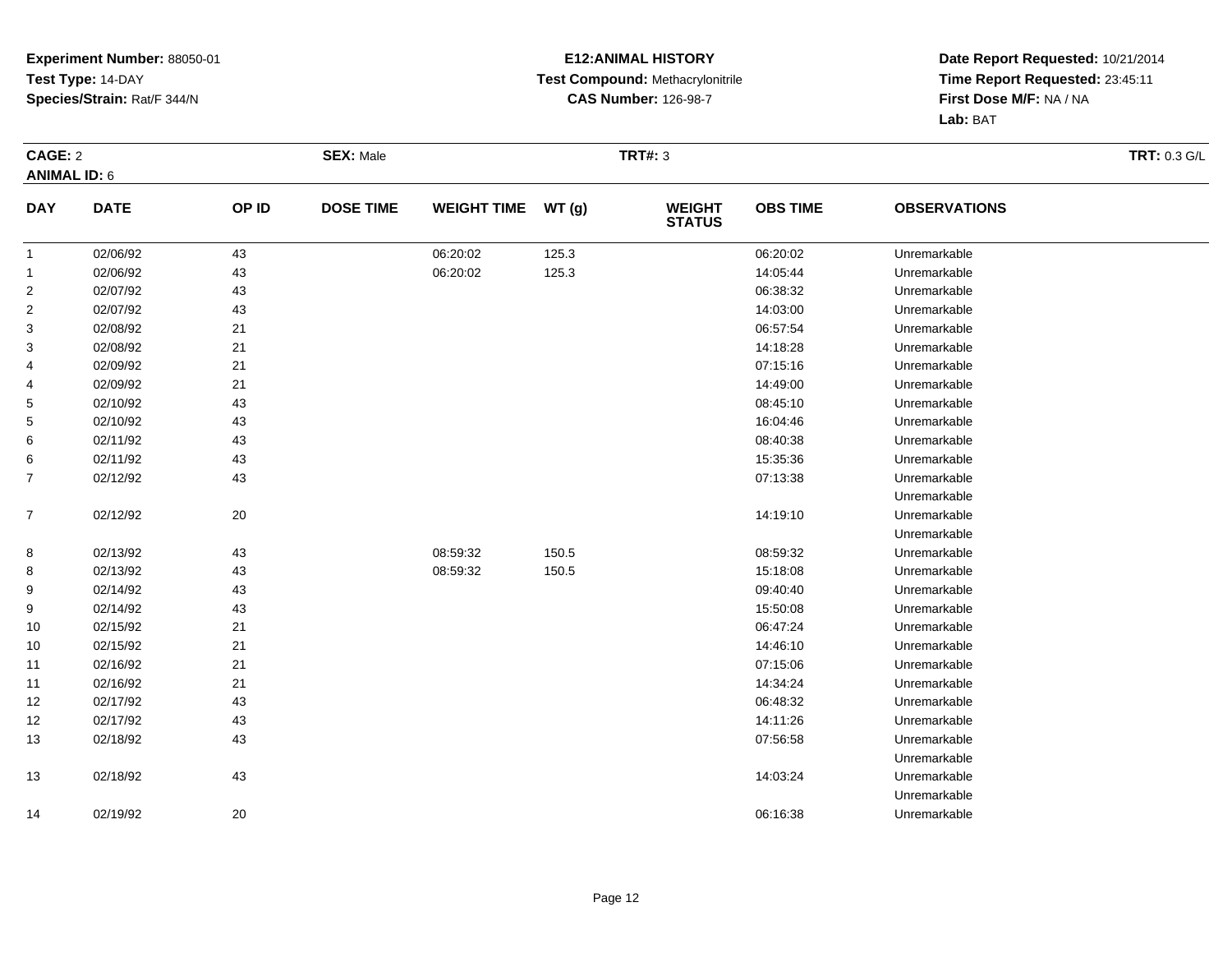**Experiment Number:** 88050-01
**Test Type:** 14-DAY
**Species/Strain:** Rat/F 344/N

**E12:ANIMAL HISTORY**
**Test Compound:** Methacrylonitrile
**CAS Number:** 126-98-7

**Date Report Requested:** 10/21/2014
**Time Report Requested:** 23:45:11
**First Dose M/F:** NA / NA
**Lab:** BAT

**CAGE:** 2 **SEX:** Male **TRT#:** 3 **TRT:** 0.3 G/L
**ANIMAL ID:** 6

| DAY | DATE | OP ID | DOSE TIME | WEIGHT TIME | WT (g) | WEIGHT STATUS | OBS TIME | OBSERVATIONS |
|---|---|---|---|---|---|---|---|---|
| 1 | 02/06/92 | 43 | | 06:20:02 | 125.3 | | 06:20:02 | Unremarkable |
| 1 | 02/06/92 | 43 | | 06:20:02 | 125.3 | | 14:05:44 | Unremarkable |
| 2 | 02/07/92 | 43 | | | | | 06:38:32 | Unremarkable |
| 2 | 02/07/92 | 43 | | | | | 14:03:00 | Unremarkable |
| 3 | 02/08/92 | 21 | | | | | 06:57:54 | Unremarkable |
| 3 | 02/08/92 | 21 | | | | | 14:18:28 | Unremarkable |
| 4 | 02/09/92 | 21 | | | | | 07:15:16 | Unremarkable |
| 4 | 02/09/92 | 21 | | | | | 14:49:00 | Unremarkable |
| 5 | 02/10/92 | 43 | | | | | 08:45:10 | Unremarkable |
| 5 | 02/10/92 | 43 | | | | | 16:04:46 | Unremarkable |
| 6 | 02/11/92 | 43 | | | | | 08:40:38 | Unremarkable |
| 6 | 02/11/92 | 43 | | | | | 15:35:36 | Unremarkable |
| 7 | 02/12/92 | 43 | | | | | 07:13:38 | Unremarkable |
| | | | | | | | | Unremarkable |
| 7 | 02/12/92 | 20 | | | | | 14:19:10 | Unremarkable |
| | | | | | | | | Unremarkable |
| 8 | 02/13/92 | 43 | | 08:59:32 | 150.5 | | 08:59:32 | Unremarkable |
| 8 | 02/13/92 | 43 | | 08:59:32 | 150.5 | | 15:18:08 | Unremarkable |
| 9 | 02/14/92 | 43 | | | | | 09:40:40 | Unremarkable |
| 9 | 02/14/92 | 43 | | | | | 15:50:08 | Unremarkable |
| 10 | 02/15/92 | 21 | | | | | 06:47:24 | Unremarkable |
| 10 | 02/15/92 | 21 | | | | | 14:46:10 | Unremarkable |
| 11 | 02/16/92 | 21 | | | | | 07:15:06 | Unremarkable |
| 11 | 02/16/92 | 21 | | | | | 14:34:24 | Unremarkable |
| 12 | 02/17/92 | 43 | | | | | 06:48:32 | Unremarkable |
| 12 | 02/17/92 | 43 | | | | | 14:11:26 | Unremarkable |
| 13 | 02/18/92 | 43 | | | | | 07:56:58 | Unremarkable |
| | | | | | | | | Unremarkable |
| 13 | 02/18/92 | 43 | | | | | 14:03:24 | Unremarkable |
| | | | | | | | | Unremarkable |
| 14 | 02/19/92 | 20 | | | | | 06:16:38 | Unremarkable |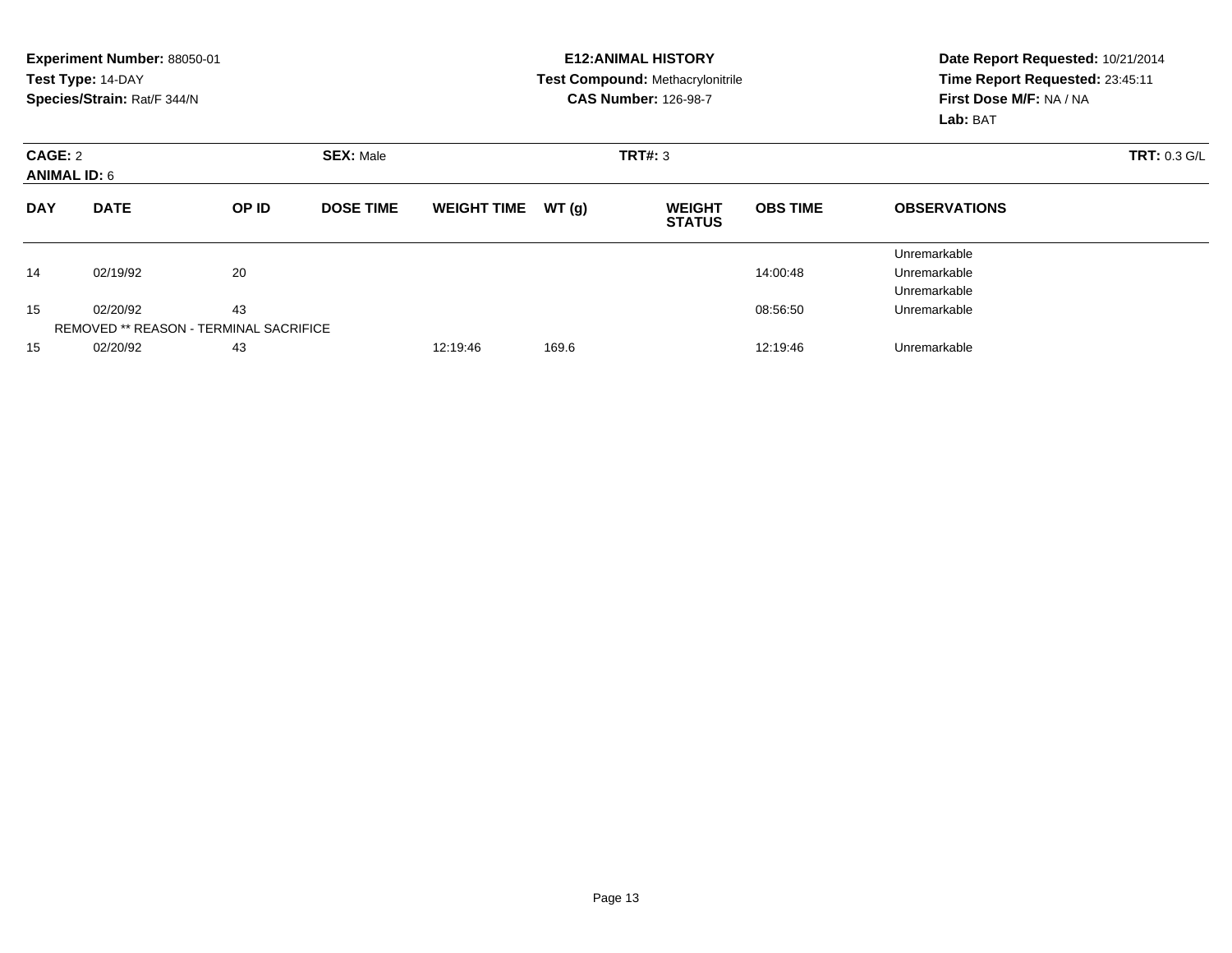**Experiment Number:** 88050-01
**Test Type:** 14-DAY
**Species/Strain:** Rat/F 344/N

**E12:ANIMAL HISTORY**
**Test Compound:** Methacrylonitrile
**CAS Number:** 126-98-7

**Date Report Requested:** 10/21/2014
**Time Report Requested:** 23:45:11
**First Dose M/F:** NA / NA
**Lab:** BAT

**CAGE:** 2 **SEX:** Male **TRT#:** 3 **TRT:** 0.3 G/L
**ANIMAL ID:** 6

| DAY | DATE | OP ID | DOSE TIME | WEIGHT TIME | WT (g) | WEIGHT STATUS | OBS TIME | OBSERVATIONS |
|---|---|---|---|---|---|---|---|---|
| | | | | | | | | Unremarkable |
| 14 | 02/19/92 | 20 | | | | | 14:00:48 | Unremarkable |
| | | | | | | | | Unremarkable |
| 15 | 02/20/92 | 43 | | | | | 08:56:50 | Unremarkable |
| REMOVED ** REASON - TERMINAL SACRIFICE | | | | | | | | |
| 15 | 02/20/92 | 43 | | 12:19:46 | 169.6 | | 12:19:46 | Unremarkable |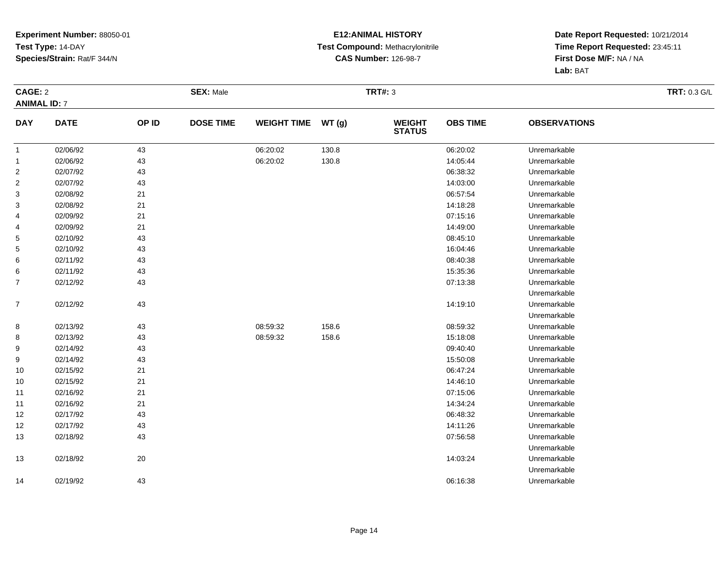**Experiment Number:** 88050-01
**Test Type:** 14-DAY
**Species/Strain:** Rat/F 344/N

**E12:ANIMAL HISTORY**
**Test Compound:** Methacrylonitrile
**CAS Number:** 126-98-7

**Date Report Requested:** 10/21/2014
**Time Report Requested:** 23:45:11
**First Dose M/F:** NA / NA
**Lab:** BAT

**CAGE:** 2
**ANIMAL ID:** 7
**SEX:** Male
**TRT#:** 3
**TRT:** 0.3 G/L

| DAY | DATE | OP ID | DOSE TIME | WEIGHT TIME | WT (g) | WEIGHT STATUS | OBS TIME | OBSERVATIONS |
|---|---|---|---|---|---|---|---|---|
| 1 | 02/06/92 | 43 | | 06:20:02 | 130.8 | | 06:20:02 | Unremarkable |
| 1 | 02/06/92 | 43 | | 06:20:02 | 130.8 | | 14:05:44 | Unremarkable |
| 2 | 02/07/92 | 43 | | | | | 06:38:32 | Unremarkable |
| 2 | 02/07/92 | 43 | | | | | 14:03:00 | Unremarkable |
| 3 | 02/08/92 | 21 | | | | | 06:57:54 | Unremarkable |
| 3 | 02/08/92 | 21 | | | | | 14:18:28 | Unremarkable |
| 4 | 02/09/92 | 21 | | | | | 07:15:16 | Unremarkable |
| 4 | 02/09/92 | 21 | | | | | 14:49:00 | Unremarkable |
| 5 | 02/10/92 | 43 | | | | | 08:45:10 | Unremarkable |
| 5 | 02/10/92 | 43 | | | | | 16:04:46 | Unremarkable |
| 6 | 02/11/92 | 43 | | | | | 08:40:38 | Unremarkable |
| 6 | 02/11/92 | 43 | | | | | 15:35:36 | Unremarkable |
| 7 | 02/12/92 | 43 | | | | | 07:13:38 | Unremarkable |
| | | | | | | | | Unremarkable |
| 7 | 02/12/92 | 43 | | | | | 14:19:10 | Unremarkable |
| | | | | | | | | Unremarkable |
| 8 | 02/13/92 | 43 | | 08:59:32 | 158.6 | | 08:59:32 | Unremarkable |
| 8 | 02/13/92 | 43 | | 08:59:32 | 158.6 | | 15:18:08 | Unremarkable |
| 9 | 02/14/92 | 43 | | | | | 09:40:40 | Unremarkable |
| 9 | 02/14/92 | 43 | | | | | 15:50:08 | Unremarkable |
| 10 | 02/15/92 | 21 | | | | | 06:47:24 | Unremarkable |
| 10 | 02/15/92 | 21 | | | | | 14:46:10 | Unremarkable |
| 11 | 02/16/92 | 21 | | | | | 07:15:06 | Unremarkable |
| 11 | 02/16/92 | 21 | | | | | 14:34:24 | Unremarkable |
| 12 | 02/17/92 | 43 | | | | | 06:48:32 | Unremarkable |
| 12 | 02/17/92 | 43 | | | | | 14:11:26 | Unremarkable |
| 13 | 02/18/92 | 43 | | | | | 07:56:58 | Unremarkable |
| | | | | | | | | Unremarkable |
| 13 | 02/18/92 | 20 | | | | | 14:03:24 | Unremarkable |
| | | | | | | | | Unremarkable |
| 14 | 02/19/92 | 43 | | | | | 06:16:38 | Unremarkable |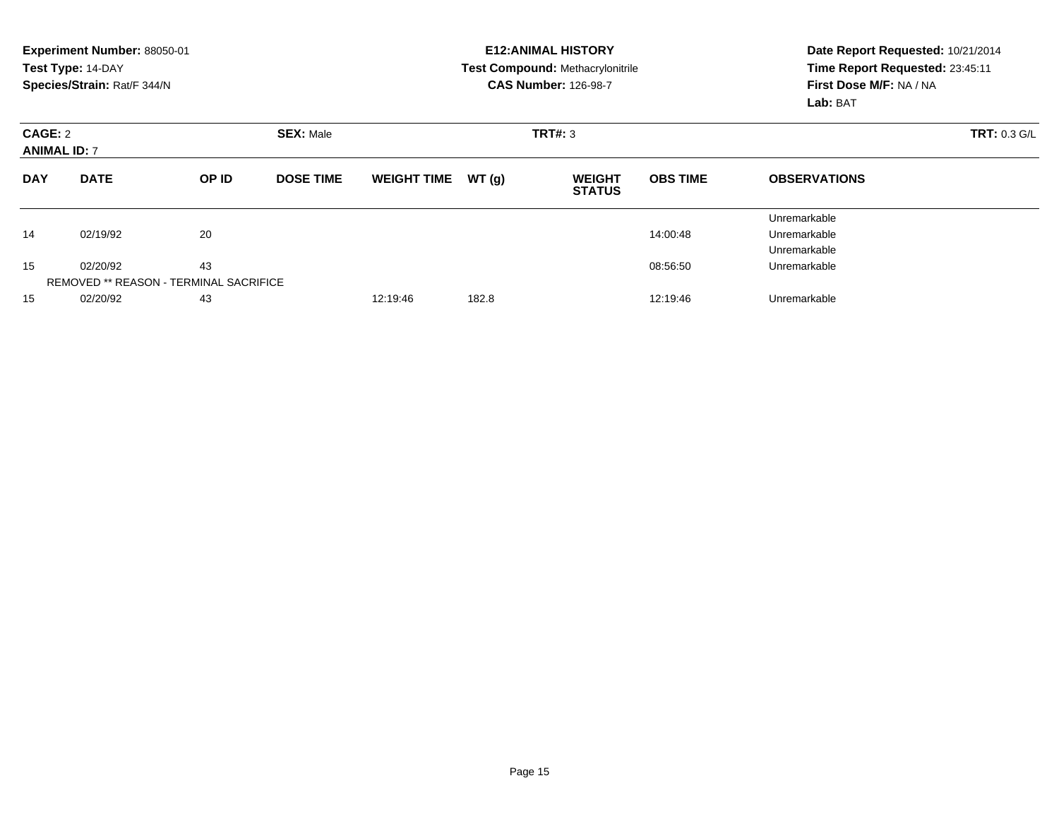**Experiment Number:** 88050-01
**Test Type:** 14-DAY
**Species/Strain:** Rat/F 344/N

**E12:ANIMAL HISTORY**
**Test Compound:** Methacrylonitrile
**CAS Number:** 126-98-7

**Date Report Requested:** 10/21/2014
**Time Report Requested:** 23:45:11
**First Dose M/F:** NA / NA
**Lab:** BAT

**CAGE:** 2 **SEX:** Male **TRT#:** 3 **TRT:** 0.3 G/L
**ANIMAL ID:** 7

| DAY | DATE | OP ID | DOSE TIME | WEIGHT TIME | WT (g) | WEIGHT STATUS | OBS TIME | OBSERVATIONS |
|---|---|---|---|---|---|---|---|---|
| | | | | | | | | Unremarkable |
| 14 | 02/19/92 | 20 | | | | | 14:00:48 | Unremarkable |
| | | | | | | | | Unremarkable |
| 15 | 02/20/92 | 43 | | | | | 08:56:50 | Unremarkable |
| | REMOVED ** REASON - TERMINAL SACRIFICE | | | | | | | |
| 15 | 02/20/92 | 43 | | 12:19:46 | 182.8 | | 12:19:46 | Unremarkable |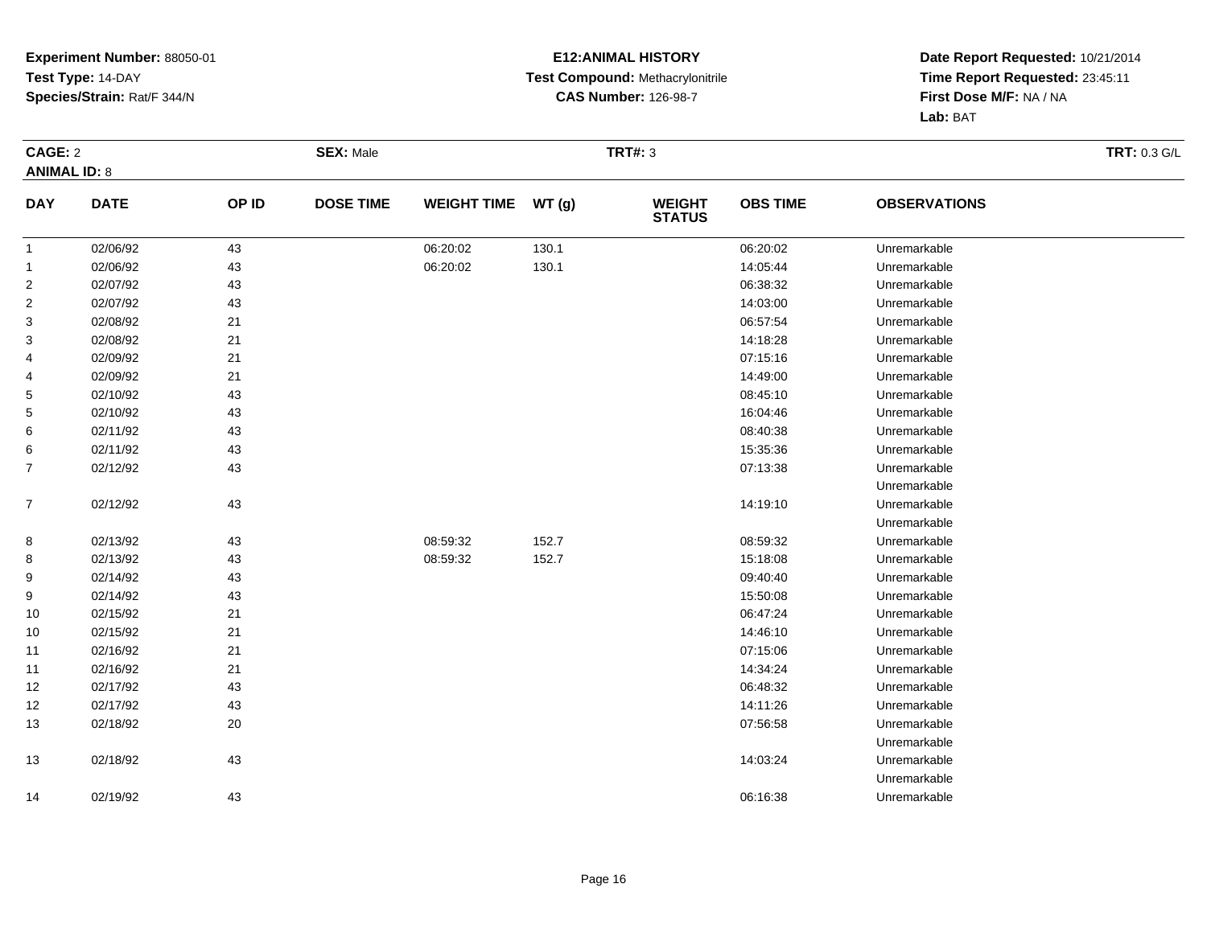**Experiment Number:** 88050-01
**Test Type:** 14-DAY
**Species/Strain:** Rat/F 344/N

**E12:ANIMAL HISTORY**
**Test Compound:** Methacrylonitrile
**CAS Number:** 126-98-7

**Date Report Requested:** 10/21/2014
**Time Report Requested:** 23:45:11
**First Dose M/F:** NA / NA
**Lab:** BAT

**CAGE:** 2 **SEX:** Male **TRT#:** 3 **TRT:** 0.3 G/L
**ANIMAL ID:** 8

| DAY | DATE | OP ID | DOSE TIME | WEIGHT TIME | WT (g) | WEIGHT STATUS | OBS TIME | OBSERVATIONS |
|---|---|---|---|---|---|---|---|---|
| 1 | 02/06/92 | 43 | | 06:20:02 | 130.1 | | 06:20:02 | Unremarkable |
| 1 | 02/06/92 | 43 | | 06:20:02 | 130.1 | | 14:05:44 | Unremarkable |
| 2 | 02/07/92 | 43 | | | | | 06:38:32 | Unremarkable |
| 2 | 02/07/92 | 43 | | | | | 14:03:00 | Unremarkable |
| 3 | 02/08/92 | 21 | | | | | 06:57:54 | Unremarkable |
| 3 | 02/08/92 | 21 | | | | | 14:18:28 | Unremarkable |
| 4 | 02/09/92 | 21 | | | | | 07:15:16 | Unremarkable |
| 4 | 02/09/92 | 21 | | | | | 14:49:00 | Unremarkable |
| 5 | 02/10/92 | 43 | | | | | 08:45:10 | Unremarkable |
| 5 | 02/10/92 | 43 | | | | | 16:04:46 | Unremarkable |
| 6 | 02/11/92 | 43 | | | | | 08:40:38 | Unremarkable |
| 6 | 02/11/92 | 43 | | | | | 15:35:36 | Unremarkable |
| 7 | 02/12/92 | 43 | | | | | 07:13:38 | Unremarkable |
| | | | | | | | | Unremarkable |
| 7 | 02/12/92 | 43 | | | | | 14:19:10 | Unremarkable |
| | | | | | | | | Unremarkable |
| 8 | 02/13/92 | 43 | | 08:59:32 | 152.7 | | 08:59:32 | Unremarkable |
| 8 | 02/13/92 | 43 | | 08:59:32 | 152.7 | | 15:18:08 | Unremarkable |
| 9 | 02/14/92 | 43 | | | | | 09:40:40 | Unremarkable |
| 9 | 02/14/92 | 43 | | | | | 15:50:08 | Unremarkable |
| 10 | 02/15/92 | 21 | | | | | 06:47:24 | Unremarkable |
| 10 | 02/15/92 | 21 | | | | | 14:46:10 | Unremarkable |
| 11 | 02/16/92 | 21 | | | | | 07:15:06 | Unremarkable |
| 11 | 02/16/92 | 21 | | | | | 14:34:24 | Unremarkable |
| 12 | 02/17/92 | 43 | | | | | 06:48:32 | Unremarkable |
| 12 | 02/17/92 | 43 | | | | | 14:11:26 | Unremarkable |
| 13 | 02/18/92 | 20 | | | | | 07:56:58 | Unremarkable |
| | | | | | | | | Unremarkable |
| 13 | 02/18/92 | 43 | | | | | 14:03:24 | Unremarkable |
| | | | | | | | | Unremarkable |
| 14 | 02/19/92 | 43 | | | | | 06:16:38 | Unremarkable |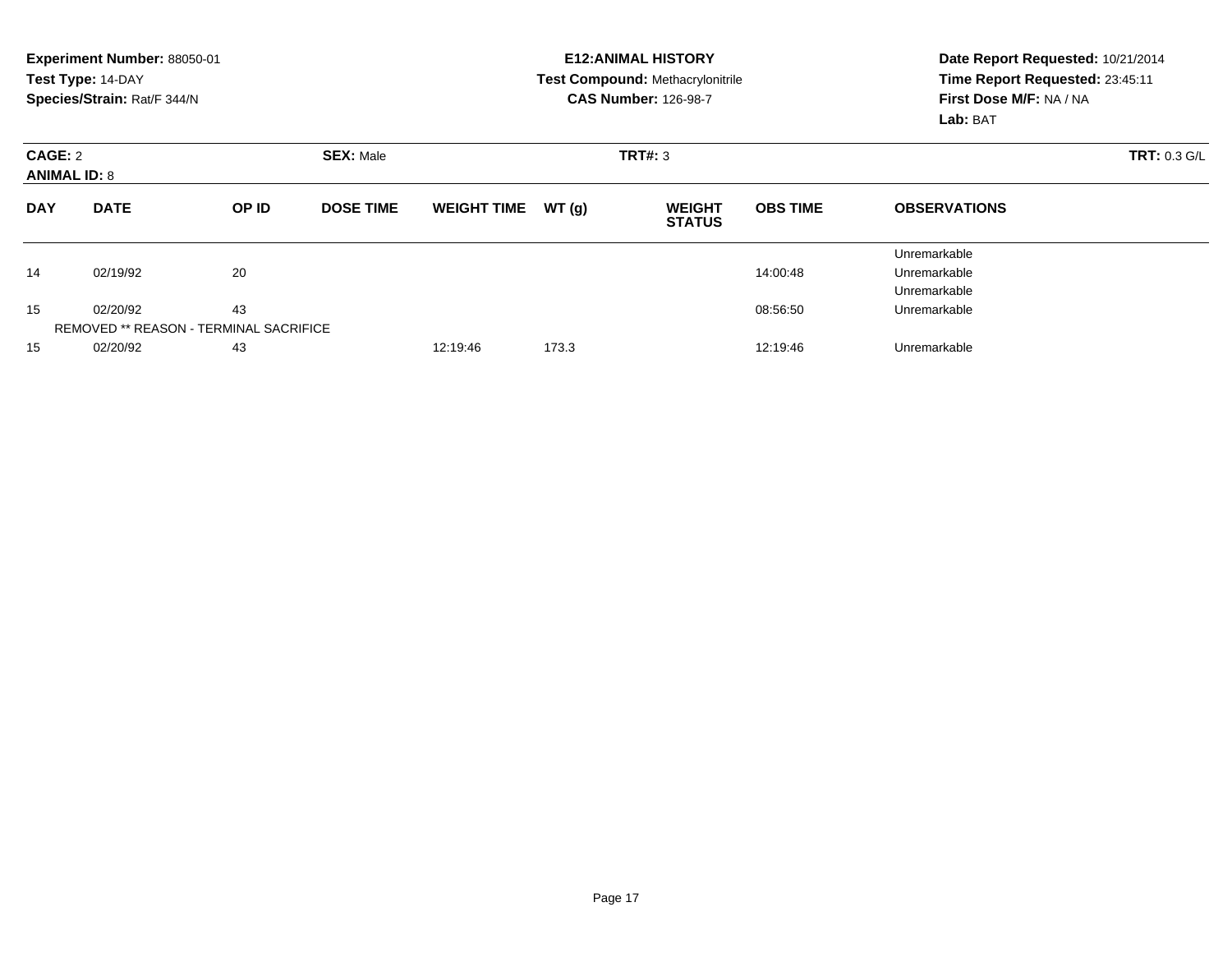**Experiment Number:** 88050-01
**Test Type:** 14-DAY
**Species/Strain:** Rat/F 344/N

**E12:ANIMAL HISTORY**
**Test Compound:** Methacrylonitrile
**CAS Number:** 126-98-7

**Date Report Requested:** 10/21/2014
**Time Report Requested:** 23:45:11
**First Dose M/F:** NA / NA
**Lab:** BAT

**CAGE:** 2 **SEX:** Male **TRT#:** 3 **TRT:** 0.3 G/L
**ANIMAL ID:** 8

| DAY | DATE | OP ID | DOSE TIME | WEIGHT TIME | WT (g) | WEIGHT STATUS | OBS TIME | OBSERVATIONS |
|---|---|---|---|---|---|---|---|---|
| | | | | | | | | Unremarkable |
| 14 | 02/19/92 | 20 | | | | | 14:00:48 | Unremarkable |
| | | | | | | | | Unremarkable |
| 15 | 02/20/92 | 43 | | | | | 08:56:50 | Unremarkable |
| | REMOVED ** REASON - TERMINAL SACRIFICE | | | | | | | |
| 15 | 02/20/92 | 43 | | 12:19:46 | 173.3 | | 12:19:46 | Unremarkable |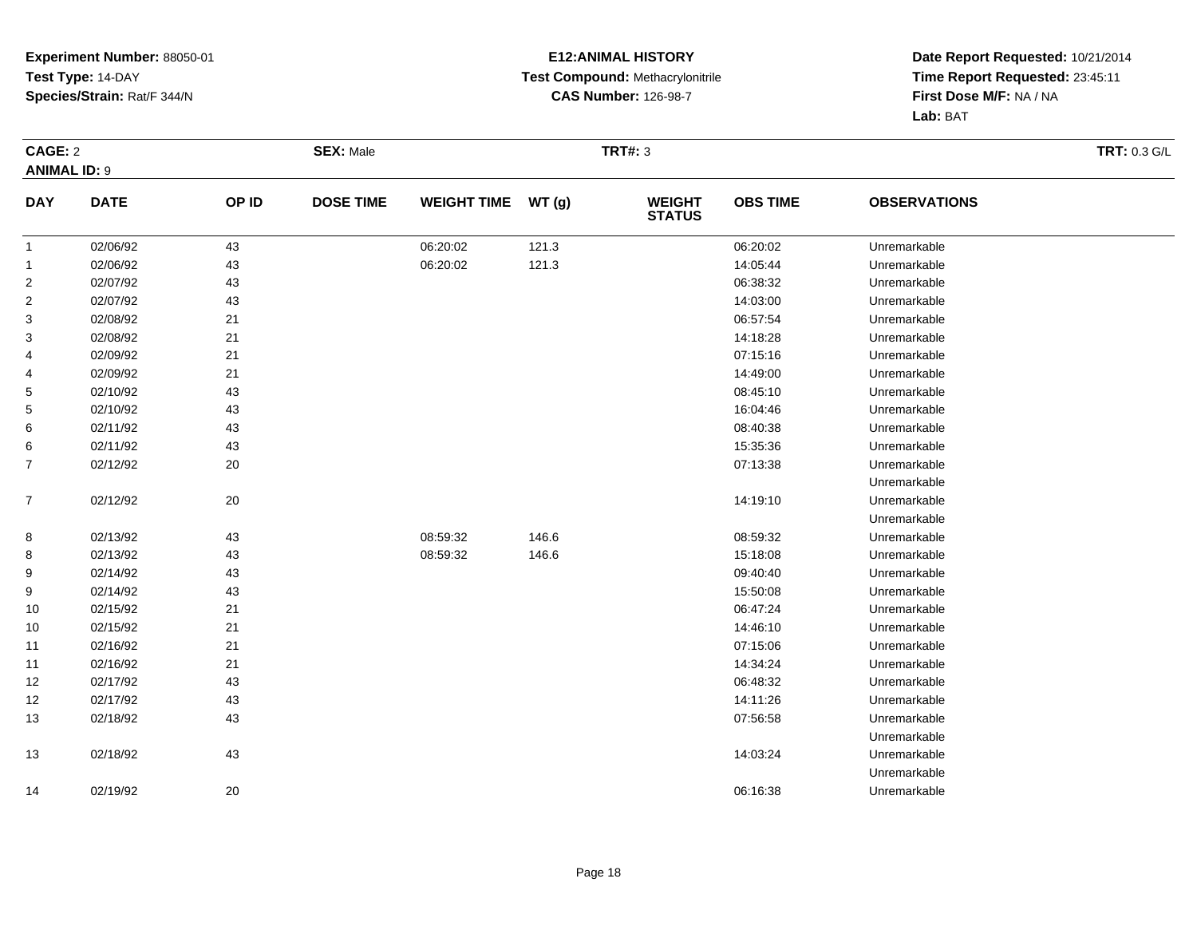**Experiment Number:** 88050-01
**Test Type:** 14-DAY
**Species/Strain:** Rat/F 344/N

**E12:ANIMAL HISTORY**
**Test Compound:** Methacrylonitrile
**CAS Number:** 126-98-7

**Date Report Requested:** 10/21/2014
**Time Report Requested:** 23:45:11
**First Dose M/F:** NA / NA
**Lab:** BAT

**CAGE:** 2 **SEX:** Male **TRT#:** 3 **TRT:** 0.3 G/L
**ANIMAL ID:** 9

| DAY | DATE | OP ID | DOSE TIME | WEIGHT TIME | WT (g) | WEIGHT STATUS | OBS TIME | OBSERVATIONS |
|---|---|---|---|---|---|---|---|---|
| 1 | 02/06/92 | 43 | | 06:20:02 | 121.3 | | 06:20:02 | Unremarkable |
| 1 | 02/06/92 | 43 | | 06:20:02 | 121.3 | | 14:05:44 | Unremarkable |
| 2 | 02/07/92 | 43 | | | | | 06:38:32 | Unremarkable |
| 2 | 02/07/92 | 43 | | | | | 14:03:00 | Unremarkable |
| 3 | 02/08/92 | 21 | | | | | 06:57:54 | Unremarkable |
| 3 | 02/08/92 | 21 | | | | | 14:18:28 | Unremarkable |
| 4 | 02/09/92 | 21 | | | | | 07:15:16 | Unremarkable |
| 4 | 02/09/92 | 21 | | | | | 14:49:00 | Unremarkable |
| 5 | 02/10/92 | 43 | | | | | 08:45:10 | Unremarkable |
| 5 | 02/10/92 | 43 | | | | | 16:04:46 | Unremarkable |
| 6 | 02/11/92 | 43 | | | | | 08:40:38 | Unremarkable |
| 6 | 02/11/92 | 43 | | | | | 15:35:36 | Unremarkable |
| 7 | 02/12/92 | 20 | | | | | 07:13:38 | Unremarkable |
| | | | | | | | | Unremarkable |
| 7 | 02/12/92 | 20 | | | | | 14:19:10 | Unremarkable |
| | | | | | | | | Unremarkable |
| 8 | 02/13/92 | 43 | | 08:59:32 | 146.6 | | 08:59:32 | Unremarkable |
| 8 | 02/13/92 | 43 | | 08:59:32 | 146.6 | | 15:18:08 | Unremarkable |
| 9 | 02/14/92 | 43 | | | | | 09:40:40 | Unremarkable |
| 9 | 02/14/92 | 43 | | | | | 15:50:08 | Unremarkable |
| 10 | 02/15/92 | 21 | | | | | 06:47:24 | Unremarkable |
| 10 | 02/15/92 | 21 | | | | | 14:46:10 | Unremarkable |
| 11 | 02/16/92 | 21 | | | | | 07:15:06 | Unremarkable |
| 11 | 02/16/92 | 21 | | | | | 14:34:24 | Unremarkable |
| 12 | 02/17/92 | 43 | | | | | 06:48:32 | Unremarkable |
| 12 | 02/17/92 | 43 | | | | | 14:11:26 | Unremarkable |
| 13 | 02/18/92 | 43 | | | | | 07:56:58 | Unremarkable |
| | | | | | | | | Unremarkable |
| 13 | 02/18/92 | 43 | | | | | 14:03:24 | Unremarkable |
| | | | | | | | | Unremarkable |
| 14 | 02/19/92 | 20 | | | | | 06:16:38 | Unremarkable |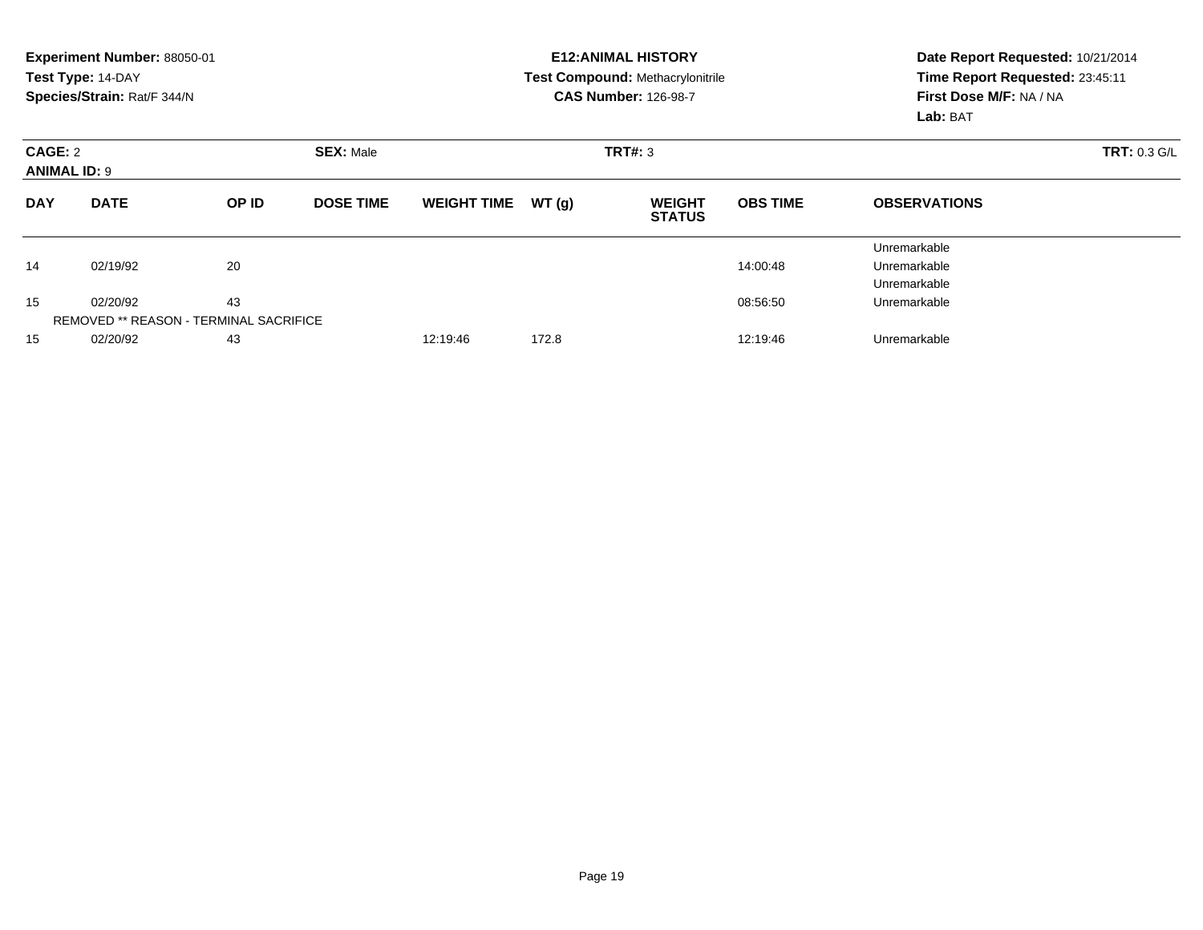**Experiment Number:** 88050-01
**Test Type:** 14-DAY
**Species/Strain:** Rat/F 344/N

**E12:ANIMAL HISTORY**
**Test Compound:** Methacrylonitrile
**CAS Number:** 126-98-7

**Date Report Requested:** 10/21/2014
**Time Report Requested:** 23:45:11
**First Dose M/F:** NA / NA
**Lab:** BAT

**CAGE:** 2 **SEX:** Male **TRT#:** 3 **TRT:** 0.3 G/L
**ANIMAL ID:** 9

| DAY | DATE | OP ID | DOSE TIME | WEIGHT TIME | WT (g) | WEIGHT STATUS | OBS TIME | OBSERVATIONS |
|---|---|---|---|---|---|---|---|---|
| | | | | | | | | Unremarkable |
| 14 | 02/19/92 | 20 | | | | | 14:00:48 | Unremarkable |
| | | | | | | | | Unremarkable |
| 15 | 02/20/92 | 43 | | | | | 08:56:50 | Unremarkable |
| | REMOVED ** REASON - TERMINAL SACRIFICE | | | | | | | |
| 15 | 02/20/92 | 43 | | 12:19:46 | 172.8 | | 12:19:46 | Unremarkable |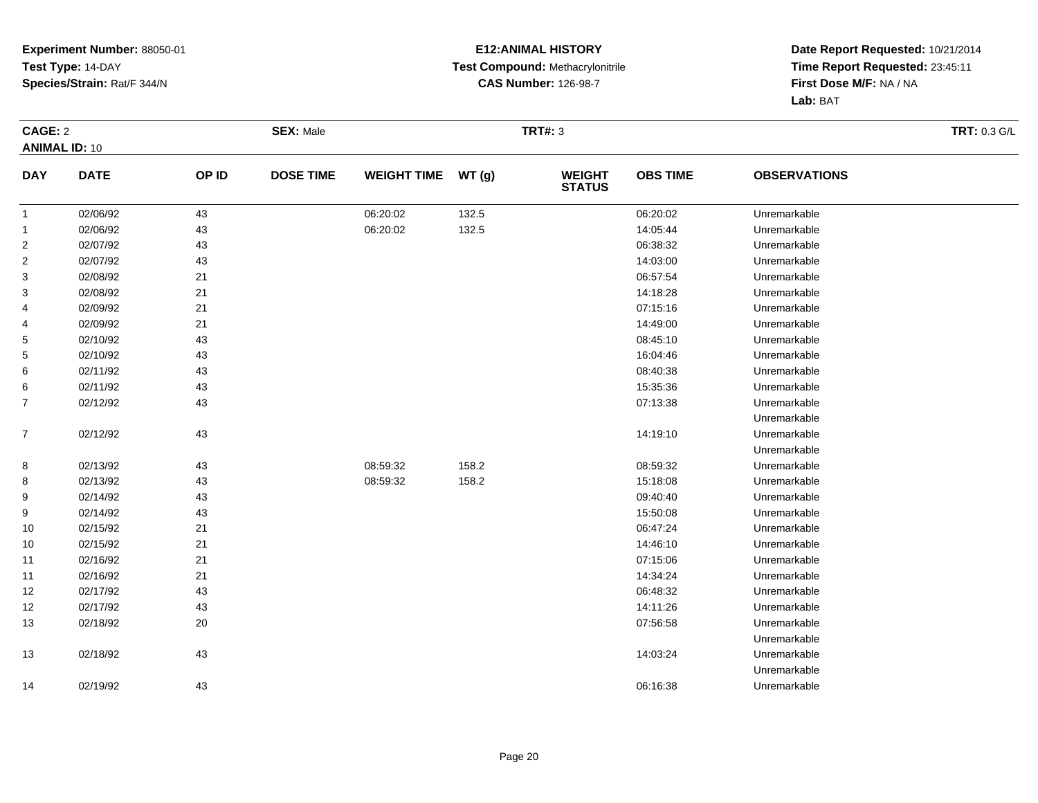**Experiment Number:** 88050-01
**Test Type:** 14-DAY
**Species/Strain:** Rat/F 344/N

**E12:ANIMAL HISTORY**
**Test Compound:** Methacrylonitrile
**CAS Number:** 126-98-7

**Date Report Requested:** 10/21/2014
**Time Report Requested:** 23:45:11
**First Dose M/F:** NA / NA
**Lab:** BAT

**CAGE:** 2 **SEX:** Male **TRT#:** 3 **TRT:** 0.3 G/L
**ANIMAL ID:** 10

| DAY | DATE | OP ID | DOSE TIME | WEIGHT TIME | WT (g) | WEIGHT STATUS | OBS TIME | OBSERVATIONS |
|---|---|---|---|---|---|---|---|---|
| 1 | 02/06/92 | 43 | | 06:20:02 | 132.5 | | 06:20:02 | Unremarkable |
| 1 | 02/06/92 | 43 | | 06:20:02 | 132.5 | | 14:05:44 | Unremarkable |
| 2 | 02/07/92 | 43 | | | | | 06:38:32 | Unremarkable |
| 2 | 02/07/92 | 43 | | | | | 14:03:00 | Unremarkable |
| 3 | 02/08/92 | 21 | | | | | 06:57:54 | Unremarkable |
| 3 | 02/08/92 | 21 | | | | | 14:18:28 | Unremarkable |
| 4 | 02/09/92 | 21 | | | | | 07:15:16 | Unremarkable |
| 4 | 02/09/92 | 21 | | | | | 14:49:00 | Unremarkable |
| 5 | 02/10/92 | 43 | | | | | 08:45:10 | Unremarkable |
| 5 | 02/10/92 | 43 | | | | | 16:04:46 | Unremarkable |
| 6 | 02/11/92 | 43 | | | | | 08:40:38 | Unremarkable |
| 6 | 02/11/92 | 43 | | | | | 15:35:36 | Unremarkable |
| 7 | 02/12/92 | 43 | | | | | 07:13:38 | Unremarkable<br>Unremarkable |
| 7 | 02/12/92 | 43 | | | | | 14:19:10 | Unremarkable<br>Unremarkable |
| 8 | 02/13/92 | 43 | | 08:59:32 | 158.2 | | 08:59:32 | Unremarkable |
| 8 | 02/13/92 | 43 | | 08:59:32 | 158.2 | | 15:18:08 | Unremarkable |
| 9 | 02/14/92 | 43 | | | | | 09:40:40 | Unremarkable |
| 9 | 02/14/92 | 43 | | | | | 15:50:08 | Unremarkable |
| 10 | 02/15/92 | 21 | | | | | 06:47:24 | Unremarkable |
| 10 | 02/15/92 | 21 | | | | | 14:46:10 | Unremarkable |
| 11 | 02/16/92 | 21 | | | | | 07:15:06 | Unremarkable |
| 11 | 02/16/92 | 21 | | | | | 14:34:24 | Unremarkable |
| 12 | 02/17/92 | 43 | | | | | 06:48:32 | Unremarkable |
| 12 | 02/17/92 | 43 | | | | | 14:11:26 | Unremarkable |
| 13 | 02/18/92 | 20 | | | | | 07:56:58 | Unremarkable<br>Unremarkable |
| 13 | 02/18/92 | 43 | | | | | 14:03:24 | Unremarkable<br>Unremarkable |
| 14 | 02/19/92 | 43 | | | | | 06:16:38 | Unremarkable |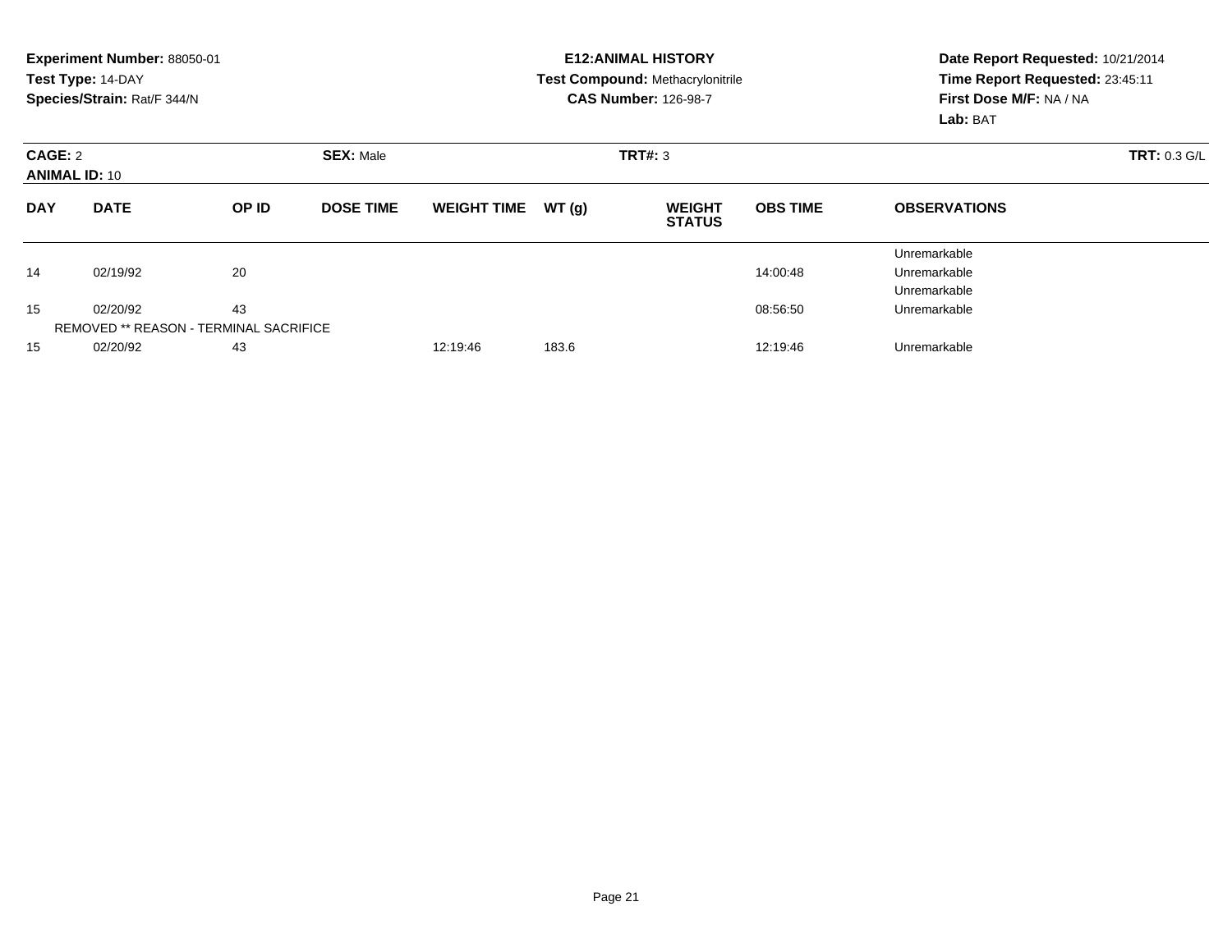**Experiment Number:** 88050-01
**Test Type:** 14-DAY
**Species/Strain:** Rat/F 344/N

**E12:ANIMAL HISTORY**
**Test Compound:** Methacrylonitrile
**CAS Number:** 126-98-7

**Date Report Requested:** 10/21/2014
**Time Report Requested:** 23:45:11
**First Dose M/F:** NA / NA
**Lab:** BAT

**CAGE:** 2 **SEX:** Male **TRT#:** 3 **TRT:** 0.3 G/L
**ANIMAL ID:** 10

| DAY | DATE | OP ID | DOSE TIME | WEIGHT TIME | WT (g) | WEIGHT STATUS | OBS TIME | OBSERVATIONS |
|---|---|---|---|---|---|---|---|---|
| | | | | | | | | Unremarkable |
| 14 | 02/19/92 | 20 | | | | | 14:00:48 | Unremarkable |
| | | | | | | | | Unremarkable |
| 15 | 02/20/92 | 43 | | | | | 08:56:50 | Unremarkable |
| | REMOVED ** REASON - TERMINAL SACRIFICE | | | | | | | |
| 15 | 02/20/92 | 43 | | 12:19:46 | 183.6 | | 12:19:46 | Unremarkable |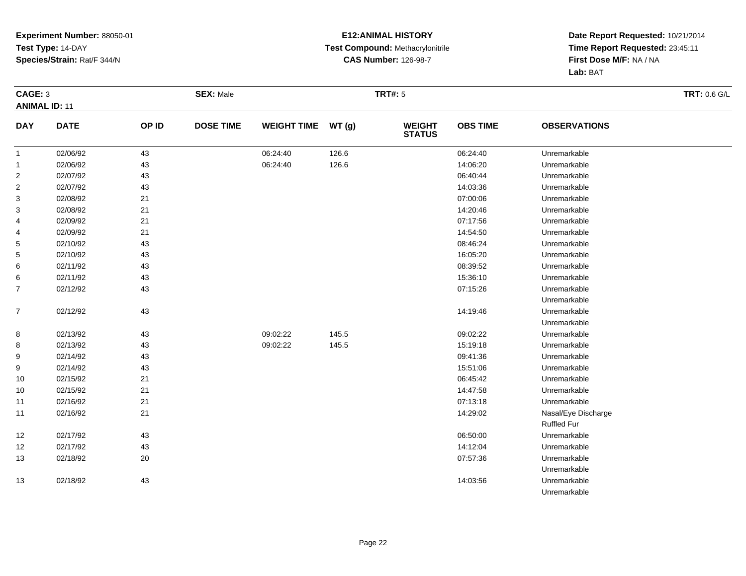**Experiment Number:** 88050-01
**Test Type:** 14-DAY
**Species/Strain:** Rat/F 344/N

**E12:ANIMAL HISTORY**
**Test Compound:** Methacrylonitrile
**CAS Number:** 126-98-7

**Date Report Requested:** 10/21/2014
**Time Report Requested:** 23:45:11
**First Dose M/F:** NA / NA
**Lab:** BAT

**CAGE:** 3 **SEX:** Male **TRT#:** 5 **TRT:** 0.6 G/L
**ANIMAL ID:** 11

| DAY | DATE | OP ID | DOSE TIME | WEIGHT TIME | WT (g) | WEIGHT STATUS | OBS TIME | OBSERVATIONS |
|---|---|---|---|---|---|---|---|---|
| 1 | 02/06/92 | 43 | | 06:24:40 | 126.6 | | 06:24:40 | Unremarkable |
| 1 | 02/06/92 | 43 | | 06:24:40 | 126.6 | | 14:06:20 | Unremarkable |
| 2 | 02/07/92 | 43 | | | | | 06:40:44 | Unremarkable |
| 2 | 02/07/92 | 43 | | | | | 14:03:36 | Unremarkable |
| 3 | 02/08/92 | 21 | | | | | 07:00:06 | Unremarkable |
| 3 | 02/08/92 | 21 | | | | | 14:20:46 | Unremarkable |
| 4 | 02/09/92 | 21 | | | | | 07:17:56 | Unremarkable |
| 4 | 02/09/92 | 21 | | | | | 14:54:50 | Unremarkable |
| 5 | 02/10/92 | 43 | | | | | 08:46:24 | Unremarkable |
| 5 | 02/10/92 | 43 | | | | | 16:05:20 | Unremarkable |
| 6 | 02/11/92 | 43 | | | | | 08:39:52 | Unremarkable |
| 6 | 02/11/92 | 43 | | | | | 15:36:10 | Unremarkable |
| 7 | 02/12/92 | 43 | | | | | 07:15:26 | Unremarkable<br>Unremarkable |
| 7 | 02/12/92 | 43 | | | | | 14:19:46 | Unremarkable<br>Unremarkable |
| 8 | 02/13/92 | 43 | | 09:02:22 | 145.5 | | 09:02:22 | Unremarkable |
| 8 | 02/13/92 | 43 | | 09:02:22 | 145.5 | | 15:19:18 | Unremarkable |
| 9 | 02/14/92 | 43 | | | | | 09:41:36 | Unremarkable |
| 9 | 02/14/92 | 43 | | | | | 15:51:06 | Unremarkable |
| 10 | 02/15/92 | 21 | | | | | 06:45:42 | Unremarkable |
| 10 | 02/15/92 | 21 | | | | | 14:47:58 | Unremarkable |
| 11 | 02/16/92 | 21 | | | | | 07:13:18 | Unremarkable |
| 11 | 02/16/92 | 21 | | | | | 14:29:02 | Nasal/Eye Discharge<br>Ruffled Fur |
| 12 | 02/17/92 | 43 | | | | | 06:50:00 | Unremarkable |
| 12 | 02/17/92 | 43 | | | | | 14:12:04 | Unremarkable |
| 13 | 02/18/92 | 20 | | | | | 07:57:36 | Unremarkable<br>Unremarkable |
| 13 | 02/18/92 | 43 | | | | | 14:03:56 | Unremarkable<br>Unremarkable |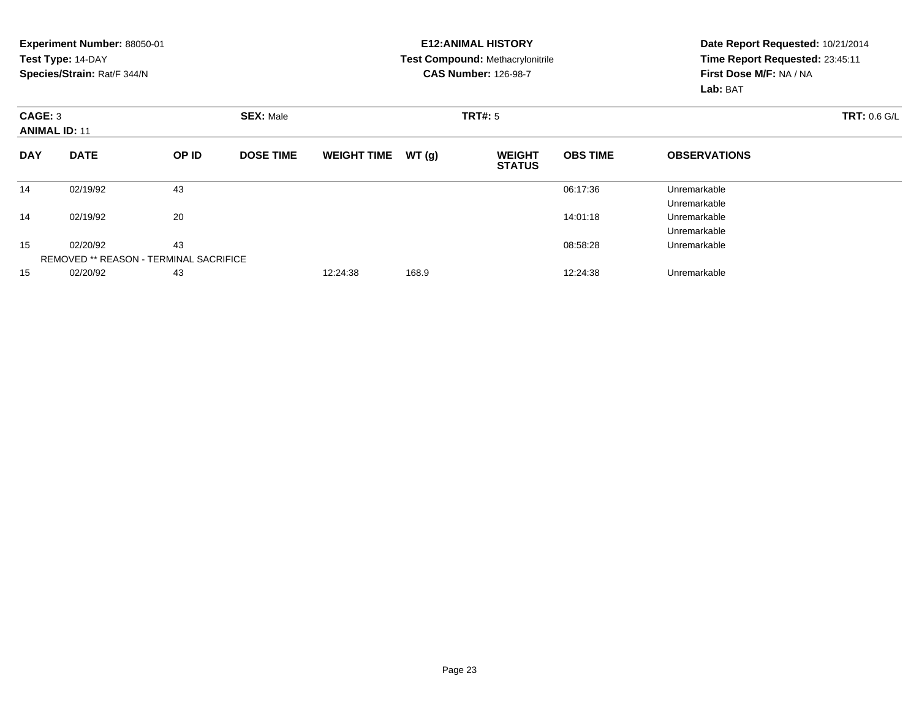**Experiment Number:** 88050-01
**Test Type:** 14-DAY
**Species/Strain:** Rat/F 344/N

**E12:ANIMAL HISTORY**
**Test Compound:** Methacrylonitrile
**CAS Number:** 126-98-7

**Date Report Requested:** 10/21/2014
**Time Report Requested:** 23:45:11
**First Dose M/F:** NA / NA
**Lab:** BAT

**CAGE:** 3 **SEX:** Male **TRT#:** 5 **TRT:** 0.6 G/L
**ANIMAL ID:** 11

| DAY | DATE | OP ID | DOSE TIME | WEIGHT TIME | WT (g) | WEIGHT STATUS | OBS TIME | OBSERVATIONS |
|---|---|---|---|---|---|---|---|---|
| 14 | 02/19/92 | 43 | | | | | 06:17:36 | Unremarkable |
| | | | | | | | | Unremarkable |
| 14 | 02/19/92 | 20 | | | | | 14:01:18 | Unremarkable |
| | | | | | | | | Unremarkable |
| 15 | 02/20/92 | 43 | | | | | 08:58:28 | Unremarkable |
| REMOVED ** REASON - TERMINAL SACRIFICE | | | | | | | | |
| 15 | 02/20/92 | 43 | | 12:24:38 | 168.9 | | 12:24:38 | Unremarkable |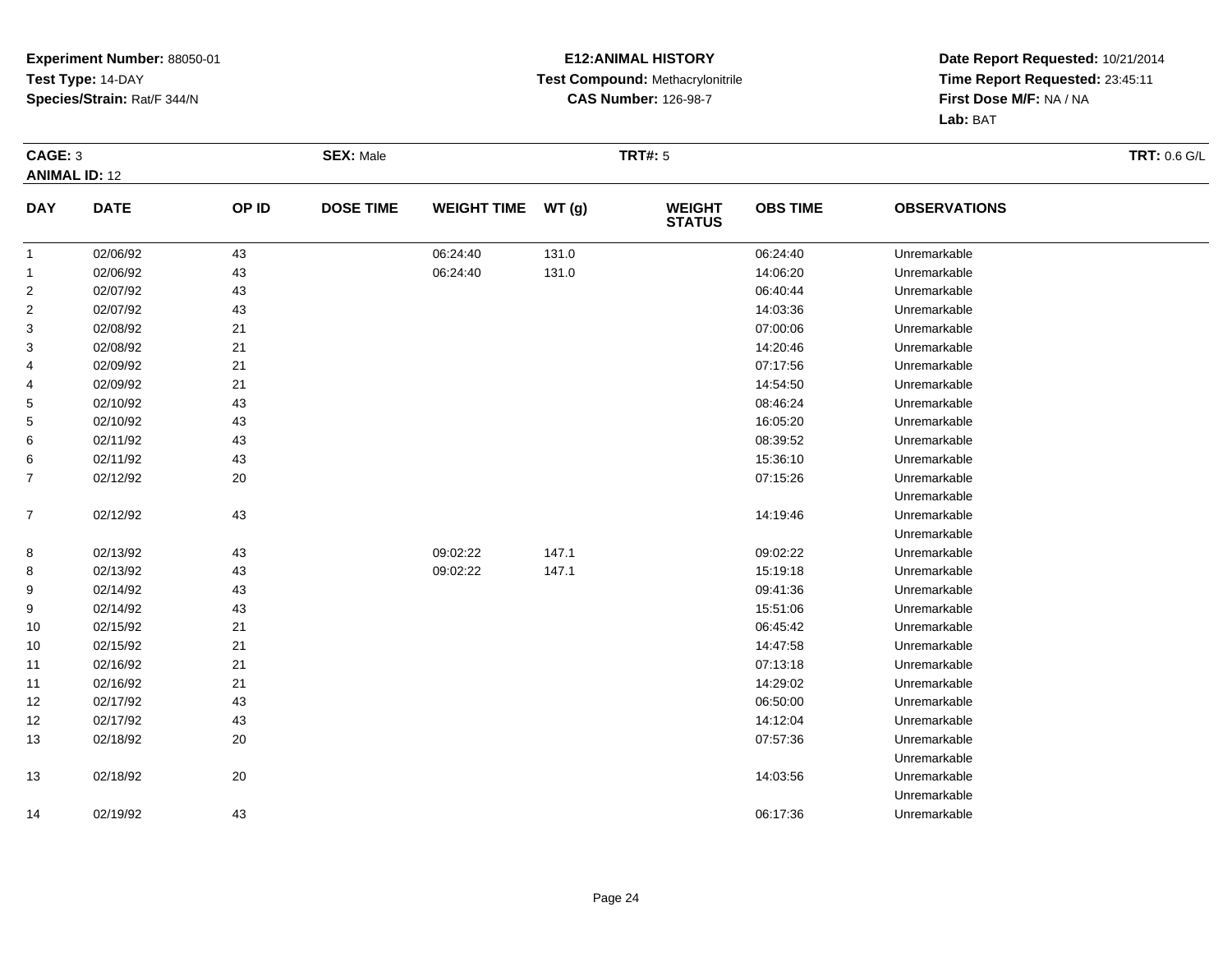**Experiment Number:** 88050-01
**Test Type:** 14-DAY
**Species/Strain:** Rat/F 344/N

**E12:ANIMAL HISTORY**
**Test Compound:** Methacrylonitrile
**CAS Number:** 126-98-7

**Date Report Requested:** 10/21/2014
**Time Report Requested:** 23:45:11
**First Dose M/F:** NA / NA
**Lab:** BAT

**CAGE:** 3 **SEX:** Male **TRT#:** 5 **TRT:** 0.6 G/L
**ANIMAL ID:** 12

| DAY | DATE | OP ID | DOSE TIME | WEIGHT TIME | WT (g) | WEIGHT STATUS | OBS TIME | OBSERVATIONS |
|---|---|---|---|---|---|---|---|---|
| 1 | 02/06/92 | 43 | | 06:24:40 | 131.0 | | 06:24:40 | Unremarkable |
| 1 | 02/06/92 | 43 | | 06:24:40 | 131.0 | | 14:06:20 | Unremarkable |
| 2 | 02/07/92 | 43 | | | | | 06:40:44 | Unremarkable |
| 2 | 02/07/92 | 43 | | | | | 14:03:36 | Unremarkable |
| 3 | 02/08/92 | 21 | | | | | 07:00:06 | Unremarkable |
| 3 | 02/08/92 | 21 | | | | | 14:20:46 | Unremarkable |
| 4 | 02/09/92 | 21 | | | | | 07:17:56 | Unremarkable |
| 4 | 02/09/92 | 21 | | | | | 14:54:50 | Unremarkable |
| 5 | 02/10/92 | 43 | | | | | 08:46:24 | Unremarkable |
| 5 | 02/10/92 | 43 | | | | | 16:05:20 | Unremarkable |
| 6 | 02/11/92 | 43 | | | | | 08:39:52 | Unremarkable |
| 6 | 02/11/92 | 43 | | | | | 15:36:10 | Unremarkable |
| 7 | 02/12/92 | 20 | | | | | 07:15:26 | Unremarkable |
| | | | | | | | | Unremarkable |
| 7 | 02/12/92 | 43 | | | | | 14:19:46 | Unremarkable |
| | | | | | | | | Unremarkable |
| 8 | 02/13/92 | 43 | | 09:02:22 | 147.1 | | 09:02:22 | Unremarkable |
| 8 | 02/13/92 | 43 | | 09:02:22 | 147.1 | | 15:19:18 | Unremarkable |
| 9 | 02/14/92 | 43 | | | | | 09:41:36 | Unremarkable |
| 9 | 02/14/92 | 43 | | | | | 15:51:06 | Unremarkable |
| 10 | 02/15/92 | 21 | | | | | 06:45:42 | Unremarkable |
| 10 | 02/15/92 | 21 | | | | | 14:47:58 | Unremarkable |
| 11 | 02/16/92 | 21 | | | | | 07:13:18 | Unremarkable |
| 11 | 02/16/92 | 21 | | | | | 14:29:02 | Unremarkable |
| 12 | 02/17/92 | 43 | | | | | 06:50:00 | Unremarkable |
| 12 | 02/17/92 | 43 | | | | | 14:12:04 | Unremarkable |
| 13 | 02/18/92 | 20 | | | | | 07:57:36 | Unremarkable |
| | | | | | | | | Unremarkable |
| 13 | 02/18/92 | 20 | | | | | 14:03:56 | Unremarkable |
| | | | | | | | | Unremarkable |
| 14 | 02/19/92 | 43 | | | | | 06:17:36 | Unremarkable |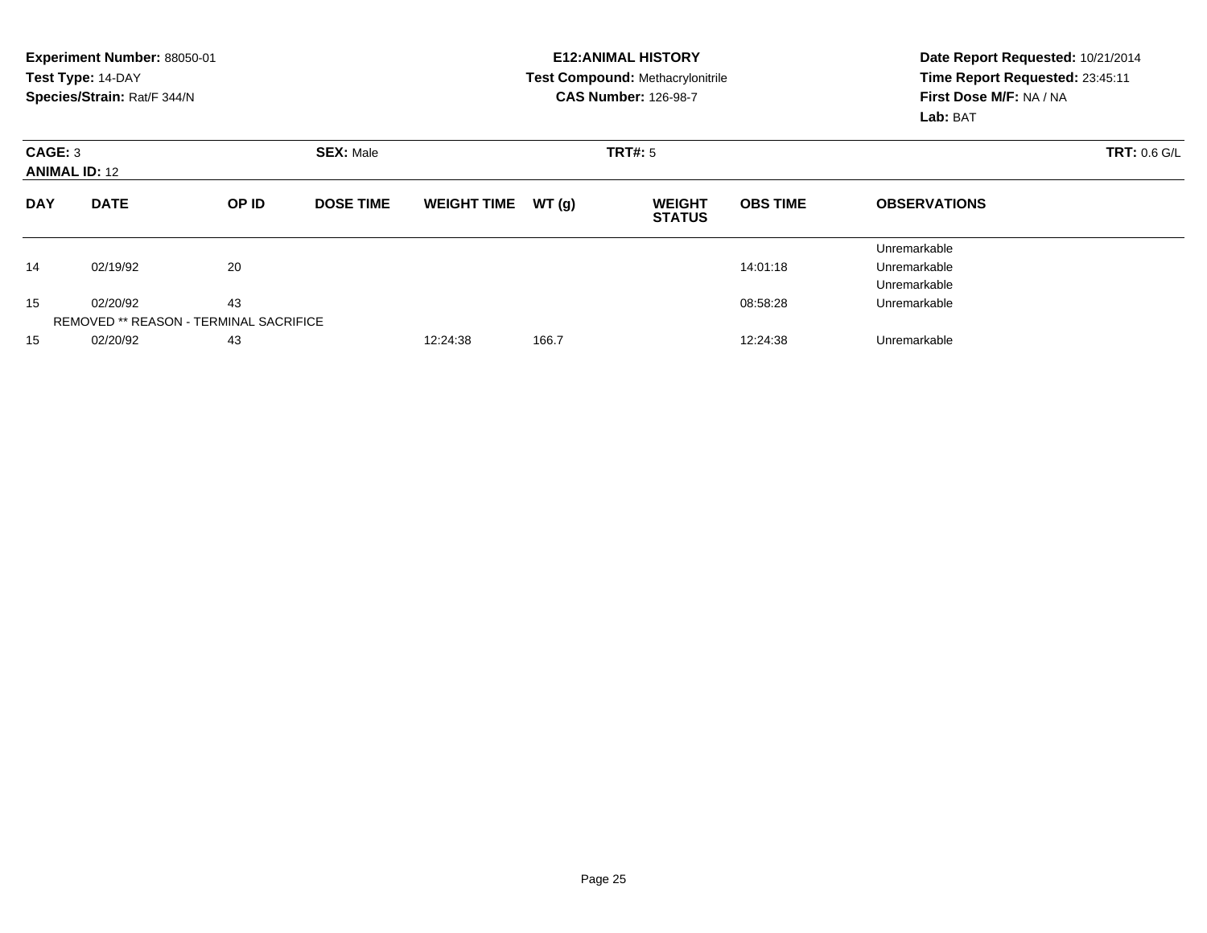**Experiment Number:** 88050-01
**Test Type:** 14-DAY
**Species/Strain:** Rat/F 344/N

**E12:ANIMAL HISTORY**
**Test Compound:** Methacrylonitrile
**CAS Number:** 126-98-7

**Date Report Requested:** 10/21/2014
**Time Report Requested:** 23:45:11
**First Dose M/F:** NA / NA
**Lab:** BAT

**CAGE:** 3 **SEX:** Male **TRT#:** 5 **TRT:** 0.6 G/L
**ANIMAL ID:** 12

| DAY | DATE | OP ID | DOSE TIME | WEIGHT TIME | WT (g) | WEIGHT STATUS | OBS TIME | OBSERVATIONS |
|---|---|---|---|---|---|---|---|---|
| | | | | | | | | Unremarkable |
| 14 | 02/19/92 | 20 | | | | | 14:01:18 | Unremarkable |
| | | | | | | | | Unremarkable |
| 15 | 02/20/92 | 43 | | | | | 08:58:28 | Unremarkable |
| REMOVED ** REASON - TERMINAL SACRIFICE | | | | | | | | |
| 15 | 02/20/92 | 43 | | 12:24:38 | 166.7 | | 12:24:38 | Unremarkable |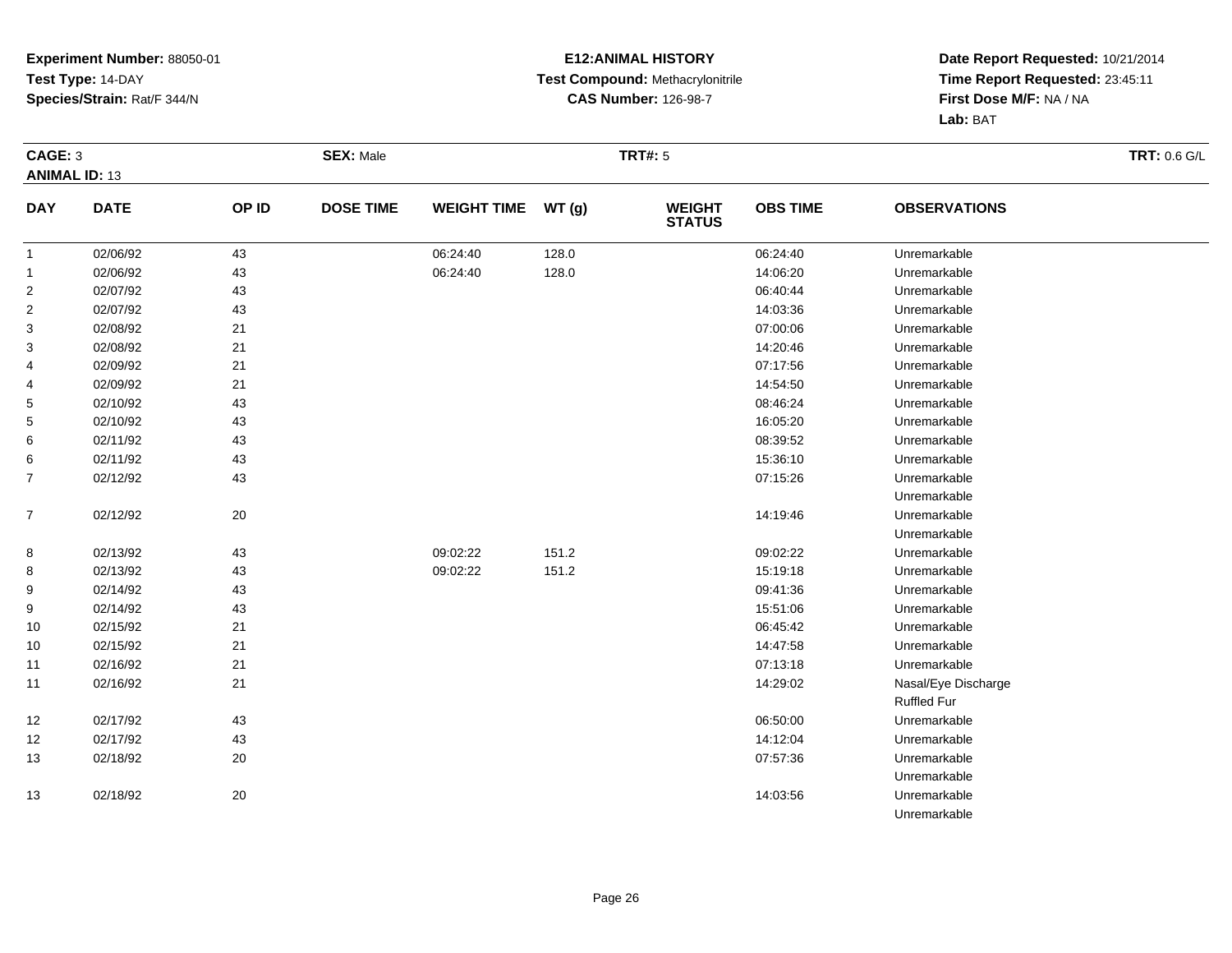**Experiment Number:** 88050-01
**Test Type:** 14-DAY
**Species/Strain:** Rat/F 344/N

**E12:ANIMAL HISTORY**
**Test Compound:** Methacrylonitrile
**CAS Number:** 126-98-7

**Date Report Requested:** 10/21/2014
**Time Report Requested:** 23:45:11
**First Dose M/F:** NA / NA
**Lab:** BAT

**CAGE:** 3
**ANIMAL ID:** 13
**SEX:** Male
**TRT#:** 5
**TRT:** 0.6 G/L

| DAY | DATE | OP ID | DOSE TIME | WEIGHT TIME | WT (g) | WEIGHT STATUS | OBS TIME | OBSERVATIONS |
|---|---|---|---|---|---|---|---|---|
| 1 | 02/06/92 | 43 | | 06:24:40 | 128.0 | | 06:24:40 | Unremarkable |
| 1 | 02/06/92 | 43 | | 06:24:40 | 128.0 | | 14:06:20 | Unremarkable |
| 2 | 02/07/92 | 43 | | | | | 06:40:44 | Unremarkable |
| 2 | 02/07/92 | 43 | | | | | 14:03:36 | Unremarkable |
| 3 | 02/08/92 | 21 | | | | | 07:00:06 | Unremarkable |
| 3 | 02/08/92 | 21 | | | | | 14:20:46 | Unremarkable |
| 4 | 02/09/92 | 21 | | | | | 07:17:56 | Unremarkable |
| 4 | 02/09/92 | 21 | | | | | 14:54:50 | Unremarkable |
| 5 | 02/10/92 | 43 | | | | | 08:46:24 | Unremarkable |
| 5 | 02/10/92 | 43 | | | | | 16:05:20 | Unremarkable |
| 6 | 02/11/92 | 43 | | | | | 08:39:52 | Unremarkable |
| 6 | 02/11/92 | 43 | | | | | 15:36:10 | Unremarkable |
| 7 | 02/12/92 | 43 | | | | | 07:15:26 | Unremarkable<br>Unremarkable |
| 7 | 02/12/92 | 20 | | | | | 14:19:46 | Unremarkable<br>Unremarkable |
| 8 | 02/13/92 | 43 | | 09:02:22 | 151.2 | | 09:02:22 | Unremarkable |
| 8 | 02/13/92 | 43 | | 09:02:22 | 151.2 | | 15:19:18 | Unremarkable |
| 9 | 02/14/92 | 43 | | | | | 09:41:36 | Unremarkable |
| 9 | 02/14/92 | 43 | | | | | 15:51:06 | Unremarkable |
| 10 | 02/15/92 | 21 | | | | | 06:45:42 | Unremarkable |
| 10 | 02/15/92 | 21 | | | | | 14:47:58 | Unremarkable |
| 11 | 02/16/92 | 21 | | | | | 07:13:18 | Unremarkable |
| 11 | 02/16/92 | 21 | | | | | 14:29:02 | Nasal/Eye Discharge<br>Ruffled Fur |
| 12 | 02/17/92 | 43 | | | | | 06:50:00 | Unremarkable |
| 12 | 02/17/92 | 43 | | | | | 14:12:04 | Unremarkable |
| 13 | 02/18/92 | 20 | | | | | 07:57:36 | Unremarkable<br>Unremarkable |
| 13 | 02/18/92 | 20 | | | | | 14:03:56 | Unremarkable<br>Unremarkable |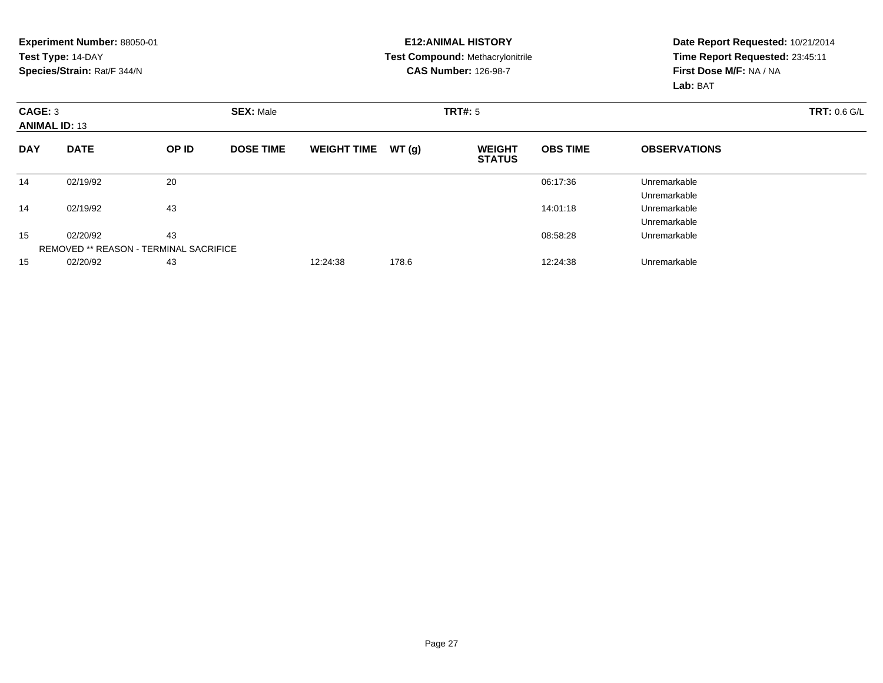**Experiment Number:** 88050-01
**Test Type:** 14-DAY
**Species/Strain:** Rat/F 344/N

**E12:ANIMAL HISTORY**
**Test Compound:** Methacrylonitrile
**CAS Number:** 126-98-7

**Date Report Requested:** 10/21/2014
**Time Report Requested:** 23:45:11
**First Dose M/F:** NA / NA
**Lab:** BAT

**CAGE:** 3 **SEX:** Male **TRT#:** 5 **TRT:** 0.6 G/L
**ANIMAL ID:** 13

| DAY | DATE | OP ID | DOSE TIME | WEIGHT TIME | WT (g) | WEIGHT STATUS | OBS TIME | OBSERVATIONS |
|---|---|---|---|---|---|---|---|---|
| 14 | 02/19/92 | 20 | | | | | 06:17:36 | Unremarkable |
| | | | | | | | | Unremarkable |
| 14 | 02/19/92 | 43 | | | | | 14:01:18 | Unremarkable |
| | | | | | | | | Unremarkable |
| 15 | 02/20/92 | 43 | | | | | 08:58:28 | Unremarkable |
| REMOVED ** REASON - TERMINAL SACRIFICE | | | | | | | | |
| 15 | 02/20/92 | 43 | | 12:24:38 | 178.6 | | 12:24:38 | Unremarkable |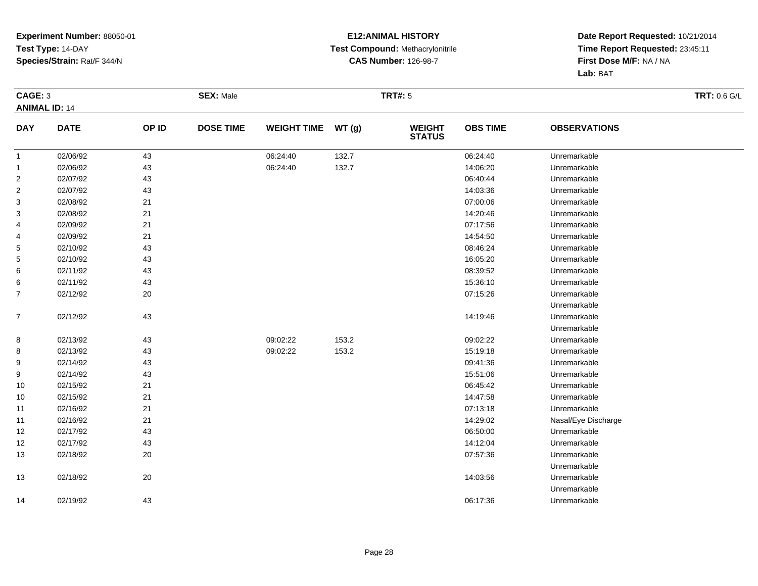**Experiment Number:** 88050-01
**Test Type:** 14-DAY
**Species/Strain:** Rat/F 344/N

**E12:ANIMAL HISTORY**
**Test Compound:** Methacrylonitrile
**CAS Number:** 126-98-7

**Date Report Requested:** 10/21/2014
**Time Report Requested:** 23:45:11
**First Dose M/F:** NA / NA
**Lab:** BAT

**CAGE:** 3 **SEX:** Male **TRT#:** 5 **TRT:** 0.6 G/L
**ANIMAL ID:** 14

| DAY | DATE | OP ID | DOSE TIME | WEIGHT TIME | WT (g) | WEIGHT STATUS | OBS TIME | OBSERVATIONS |
|---|---|---|---|---|---|---|---|---|
| 1 | 02/06/92 | 43 | | 06:24:40 | 132.7 | | 06:24:40 | Unremarkable |
| 1 | 02/06/92 | 43 | | 06:24:40 | 132.7 | | 14:06:20 | Unremarkable |
| 2 | 02/07/92 | 43 | | | | | 06:40:44 | Unremarkable |
| 2 | 02/07/92 | 43 | | | | | 14:03:36 | Unremarkable |
| 3 | 02/08/92 | 21 | | | | | 07:00:06 | Unremarkable |
| 3 | 02/08/92 | 21 | | | | | 14:20:46 | Unremarkable |
| 4 | 02/09/92 | 21 | | | | | 07:17:56 | Unremarkable |
| 4 | 02/09/92 | 21 | | | | | 14:54:50 | Unremarkable |
| 5 | 02/10/92 | 43 | | | | | 08:46:24 | Unremarkable |
| 5 | 02/10/92 | 43 | | | | | 16:05:20 | Unremarkable |
| 6 | 02/11/92 | 43 | | | | | 08:39:52 | Unremarkable |
| 6 | 02/11/92 | 43 | | | | | 15:36:10 | Unremarkable |
| 7 | 02/12/92 | 20 | | | | | 07:15:26 | Unremarkable<br>Unremarkable |
| 7 | 02/12/92 | 43 | | | | | 14:19:46 | Unremarkable<br>Unremarkable |
| 8 | 02/13/92 | 43 | | 09:02:22 | 153.2 | | 09:02:22 | Unremarkable |
| 8 | 02/13/92 | 43 | | 09:02:22 | 153.2 | | 15:19:18 | Unremarkable |
| 9 | 02/14/92 | 43 | | | | | 09:41:36 | Unremarkable |
| 9 | 02/14/92 | 43 | | | | | 15:51:06 | Unremarkable |
| 10 | 02/15/92 | 21 | | | | | 06:45:42 | Unremarkable |
| 10 | 02/15/92 | 21 | | | | | 14:47:58 | Unremarkable |
| 11 | 02/16/92 | 21 | | | | | 07:13:18 | Unremarkable |
| 11 | 02/16/92 | 21 | | | | | 14:29:02 | Nasal/Eye Discharge |
| 12 | 02/17/92 | 43 | | | | | 06:50:00 | Unremarkable |
| 12 | 02/17/92 | 43 | | | | | 14:12:04 | Unremarkable |
| 13 | 02/18/92 | 20 | | | | | 07:57:36 | Unremarkable<br>Unremarkable |
| 13 | 02/18/92 | 20 | | | | | 14:03:56 | Unremarkable<br>Unremarkable |
| 14 | 02/19/92 | 43 | | | | | 06:17:36 | Unremarkable |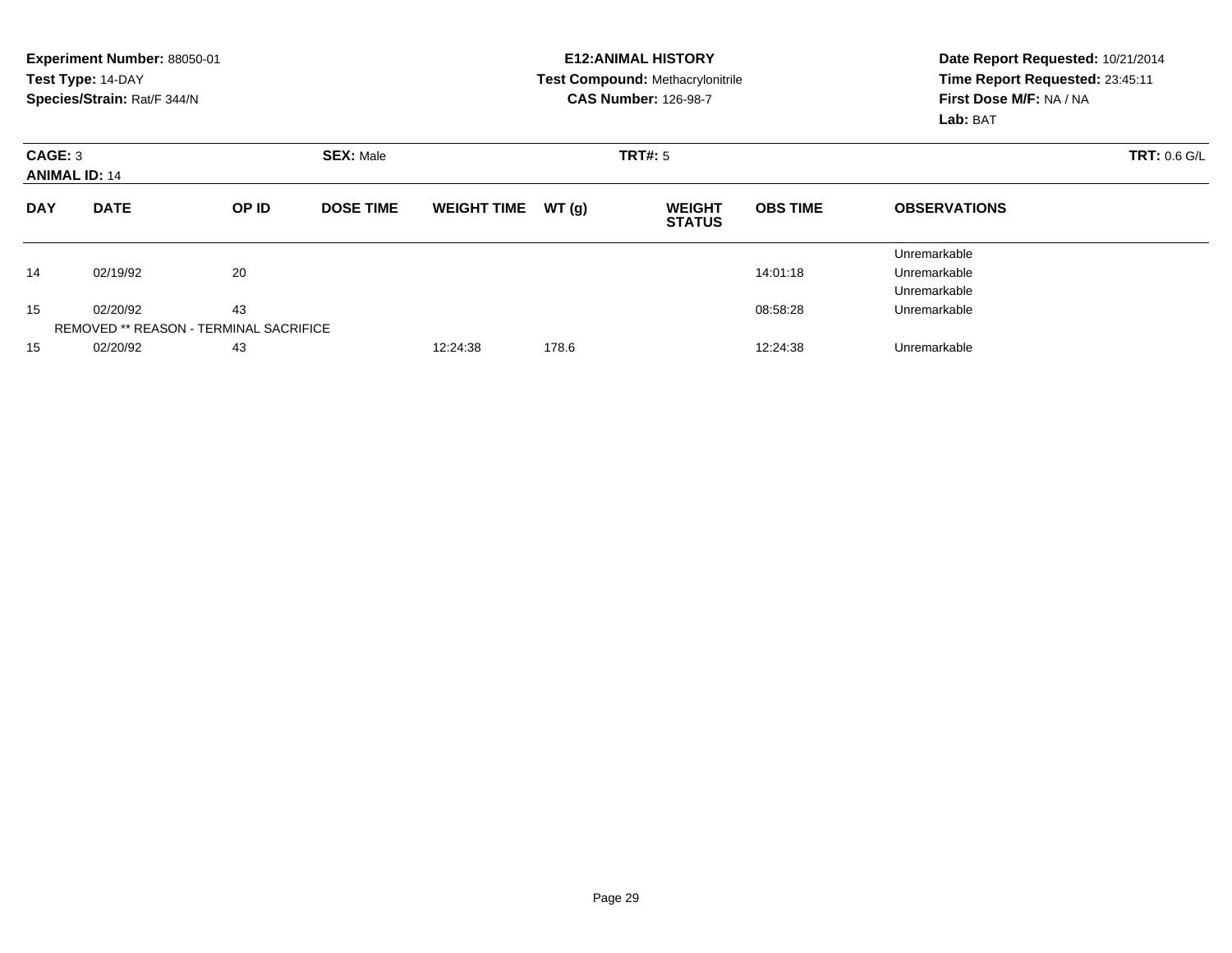**Experiment Number:** 88050-01
**Test Type:** 14-DAY
**Species/Strain:** Rat/F 344/N

**E12:ANIMAL HISTORY**
**Test Compound:** Methacrylonitrile
**CAS Number:** 126-98-7

**Date Report Requested:** 10/21/2014
**Time Report Requested:** 23:45:11
**First Dose M/F:** NA / NA
**Lab:** BAT

**CAGE:** 3
**ANIMAL ID:** 14
**SEX:** Male
**TRT#:** 5
**TRT:** 0.6 G/L

| DAY | DATE | OP ID | DOSE TIME | WEIGHT TIME | WT (g) | WEIGHT STATUS | OBS TIME | OBSERVATIONS |
|---|---|---|---|---|---|---|---|---|
| | | | | | | | | Unremarkable |
| 14 | 02/19/92 | 20 | | | | | 14:01:18 | Unremarkable |
| | | | | | | | | Unremarkable |
| 15 | 02/20/92 | 43 | | | | | 08:58:28 | Unremarkable |
| | REMOVED ** REASON - TERMINAL SACRIFICE | | | | | | | |
| 15 | 02/20/92 | 43 | | 12:24:38 | 178.6 | | 12:24:38 | Unremarkable |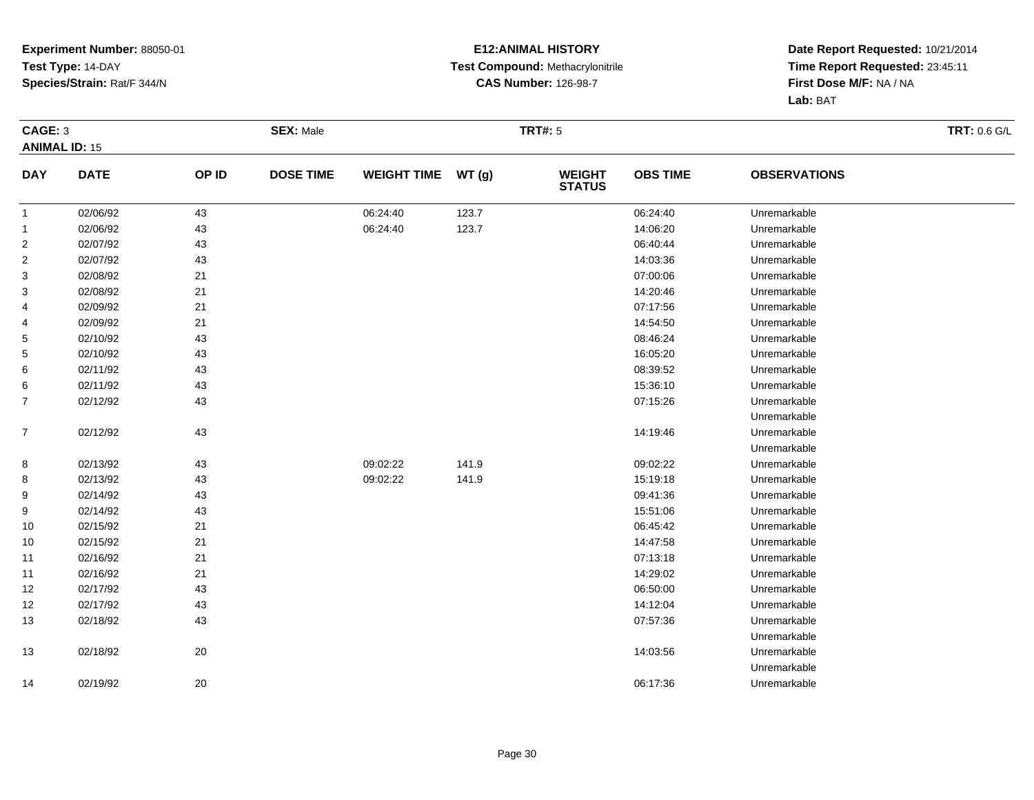**Experiment Number:** 88050-01
**Test Type:** 14-DAY
**Species/Strain:** Rat/F 344/N

**E12:ANIMAL HISTORY**
**Test Compound:** Methacrylonitrile
**CAS Number:** 126-98-7

**Date Report Requested:** 10/21/2014
**Time Report Requested:** 23:45:11
**First Dose M/F:** NA / NA
**Lab:** BAT

**CAGE:** 3 **SEX:** Male **TRT#:** 5 **TRT:** 0.6 G/L
**ANIMAL ID:** 15

| DAY | DATE | OP ID | DOSE TIME | WEIGHT TIME | WT (g) | WEIGHT STATUS | OBS TIME | OBSERVATIONS |
|---|---|---|---|---|---|---|---|---|
| 1 | 02/06/92 | 43 | | 06:24:40 | 123.7 | | 06:24:40 | Unremarkable |
| 1 | 02/06/92 | 43 | | 06:24:40 | 123.7 | | 14:06:20 | Unremarkable |
| 2 | 02/07/92 | 43 | | | | | 06:40:44 | Unremarkable |
| 2 | 02/07/92 | 43 | | | | | 14:03:36 | Unremarkable |
| 3 | 02/08/92 | 21 | | | | | 07:00:06 | Unremarkable |
| 3 | 02/08/92 | 21 | | | | | 14:20:46 | Unremarkable |
| 4 | 02/09/92 | 21 | | | | | 07:17:56 | Unremarkable |
| 4 | 02/09/92 | 21 | | | | | 14:54:50 | Unremarkable |
| 5 | 02/10/92 | 43 | | | | | 08:46:24 | Unremarkable |
| 5 | 02/10/92 | 43 | | | | | 16:05:20 | Unremarkable |
| 6 | 02/11/92 | 43 | | | | | 08:39:52 | Unremarkable |
| 6 | 02/11/92 | 43 | | | | | 15:36:10 | Unremarkable |
| 7 | 02/12/92 | 43 | | | | | 07:15:26 | Unremarkable |
| | | | | | | | | Unremarkable |
| 7 | 02/12/92 | 43 | | | | | 14:19:46 | Unremarkable |
| | | | | | | | | Unremarkable |
| 8 | 02/13/92 | 43 | | 09:02:22 | 141.9 | | 09:02:22 | Unremarkable |
| 8 | 02/13/92 | 43 | | 09:02:22 | 141.9 | | 15:19:18 | Unremarkable |
| 9 | 02/14/92 | 43 | | | | | 09:41:36 | Unremarkable |
| 9 | 02/14/92 | 43 | | | | | 15:51:06 | Unremarkable |
| 10 | 02/15/92 | 21 | | | | | 06:45:42 | Unremarkable |
| 10 | 02/15/92 | 21 | | | | | 14:47:58 | Unremarkable |
| 11 | 02/16/92 | 21 | | | | | 07:13:18 | Unremarkable |
| 11 | 02/16/92 | 21 | | | | | 14:29:02 | Unremarkable |
| 12 | 02/17/92 | 43 | | | | | 06:50:00 | Unremarkable |
| 12 | 02/17/92 | 43 | | | | | 14:12:04 | Unremarkable |
| 13 | 02/18/92 | 43 | | | | | 07:57:36 | Unremarkable |
| | | | | | | | | Unremarkable |
| 13 | 02/18/92 | 20 | | | | | 14:03:56 | Unremarkable |
| | | | | | | | | Unremarkable |
| 14 | 02/19/92 | 20 | | | | | 06:17:36 | Unremarkable |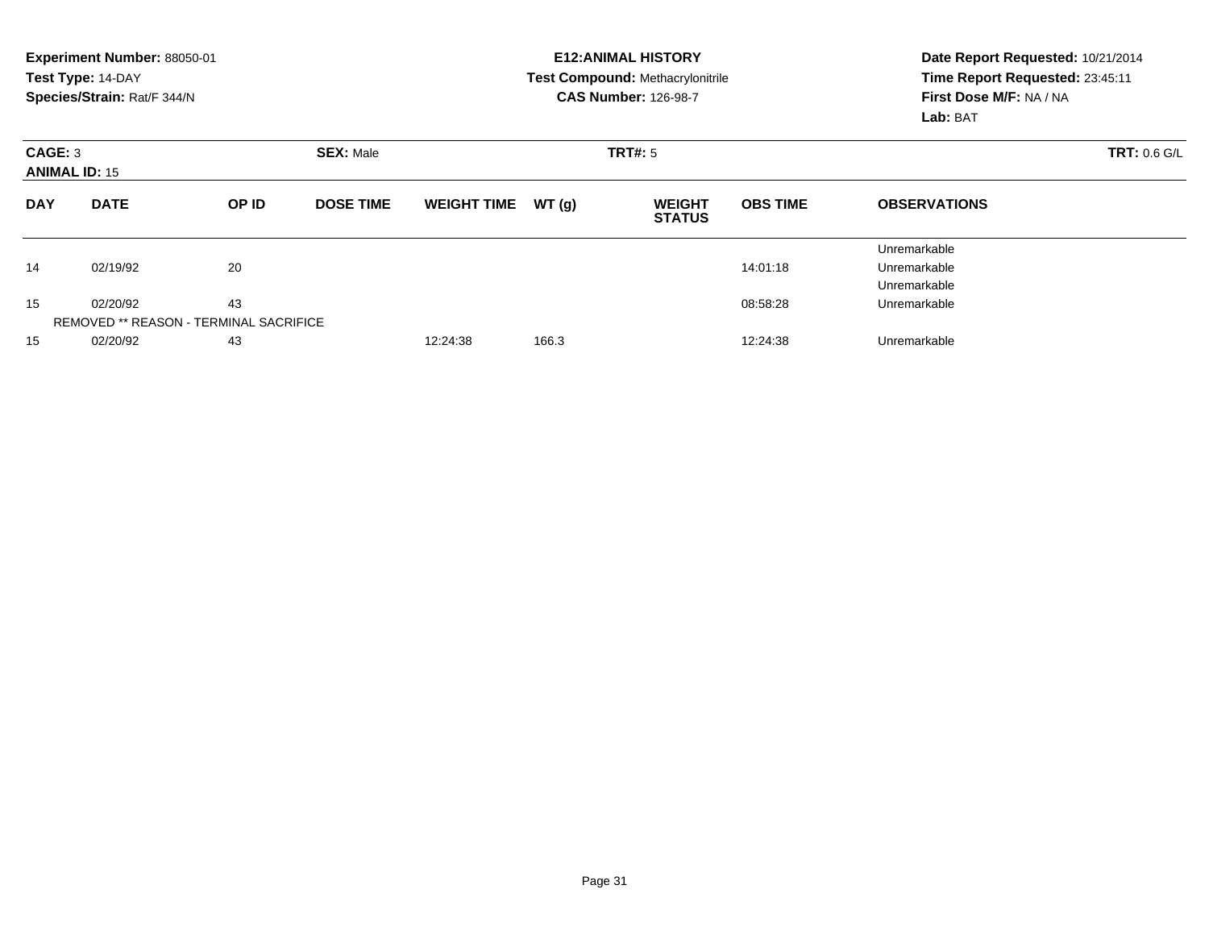**Experiment Number:** 88050-01
**Test Type:** 14-DAY
**Species/Strain:** Rat/F 344/N

**E12:ANIMAL HISTORY**
**Test Compound:** Methacrylonitrile
**CAS Number:** 126-98-7

**Date Report Requested:** 10/21/2014
**Time Report Requested:** 23:45:11
**First Dose M/F:** NA / NA
**Lab:** BAT

**CAGE:** 3 **SEX:** Male **TRT#:** 5 **TRT:** 0.6 G/L
**ANIMAL ID:** 15

| DAY | DATE | OP ID | DOSE TIME | WEIGHT TIME | WT (g) | WEIGHT STATUS | OBS TIME | OBSERVATIONS |
|---|---|---|---|---|---|---|---|---|
| | | | | | | | | Unremarkable |
| 14 | 02/19/92 | 20 | | | | | 14:01:18 | Unremarkable |
| | | | | | | | | Unremarkable |
| 15 | 02/20/92 | 43 | | | | | 08:58:28 | Unremarkable |
| | REMOVED ** REASON - TERMINAL SACRIFICE | | | | | | | |
| 15 | 02/20/92 | 43 | | 12:24:38 | 166.3 | | 12:24:38 | Unremarkable |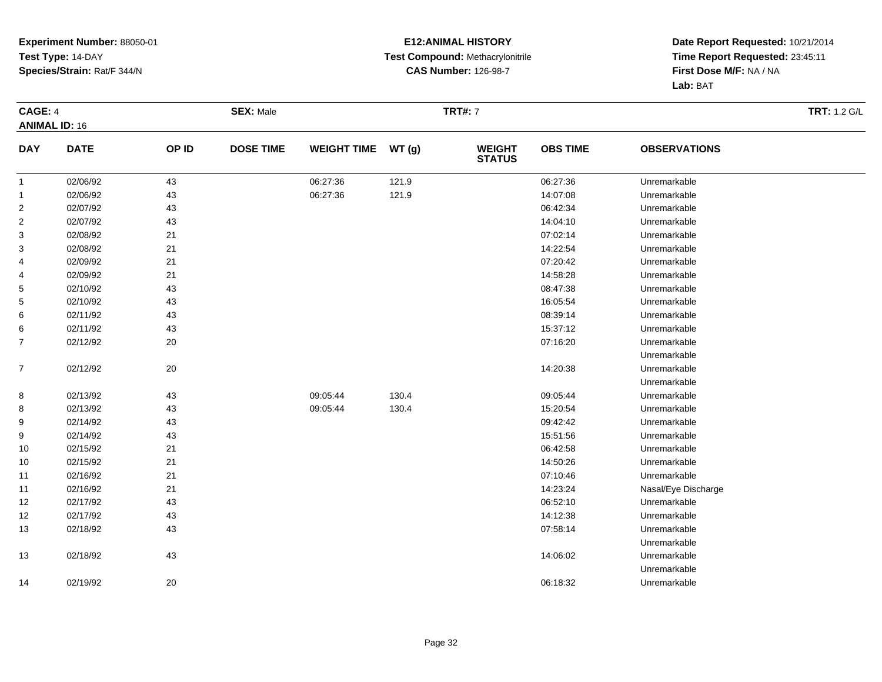**Experiment Number:** 88050-01
**Test Type:** 14-DAY
**Species/Strain:** Rat/F 344/N

**E12:ANIMAL HISTORY**
**Test Compound:** Methacrylonitrile
**CAS Number:** 126-98-7

**Date Report Requested:** 10/21/2014
**Time Report Requested:** 23:45:11
**First Dose M/F:** NA / NA
**Lab:** BAT

**CAGE:** 4 **SEX:** Male **TRT#:** 7 **TRT:** 1.2 G/L
**ANIMAL ID:** 16

| DAY | DATE | OP ID | DOSE TIME | WEIGHT TIME | WT (g) | WEIGHT STATUS | OBS TIME | OBSERVATIONS |
|---|---|---|---|---|---|---|---|---|
| 1 | 02/06/92 | 43 | | 06:27:36 | 121.9 | | 06:27:36 | Unremarkable |
| 1 | 02/06/92 | 43 | | 06:27:36 | 121.9 | | 14:07:08 | Unremarkable |
| 2 | 02/07/92 | 43 | | | | | 06:42:34 | Unremarkable |
| 2 | 02/07/92 | 43 | | | | | 14:04:10 | Unremarkable |
| 3 | 02/08/92 | 21 | | | | | 07:02:14 | Unremarkable |
| 3 | 02/08/92 | 21 | | | | | 14:22:54 | Unremarkable |
| 4 | 02/09/92 | 21 | | | | | 07:20:42 | Unremarkable |
| 4 | 02/09/92 | 21 | | | | | 14:58:28 | Unremarkable |
| 5 | 02/10/92 | 43 | | | | | 08:47:38 | Unremarkable |
| 5 | 02/10/92 | 43 | | | | | 16:05:54 | Unremarkable |
| 6 | 02/11/92 | 43 | | | | | 08:39:14 | Unremarkable |
| 6 | 02/11/92 | 43 | | | | | 15:37:12 | Unremarkable |
| 7 | 02/12/92 | 20 | | | | | 07:16:20 | Unremarkable<br>Unremarkable |
| 7 | 02/12/92 | 20 | | | | | 14:20:38 | Unremarkable<br>Unremarkable |
| 8 | 02/13/92 | 43 | | 09:05:44 | 130.4 | | 09:05:44 | Unremarkable |
| 8 | 02/13/92 | 43 | | 09:05:44 | 130.4 | | 15:20:54 | Unremarkable |
| 9 | 02/14/92 | 43 | | | | | 09:42:42 | Unremarkable |
| 9 | 02/14/92 | 43 | | | | | 15:51:56 | Unremarkable |
| 10 | 02/15/92 | 21 | | | | | 06:42:58 | Unremarkable |
| 10 | 02/15/92 | 21 | | | | | 14:50:26 | Unremarkable |
| 11 | 02/16/92 | 21 | | | | | 07:10:46 | Unremarkable |
| 11 | 02/16/92 | 21 | | | | | 14:23:24 | Nasal/Eye Discharge |
| 12 | 02/17/92 | 43 | | | | | 06:52:10 | Unremarkable |
| 12 | 02/17/92 | 43 | | | | | 14:12:38 | Unremarkable |
| 13 | 02/18/92 | 43 | | | | | 07:58:14 | Unremarkable<br>Unremarkable |
| 13 | 02/18/92 | 43 | | | | | 14:06:02 | Unremarkable<br>Unremarkable |
| 14 | 02/19/92 | 20 | | | | | 06:18:32 | Unremarkable |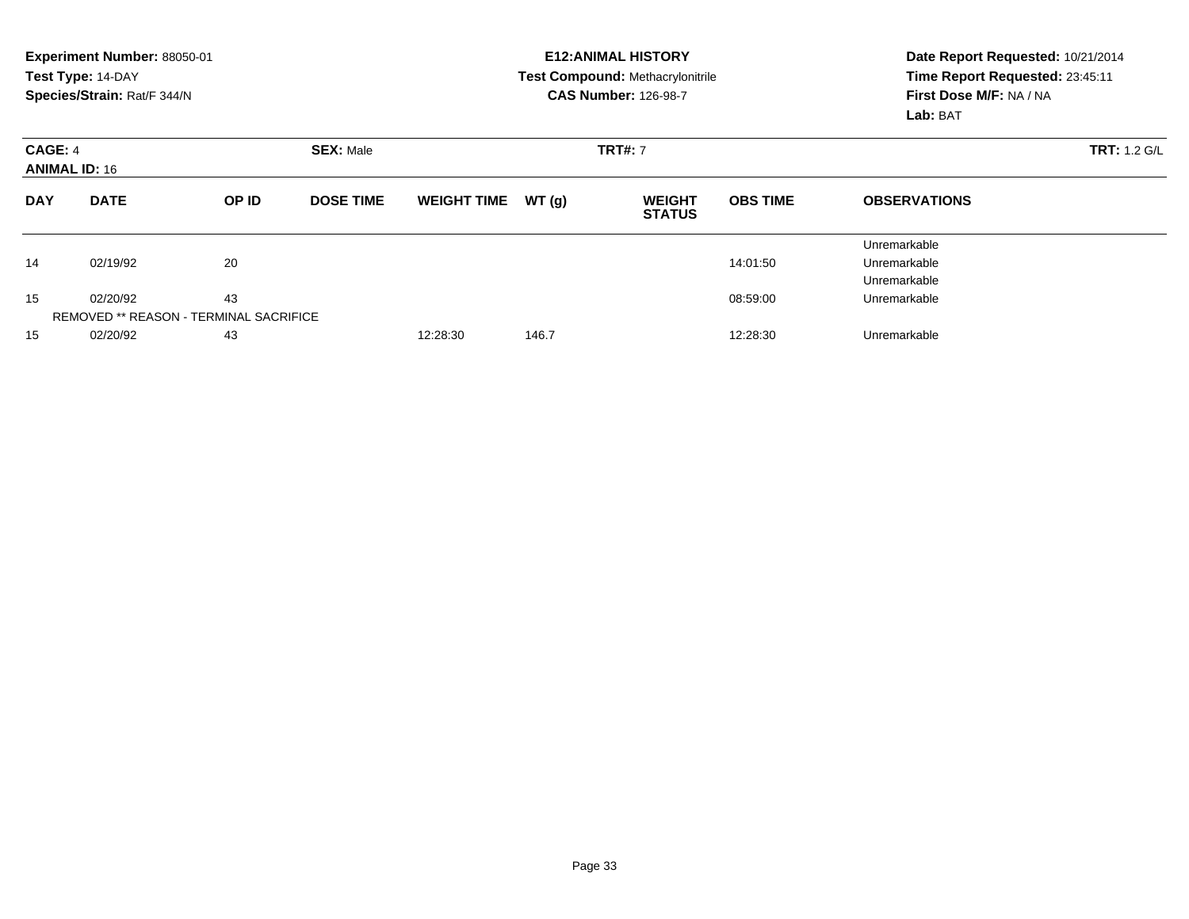**Experiment Number:** 88050-01
**Test Type:** 14-DAY
**Species/Strain:** Rat/F 344/N

**E12:ANIMAL HISTORY**
**Test Compound:** Methacrylonitrile
**CAS Number:** 126-98-7

**Date Report Requested:** 10/21/2014
**Time Report Requested:** 23:45:11
**First Dose M/F:** NA / NA
**Lab:** BAT

**CAGE:** 4 **SEX:** Male **TRT#:** 7 **TRT:** 1.2 G/L
**ANIMAL ID:** 16

| DAY | DATE | OP ID | DOSE TIME | WEIGHT TIME | WT (g) | WEIGHT STATUS | OBS TIME | OBSERVATIONS |
|---|---|---|---|---|---|---|---|---|
| | | | | | | | | Unremarkable |
| 14 | 02/19/92 | 20 | | | | | 14:01:50 | Unremarkable |
| | | | | | | | | Unremarkable |
| 15 | 02/20/92 | 43 | | | | | 08:59:00 | Unremarkable |
| REMOVED ** REASON - TERMINAL SACRIFICE | | | | | | | | |
| 15 | 02/20/92 | 43 | | 12:28:30 | 146.7 | | 12:28:30 | Unremarkable |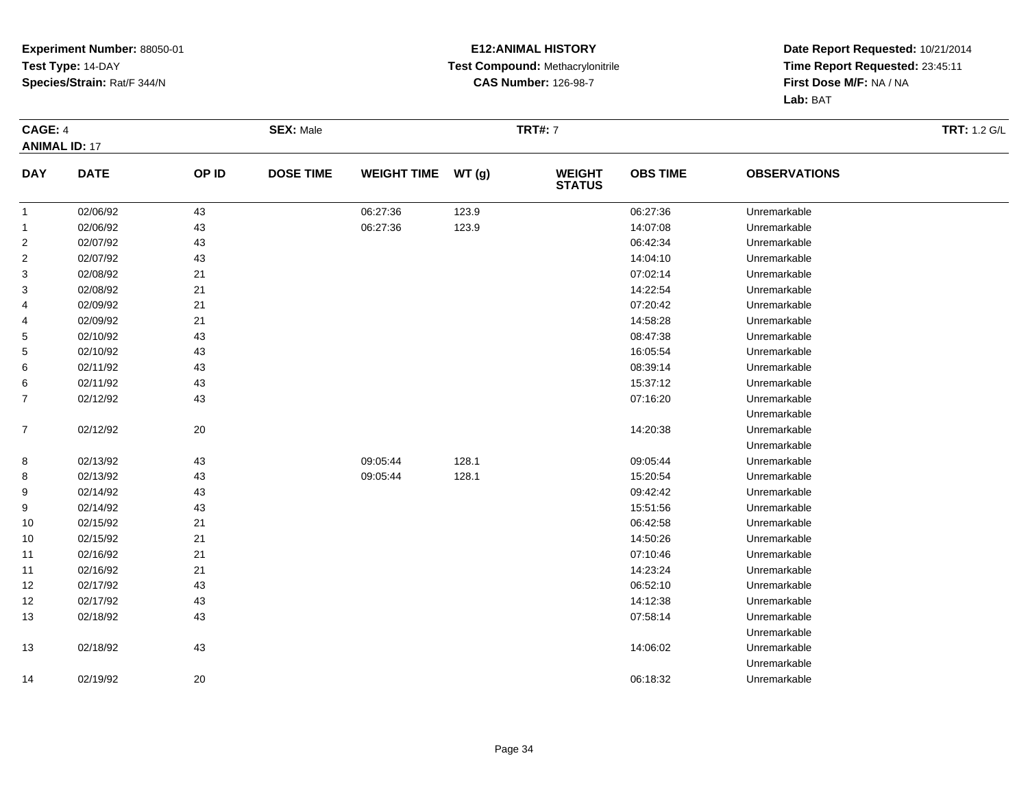**Experiment Number:** 88050-01
**Test Type:** 14-DAY
**Species/Strain:** Rat/F 344/N

## E12:ANIMAL HISTORY

**Test Compound:** Methacrylonitrile
**CAS Number:** 126-98-7

**Date Report Requested:** 10/21/2014
**Time Report Requested:** 23:45:11
**First Dose M/F:** NA / NA
**Lab:** BAT

**CAGE:** 4 **SEX:** Male **TRT#:** 7 **TRT:** 1.2 G/L
**ANIMAL ID:** 17

| DAY | DATE | OP ID | DOSE TIME | WEIGHT TIME | WT (g) | WEIGHT STATUS | OBS TIME | OBSERVATIONS |
|---|---|---|---|---|---|---|---|---|
| 1 | 02/06/92 | 43 | | 06:27:36 | 123.9 | | 06:27:36 | Unremarkable |
| 1 | 02/06/92 | 43 | | 06:27:36 | 123.9 | | 14:07:08 | Unremarkable |
| 2 | 02/07/92 | 43 | | | | | 06:42:34 | Unremarkable |
| 2 | 02/07/92 | 43 | | | | | 14:04:10 | Unremarkable |
| 3 | 02/08/92 | 21 | | | | | 07:02:14 | Unremarkable |
| 3 | 02/08/92 | 21 | | | | | 14:22:54 | Unremarkable |
| 4 | 02/09/92 | 21 | | | | | 07:20:42 | Unremarkable |
| 4 | 02/09/92 | 21 | | | | | 14:58:28 | Unremarkable |
| 5 | 02/10/92 | 43 | | | | | 08:47:38 | Unremarkable |
| 5 | 02/10/92 | 43 | | | | | 16:05:54 | Unremarkable |
| 6 | 02/11/92 | 43 | | | | | 08:39:14 | Unremarkable |
| 6 | 02/11/92 | 43 | | | | | 15:37:12 | Unremarkable |
| 7 | 02/12/92 | 43 | | | | | 07:16:20 | Unremarkable |
| | | | | | | | | Unremarkable |
| 7 | 02/12/92 | 20 | | | | | 14:20:38 | Unremarkable |
| | | | | | | | | Unremarkable |
| 8 | 02/13/92 | 43 | | 09:05:44 | 128.1 | | 09:05:44 | Unremarkable |
| 8 | 02/13/92 | 43 | | 09:05:44 | 128.1 | | 15:20:54 | Unremarkable |
| 9 | 02/14/92 | 43 | | | | | 09:42:42 | Unremarkable |
| 9 | 02/14/92 | 43 | | | | | 15:51:56 | Unremarkable |
| 10 | 02/15/92 | 21 | | | | | 06:42:58 | Unremarkable |
| 10 | 02/15/92 | 21 | | | | | 14:50:26 | Unremarkable |
| 11 | 02/16/92 | 21 | | | | | 07:10:46 | Unremarkable |
| 11 | 02/16/92 | 21 | | | | | 14:23:24 | Unremarkable |
| 12 | 02/17/92 | 43 | | | | | 06:52:10 | Unremarkable |
| 12 | 02/17/92 | 43 | | | | | 14:12:38 | Unremarkable |
| 13 | 02/18/92 | 43 | | | | | 07:58:14 | Unremarkable |
| | | | | | | | | Unremarkable |
| 13 | 02/18/92 | 43 | | | | | 14:06:02 | Unremarkable |
| | | | | | | | | Unremarkable |
| 14 | 02/19/92 | 20 | | | | | 06:18:32 | Unremarkable |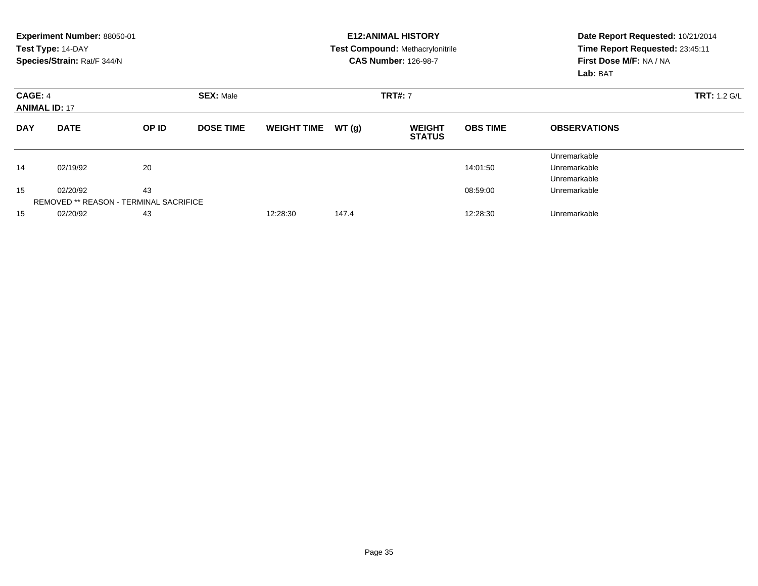**Experiment Number:** 88050-01
**Test Type:** 14-DAY
**Species/Strain:** Rat/F 344/N

**E12:ANIMAL HISTORY**
**Test Compound:** Methacrylonitrile
**CAS Number:** 126-98-7

**Date Report Requested:** 10/21/2014
**Time Report Requested:** 23:45:11
**First Dose M/F:** NA / NA
**Lab:** BAT

**CAGE:** 4 | **SEX:** Male | **TRT#:** 7 | **TRT:** 1.2 G/L
**ANIMAL ID:** 17

| DAY | DATE | OP ID | DOSE TIME | WEIGHT TIME | WT (g) | WEIGHT STATUS | OBS TIME | OBSERVATIONS |
|---|---|---|---|---|---|---|---|---|
| | | | | | | | | Unremarkable |
| 14 | 02/19/92 | 20 | | | | | 14:01:50 | Unremarkable |
| | | | | | | | | Unremarkable |
| 15 | 02/20/92 | 43 | | | | | 08:59:00 | Unremarkable |
| REMOVED ** REASON - TERMINAL SACRIFICE | | | | | | | | |
| 15 | 02/20/92 | 43 | | 12:28:30 | 147.4 | | 12:28:30 | Unremarkable |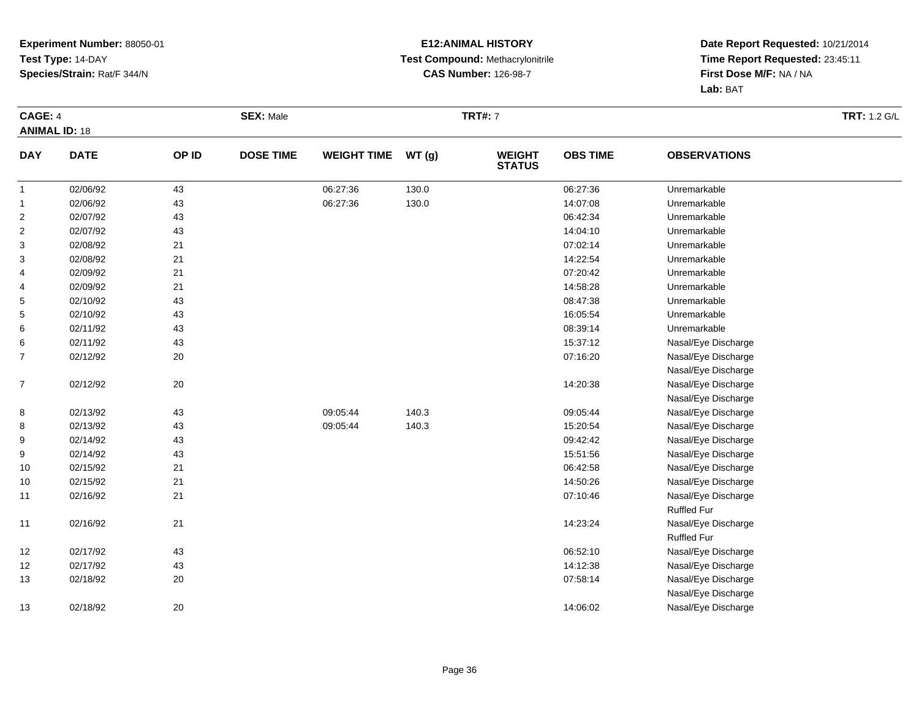**Experiment Number:** 88050-01
**Test Type:** 14-DAY
**Species/Strain:** Rat/F 344/N

**E12:ANIMAL HISTORY**
**Test Compound:** Methacrylonitrile
**CAS Number:** 126-98-7

**Date Report Requested:** 10/21/2014
**Time Report Requested:** 23:45:11
**First Dose M/F:** NA / NA
**Lab:** BAT

**CAGE:** 4 **SEX:** Male **TRT#:** 7 **TRT:** 1.2 G/L
**ANIMAL ID:** 18

| DAY | DATE | OP ID | DOSE TIME | WEIGHT TIME | WT (g) | WEIGHT STATUS | OBS TIME | OBSERVATIONS |
|---|---|---|---|---|---|---|---|---|
| 1 | 02/06/92 | 43 | | 06:27:36 | 130.0 | | 06:27:36 | Unremarkable |
| 1 | 02/06/92 | 43 | | 06:27:36 | 130.0 | | 14:07:08 | Unremarkable |
| 2 | 02/07/92 | 43 | | | | | 06:42:34 | Unremarkable |
| 2 | 02/07/92 | 43 | | | | | 14:04:10 | Unremarkable |
| 3 | 02/08/92 | 21 | | | | | 07:02:14 | Unremarkable |
| 3 | 02/08/92 | 21 | | | | | 14:22:54 | Unremarkable |
| 4 | 02/09/92 | 21 | | | | | 07:20:42 | Unremarkable |
| 4 | 02/09/92 | 21 | | | | | 14:58:28 | Unremarkable |
| 5 | 02/10/92 | 43 | | | | | 08:47:38 | Unremarkable |
| 5 | 02/10/92 | 43 | | | | | 16:05:54 | Unremarkable |
| 6 | 02/11/92 | 43 | | | | | 08:39:14 | Unremarkable |
| 6 | 02/11/92 | 43 | | | | | 15:37:12 | Nasal/Eye Discharge |
| 7 | 02/12/92 | 20 | | | | | 07:16:20 | Nasal/Eye Discharge |
| | | | | | | | | Nasal/Eye Discharge |
| 7 | 02/12/92 | 20 | | | | | 14:20:38 | Nasal/Eye Discharge |
| | | | | | | | | Nasal/Eye Discharge |
| 8 | 02/13/92 | 43 | | 09:05:44 | 140.3 | | 09:05:44 | Nasal/Eye Discharge |
| 8 | 02/13/92 | 43 | | 09:05:44 | 140.3 | | 15:20:54 | Nasal/Eye Discharge |
| 9 | 02/14/92 | 43 | | | | | 09:42:42 | Nasal/Eye Discharge |
| 9 | 02/14/92 | 43 | | | | | 15:51:56 | Nasal/Eye Discharge |
| 10 | 02/15/92 | 21 | | | | | 06:42:58 | Nasal/Eye Discharge |
| 10 | 02/15/92 | 21 | | | | | 14:50:26 | Nasal/Eye Discharge |
| 11 | 02/16/92 | 21 | | | | | 07:10:46 | Nasal/Eye Discharge |
| | | | | | | | | Ruffled Fur |
| 11 | 02/16/92 | 21 | | | | | 14:23:24 | Nasal/Eye Discharge |
| | | | | | | | | Ruffled Fur |
| 12 | 02/17/92 | 43 | | | | | 06:52:10 | Nasal/Eye Discharge |
| 12 | 02/17/92 | 43 | | | | | 14:12:38 | Nasal/Eye Discharge |
| 13 | 02/18/92 | 20 | | | | | 07:58:14 | Nasal/Eye Discharge |
| | | | | | | | | Nasal/Eye Discharge |
| 13 | 02/18/92 | 20 | | | | | 14:06:02 | Nasal/Eye Discharge |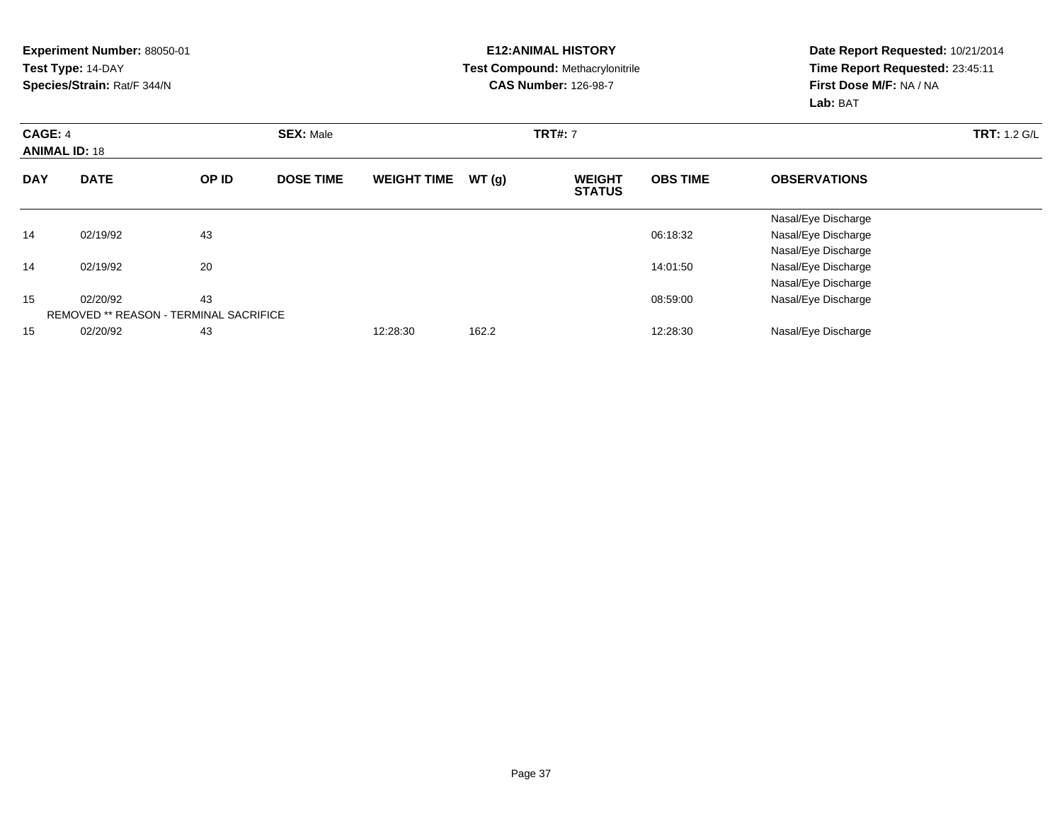**Experiment Number:** 88050-01
**Test Type:** 14-DAY
**Species/Strain:** Rat/F 344/N

**E12:ANIMAL HISTORY**
**Test Compound:** Methacrylonitrile
**CAS Number:** 126-98-7

**Date Report Requested:** 10/21/2014
**Time Report Requested:** 23:45:11
**First Dose M/F:** NA / NA
**Lab:** BAT

**CAGE:** 4 | **SEX:** Male | **TRT#:** 7 | **TRT:** 1.2 G/L
**ANIMAL ID:** 18

| DAY | DATE | OP ID | DOSE TIME | WEIGHT TIME | WT (g) | WEIGHT STATUS | OBS TIME | OBSERVATIONS |
|---|---|---|---|---|---|---|---|---|
| | | | | | | | | Nasal/Eye Discharge |
| 14 | 02/19/92 | 43 | | | | | 06:18:32 | Nasal/Eye Discharge |
| | | | | | | | | Nasal/Eye Discharge |
| 14 | 02/19/92 | 20 | | | | | 14:01:50 | Nasal/Eye Discharge |
| | | | | | | | | Nasal/Eye Discharge |
| 15 | 02/20/92 | 43 | | | | | 08:59:00 | Nasal/Eye Discharge |
| REMOVED ** REASON - TERMINAL SACRIFICE | | | | | | | | |
| 15 | 02/20/92 | 43 | | 12:28:30 | 162.2 | | 12:28:30 | Nasal/Eye Discharge |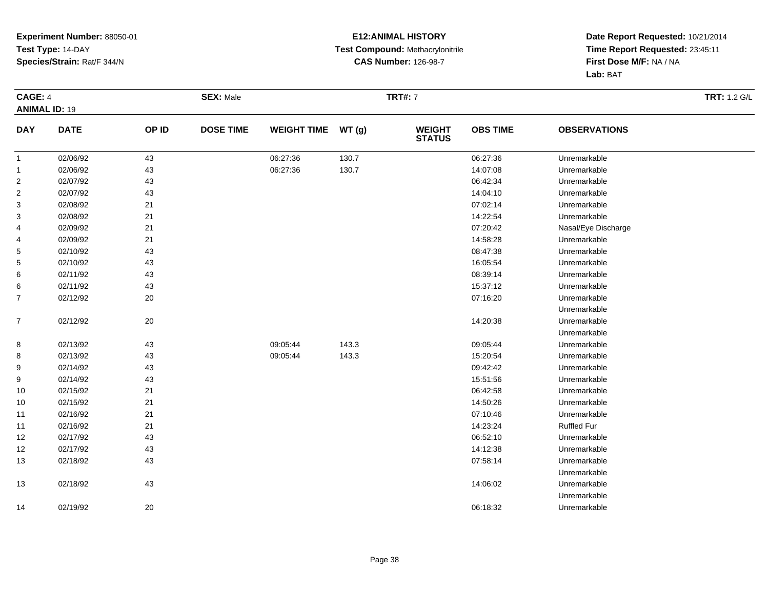**Experiment Number:** 88050-01
**Test Type:** 14-DAY
**Species/Strain:** Rat/F 344/N

**E12:ANIMAL HISTORY**
**Test Compound:** Methacrylonitrile
**CAS Number:** 126-98-7

**Date Report Requested:** 10/21/2014
**Time Report Requested:** 23:45:11
**First Dose M/F:** NA / NA
**Lab:** BAT

**CAGE:** 4 | **SEX:** Male | **TRT#:** 7 | **TRT:** 1.2 G/L
**ANIMAL ID:** 19

| DAY | DATE | OP ID | DOSE TIME | WEIGHT TIME | WT (g) | WEIGHT STATUS | OBS TIME | OBSERVATIONS |
|---|---|---|---|---|---|---|---|---|
| 1 | 02/06/92 | 43 | | 06:27:36 | 130.7 | | 06:27:36 | Unremarkable |
| 1 | 02/06/92 | 43 | | 06:27:36 | 130.7 | | 14:07:08 | Unremarkable |
| 2 | 02/07/92 | 43 | | | | | 06:42:34 | Unremarkable |
| 2 | 02/07/92 | 43 | | | | | 14:04:10 | Unremarkable |
| 3 | 02/08/92 | 21 | | | | | 07:02:14 | Unremarkable |
| 3 | 02/08/92 | 21 | | | | | 14:22:54 | Unremarkable |
| 4 | 02/09/92 | 21 | | | | | 07:20:42 | Nasal/Eye Discharge |
| 4 | 02/09/92 | 21 | | | | | 14:58:28 | Unremarkable |
| 5 | 02/10/92 | 43 | | | | | 08:47:38 | Unremarkable |
| 5 | 02/10/92 | 43 | | | | | 16:05:54 | Unremarkable |
| 6 | 02/11/92 | 43 | | | | | 08:39:14 | Unremarkable |
| 6 | 02/11/92 | 43 | | | | | 15:37:12 | Unremarkable |
| 7 | 02/12/92 | 20 | | | | | 07:16:20 | Unremarkable<br>Unremarkable |
| 7 | 02/12/92 | 20 | | | | | 14:20:38 | Unremarkable<br>Unremarkable |
| 8 | 02/13/92 | 43 | | 09:05:44 | 143.3 | | 09:05:44 | Unremarkable |
| 8 | 02/13/92 | 43 | | 09:05:44 | 143.3 | | 15:20:54 | Unremarkable |
| 9 | 02/14/92 | 43 | | | | | 09:42:42 | Unremarkable |
| 9 | 02/14/92 | 43 | | | | | 15:51:56 | Unremarkable |
| 10 | 02/15/92 | 21 | | | | | 06:42:58 | Unremarkable |
| 10 | 02/15/92 | 21 | | | | | 14:50:26 | Unremarkable |
| 11 | 02/16/92 | 21 | | | | | 07:10:46 | Unremarkable |
| 11 | 02/16/92 | 21 | | | | | 14:23:24 | Ruffled Fur |
| 12 | 02/17/92 | 43 | | | | | 06:52:10 | Unremarkable |
| 12 | 02/17/92 | 43 | | | | | 14:12:38 | Unremarkable |
| 13 | 02/18/92 | 43 | | | | | 07:58:14 | Unremarkable<br>Unremarkable |
| 13 | 02/18/92 | 43 | | | | | 14:06:02 | Unremarkable<br>Unremarkable |
| 14 | 02/19/92 | 20 | | | | | 06:18:32 | Unremarkable |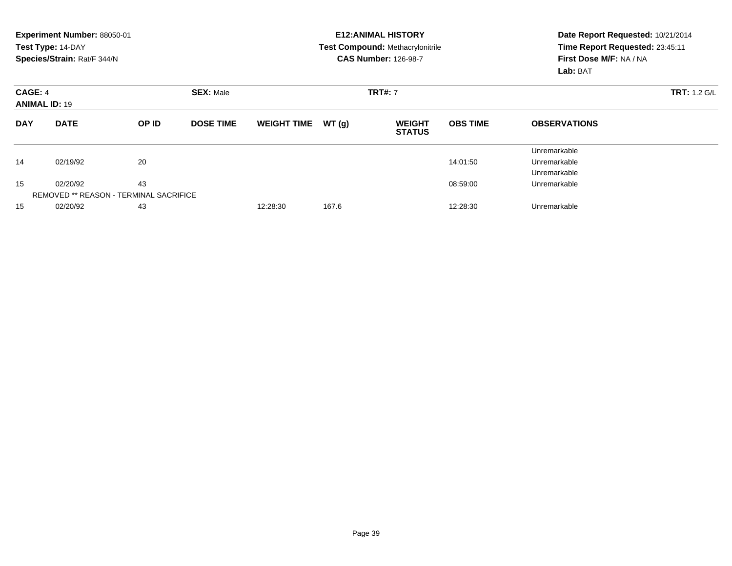**Experiment Number:** 88050-01
**Test Type:** 14-DAY
**Species/Strain:** Rat/F 344/N

**E12:ANIMAL HISTORY**
**Test Compound:** Methacrylonitrile
**CAS Number:** 126-98-7

**Date Report Requested:** 10/21/2014
**Time Report Requested:** 23:45:11
**First Dose M/F:** NA / NA
**Lab:** BAT

**CAGE:** 4 **SEX:** Male **TRT#:** 7 **TRT:** 1.2 G/L
**ANIMAL ID:** 19

| DAY | DATE | OP ID | DOSE TIME | WEIGHT TIME | WT (g) | WEIGHT STATUS | OBS TIME | OBSERVATIONS |
|---|---|---|---|---|---|---|---|---|
| | | | | | | | | Unremarkable |
| 14 | 02/19/92 | 20 | | | | | 14:01:50 | Unremarkable |
| | | | | | | | | Unremarkable |
| 15 | 02/20/92 | 43 | | | | | 08:59:00 | Unremarkable |
| REMOVED ** REASON - TERMINAL SACRIFICE | | | | | | | | |
| 15 | 02/20/92 | 43 | | 12:28:30 | 167.6 | | 12:28:30 | Unremarkable |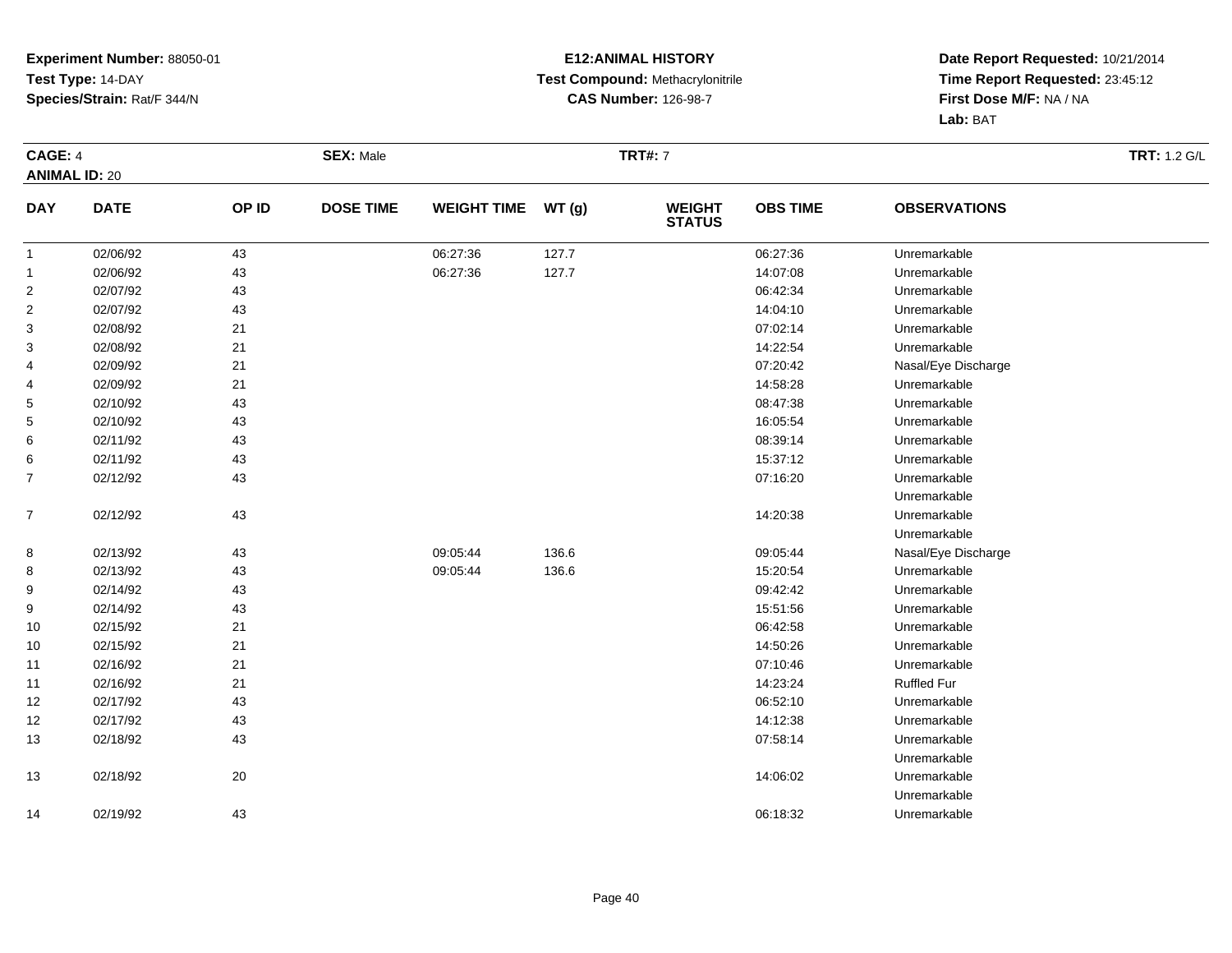**Experiment Number:** 88050-01
**Test Type:** 14-DAY
**Species/Strain:** Rat/F 344/N

**E12:ANIMAL HISTORY**
**Test Compound:** Methacrylonitrile
**CAS Number:** 126-98-7

**Date Report Requested:** 10/21/2014
**Time Report Requested:** 23:45:12
**First Dose M/F:** NA / NA
**Lab:** BAT

**CAGE:** 4
**ANIMAL ID:** 20
**SEX:** Male
**TRT#:** 7
**TRT:** 1.2 G/L

| DAY | DATE | OP ID | DOSE TIME | WEIGHT TIME | WT (g) | WEIGHT STATUS | OBS TIME | OBSERVATIONS |
|---|---|---|---|---|---|---|---|---|
| 1 | 02/06/92 | 43 | | 06:27:36 | 127.7 | | 06:27:36 | Unremarkable |
| 1 | 02/06/92 | 43 | | 06:27:36 | 127.7 | | 14:07:08 | Unremarkable |
| 2 | 02/07/92 | 43 | | | | | 06:42:34 | Unremarkable |
| 2 | 02/07/92 | 43 | | | | | 14:04:10 | Unremarkable |
| 3 | 02/08/92 | 21 | | | | | 07:02:14 | Unremarkable |
| 3 | 02/08/92 | 21 | | | | | 14:22:54 | Unremarkable |
| 4 | 02/09/92 | 21 | | | | | 07:20:42 | Nasal/Eye Discharge |
| 4 | 02/09/92 | 21 | | | | | 14:58:28 | Unremarkable |
| 5 | 02/10/92 | 43 | | | | | 08:47:38 | Unremarkable |
| 5 | 02/10/92 | 43 | | | | | 16:05:54 | Unremarkable |
| 6 | 02/11/92 | 43 | | | | | 08:39:14 | Unremarkable |
| 6 | 02/11/92 | 43 | | | | | 15:37:12 | Unremarkable |
| 7 | 02/12/92 | 43 | | | | | 07:16:20 | Unremarkable<br>Unremarkable |
| 7 | 02/12/92 | 43 | | | | | 14:20:38 | Unremarkable<br>Unremarkable |
| 8 | 02/13/92 | 43 | | 09:05:44 | 136.6 | | 09:05:44 | Nasal/Eye Discharge |
| 8 | 02/13/92 | 43 | | 09:05:44 | 136.6 | | 15:20:54 | Unremarkable |
| 9 | 02/14/92 | 43 | | | | | 09:42:42 | Unremarkable |
| 9 | 02/14/92 | 43 | | | | | 15:51:56 | Unremarkable |
| 10 | 02/15/92 | 21 | | | | | 06:42:58 | Unremarkable |
| 10 | 02/15/92 | 21 | | | | | 14:50:26 | Unremarkable |
| 11 | 02/16/92 | 21 | | | | | 07:10:46 | Unremarkable |
| 11 | 02/16/92 | 21 | | | | | 14:23:24 | Ruffled Fur |
| 12 | 02/17/92 | 43 | | | | | 06:52:10 | Unremarkable |
| 12 | 02/17/92 | 43 | | | | | 14:12:38 | Unremarkable |
| 13 | 02/18/92 | 43 | | | | | 07:58:14 | Unremarkable<br>Unremarkable |
| 13 | 02/18/92 | 20 | | | | | 14:06:02 | Unremarkable<br>Unremarkable |
| 14 | 02/19/92 | 43 | | | | | 06:18:32 | Unremarkable |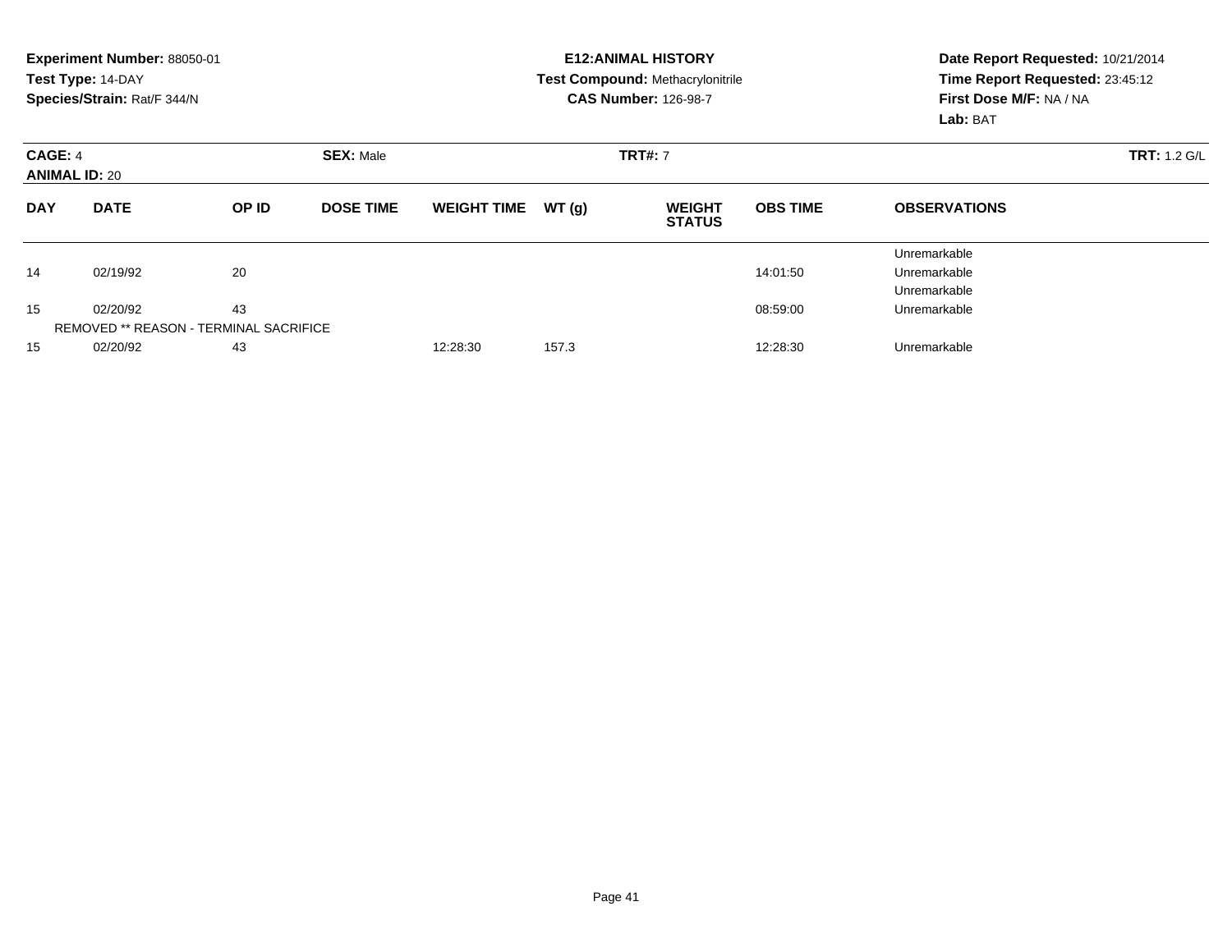**Experiment Number:** 88050-01
**Test Type:** 14-DAY
**Species/Strain:** Rat/F 344/N

**E12:ANIMAL HISTORY**
**Test Compound:** Methacrylonitrile
**CAS Number:** 126-98-7

**Date Report Requested:** 10/21/2014
**Time Report Requested:** 23:45:12
**First Dose M/F:** NA / NA
**Lab:** BAT

**CAGE:** 4 **SEX:** Male **TRT#:** 7 **TRT:** 1.2 G/L
**ANIMAL ID:** 20

| DAY | DATE | OP ID | DOSE TIME | WEIGHT TIME | WT (g) | WEIGHT STATUS | OBS TIME | OBSERVATIONS |
|---|---|---|---|---|---|---|---|---|
| | | | | | | | | Unremarkable |
| 14 | 02/19/92 | 20 | | | | | 14:01:50 | Unremarkable |
| | | | | | | | | Unremarkable |
| 15 | 02/20/92 | 43 | | | | | 08:59:00 | Unremarkable |
| REMOVED ** REASON - TERMINAL SACRIFICE | | | | | | | | |
| 15 | 02/20/92 | 43 | | 12:28:30 | 157.3 | | 12:28:30 | Unremarkable |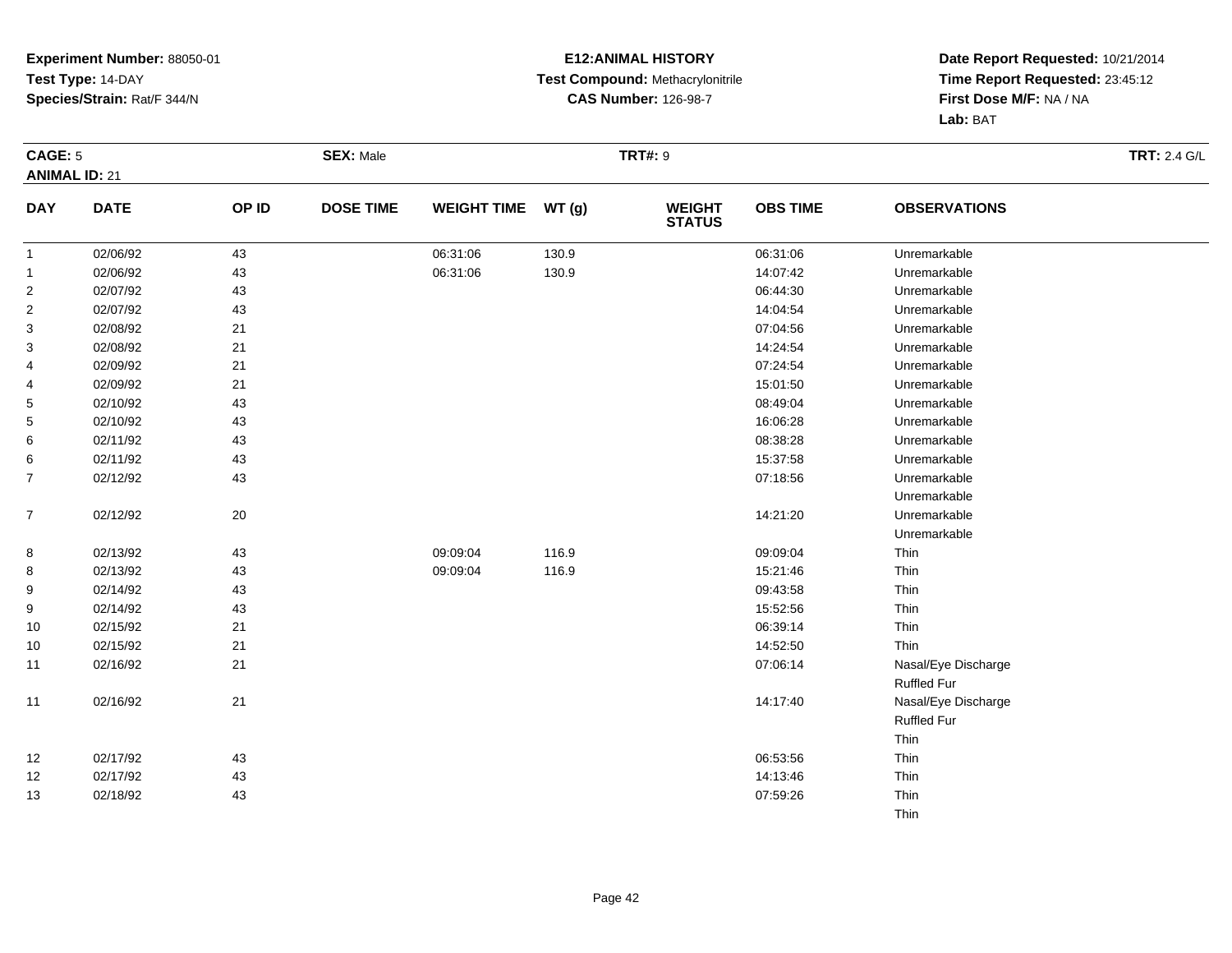**Experiment Number:** 88050-01
**Test Type:** 14-DAY
**Species/Strain:** Rat/F 344/N

**E12:ANIMAL HISTORY**
**Test Compound:** Methacrylonitrile
**CAS Number:** 126-98-7

**Date Report Requested:** 10/21/2014
**Time Report Requested:** 23:45:12
**First Dose M/F:** NA / NA
**Lab:** BAT

**CAGE:** 5 | **SEX:** Male | **TRT#:** 9 | **TRT:** 2.4 G/L
**ANIMAL ID:** 21

| DAY | DATE | OP ID | DOSE TIME | WEIGHT TIME | WT (g) | WEIGHT STATUS | OBS TIME | OBSERVATIONS |
|---|---|---|---|---|---|---|---|---|
| 1 | 02/06/92 | 43 | | 06:31:06 | 130.9 | | 06:31:06 | Unremarkable |
| 1 | 02/06/92 | 43 | | 06:31:06 | 130.9 | | 14:07:42 | Unremarkable |
| 2 | 02/07/92 | 43 | | | | | 06:44:30 | Unremarkable |
| 2 | 02/07/92 | 43 | | | | | 14:04:54 | Unremarkable |
| 3 | 02/08/92 | 21 | | | | | 07:04:56 | Unremarkable |
| 3 | 02/08/92 | 21 | | | | | 14:24:54 | Unremarkable |
| 4 | 02/09/92 | 21 | | | | | 07:24:54 | Unremarkable |
| 4 | 02/09/92 | 21 | | | | | 15:01:50 | Unremarkable |
| 5 | 02/10/92 | 43 | | | | | 08:49:04 | Unremarkable |
| 5 | 02/10/92 | 43 | | | | | 16:06:28 | Unremarkable |
| 6 | 02/11/92 | 43 | | | | | 08:38:28 | Unremarkable |
| 6 | 02/11/92 | 43 | | | | | 15:37:58 | Unremarkable |
| 7 | 02/12/92 | 43 | | | | | 07:18:56 | Unremarkable |
| | | | | | | | | Unremarkable |
| 7 | 02/12/92 | 20 | | | | | 14:21:20 | Unremarkable |
| | | | | | | | | Unremarkable |
| 8 | 02/13/92 | 43 | | 09:09:04 | 116.9 | | 09:09:04 | Thin |
| 8 | 02/13/92 | 43 | | 09:09:04 | 116.9 | | 15:21:46 | Thin |
| 9 | 02/14/92 | 43 | | | | | 09:43:58 | Thin |
| 9 | 02/14/92 | 43 | | | | | 15:52:56 | Thin |
| 10 | 02/15/92 | 21 | | | | | 06:39:14 | Thin |
| 10 | 02/15/92 | 21 | | | | | 14:52:50 | Thin |
| 11 | 02/16/92 | 21 | | | | | 07:06:14 | Nasal/Eye Discharge |
| | | | | | | | | Ruffled Fur |
| 11 | 02/16/92 | 21 | | | | | 14:17:40 | Nasal/Eye Discharge |
| | | | | | | | | Ruffled Fur |
| | | | | | | | | Thin |
| 12 | 02/17/92 | 43 | | | | | 06:53:56 | Thin |
| 12 | 02/17/92 | 43 | | | | | 14:13:46 | Thin |
| 13 | 02/18/92 | 43 | | | | | 07:59:26 | Thin |
| | | | | | | | | Thin |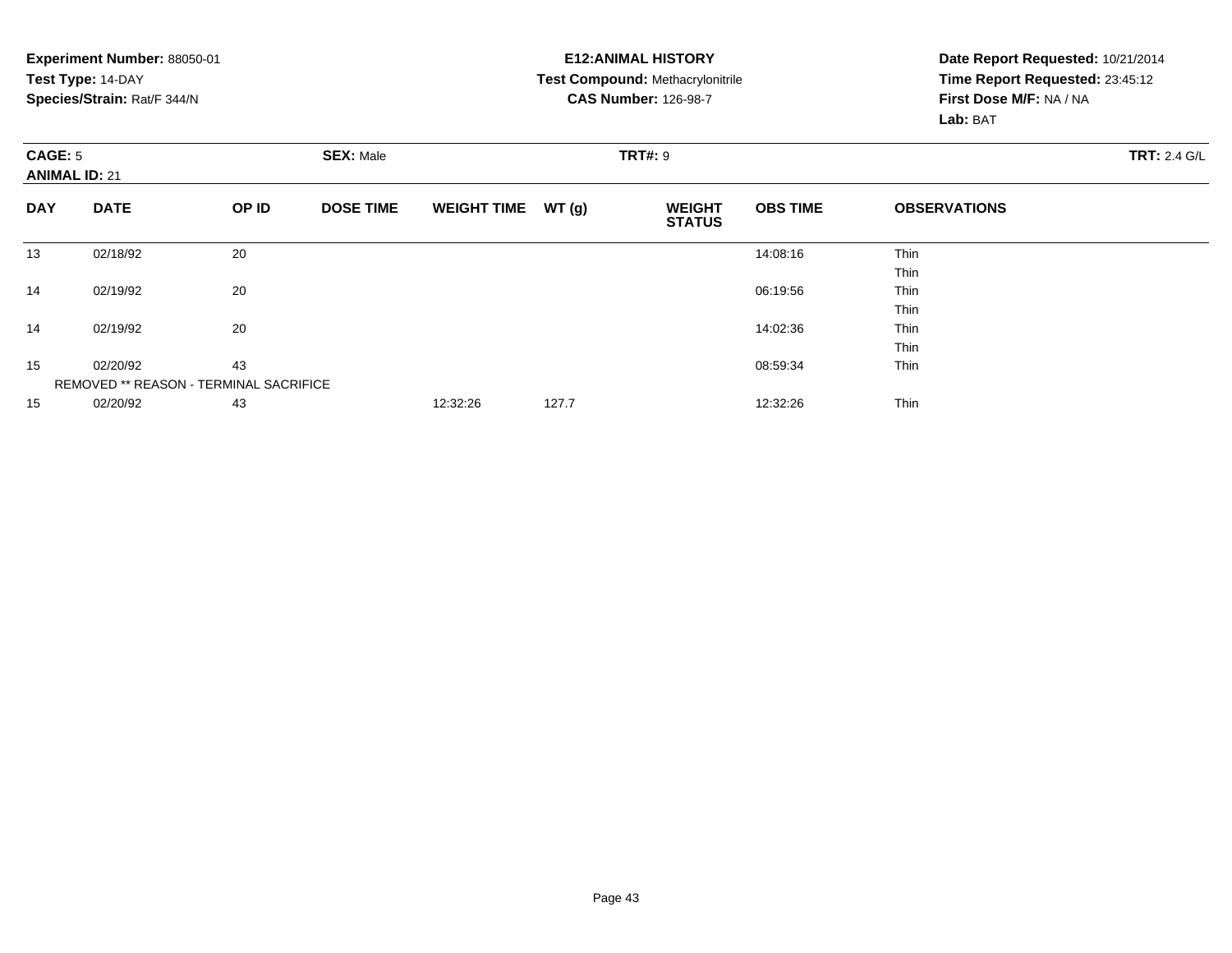**Experiment Number:** 88050-01
**Test Type:** 14-DAY
**Species/Strain:** Rat/F 344/N

**E12:ANIMAL HISTORY**
**Test Compound:** Methacrylonitrile
**CAS Number:** 126-98-7

**Date Report Requested:** 10/21/2014
**Time Report Requested:** 23:45:12
**First Dose M/F:** NA / NA
**Lab:** BAT

**CAGE:** 5 **SEX:** Male **TRT#:** 9 **TRT:** 2.4 G/L
**ANIMAL ID:** 21

| DAY | DATE | OP ID | DOSE TIME | WEIGHT TIME | WT (g) | WEIGHT STATUS | OBS TIME | OBSERVATIONS |
|---|---|---|---|---|---|---|---|---|
| 13 | 02/18/92 | 20 | | | | | 14:08:16 | Thin |
| | | | | | | | | Thin |
| 14 | 02/19/92 | 20 | | | | | 06:19:56 | Thin |
| | | | | | | | | Thin |
| 14 | 02/19/92 | 20 | | | | | 14:02:36 | Thin |
| | | | | | | | | Thin |
| 15 | 02/20/92 | 43 | | | | | 08:59:34 | Thin |
| REMOVED ** REASON - TERMINAL SACRIFICE | | | | | | | | |
| 15 | 02/20/92 | 43 | | 12:32:26 | 127.7 | | 12:32:26 | Thin |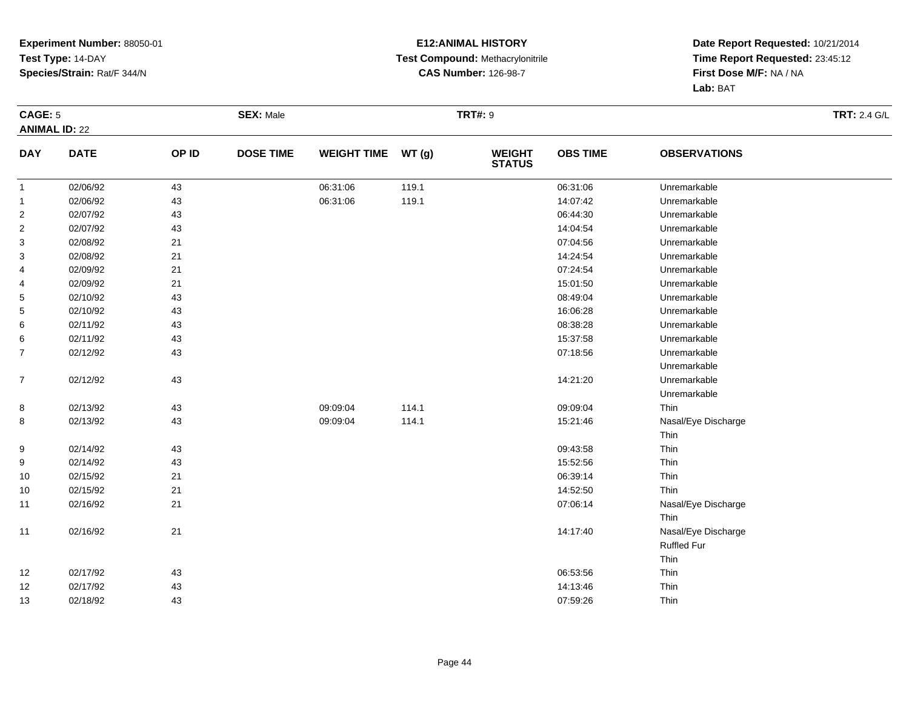**Experiment Number:** 88050-01
**Test Type:** 14-DAY
**Species/Strain:** Rat/F 344/N

**E12:ANIMAL HISTORY**
**Test Compound:** Methacrylonitrile
**CAS Number:** 126-98-7

**Date Report Requested:** 10/21/2014
**Time Report Requested:** 23:45:12
**First Dose M/F:** NA / NA
**Lab:** BAT

**CAGE:** 5 **SEX:** Male **TRT#:** 9 **TRT:** 2.4 G/L
**ANIMAL ID:** 22

| DAY | DATE | OP ID | DOSE TIME | WEIGHT TIME | WT (g) | WEIGHT STATUS | OBS TIME | OBSERVATIONS |
|---|---|---|---|---|---|---|---|---|
| 1 | 02/06/92 | 43 | | 06:31:06 | 119.1 | | 06:31:06 | Unremarkable |
| 1 | 02/06/92 | 43 | | 06:31:06 | 119.1 | | 14:07:42 | Unremarkable |
| 2 | 02/07/92 | 43 | | | | | 06:44:30 | Unremarkable |
| 2 | 02/07/92 | 43 | | | | | 14:04:54 | Unremarkable |
| 3 | 02/08/92 | 21 | | | | | 07:04:56 | Unremarkable |
| 3 | 02/08/92 | 21 | | | | | 14:24:54 | Unremarkable |
| 4 | 02/09/92 | 21 | | | | | 07:24:54 | Unremarkable |
| 4 | 02/09/92 | 21 | | | | | 15:01:50 | Unremarkable |
| 5 | 02/10/92 | 43 | | | | | 08:49:04 | Unremarkable |
| 5 | 02/10/92 | 43 | | | | | 16:06:28 | Unremarkable |
| 6 | 02/11/92 | 43 | | | | | 08:38:28 | Unremarkable |
| 6 | 02/11/92 | 43 | | | | | 15:37:58 | Unremarkable |
| 7 | 02/12/92 | 43 | | | | | 07:18:56 | Unremarkable<br>Unremarkable |
| 7 | 02/12/92 | 43 | | | | | 14:21:20 | Unremarkable<br>Unremarkable |
| 8 | 02/13/92 | 43 | | 09:09:04 | 114.1 | | 09:09:04 | Thin |
| 8 | 02/13/92 | 43 | | 09:09:04 | 114.1 | | 15:21:46 | Nasal/Eye Discharge<br>Thin |
| 9 | 02/14/92 | 43 | | | | | 09:43:58 | Thin |
| 9 | 02/14/92 | 43 | | | | | 15:52:56 | Thin |
| 10 | 02/15/92 | 21 | | | | | 06:39:14 | Thin |
| 10 | 02/15/92 | 21 | | | | | 14:52:50 | Thin |
| 11 | 02/16/92 | 21 | | | | | 07:06:14 | Nasal/Eye Discharge<br>Thin |
| 11 | 02/16/92 | 21 | | | | | 14:17:40 | Nasal/Eye Discharge<br>Ruffled Fur<br>Thin |
| 12 | 02/17/92 | 43 | | | | | 06:53:56 | Thin |
| 12 | 02/17/92 | 43 | | | | | 14:13:46 | Thin |
| 13 | 02/18/92 | 43 | | | | | 07:59:26 | Thin |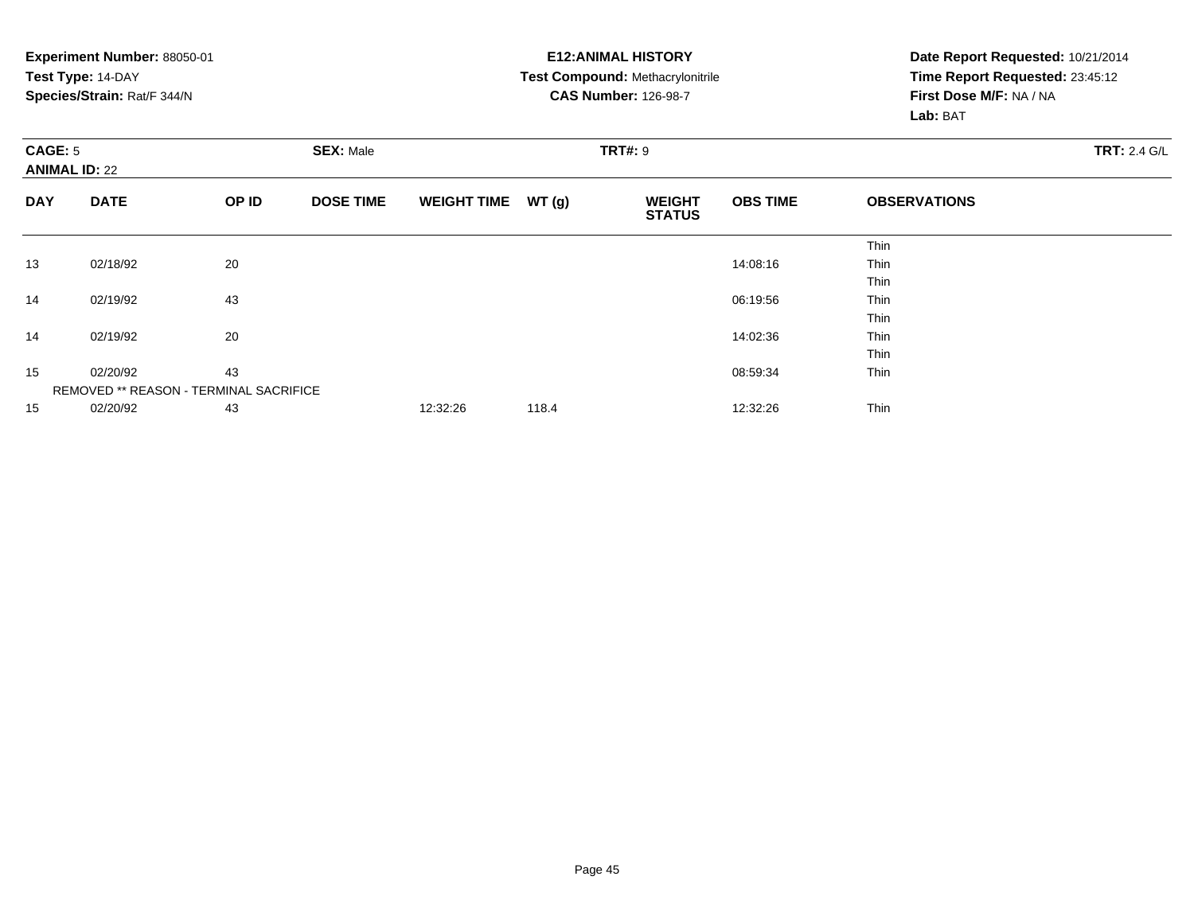**Experiment Number:** 88050-01
**Test Type:** 14-DAY
**Species/Strain:** Rat/F 344/N

**E12:ANIMAL HISTORY**
**Test Compound:** Methacrylonitrile
**CAS Number:** 126-98-7

**Date Report Requested:** 10/21/2014
**Time Report Requested:** 23:45:12
**First Dose M/F:** NA / NA
**Lab:** BAT

**CAGE:** 5 **SEX:** Male **TRT#:** 9 **TRT:** 2.4 G/L
**ANIMAL ID:** 22

| DAY | DATE | OP ID | DOSE TIME | WEIGHT TIME | WT (g) | WEIGHT STATUS | OBS TIME | OBSERVATIONS |
|---|---|---|---|---|---|---|---|---|
| | | | | | | | | Thin |
| 13 | 02/18/92 | 20 | | | | | 14:08:16 | Thin |
| | | | | | | | | Thin |
| 14 | 02/19/92 | 43 | | | | | 06:19:56 | Thin |
| | | | | | | | | Thin |
| 14 | 02/19/92 | 20 | | | | | 14:02:36 | Thin |
| | | | | | | | | Thin |
| 15 | 02/20/92 | 43 | | | | | 08:59:34 | Thin |
| | REMOVED ** REASON - TERMINAL SACRIFICE | | | | | | | |
| 15 | 02/20/92 | 43 | | 12:32:26 | 118.4 | | 12:32:26 | Thin |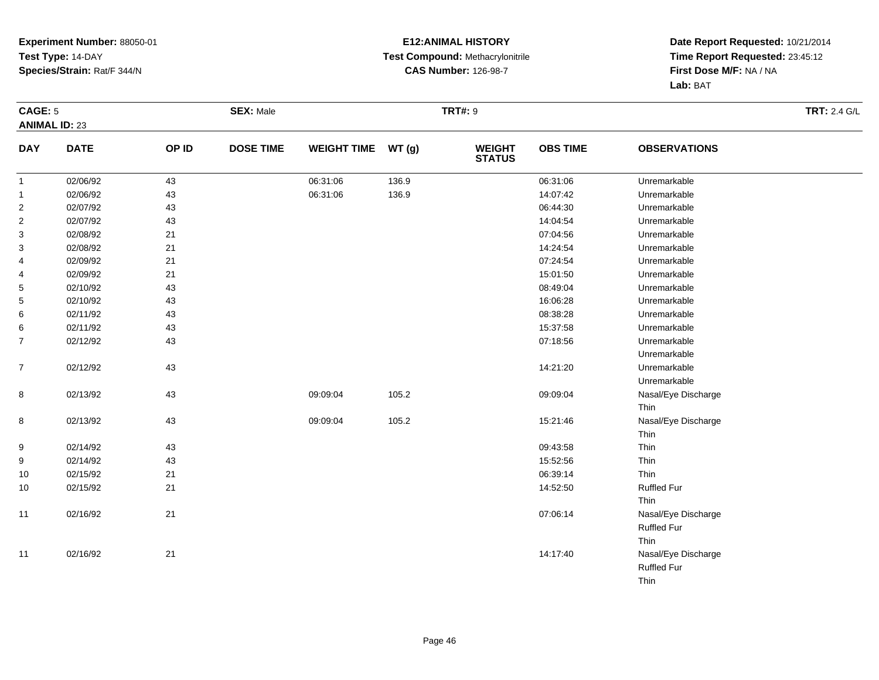**Experiment Number:** 88050-01
**Test Type:** 14-DAY
**Species/Strain:** Rat/F 344/N

**E12:ANIMAL HISTORY**
**Test Compound:** Methacrylonitrile
**CAS Number:** 126-98-7

**Date Report Requested:** 10/21/2014
**Time Report Requested:** 23:45:12
**First Dose M/F:** NA / NA
**Lab:** BAT

**CAGE:** 5
**ANIMAL ID:** 23
**SEX:** Male
**TRT#:** 9
**TRT:** 2.4 G/L

| DAY | DATE | OP ID | DOSE TIME | WEIGHT TIME | WT (g) | WEIGHT STATUS | OBS TIME | OBSERVATIONS |
|---|---|---|---|---|---|---|---|---|
| 1 | 02/06/92 | 43 | | 06:31:06 | 136.9 | | 06:31:06 | Unremarkable |
| 1 | 02/06/92 | 43 | | 06:31:06 | 136.9 | | 14:07:42 | Unremarkable |
| 2 | 02/07/92 | 43 | | | | | 06:44:30 | Unremarkable |
| 2 | 02/07/92 | 43 | | | | | 14:04:54 | Unremarkable |
| 3 | 02/08/92 | 21 | | | | | 07:04:56 | Unremarkable |
| 3 | 02/08/92 | 21 | | | | | 14:24:54 | Unremarkable |
| 4 | 02/09/92 | 21 | | | | | 07:24:54 | Unremarkable |
| 4 | 02/09/92 | 21 | | | | | 15:01:50 | Unremarkable |
| 5 | 02/10/92 | 43 | | | | | 08:49:04 | Unremarkable |
| 5 | 02/10/92 | 43 | | | | | 16:06:28 | Unremarkable |
| 6 | 02/11/92 | 43 | | | | | 08:38:28 | Unremarkable |
| 6 | 02/11/92 | 43 | | | | | 15:37:58 | Unremarkable |
| 7 | 02/12/92 | 43 | | | | | 07:18:56 | Unremarkable<br>Unremarkable |
| 7 | 02/12/92 | 43 | | | | | 14:21:20 | Unremarkable<br>Unremarkable |
| 8 | 02/13/92 | 43 | | 09:09:04 | 105.2 | | 09:09:04 | Nasal/Eye Discharge<br>Thin |
| 8 | 02/13/92 | 43 | | 09:09:04 | 105.2 | | 15:21:46 | Nasal/Eye Discharge<br>Thin |
| 9 | 02/14/92 | 43 | | | | | 09:43:58 | Thin |
| 9 | 02/14/92 | 43 | | | | | 15:52:56 | Thin |
| 10 | 02/15/92 | 21 | | | | | 06:39:14 | Thin |
| 10 | 02/15/92 | 21 | | | | | 14:52:50 | Ruffled Fur<br>Thin |
| 11 | 02/16/92 | 21 | | | | | 07:06:14 | Nasal/Eye Discharge<br>Ruffled Fur<br>Thin |
| 11 | 02/16/92 | 21 | | | | | 14:17:40 | Nasal/Eye Discharge<br>Ruffled Fur<br>Thin |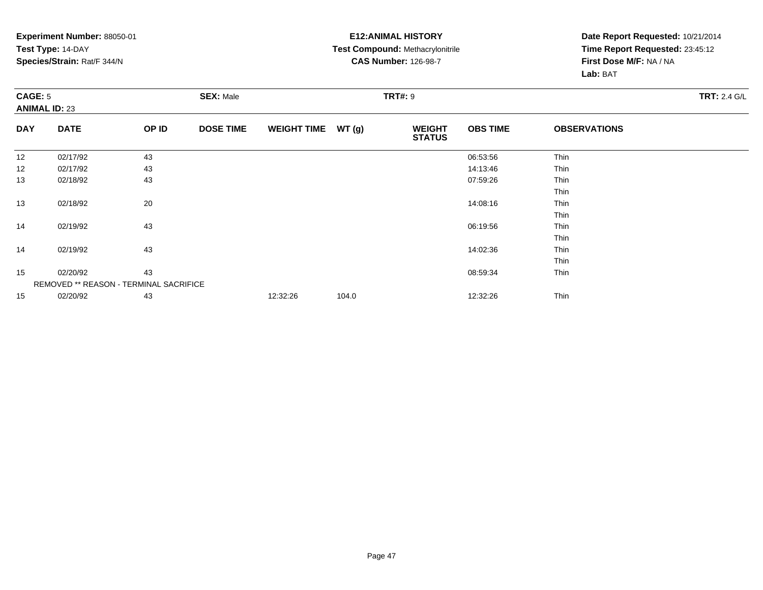**Experiment Number:** 88050-01
**Test Type:** 14-DAY
**Species/Strain:** Rat/F 344/N

**E12:ANIMAL HISTORY**
**Test Compound:** Methacrylonitrile
**CAS Number:** 126-98-7

**Date Report Requested:** 10/21/2014
**Time Report Requested:** 23:45:12
**First Dose M/F:** NA / NA
**Lab:** BAT

**CAGE:** 5 **SEX:** Male **TRT#:** 9 **TRT:** 2.4 G/L
**ANIMAL ID:** 23

| DAY | DATE | OP ID | DOSE TIME | WEIGHT TIME | WT (g) | WEIGHT STATUS | OBS TIME | OBSERVATIONS |
|---|---|---|---|---|---|---|---|---|
| 12 | 02/17/92 | 43 | | | | | 06:53:56 | Thin |
| 12 | 02/17/92 | 43 | | | | | 14:13:46 | Thin |
| 13 | 02/18/92 | 43 | | | | | 07:59:26 | Thin |
| | | | | | | | | Thin |
| 13 | 02/18/92 | 20 | | | | | 14:08:16 | Thin |
| | | | | | | | | Thin |
| 14 | 02/19/92 | 43 | | | | | 06:19:56 | Thin |
| | | | | | | | | Thin |
| 14 | 02/19/92 | 43 | | | | | 14:02:36 | Thin |
| | | | | | | | | Thin |
| 15 | 02/20/92 | 43 | | | | | 08:59:34 | Thin |
| REMOVED ** REASON - TERMINAL SACRIFICE | | | | | | | | |
| 15 | 02/20/92 | 43 | | 12:32:26 | 104.0 | | 12:32:26 | Thin |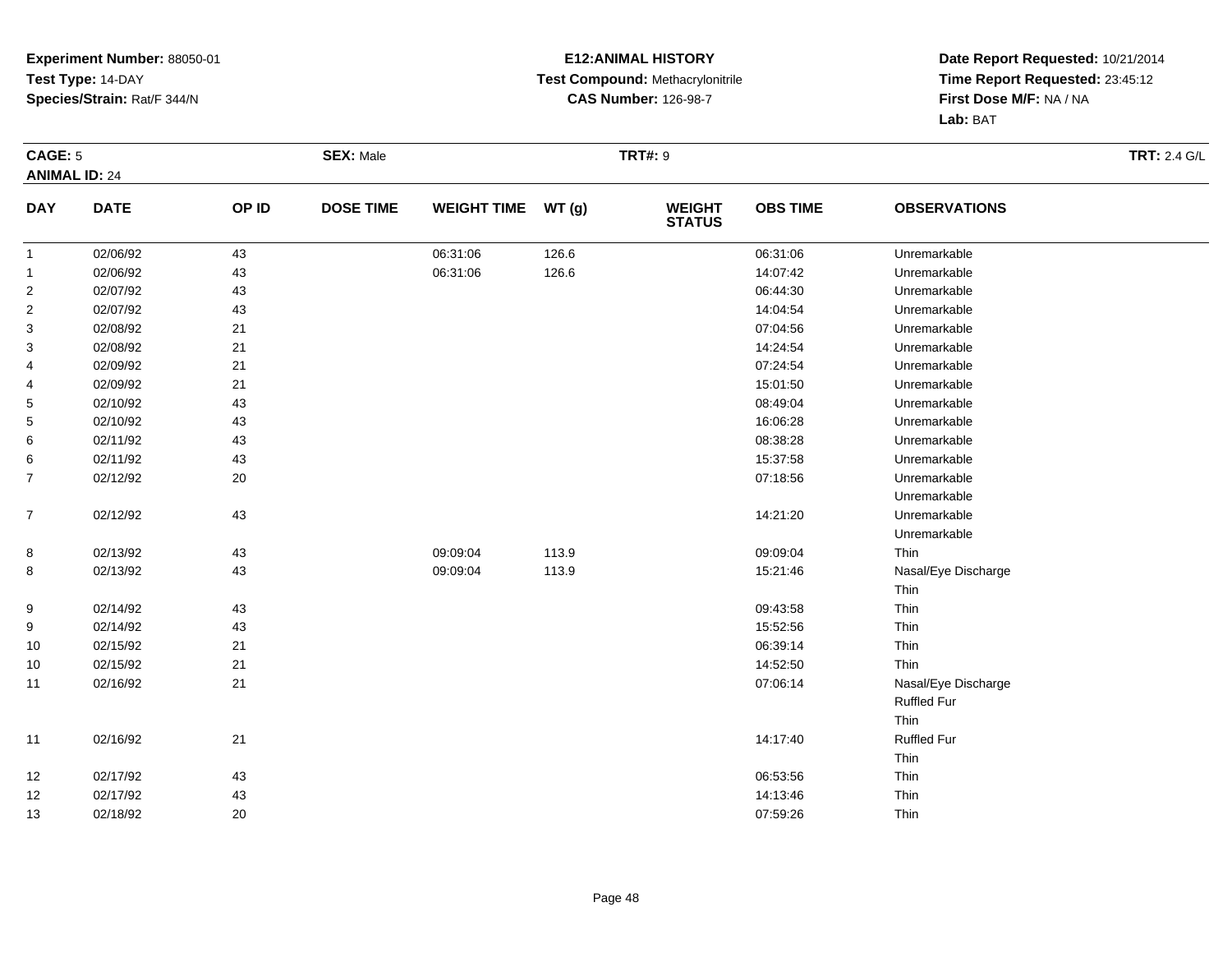**Experiment Number:** 88050-01
**Test Type:** 14-DAY
**Species/Strain:** Rat/F 344/N

**E12:ANIMAL HISTORY**
**Test Compound:** Methacrylonitrile
**CAS Number:** 126-98-7

**Date Report Requested:** 10/21/2014
**Time Report Requested:** 23:45:12
**First Dose M/F:** NA / NA
**Lab:** BAT

**CAGE:** 5 **SEX:** Male **TRT#:** 9 **TRT:** 2.4 G/L
**ANIMAL ID:** 24

| DAY | DATE | OP ID | DOSE TIME | WEIGHT TIME | WT (g) | WEIGHT STATUS | OBS TIME | OBSERVATIONS |
|---|---|---|---|---|---|---|---|---|
| 1 | 02/06/92 | 43 | | 06:31:06 | 126.6 | | 06:31:06 | Unremarkable |
| 1 | 02/06/92 | 43 | | 06:31:06 | 126.6 | | 14:07:42 | Unremarkable |
| 2 | 02/07/92 | 43 | | | | | 06:44:30 | Unremarkable |
| 2 | 02/07/92 | 43 | | | | | 14:04:54 | Unremarkable |
| 3 | 02/08/92 | 21 | | | | | 07:04:56 | Unremarkable |
| 3 | 02/08/92 | 21 | | | | | 14:24:54 | Unremarkable |
| 4 | 02/09/92 | 21 | | | | | 07:24:54 | Unremarkable |
| 4 | 02/09/92 | 21 | | | | | 15:01:50 | Unremarkable |
| 5 | 02/10/92 | 43 | | | | | 08:49:04 | Unremarkable |
| 5 | 02/10/92 | 43 | | | | | 16:06:28 | Unremarkable |
| 6 | 02/11/92 | 43 | | | | | 08:38:28 | Unremarkable |
| 6 | 02/11/92 | 43 | | | | | 15:37:58 | Unremarkable |
| 7 | 02/12/92 | 20 | | | | | 07:18:56 | Unremarkable<br>Unremarkable |
| 7 | 02/12/92 | 43 | | | | | 14:21:20 | Unremarkable<br>Unremarkable |
| 8 | 02/13/92 | 43 | | 09:09:04 | 113.9 | | 09:09:04 | Thin |
| 8 | 02/13/92 | 43 | | 09:09:04 | 113.9 | | 15:21:46 | Nasal/Eye Discharge<br>Thin |
| 9 | 02/14/92 | 43 | | | | | 09:43:58 | Thin |
| 9 | 02/14/92 | 43 | | | | | 15:52:56 | Thin |
| 10 | 02/15/92 | 21 | | | | | 06:39:14 | Thin |
| 10 | 02/15/92 | 21 | | | | | 14:52:50 | Thin |
| 11 | 02/16/92 | 21 | | | | | 07:06:14 | Nasal/Eye Discharge<br>Ruffled Fur<br>Thin |
| 11 | 02/16/92 | 21 | | | | | 14:17:40 | Ruffled Fur<br>Thin |
| 12 | 02/17/92 | 43 | | | | | 06:53:56 | Thin |
| 12 | 02/17/92 | 43 | | | | | 14:13:46 | Thin |
| 13 | 02/18/92 | 20 | | | | | 07:59:26 | Thin |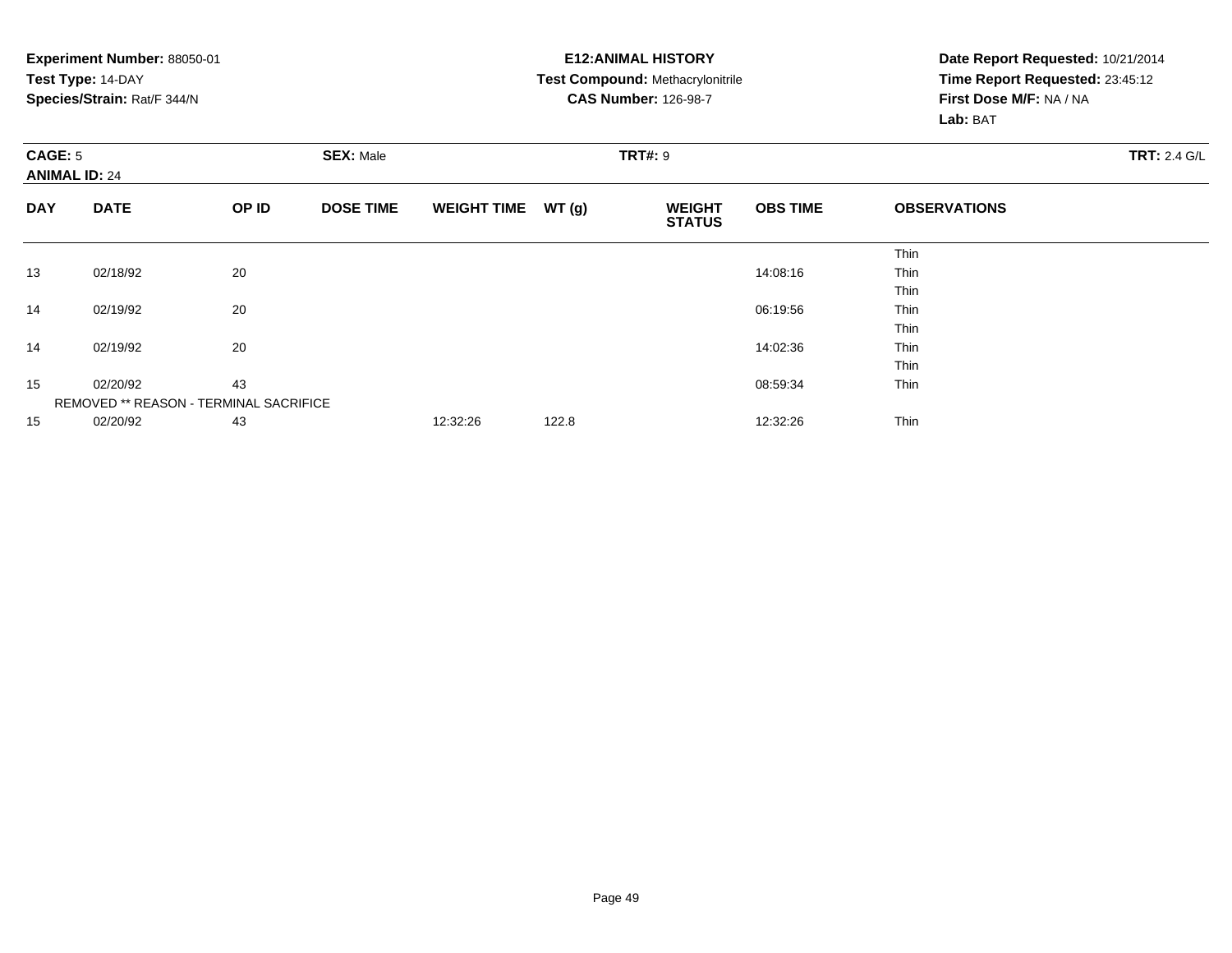**Experiment Number:** 88050-01
**Test Type:** 14-DAY
**Species/Strain:** Rat/F 344/N

**E12:ANIMAL HISTORY**
**Test Compound:** Methacrylonitrile
**CAS Number:** 126-98-7

**Date Report Requested:** 10/21/2014
**Time Report Requested:** 23:45:12
**First Dose M/F:** NA / NA
**Lab:** BAT

**CAGE:** 5 **SEX:** Male **TRT#:** 9 **TRT:** 2.4 G/L
**ANIMAL ID:** 24

| DAY | DATE | OP ID | DOSE TIME | WEIGHT TIME | WT (g) | WEIGHT STATUS | OBS TIME | OBSERVATIONS |
|---|---|---|---|---|---|---|---|---|
| | | | | | | | | Thin |
| 13 | 02/18/92 | 20 | | | | | 14:08:16 | Thin |
| | | | | | | | | Thin |
| 14 | 02/19/92 | 20 | | | | | 06:19:56 | Thin |
| | | | | | | | | Thin |
| 14 | 02/19/92 | 20 | | | | | 14:02:36 | Thin |
| | | | | | | | | Thin |
| 15 | 02/20/92 | 43 | | | | | 08:59:34 | Thin |
| | REMOVED ** REASON - TERMINAL SACRIFICE | | | | | | | |
| 15 | 02/20/92 | 43 | | 12:32:26 | 122.8 | | 12:32:26 | Thin |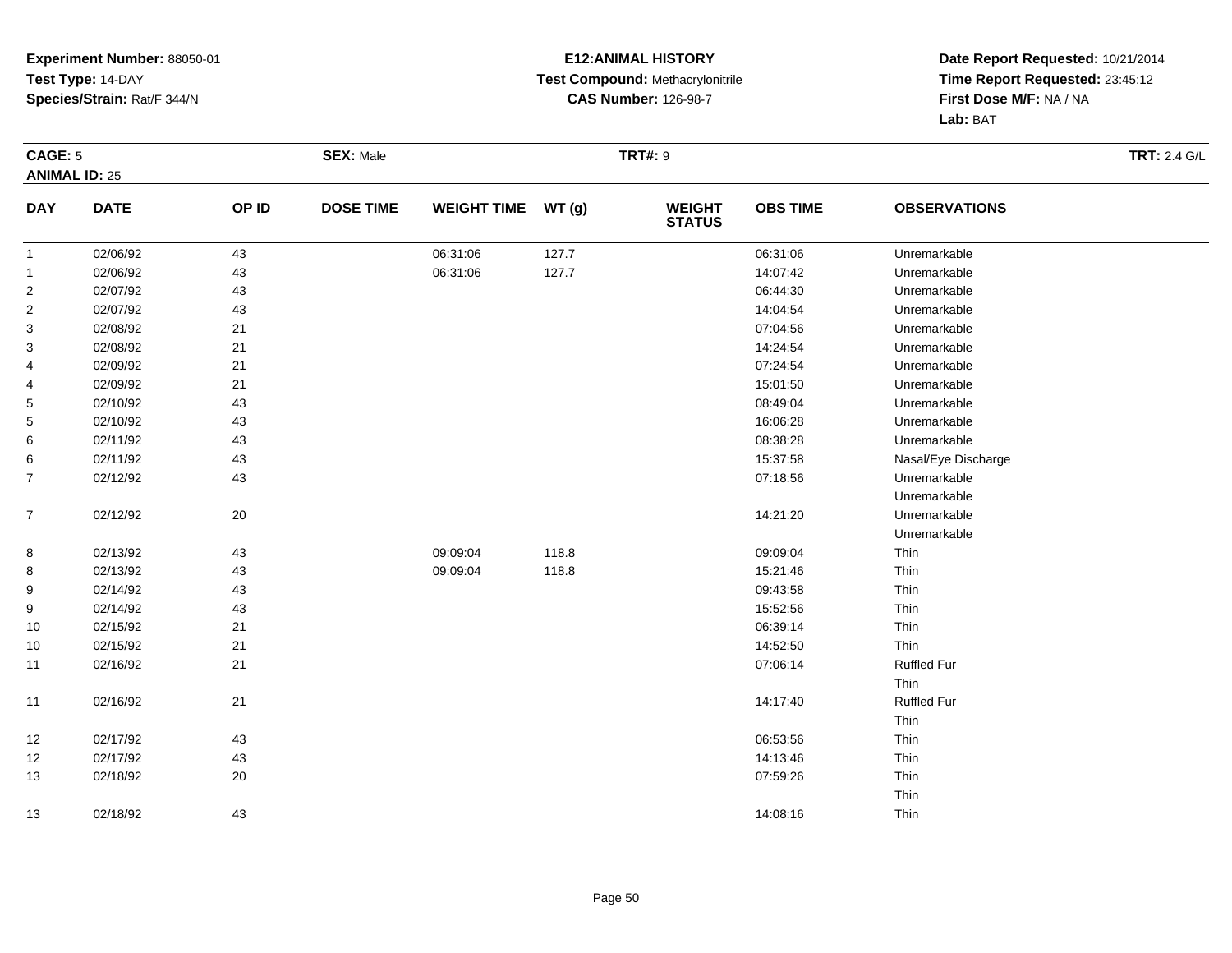**Experiment Number:** 88050-01
**Test Type:** 14-DAY
**Species/Strain:** Rat/F 344/N

**E12:ANIMAL HISTORY**
**Test Compound:** Methacrylonitrile
**CAS Number:** 126-98-7

**Date Report Requested:** 10/21/2014
**Time Report Requested:** 23:45:12
**First Dose M/F:** NA / NA
**Lab:** BAT

**CAGE:** 5 **SEX:** Male **TRT#:** 9 **TRT:** 2.4 G/L
**ANIMAL ID:** 25

| DAY | DATE | OP ID | DOSE TIME | WEIGHT TIME | WT (g) | WEIGHT STATUS | OBS TIME | OBSERVATIONS |
|---|---|---|---|---|---|---|---|---|
| 1 | 02/06/92 | 43 | | 06:31:06 | 127.7 | | 06:31:06 | Unremarkable |
| 1 | 02/06/92 | 43 | | 06:31:06 | 127.7 | | 14:07:42 | Unremarkable |
| 2 | 02/07/92 | 43 | | | | | 06:44:30 | Unremarkable |
| 2 | 02/07/92 | 43 | | | | | 14:04:54 | Unremarkable |
| 3 | 02/08/92 | 21 | | | | | 07:04:56 | Unremarkable |
| 3 | 02/08/92 | 21 | | | | | 14:24:54 | Unremarkable |
| 4 | 02/09/92 | 21 | | | | | 07:24:54 | Unremarkable |
| 4 | 02/09/92 | 21 | | | | | 15:01:50 | Unremarkable |
| 5 | 02/10/92 | 43 | | | | | 08:49:04 | Unremarkable |
| 5 | 02/10/92 | 43 | | | | | 16:06:28 | Unremarkable |
| 6 | 02/11/92 | 43 | | | | | 08:38:28 | Unremarkable |
| 6 | 02/11/92 | 43 | | | | | 15:37:58 | Nasal/Eye Discharge |
| 7 | 02/12/92 | 43 | | | | | 07:18:56 | Unremarkable |
| | | | | | | | | Unremarkable |
| 7 | 02/12/92 | 20 | | | | | 14:21:20 | Unremarkable |
| | | | | | | | | Unremarkable |
| 8 | 02/13/92 | 43 | | 09:09:04 | 118.8 | | 09:09:04 | Thin |
| 8 | 02/13/92 | 43 | | 09:09:04 | 118.8 | | 15:21:46 | Thin |
| 9 | 02/14/92 | 43 | | | | | 09:43:58 | Thin |
| 9 | 02/14/92 | 43 | | | | | 15:52:56 | Thin |
| 10 | 02/15/92 | 21 | | | | | 06:39:14 | Thin |
| 10 | 02/15/92 | 21 | | | | | 14:52:50 | Thin |
| 11 | 02/16/92 | 21 | | | | | 07:06:14 | Ruffled Fur |
| | | | | | | | | Thin |
| 11 | 02/16/92 | 21 | | | | | 14:17:40 | Ruffled Fur |
| | | | | | | | | Thin |
| 12 | 02/17/92 | 43 | | | | | 06:53:56 | Thin |
| 12 | 02/17/92 | 43 | | | | | 14:13:46 | Thin |
| 13 | 02/18/92 | 20 | | | | | 07:59:26 | Thin |
| | | | | | | | | Thin |
| 13 | 02/18/92 | 43 | | | | | 14:08:16 | Thin |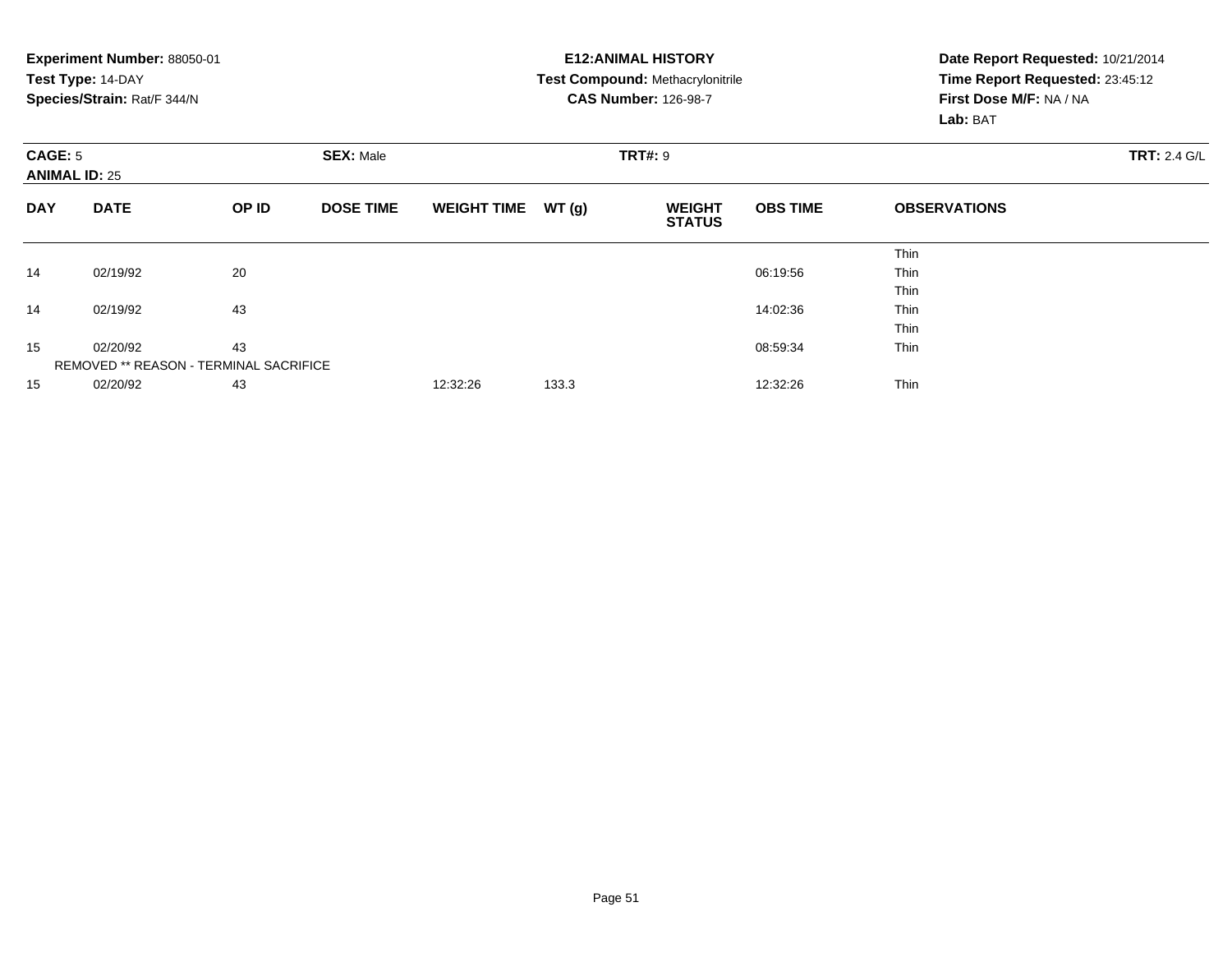**Experiment Number:** 88050-01
**Test Type:** 14-DAY
**Species/Strain:** Rat/F 344/N

**E12:ANIMAL HISTORY**
**Test Compound:** Methacrylonitrile
**CAS Number:** 126-98-7

**Date Report Requested:** 10/21/2014
**Time Report Requested:** 23:45:12
**First Dose M/F:** NA / NA
**Lab:** BAT

**CAGE:** 5 **SEX:** Male **TRT#:** 9 **TRT:** 2.4 G/L
**ANIMAL ID:** 25

| DAY | DATE | OP ID | DOSE TIME | WEIGHT TIME | WT (g) | WEIGHT STATUS | OBS TIME | OBSERVATIONS |
|---|---|---|---|---|---|---|---|---|
| | | | | | | | | Thin |
| 14 | 02/19/92 | 20 | | | | | 06:19:56 | Thin |
| | | | | | | | | Thin |
| 14 | 02/19/92 | 43 | | | | | 14:02:36 | Thin |
| | | | | | | | | Thin |
| 15 | 02/20/92 | 43 | | | | | 08:59:34 | Thin |
| REMOVED ** REASON - TERMINAL SACRIFICE | | | | | | | | |
| 15 | 02/20/92 | 43 | | 12:32:26 | 133.3 | | 12:32:26 | Thin |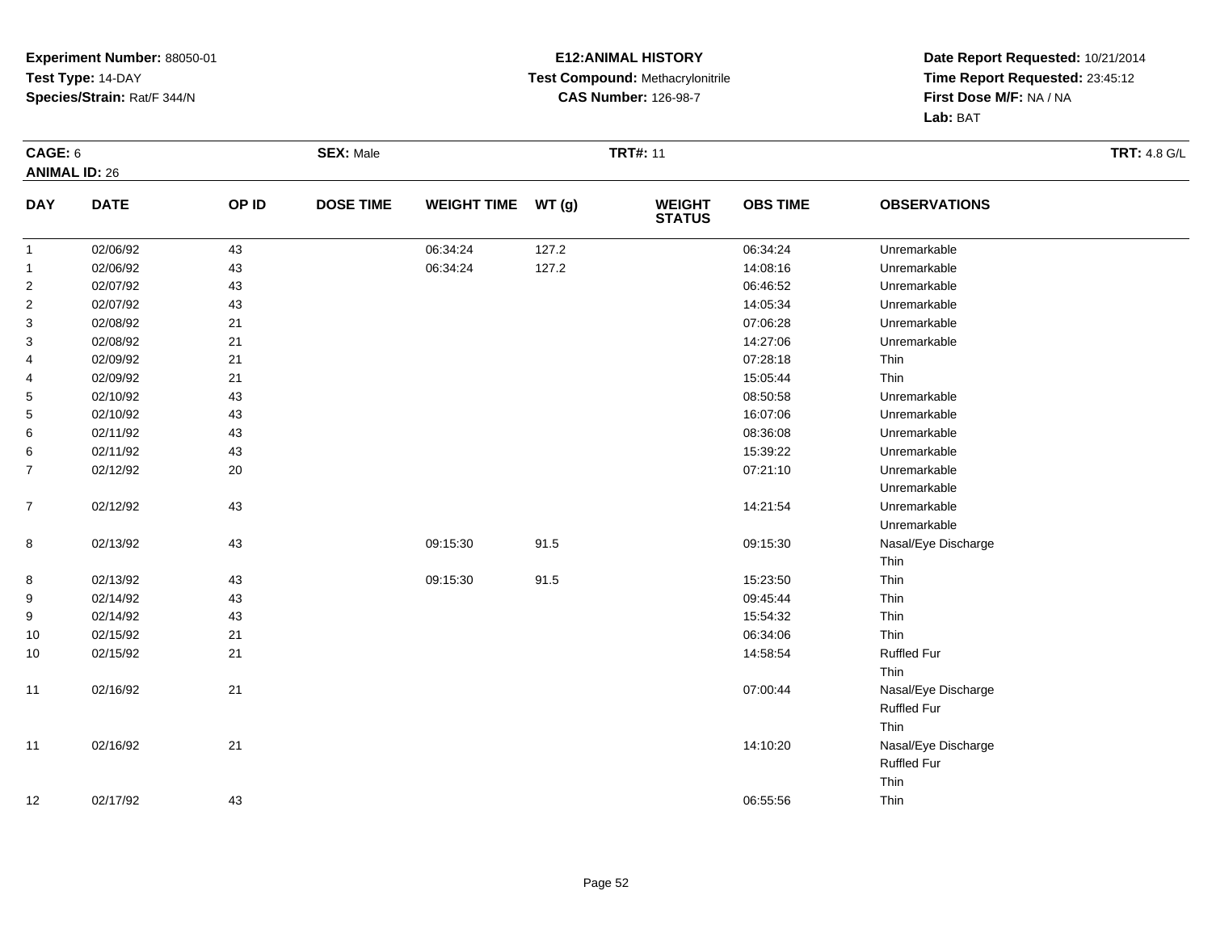**Experiment Number:** 88050-01
**Test Type:** 14-DAY
**Species/Strain:** Rat/F 344/N

**E12:ANIMAL HISTORY**
**Test Compound:** Methacrylonitrile
**CAS Number:** 126-98-7

**Date Report Requested:** 10/21/2014
**Time Report Requested:** 23:45:12
**First Dose M/F:** NA / NA
**Lab:** BAT

**CAGE:** 6 **SEX:** Male **TRT#:** 11 **TRT:** 4.8 G/L
**ANIMAL ID:** 26

| DAY | DATE | OP ID | DOSE TIME | WEIGHT TIME | WT (g) | WEIGHT STATUS | OBS TIME | OBSERVATIONS |
|---|---|---|---|---|---|---|---|---|
| 1 | 02/06/92 | 43 | | 06:34:24 | 127.2 | | 06:34:24 | Unremarkable |
| 1 | 02/06/92 | 43 | | 06:34:24 | 127.2 | | 14:08:16 | Unremarkable |
| 2 | 02/07/92 | 43 | | | | | 06:46:52 | Unremarkable |
| 2 | 02/07/92 | 43 | | | | | 14:05:34 | Unremarkable |
| 3 | 02/08/92 | 21 | | | | | 07:06:28 | Unremarkable |
| 3 | 02/08/92 | 21 | | | | | 14:27:06 | Unremarkable |
| 4 | 02/09/92 | 21 | | | | | 07:28:18 | Thin |
| 4 | 02/09/92 | 21 | | | | | 15:05:44 | Thin |
| 5 | 02/10/92 | 43 | | | | | 08:50:58 | Unremarkable |
| 5 | 02/10/92 | 43 | | | | | 16:07:06 | Unremarkable |
| 6 | 02/11/92 | 43 | | | | | 08:36:08 | Unremarkable |
| 6 | 02/11/92 | 43 | | | | | 15:39:22 | Unremarkable |
| 7 | 02/12/92 | 20 | | | | | 07:21:10 | Unremarkable<br>Unremarkable |
| 7 | 02/12/92 | 43 | | | | | 14:21:54 | Unremarkable<br>Unremarkable |
| 8 | 02/13/92 | 43 | | 09:15:30 | 91.5 | | 09:15:30 | Nasal/Eye Discharge<br>Thin |
| 8 | 02/13/92 | 43 | | 09:15:30 | 91.5 | | 15:23:50 | Thin |
| 9 | 02/14/92 | 43 | | | | | 09:45:44 | Thin |
| 9 | 02/14/92 | 43 | | | | | 15:54:32 | Thin |
| 10 | 02/15/92 | 21 | | | | | 06:34:06 | Thin |
| 10 | 02/15/92 | 21 | | | | | 14:58:54 | Ruffled Fur<br>Thin |
| 11 | 02/16/92 | 21 | | | | | 07:00:44 | Nasal/Eye Discharge<br>Ruffled Fur<br>Thin |
| 11 | 02/16/92 | 21 | | | | | 14:10:20 | Nasal/Eye Discharge<br>Ruffled Fur<br>Thin |
| 12 | 02/17/92 | 43 | | | | | 06:55:56 | Thin |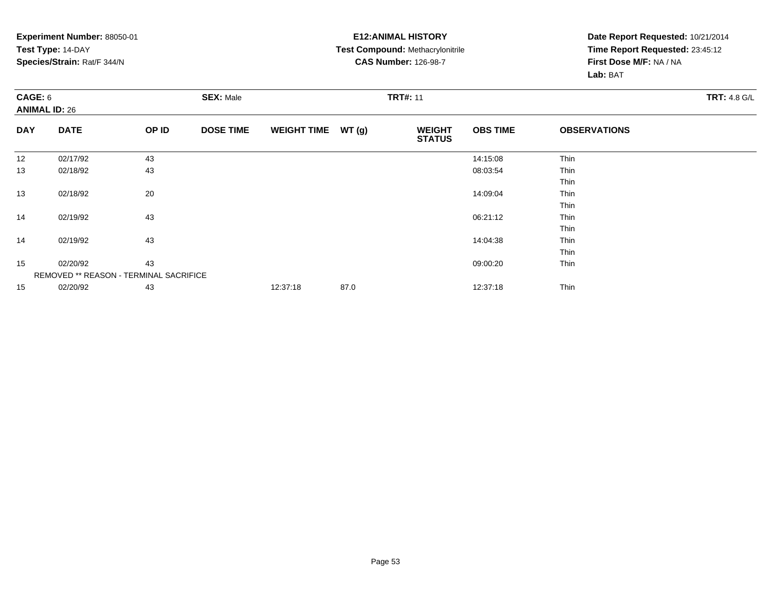**Experiment Number:** 88050-01
**Test Type:** 14-DAY
**Species/Strain:** Rat/F 344/N

**E12:ANIMAL HISTORY**
**Test Compound:** Methacrylonitrile
**CAS Number:** 126-98-7

**Date Report Requested:** 10/21/2014
**Time Report Requested:** 23:45:12
**First Dose M/F:** NA / NA
**Lab:** BAT

**CAGE:** 6 **SEX:** Male **TRT#:** 11 **TRT:** 4.8 G/L
**ANIMAL ID:** 26

| DAY | DATE | OP ID | DOSE TIME | WEIGHT TIME | WT (g) | WEIGHT STATUS | OBS TIME | OBSERVATIONS |
|---|---|---|---|---|---|---|---|---|
| 12 | 02/17/92 | 43 | | | | | 14:15:08 | Thin |
| 13 | 02/18/92 | 43 | | | | | 08:03:54 | Thin |
| | | | | | | | | Thin |
| 13 | 02/18/92 | 20 | | | | | 14:09:04 | Thin |
| | | | | | | | | Thin |
| 14 | 02/19/92 | 43 | | | | | 06:21:12 | Thin |
| | | | | | | | | Thin |
| 14 | 02/19/92 | 43 | | | | | 14:04:38 | Thin |
| | | | | | | | | Thin |
| 15 | 02/20/92 | 43 | | | | | 09:00:20 | Thin |
| REMOVED ** REASON - TERMINAL SACRIFICE | | | | | | | | |
| 15 | 02/20/92 | 43 | | 12:37:18 | 87.0 | | 12:37:18 | Thin |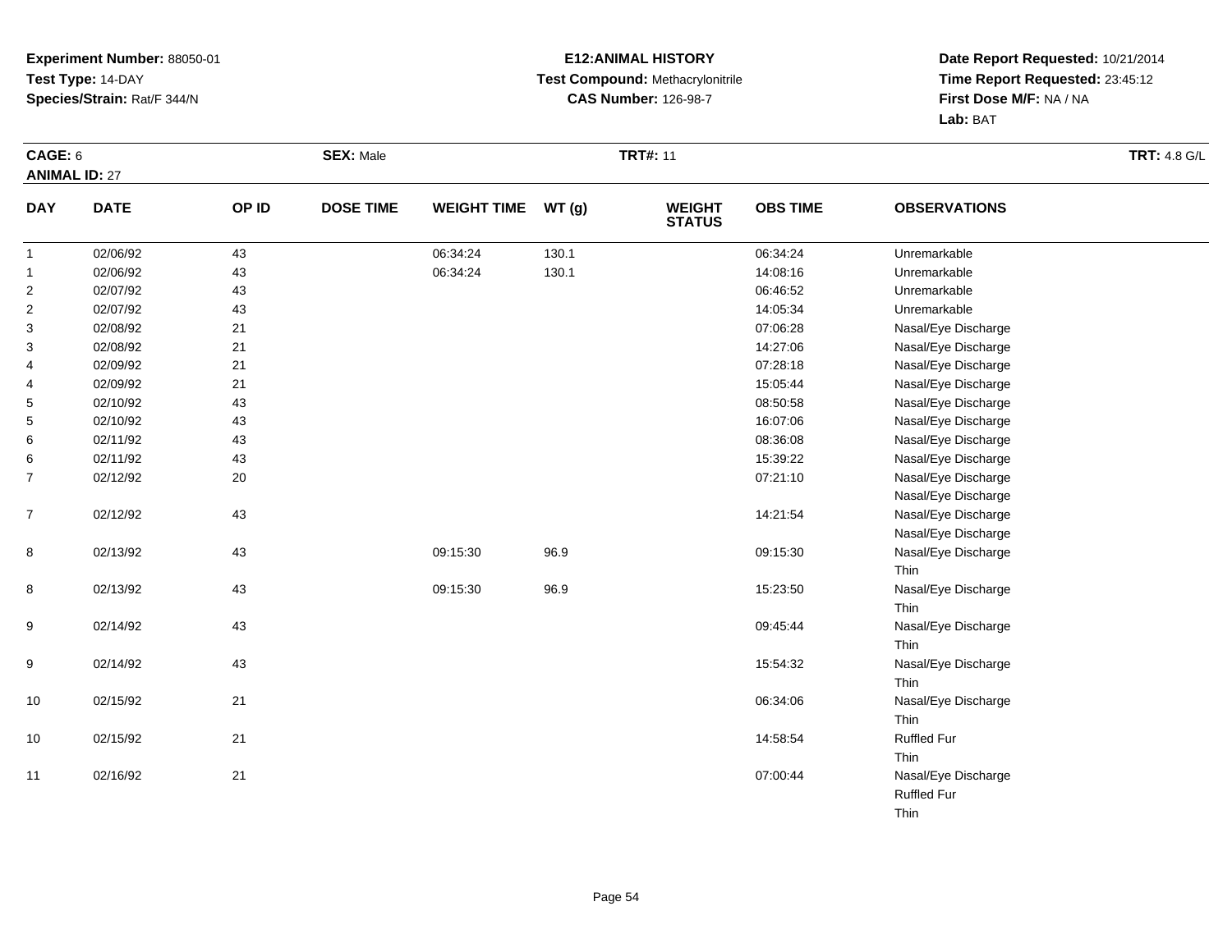**Experiment Number:** 88050-01
**Test Type:** 14-DAY
**Species/Strain:** Rat/F 344/N

**E12:ANIMAL HISTORY**
**Test Compound:** Methacrylonitrile
**CAS Number:** 126-98-7

**Date Report Requested:** 10/21/2014
**Time Report Requested:** 23:45:12
**First Dose M/F:** NA / NA
**Lab:** BAT

**CAGE:** 6 **SEX:** Male **TRT#:** 11 **TRT:** 4.8 G/L
**ANIMAL ID:** 27

| DAY | DATE | OP ID | DOSE TIME | WEIGHT TIME | WT (g) | WEIGHT STATUS | OBS TIME | OBSERVATIONS |
|---|---|---|---|---|---|---|---|---|
| 1 | 02/06/92 | 43 | | 06:34:24 | 130.1 | | 06:34:24 | Unremarkable |
| 1 | 02/06/92 | 43 | | 06:34:24 | 130.1 | | 14:08:16 | Unremarkable |
| 2 | 02/07/92 | 43 | | | | | 06:46:52 | Unremarkable |
| 2 | 02/07/92 | 43 | | | | | 14:05:34 | Unremarkable |
| 3 | 02/08/92 | 21 | | | | | 07:06:28 | Nasal/Eye Discharge |
| 3 | 02/08/92 | 21 | | | | | 14:27:06 | Nasal/Eye Discharge |
| 4 | 02/09/92 | 21 | | | | | 07:28:18 | Nasal/Eye Discharge |
| 4 | 02/09/92 | 21 | | | | | 15:05:44 | Nasal/Eye Discharge |
| 5 | 02/10/92 | 43 | | | | | 08:50:58 | Nasal/Eye Discharge |
| 5 | 02/10/92 | 43 | | | | | 16:07:06 | Nasal/Eye Discharge |
| 6 | 02/11/92 | 43 | | | | | 08:36:08 | Nasal/Eye Discharge |
| 6 | 02/11/92 | 43 | | | | | 15:39:22 | Nasal/Eye Discharge |
| 7 | 02/12/92 | 20 | | | | | 07:21:10 | Nasal/Eye Discharge<br>Nasal/Eye Discharge |
| 7 | 02/12/92 | 43 | | | | | 14:21:54 | Nasal/Eye Discharge<br>Nasal/Eye Discharge |
| 8 | 02/13/92 | 43 | | 09:15:30 | 96.9 | | 09:15:30 | Nasal/Eye Discharge<br>Thin |
| 8 | 02/13/92 | 43 | | 09:15:30 | 96.9 | | 15:23:50 | Nasal/Eye Discharge<br>Thin |
| 9 | 02/14/92 | 43 | | | | | 09:45:44 | Nasal/Eye Discharge<br>Thin |
| 9 | 02/14/92 | 43 | | | | | 15:54:32 | Nasal/Eye Discharge<br>Thin |
| 10 | 02/15/92 | 21 | | | | | 06:34:06 | Nasal/Eye Discharge<br>Thin |
| 10 | 02/15/92 | 21 | | | | | 14:58:54 | Ruffled Fur<br>Thin |
| 11 | 02/16/92 | 21 | | | | | 07:00:44 | Nasal/Eye Discharge<br>Ruffled Fur<br>Thin |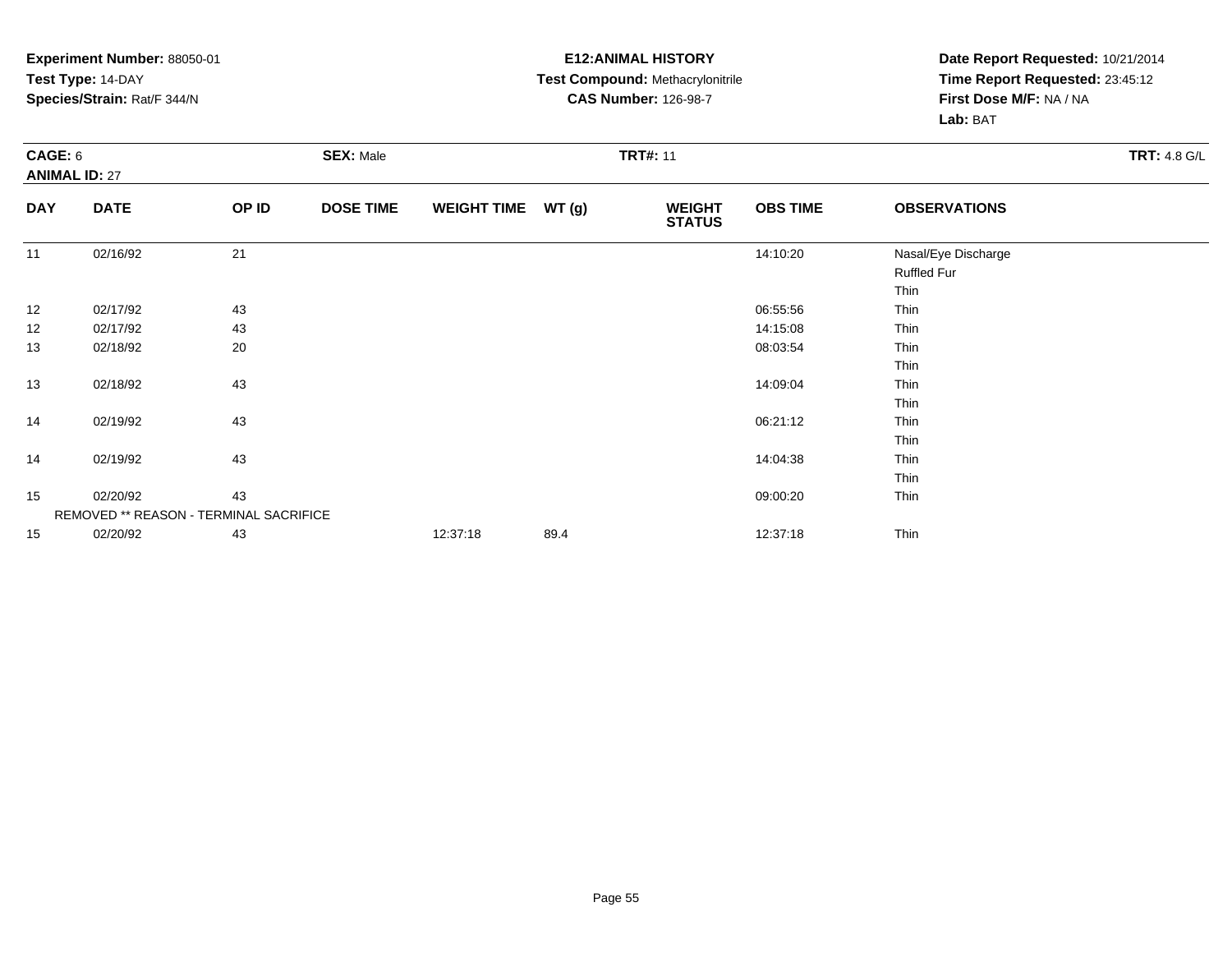**Experiment Number:** 88050-01
**Test Type:** 14-DAY
**Species/Strain:** Rat/F 344/N

**E12:ANIMAL HISTORY**
**Test Compound:** Methacrylonitrile
**CAS Number:** 126-98-7

**Date Report Requested:** 10/21/2014
**Time Report Requested:** 23:45:12
**First Dose M/F:** NA / NA
**Lab:** BAT

**CAGE:** 6 **SEX:** Male **TRT#:** 11 **TRT:** 4.8 G/L
**ANIMAL ID:** 27

| DAY | DATE | OP ID | DOSE TIME | WEIGHT TIME | WT (g) | WEIGHT STATUS | OBS TIME | OBSERVATIONS |
|---|---|---|---|---|---|---|---|---|
| 11 | 02/16/92 | 21 | | | | | 14:10:20 | Nasal/Eye Discharge |
| | | | | | | | | Ruffled Fur |
| | | | | | | | | Thin |
| 12 | 02/17/92 | 43 | | | | | 06:55:56 | Thin |
| 12 | 02/17/92 | 43 | | | | | 14:15:08 | Thin |
| 13 | 02/18/92 | 20 | | | | | 08:03:54 | Thin |
| | | | | | | | | Thin |
| 13 | 02/18/92 | 43 | | | | | 14:09:04 | Thin |
| | | | | | | | | Thin |
| 14 | 02/19/92 | 43 | | | | | 06:21:12 | Thin |
| | | | | | | | | Thin |
| 14 | 02/19/92 | 43 | | | | | 14:04:38 | Thin |
| | | | | | | | | Thin |
| 15 | 02/20/92 | 43 | | | | | 09:00:20 | Thin |
| | REMOVED ** REASON - TERMINAL SACRIFICE | | | | | | | |
| 15 | 02/20/92 | 43 | | 12:37:18 | 89.4 | | 12:37:18 | Thin |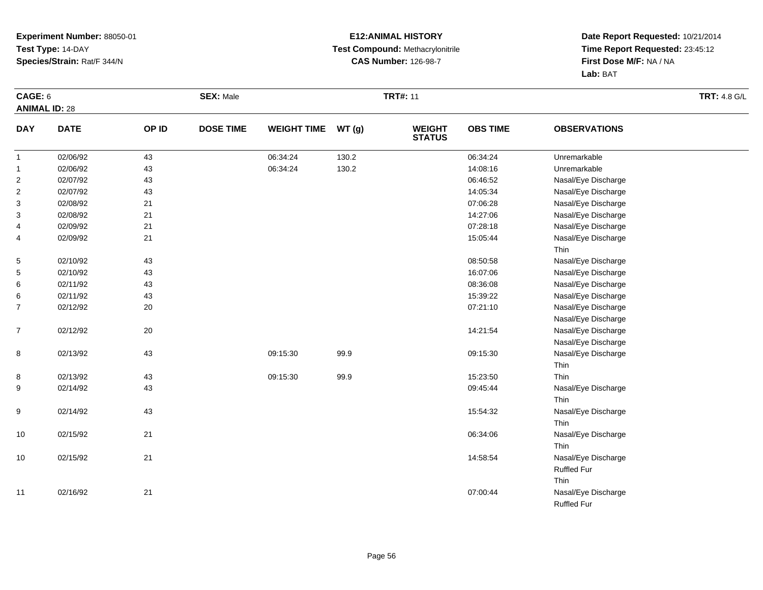**Experiment Number:** 88050-01
**Test Type:** 14-DAY
**Species/Strain:** Rat/F 344/N

**E12:ANIMAL HISTORY**
**Test Compound:** Methacrylonitrile
**CAS Number:** 126-98-7

**Date Report Requested:** 10/21/2014
**Time Report Requested:** 23:45:12
**First Dose M/F:** NA / NA
**Lab:** BAT

**CAGE:** 6
**ANIMAL ID:** 28
**SEX:** Male
**TRT#:** 11
**TRT:** 4.8 G/L

| DAY | DATE | OP ID | DOSE TIME | WEIGHT TIME | WT (g) | WEIGHT STATUS | OBS TIME | OBSERVATIONS |
|---|---|---|---|---|---|---|---|---|
| 1 | 02/06/92 | 43 | | 06:34:24 | 130.2 | | 06:34:24 | Unremarkable |
| 1 | 02/06/92 | 43 | | 06:34:24 | 130.2 | | 14:08:16 | Unremarkable |
| 2 | 02/07/92 | 43 | | | | | 06:46:52 | Nasal/Eye Discharge |
| 2 | 02/07/92 | 43 | | | | | 14:05:34 | Nasal/Eye Discharge |
| 3 | 02/08/92 | 21 | | | | | 07:06:28 | Nasal/Eye Discharge |
| 3 | 02/08/92 | 21 | | | | | 14:27:06 | Nasal/Eye Discharge |
| 4 | 02/09/92 | 21 | | | | | 07:28:18 | Nasal/Eye Discharge |
| 4 | 02/09/92 | 21 | | | | | 15:05:44 | Nasal/Eye Discharge<br>Thin |
| 5 | 02/10/92 | 43 | | | | | 08:50:58 | Nasal/Eye Discharge |
| 5 | 02/10/92 | 43 | | | | | 16:07:06 | Nasal/Eye Discharge |
| 6 | 02/11/92 | 43 | | | | | 08:36:08 | Nasal/Eye Discharge |
| 6 | 02/11/92 | 43 | | | | | 15:39:22 | Nasal/Eye Discharge |
| 7 | 02/12/92 | 20 | | | | | 07:21:10 | Nasal/Eye Discharge<br>Nasal/Eye Discharge |
| 7 | 02/12/92 | 20 | | | | | 14:21:54 | Nasal/Eye Discharge<br>Nasal/Eye Discharge |
| 8 | 02/13/92 | 43 | | 09:15:30 | 99.9 | | 09:15:30 | Nasal/Eye Discharge<br>Thin |
| 8 | 02/13/92 | 43 | | 09:15:30 | 99.9 | | 15:23:50 | Thin |
| 9 | 02/14/92 | 43 | | | | | 09:45:44 | Nasal/Eye Discharge<br>Thin |
| 9 | 02/14/92 | 43 | | | | | 15:54:32 | Nasal/Eye Discharge<br>Thin |
| 10 | 02/15/92 | 21 | | | | | 06:34:06 | Nasal/Eye Discharge<br>Thin |
| 10 | 02/15/92 | 21 | | | | | 14:58:54 | Nasal/Eye Discharge<br>Ruffled Fur<br>Thin |
| 11 | 02/16/92 | 21 | | | | | 07:00:44 | Nasal/Eye Discharge<br>Ruffled Fur |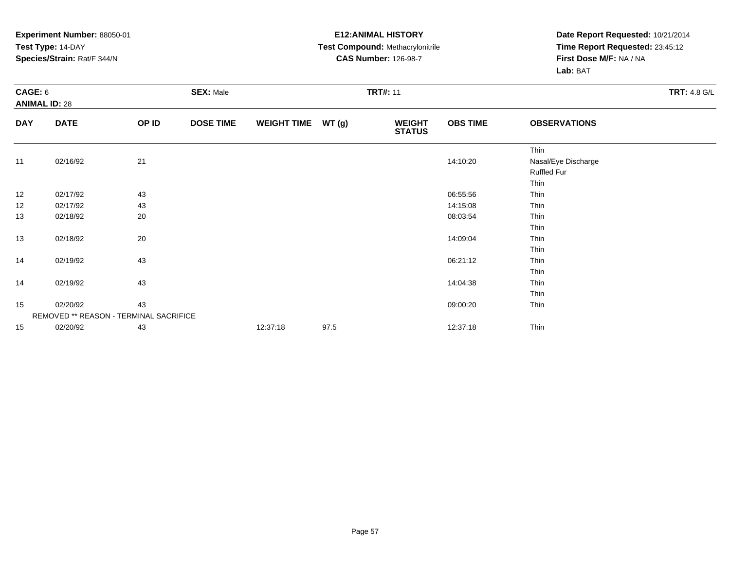**Experiment Number:** 88050-01
**Test Type:** 14-DAY
**Species/Strain:** Rat/F 344/N

**E12:ANIMAL HISTORY**
**Test Compound:** Methacrylonitrile
**CAS Number:** 126-98-7

**Date Report Requested:** 10/21/2014
**Time Report Requested:** 23:45:12
**First Dose M/F:** NA / NA
**Lab:** BAT

**CAGE:** 6 **SEX:** Male **TRT#:** 11 **TRT:** 4.8 G/L
**ANIMAL ID:** 28

| DAY | DATE | OP ID | DOSE TIME | WEIGHT TIME | WT (g) | WEIGHT STATUS | OBS TIME | OBSERVATIONS |
|---|---|---|---|---|---|---|---|---|
| | | | | | | | | Thin |
| 11 | 02/16/92 | 21 | | | | | 14:10:20 | Nasal/Eye Discharge |
| | | | | | | | | Ruffled Fur |
| | | | | | | | | Thin |
| 12 | 02/17/92 | 43 | | | | | 06:55:56 | Thin |
| 12 | 02/17/92 | 43 | | | | | 14:15:08 | Thin |
| 13 | 02/18/92 | 20 | | | | | 08:03:54 | Thin |
| | | | | | | | | Thin |
| 13 | 02/18/92 | 20 | | | | | 14:09:04 | Thin |
| | | | | | | | | Thin |
| 14 | 02/19/92 | 43 | | | | | 06:21:12 | Thin |
| | | | | | | | | Thin |
| 14 | 02/19/92 | 43 | | | | | 14:04:38 | Thin |
| | | | | | | | | Thin |
| 15 | 02/20/92 | 43 | | | | | 09:00:20 | Thin |
| REMOVED ** REASON - TERMINAL SACRIFICE | | | | | | | | |
| 15 | 02/20/92 | 43 | | 12:37:18 | 97.5 | | 12:37:18 | Thin |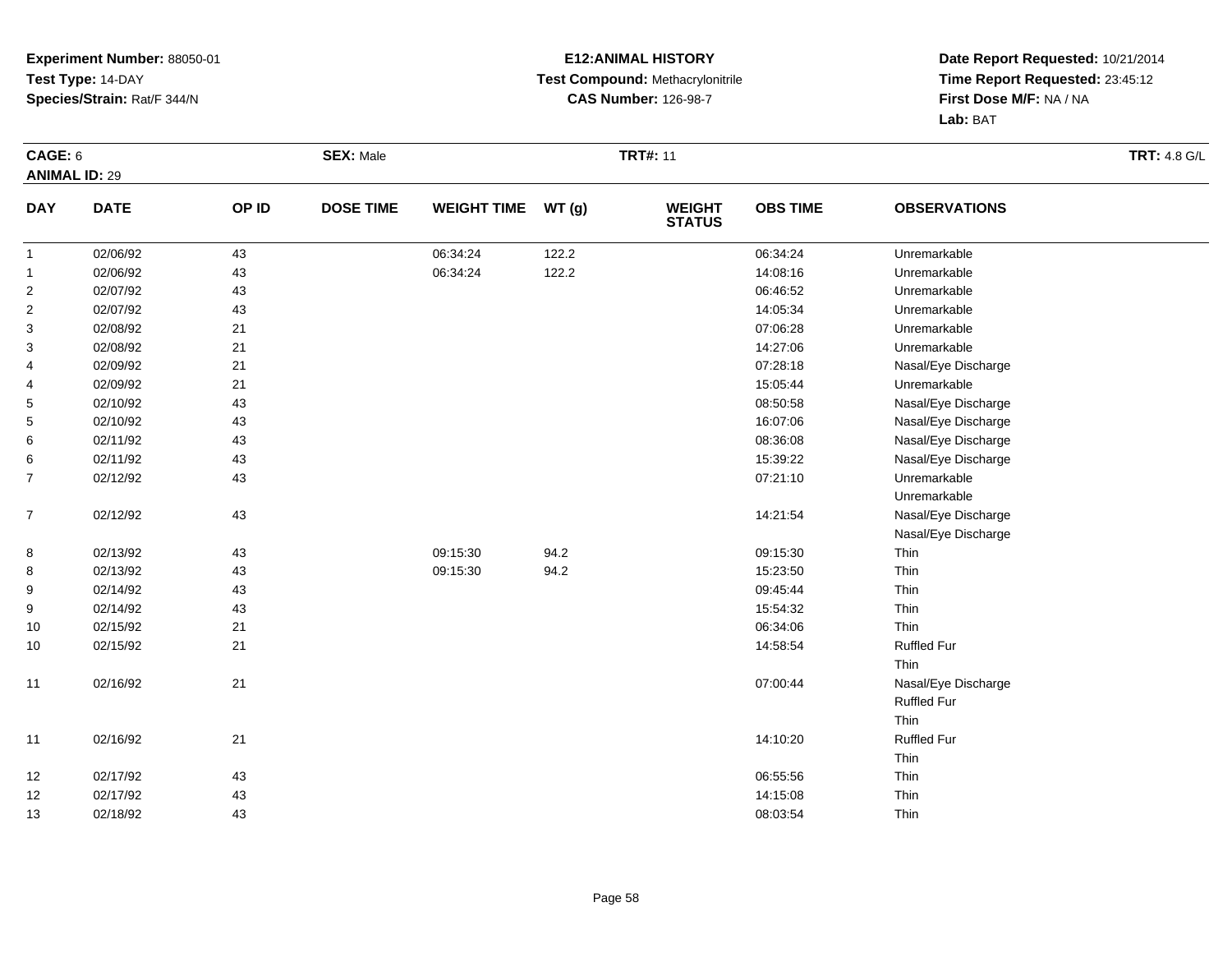**Experiment Number:** 88050-01
**Test Type:** 14-DAY
**Species/Strain:** Rat/F 344/N

**E12:ANIMAL HISTORY**
**Test Compound:** Methacrylonitrile
**CAS Number:** 126-98-7

**Date Report Requested:** 10/21/2014
**Time Report Requested:** 23:45:12
**First Dose M/F:** NA / NA
**Lab:** BAT

**CAGE:** 6
**ANIMAL ID:** 29
**SEX:** Male
**TRT#:** 11
**TRT:** 4.8 G/L

| DAY | DATE | OP ID | DOSE TIME | WEIGHT TIME | WT (g) | WEIGHT STATUS | OBS TIME | OBSERVATIONS |
|---|---|---|---|---|---|---|---|---|
| 1 | 02/06/92 | 43 | | 06:34:24 | 122.2 | | 06:34:24 | Unremarkable |
| 1 | 02/06/92 | 43 | | 06:34:24 | 122.2 | | 14:08:16 | Unremarkable |
| 2 | 02/07/92 | 43 | | | | | 06:46:52 | Unremarkable |
| 2 | 02/07/92 | 43 | | | | | 14:05:34 | Unremarkable |
| 3 | 02/08/92 | 21 | | | | | 07:06:28 | Unremarkable |
| 3 | 02/08/92 | 21 | | | | | 14:27:06 | Unremarkable |
| 4 | 02/09/92 | 21 | | | | | 07:28:18 | Nasal/Eye Discharge |
| 4 | 02/09/92 | 21 | | | | | 15:05:44 | Unremarkable |
| 5 | 02/10/92 | 43 | | | | | 08:50:58 | Nasal/Eye Discharge |
| 5 | 02/10/92 | 43 | | | | | 16:07:06 | Nasal/Eye Discharge |
| 6 | 02/11/92 | 43 | | | | | 08:36:08 | Nasal/Eye Discharge |
| 6 | 02/11/92 | 43 | | | | | 15:39:22 | Nasal/Eye Discharge |
| 7 | 02/12/92 | 43 | | | | | 07:21:10 | Unremarkable<br>Unremarkable |
| 7 | 02/12/92 | 43 | | | | | 14:21:54 | Nasal/Eye Discharge<br>Nasal/Eye Discharge |
| 8 | 02/13/92 | 43 | | 09:15:30 | 94.2 | | 09:15:30 | Thin |
| 8 | 02/13/92 | 43 | | 09:15:30 | 94.2 | | 15:23:50 | Thin |
| 9 | 02/14/92 | 43 | | | | | 09:45:44 | Thin |
| 9 | 02/14/92 | 43 | | | | | 15:54:32 | Thin |
| 10 | 02/15/92 | 21 | | | | | 06:34:06 | Thin |
| 10 | 02/15/92 | 21 | | | | | 14:58:54 | Ruffled Fur<br>Thin |
| 11 | 02/16/92 | 21 | | | | | 07:00:44 | Nasal/Eye Discharge<br>Ruffled Fur<br>Thin |
| 11 | 02/16/92 | 21 | | | | | 14:10:20 | Ruffled Fur<br>Thin |
| 12 | 02/17/92 | 43 | | | | | 06:55:56 | Thin |
| 12 | 02/17/92 | 43 | | | | | 14:15:08 | Thin |
| 13 | 02/18/92 | 43 | | | | | 08:03:54 | Thin |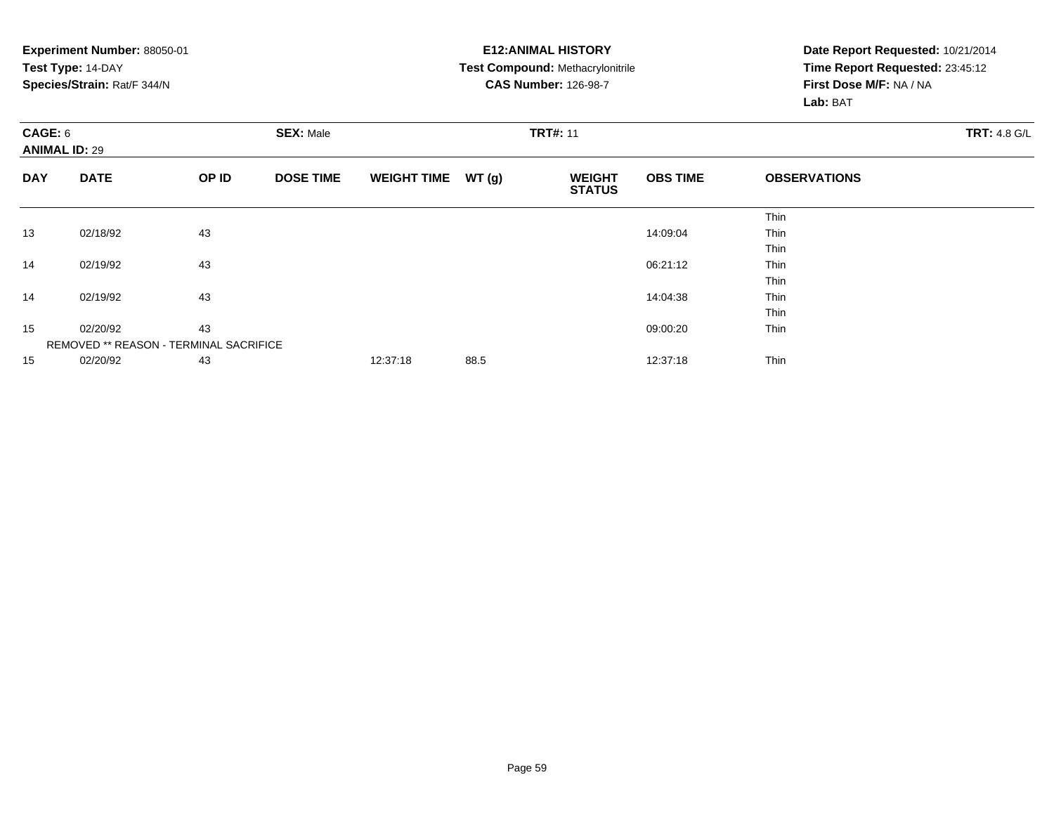**Experiment Number:** 88050-01
**Test Type:** 14-DAY
**Species/Strain:** Rat/F 344/N

**E12:ANIMAL HISTORY**
**Test Compound:** Methacrylonitrile
**CAS Number:** 126-98-7

**Date Report Requested:** 10/21/2014
**Time Report Requested:** 23:45:12
**First Dose M/F:** NA / NA
**Lab:** BAT

**CAGE:** 6 **SEX:** Male **TRT#:** 11 **TRT:** 4.8 G/L
**ANIMAL ID:** 29

| DAY | DATE | OP ID | DOSE TIME | WEIGHT TIME | WT (g) | WEIGHT STATUS | OBS TIME | OBSERVATIONS |
|---|---|---|---|---|---|---|---|---|
| | | | | | | | | Thin |
| 13 | 02/18/92 | 43 | | | | | 14:09:04 | Thin |
| | | | | | | | | Thin |
| 14 | 02/19/92 | 43 | | | | | 06:21:12 | Thin |
| | | | | | | | | Thin |
| 14 | 02/19/92 | 43 | | | | | 14:04:38 | Thin |
| | | | | | | | | Thin |
| 15 | 02/20/92 | 43 | | | | | 09:00:20 | Thin |
| | REMOVED ** REASON - TERMINAL SACRIFICE | | | | | | | |
| 15 | 02/20/92 | 43 | | 12:37:18 | 88.5 | | 12:37:18 | Thin |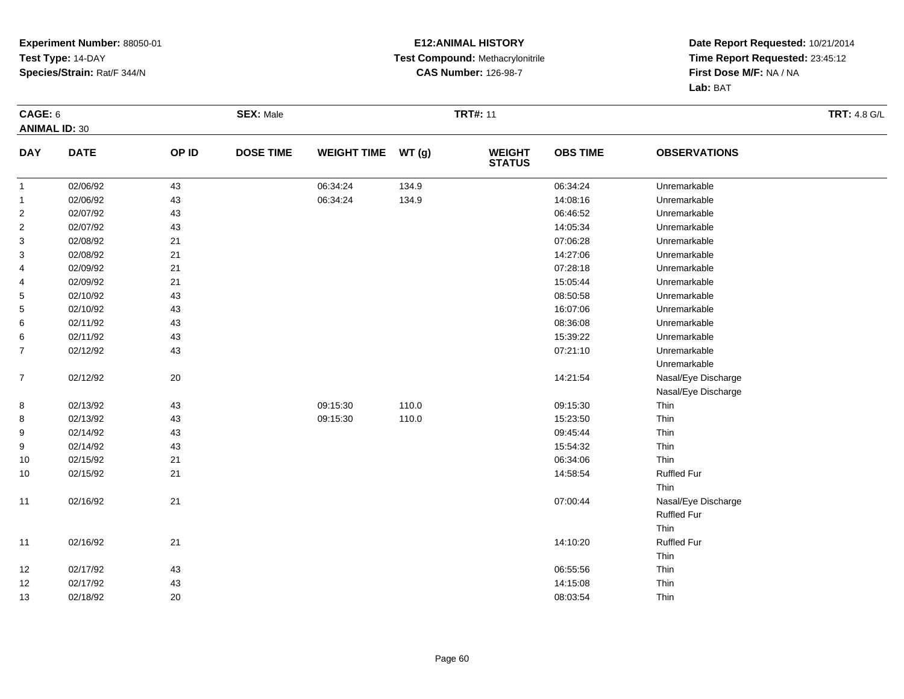**Experiment Number:** 88050-01
**Test Type:** 14-DAY
**Species/Strain:** Rat/F 344/N

**E12:ANIMAL HISTORY**
**Test Compound:** Methacrylonitrile
**CAS Number:** 126-98-7

**Date Report Requested:** 10/21/2014
**Time Report Requested:** 23:45:12
**First Dose M/F:** NA / NA
**Lab:** BAT

**CAGE:** 6 **SEX:** Male **TRT#:** 11 **TRT:** 4.8 G/L
**ANIMAL ID:** 30

| DAY | DATE | OP ID | DOSE TIME | WEIGHT TIME | WT (g) | WEIGHT STATUS | OBS TIME | OBSERVATIONS |
|---|---|---|---|---|---|---|---|---|
| 1 | 02/06/92 | 43 | | 06:34:24 | 134.9 | | 06:34:24 | Unremarkable |
| 1 | 02/06/92 | 43 | | 06:34:24 | 134.9 | | 14:08:16 | Unremarkable |
| 2 | 02/07/92 | 43 | | | | | 06:46:52 | Unremarkable |
| 2 | 02/07/92 | 43 | | | | | 14:05:34 | Unremarkable |
| 3 | 02/08/92 | 21 | | | | | 07:06:28 | Unremarkable |
| 3 | 02/08/92 | 21 | | | | | 14:27:06 | Unremarkable |
| 4 | 02/09/92 | 21 | | | | | 07:28:18 | Unremarkable |
| 4 | 02/09/92 | 21 | | | | | 15:05:44 | Unremarkable |
| 5 | 02/10/92 | 43 | | | | | 08:50:58 | Unremarkable |
| 5 | 02/10/92 | 43 | | | | | 16:07:06 | Unremarkable |
| 6 | 02/11/92 | 43 | | | | | 08:36:08 | Unremarkable |
| 6 | 02/11/92 | 43 | | | | | 15:39:22 | Unremarkable |
| 7 | 02/12/92 | 43 | | | | | 07:21:10 | Unremarkable |
| | | | | | | | | Unremarkable |
| 7 | 02/12/92 | 20 | | | | | 14:21:54 | Nasal/Eye Discharge |
| | | | | | | | | Nasal/Eye Discharge |
| 8 | 02/13/92 | 43 | | 09:15:30 | 110.0 | | 09:15:30 | Thin |
| 8 | 02/13/92 | 43 | | 09:15:30 | 110.0 | | 15:23:50 | Thin |
| 9 | 02/14/92 | 43 | | | | | 09:45:44 | Thin |
| 9 | 02/14/92 | 43 | | | | | 15:54:32 | Thin |
| 10 | 02/15/92 | 21 | | | | | 06:34:06 | Thin |
| 10 | 02/15/92 | 21 | | | | | 14:58:54 | Ruffled Fur |
| | | | | | | | | Thin |
| 11 | 02/16/92 | 21 | | | | | 07:00:44 | Nasal/Eye Discharge |
| | | | | | | | | Ruffled Fur |
| | | | | | | | | Thin |
| 11 | 02/16/92 | 21 | | | | | 14:10:20 | Ruffled Fur |
| | | | | | | | | Thin |
| 12 | 02/17/92 | 43 | | | | | 06:55:56 | Thin |
| 12 | 02/17/92 | 43 | | | | | 14:15:08 | Thin |
| 13 | 02/18/92 | 20 | | | | | 08:03:54 | Thin |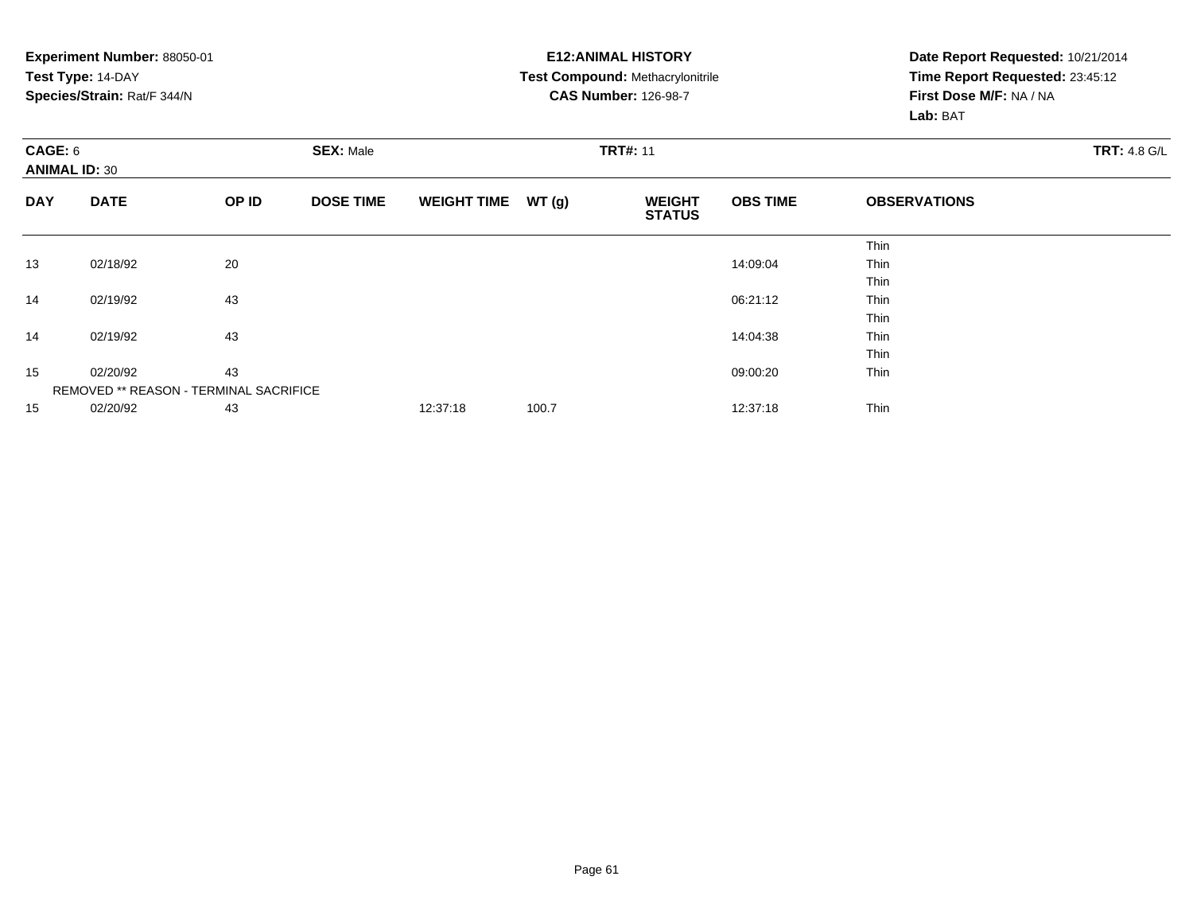**Experiment Number:** 88050-01
**Test Type:** 14-DAY
**Species/Strain:** Rat/F 344/N

**E12:ANIMAL HISTORY**
**Test Compound:** Methacrylonitrile
**CAS Number:** 126-98-7

**Date Report Requested:** 10/21/2014
**Time Report Requested:** 23:45:12
**First Dose M/F:** NA / NA
**Lab:** BAT

**CAGE:** 6
**ANIMAL ID:** 30
**SEX:** Male
**TRT#:** 11
**TRT:** 4.8 G/L

| DAY | DATE | OP ID | DOSE TIME | WEIGHT TIME | WT (g) | WEIGHT STATUS | OBS TIME | OBSERVATIONS |
|---|---|---|---|---|---|---|---|---|
| | | | | | | | | Thin |
| 13 | 02/18/92 | 20 | | | | | 14:09:04 | Thin |
| | | | | | | | | Thin |
| 14 | 02/19/92 | 43 | | | | | 06:21:12 | Thin |
| | | | | | | | | Thin |
| 14 | 02/19/92 | 43 | | | | | 14:04:38 | Thin |
| | | | | | | | | Thin |
| 15 | 02/20/92 | 43 | | | | | 09:00:20 | Thin |
| | REMOVED ** REASON - TERMINAL SACRIFICE | | | | | | | |
| 15 | 02/20/92 | 43 | | 12:37:18 | 100.7 | | 12:37:18 | Thin |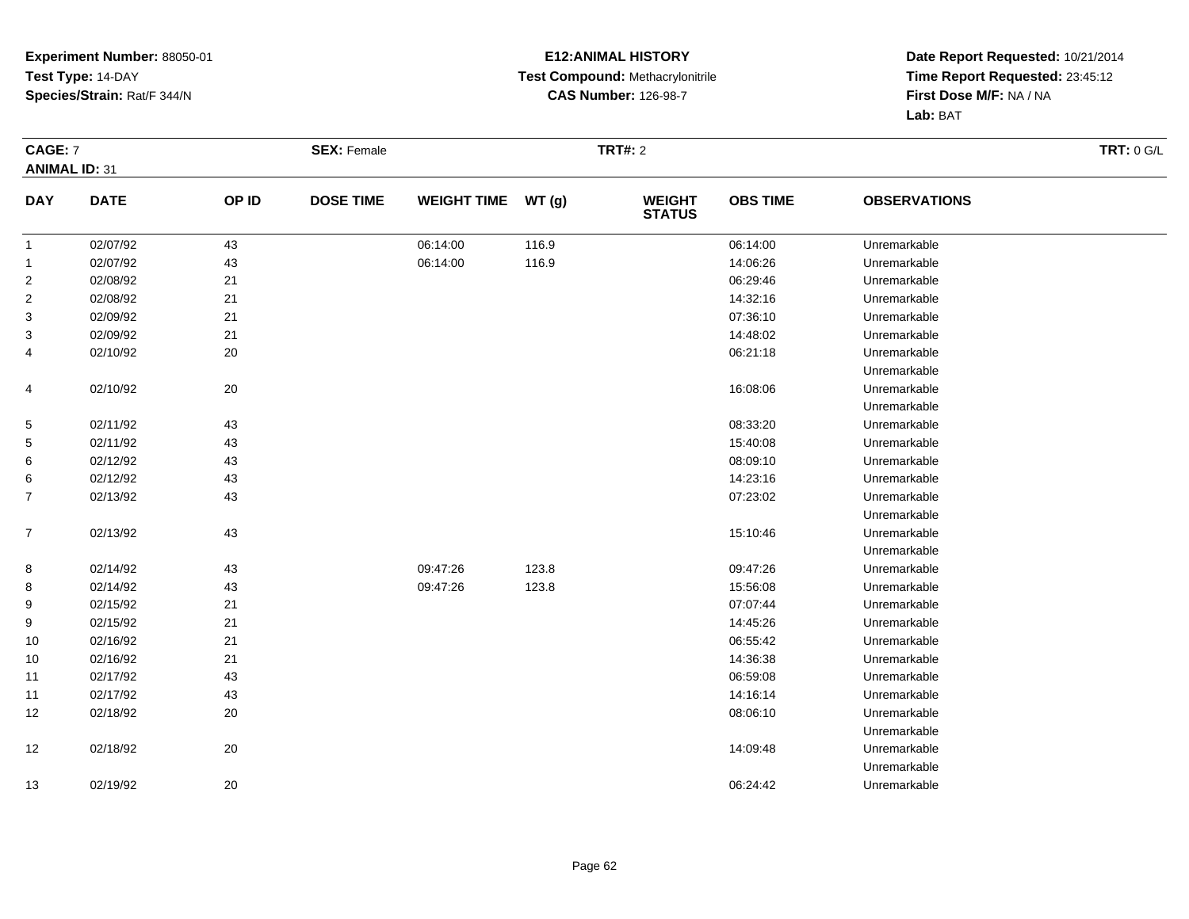**Experiment Number:** 88050-01
**Test Type:** 14-DAY
**Species/Strain:** Rat/F 344/N

**E12:ANIMAL HISTORY**
**Test Compound:** Methacrylonitrile
**CAS Number:** 126-98-7

**Date Report Requested:** 10/21/2014
**Time Report Requested:** 23:45:12
**First Dose M/F:** NA / NA
**Lab:** BAT

**CAGE:** 7 **SEX:** Female **TRT#:** 2 **TRT:** 0 G/L
**ANIMAL ID:** 31

| DAY | DATE | OP ID | DOSE TIME | WEIGHT TIME | WT (g) | WEIGHT STATUS | OBS TIME | OBSERVATIONS |
|---|---|---|---|---|---|---|---|---|
| 1 | 02/07/92 | 43 | | 06:14:00 | 116.9 | | 06:14:00 | Unremarkable |
| 1 | 02/07/92 | 43 | | 06:14:00 | 116.9 | | 14:06:26 | Unremarkable |
| 2 | 02/08/92 | 21 | | | | | 06:29:46 | Unremarkable |
| 2 | 02/08/92 | 21 | | | | | 14:32:16 | Unremarkable |
| 3 | 02/09/92 | 21 | | | | | 07:36:10 | Unremarkable |
| 3 | 02/09/92 | 21 | | | | | 14:48:02 | Unremarkable |
| 4 | 02/10/92 | 20 | | | | | 06:21:18 | Unremarkable |
| | | | | | | | | Unremarkable |
| 4 | 02/10/92 | 20 | | | | | 16:08:06 | Unremarkable |
| | | | | | | | | Unremarkable |
| 5 | 02/11/92 | 43 | | | | | 08:33:20 | Unremarkable |
| 5 | 02/11/92 | 43 | | | | | 15:40:08 | Unremarkable |
| 6 | 02/12/92 | 43 | | | | | 08:09:10 | Unremarkable |
| 6 | 02/12/92 | 43 | | | | | 14:23:16 | Unremarkable |
| 7 | 02/13/92 | 43 | | | | | 07:23:02 | Unremarkable |
| | | | | | | | | Unremarkable |
| 7 | 02/13/92 | 43 | | | | | 15:10:46 | Unremarkable |
| | | | | | | | | Unremarkable |
| 8 | 02/14/92 | 43 | | 09:47:26 | 123.8 | | 09:47:26 | Unremarkable |
| 8 | 02/14/92 | 43 | | 09:47:26 | 123.8 | | 15:56:08 | Unremarkable |
| 9 | 02/15/92 | 21 | | | | | 07:07:44 | Unremarkable |
| 9 | 02/15/92 | 21 | | | | | 14:45:26 | Unremarkable |
| 10 | 02/16/92 | 21 | | | | | 06:55:42 | Unremarkable |
| 10 | 02/16/92 | 21 | | | | | 14:36:38 | Unremarkable |
| 11 | 02/17/92 | 43 | | | | | 06:59:08 | Unremarkable |
| 11 | 02/17/92 | 43 | | | | | 14:16:14 | Unremarkable |
| 12 | 02/18/92 | 20 | | | | | 08:06:10 | Unremarkable |
| | | | | | | | | Unremarkable |
| 12 | 02/18/92 | 20 | | | | | 14:09:48 | Unremarkable |
| | | | | | | | | Unremarkable |
| 13 | 02/19/92 | 20 | | | | | 06:24:42 | Unremarkable |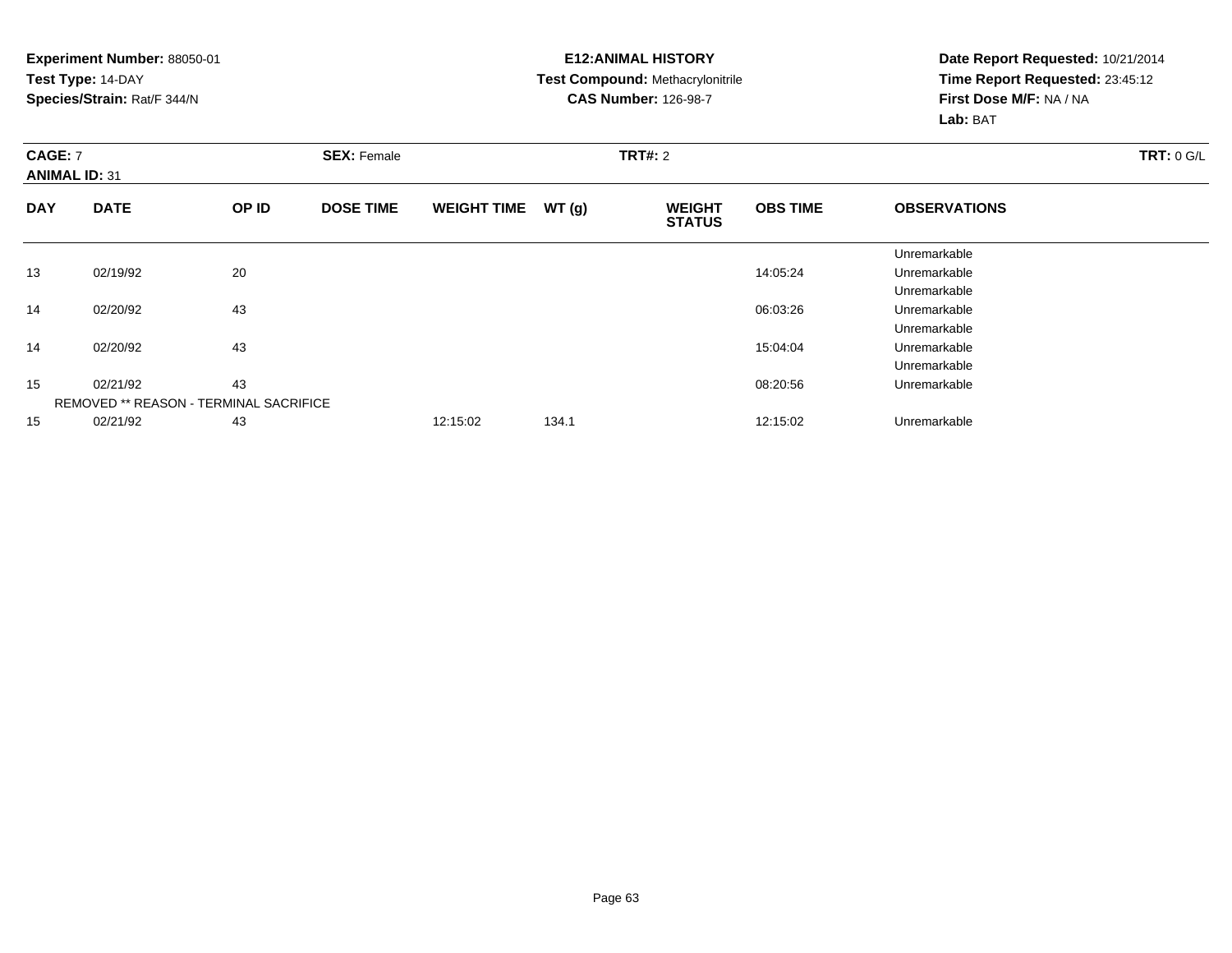**Experiment Number:** 88050-01
**Test Type:** 14-DAY
**Species/Strain:** Rat/F 344/N

**E12:ANIMAL HISTORY**
**Test Compound:** Methacrylonitrile
**CAS Number:** 126-98-7

**Date Report Requested:** 10/21/2014
**Time Report Requested:** 23:45:12
**First Dose M/F:** NA / NA
**Lab:** BAT

**CAGE:** 7 **SEX:** Female **TRT#:** 2 **TRT:** 0 G/L
**ANIMAL ID:** 31

| DAY | DATE | OP ID | DOSE TIME | WEIGHT TIME | WT (g) | WEIGHT STATUS | OBS TIME | OBSERVATIONS |
|---|---|---|---|---|---|---|---|---|
| | | | | | | | | Unremarkable |
| 13 | 02/19/92 | 20 | | | | | 14:05:24 | Unremarkable |
| | | | | | | | | Unremarkable |
| 14 | 02/20/92 | 43 | | | | | 06:03:26 | Unremarkable |
| | | | | | | | | Unremarkable |
| 14 | 02/20/92 | 43 | | | | | 15:04:04 | Unremarkable |
| | | | | | | | | Unremarkable |
| 15 | 02/21/92 | 43 | | | | | 08:20:56 | Unremarkable |
| | REMOVED ** REASON - TERMINAL SACRIFICE | | | | | | | |
| 15 | 02/21/92 | 43 | | 12:15:02 | 134.1 | | 12:15:02 | Unremarkable |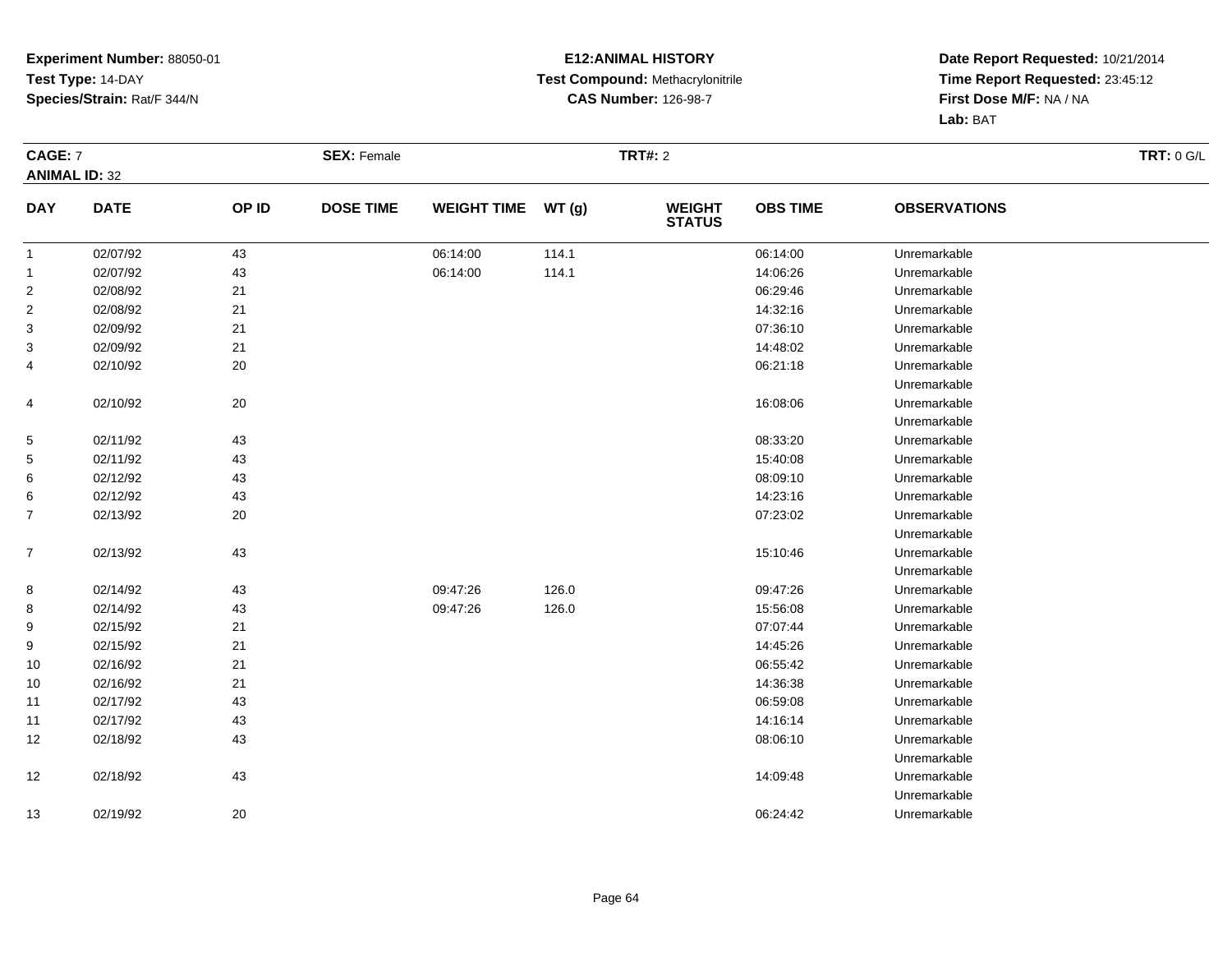**Experiment Number:** 88050-01
**Test Type:** 14-DAY
**Species/Strain:** Rat/F 344/N

**E12:ANIMAL HISTORY**
**Test Compound:** Methacrylonitrile
**CAS Number:** 126-98-7

**Date Report Requested:** 10/21/2014
**Time Report Requested:** 23:45:12
**First Dose M/F:** NA / NA
**Lab:** BAT

**CAGE:** 7
**ANIMAL ID:** 32
**SEX:** Female
**TRT#:** 2
**TRT:** 0 G/L

| DAY | DATE | OP ID | DOSE TIME | WEIGHT TIME | WT (g) | WEIGHT STATUS | OBS TIME | OBSERVATIONS |
|---|---|---|---|---|---|---|---|---|
| 1 | 02/07/92 | 43 | | 06:14:00 | 114.1 | | 06:14:00 | Unremarkable |
| 1 | 02/07/92 | 43 | | 06:14:00 | 114.1 | | 14:06:26 | Unremarkable |
| 2 | 02/08/92 | 21 | | | | | 06:29:46 | Unremarkable |
| 2 | 02/08/92 | 21 | | | | | 14:32:16 | Unremarkable |
| 3 | 02/09/92 | 21 | | | | | 07:36:10 | Unremarkable |
| 3 | 02/09/92 | 21 | | | | | 14:48:02 | Unremarkable |
| 4 | 02/10/92 | 20 | | | | | 06:21:18 | Unremarkable |
| | | | | | | | | Unremarkable |
| 4 | 02/10/92 | 20 | | | | | 16:08:06 | Unremarkable |
| | | | | | | | | Unremarkable |
| 5 | 02/11/92 | 43 | | | | | 08:33:20 | Unremarkable |
| 5 | 02/11/92 | 43 | | | | | 15:40:08 | Unremarkable |
| 6 | 02/12/92 | 43 | | | | | 08:09:10 | Unremarkable |
| 6 | 02/12/92 | 43 | | | | | 14:23:16 | Unremarkable |
| 7 | 02/13/92 | 20 | | | | | 07:23:02 | Unremarkable |
| | | | | | | | | Unremarkable |
| 7 | 02/13/92 | 43 | | | | | 15:10:46 | Unremarkable |
| | | | | | | | | Unremarkable |
| 8 | 02/14/92 | 43 | | 09:47:26 | 126.0 | | 09:47:26 | Unremarkable |
| 8 | 02/14/92 | 43 | | 09:47:26 | 126.0 | | 15:56:08 | Unremarkable |
| 9 | 02/15/92 | 21 | | | | | 07:07:44 | Unremarkable |
| 9 | 02/15/92 | 21 | | | | | 14:45:26 | Unremarkable |
| 10 | 02/16/92 | 21 | | | | | 06:55:42 | Unremarkable |
| 10 | 02/16/92 | 21 | | | | | 14:36:38 | Unremarkable |
| 11 | 02/17/92 | 43 | | | | | 06:59:08 | Unremarkable |
| 11 | 02/17/92 | 43 | | | | | 14:16:14 | Unremarkable |
| 12 | 02/18/92 | 43 | | | | | 08:06:10 | Unremarkable |
| | | | | | | | | Unremarkable |
| 12 | 02/18/92 | 43 | | | | | 14:09:48 | Unremarkable |
| | | | | | | | | Unremarkable |
| 13 | 02/19/92 | 20 | | | | | 06:24:42 | Unremarkable |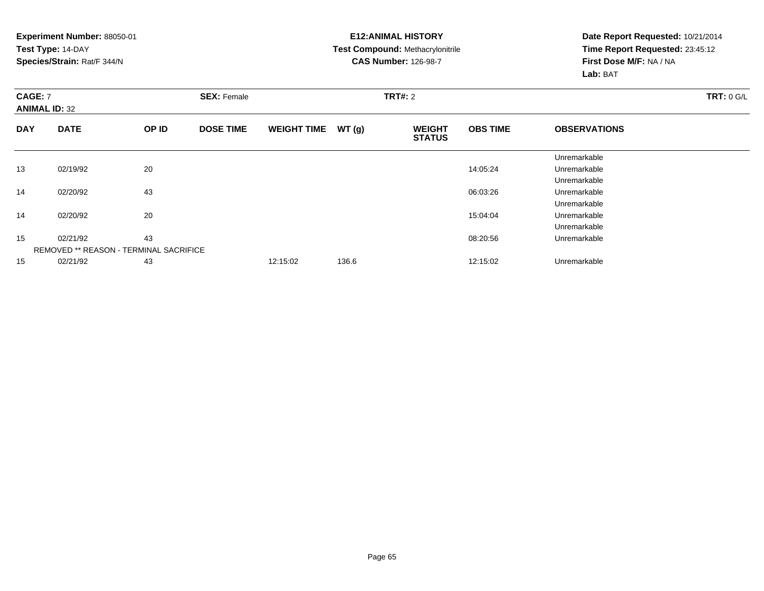**Experiment Number:** 88050-01
**Test Type:** 14-DAY
**Species/Strain:** Rat/F 344/N

**E12:ANIMAL HISTORY**
**Test Compound:** Methacrylonitrile
**CAS Number:** 126-98-7

**Date Report Requested:** 10/21/2014
**Time Report Requested:** 23:45:12
**First Dose M/F:** NA / NA
**Lab:** BAT

**CAGE:** 7
**ANIMAL ID:** 32
**SEX:** Female
**TRT#:** 2
**TRT:** 0 G/L

| DAY | DATE | OP ID | DOSE TIME | WEIGHT TIME | WT (g) | WEIGHT STATUS | OBS TIME | OBSERVATIONS |
|---|---|---|---|---|---|---|---|---|
| | | | | | | | | Unremarkable |
| 13 | 02/19/92 | 20 | | | | | 14:05:24 | Unremarkable |
| | | | | | | | | Unremarkable |
| 14 | 02/20/92 | 43 | | | | | 06:03:26 | Unremarkable |
| | | | | | | | | Unremarkable |
| 14 | 02/20/92 | 20 | | | | | 15:04:04 | Unremarkable |
| | | | | | | | | Unremarkable |
| 15 | 02/21/92 | 43 | | | | | 08:20:56 | Unremarkable |
| | REMOVED ** REASON - TERMINAL SACRIFICE | | | | | | | |
| 15 | 02/21/92 | 43 | | 12:15:02 | 136.6 | | 12:15:02 | Unremarkable |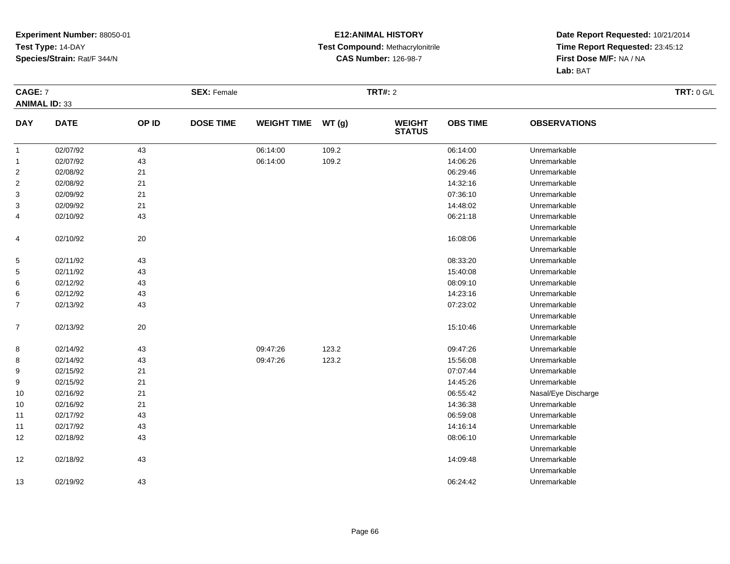**Experiment Number:** 88050-01
**Test Type:** 14-DAY
**Species/Strain:** Rat/F 344/N

**E12:ANIMAL HISTORY**
**Test Compound:** Methacrylonitrile
**CAS Number:** 126-98-7

**Date Report Requested:** 10/21/2014
**Time Report Requested:** 23:45:12
**First Dose M/F:** NA / NA
**Lab:** BAT

**CAGE:** 7 **SEX:** Female **TRT#:** 2 **TRT:** 0 G/L
**ANIMAL ID:** 33

| DAY | DATE | OP ID | DOSE TIME | WEIGHT TIME | WT (g) | WEIGHT STATUS | OBS TIME | OBSERVATIONS |
|---|---|---|---|---|---|---|---|---|
| 1 | 02/07/92 | 43 | | 06:14:00 | 109.2 | | 06:14:00 | Unremarkable |
| 1 | 02/07/92 | 43 | | 06:14:00 | 109.2 | | 14:06:26 | Unremarkable |
| 2 | 02/08/92 | 21 | | | | | 06:29:46 | Unremarkable |
| 2 | 02/08/92 | 21 | | | | | 14:32:16 | Unremarkable |
| 3 | 02/09/92 | 21 | | | | | 07:36:10 | Unremarkable |
| 3 | 02/09/92 | 21 | | | | | 14:48:02 | Unremarkable |
| 4 | 02/10/92 | 43 | | | | | 06:21:18 | Unremarkable |
| | | | | | | | | Unremarkable |
| 4 | 02/10/92 | 20 | | | | | 16:08:06 | Unremarkable |
| | | | | | | | | Unremarkable |
| 5 | 02/11/92 | 43 | | | | | 08:33:20 | Unremarkable |
| 5 | 02/11/92 | 43 | | | | | 15:40:08 | Unremarkable |
| 6 | 02/12/92 | 43 | | | | | 08:09:10 | Unremarkable |
| 6 | 02/12/92 | 43 | | | | | 14:23:16 | Unremarkable |
| 7 | 02/13/92 | 43 | | | | | 07:23:02 | Unremarkable |
| | | | | | | | | Unremarkable |
| 7 | 02/13/92 | 20 | | | | | 15:10:46 | Unremarkable |
| | | | | | | | | Unremarkable |
| 8 | 02/14/92 | 43 | | 09:47:26 | 123.2 | | 09:47:26 | Unremarkable |
| 8 | 02/14/92 | 43 | | 09:47:26 | 123.2 | | 15:56:08 | Unremarkable |
| 9 | 02/15/92 | 21 | | | | | 07:07:44 | Unremarkable |
| 9 | 02/15/92 | 21 | | | | | 14:45:26 | Unremarkable |
| 10 | 02/16/92 | 21 | | | | | 06:55:42 | Nasal/Eye Discharge |
| 10 | 02/16/92 | 21 | | | | | 14:36:38 | Unremarkable |
| 11 | 02/17/92 | 43 | | | | | 06:59:08 | Unremarkable |
| 11 | 02/17/92 | 43 | | | | | 14:16:14 | Unremarkable |
| 12 | 02/18/92 | 43 | | | | | 08:06:10 | Unremarkable |
| | | | | | | | | Unremarkable |
| 12 | 02/18/92 | 43 | | | | | 14:09:48 | Unremarkable |
| | | | | | | | | Unremarkable |
| 13 | 02/19/92 | 43 | | | | | 06:24:42 | Unremarkable |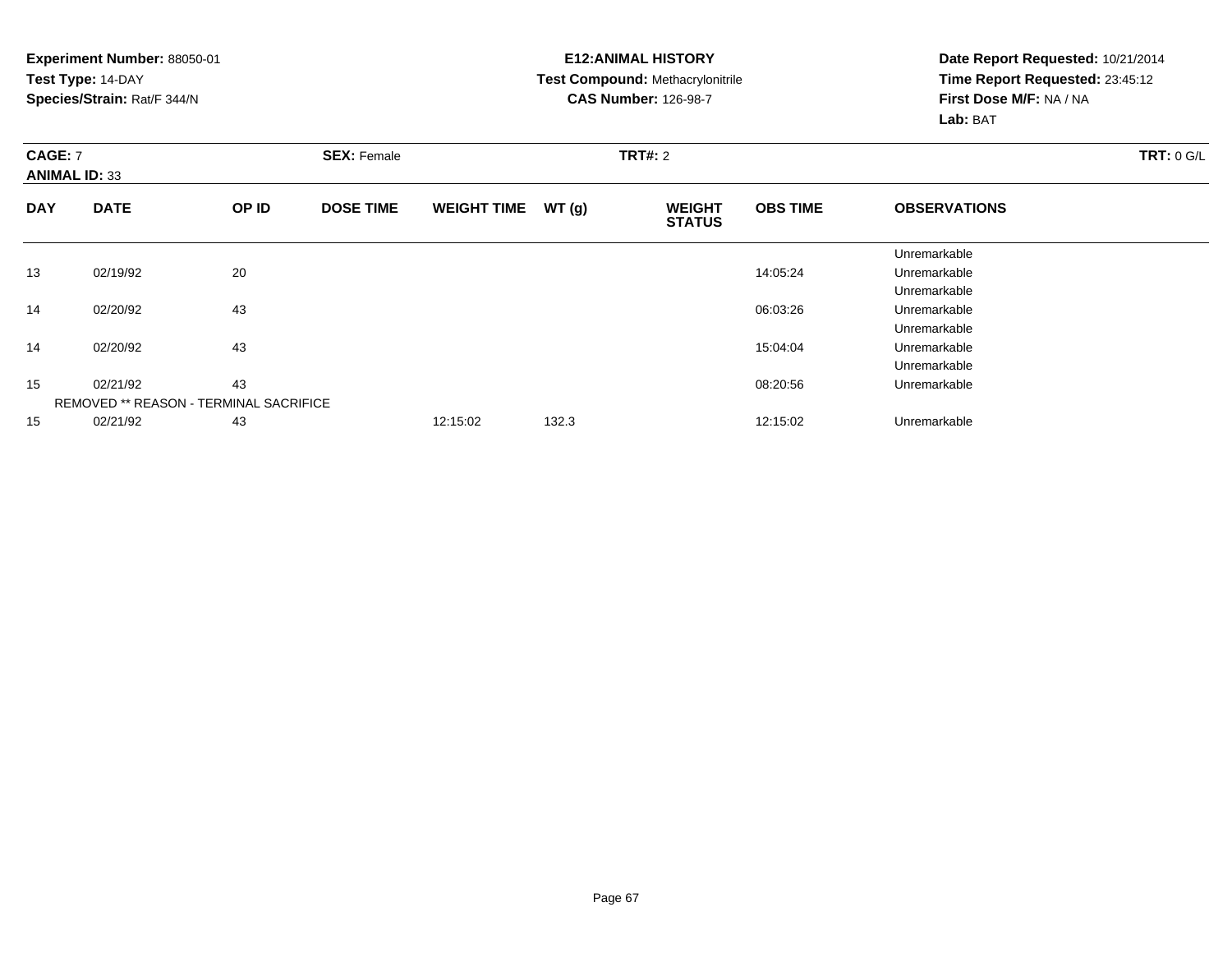**Experiment Number:** 88050-01
**Test Type:** 14-DAY
**Species/Strain:** Rat/F 344/N

**E12:ANIMAL HISTORY**
**Test Compound:** Methacrylonitrile
**CAS Number:** 126-98-7

**Date Report Requested:** 10/21/2014
**Time Report Requested:** 23:45:12
**First Dose M/F:** NA / NA
**Lab:** BAT

**CAGE:** 7 **SEX:** Female **TRT#:** 2 **TRT:** 0 G/L
**ANIMAL ID:** 33

| DAY | DATE | OP ID | DOSE TIME | WEIGHT TIME | WT (g) | WEIGHT STATUS | OBS TIME | OBSERVATIONS |
|---|---|---|---|---|---|---|---|---|
| | | | | | | | | Unremarkable |
| 13 | 02/19/92 | 20 | | | | | 14:05:24 | Unremarkable |
| | | | | | | | | Unremarkable |
| 14 | 02/20/92 | 43 | | | | | 06:03:26 | Unremarkable |
| | | | | | | | | Unremarkable |
| 14 | 02/20/92 | 43 | | | | | 15:04:04 | Unremarkable |
| | | | | | | | | Unremarkable |
| 15 | 02/21/92 | 43 | | | | | 08:20:56 | Unremarkable |
| | REMOVED ** REASON - TERMINAL SACRIFICE | | | | | | | |
| 15 | 02/21/92 | 43 | | 12:15:02 | 132.3 | | 12:15:02 | Unremarkable |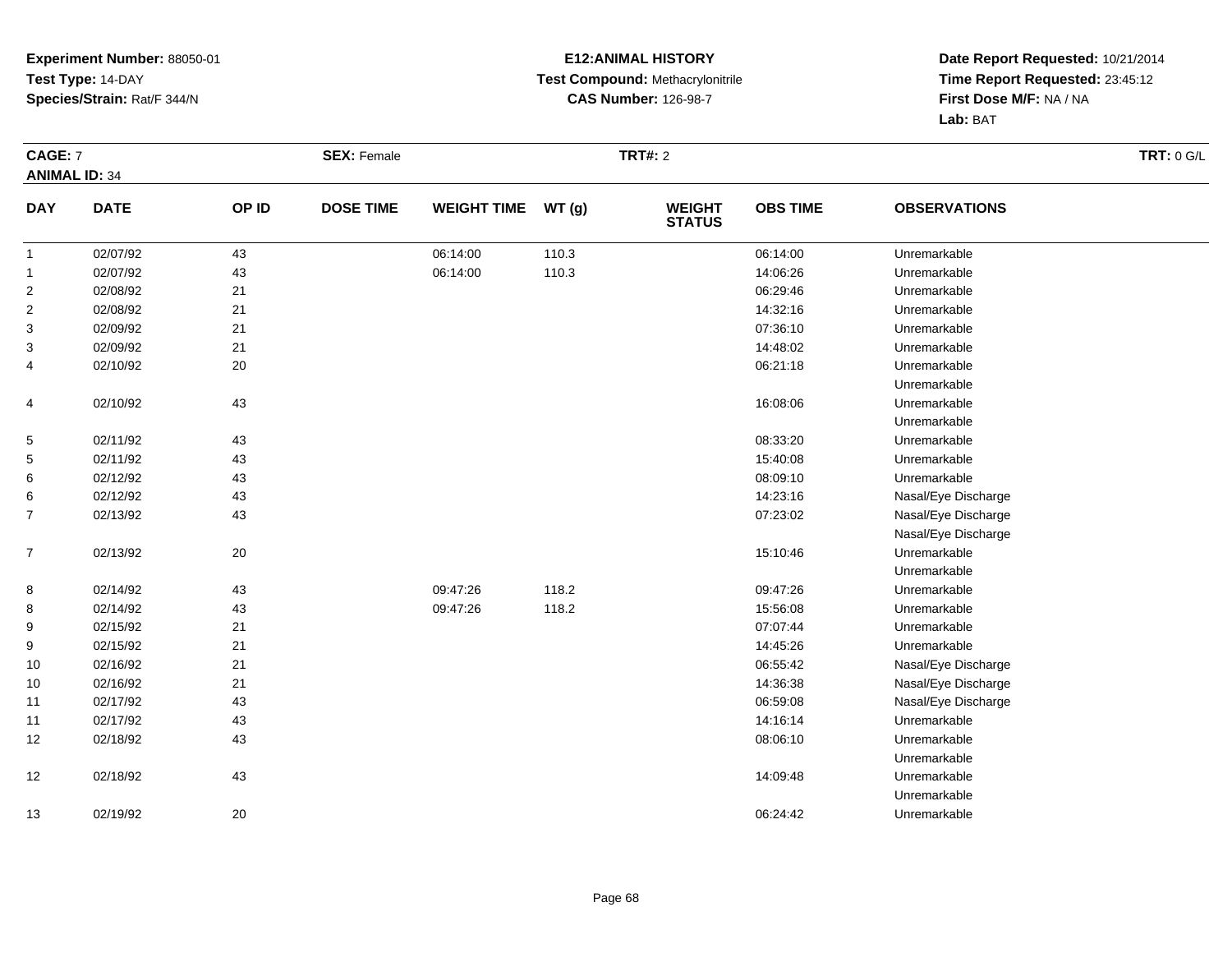**Experiment Number:** 88050-01
**Test Type:** 14-DAY
**Species/Strain:** Rat/F 344/N

**E12:ANIMAL HISTORY**
**Test Compound:** Methacrylonitrile
**CAS Number:** 126-98-7

**Date Report Requested:** 10/21/2014
**Time Report Requested:** 23:45:12
**First Dose M/F:** NA / NA
**Lab:** BAT

**CAGE:** 7 **SEX:** Female **TRT#:** 2 **TRT:** 0 G/L
**ANIMAL ID:** 34

| DAY | DATE | OP ID | DOSE TIME | WEIGHT TIME | WT (g) | WEIGHT STATUS | OBS TIME | OBSERVATIONS |
|---|---|---|---|---|---|---|---|---|
| 1 | 02/07/92 | 43 | | 06:14:00 | 110.3 | | 06:14:00 | Unremarkable |
| 1 | 02/07/92 | 43 | | 06:14:00 | 110.3 | | 14:06:26 | Unremarkable |
| 2 | 02/08/92 | 21 | | | | | 06:29:46 | Unremarkable |
| 2 | 02/08/92 | 21 | | | | | 14:32:16 | Unremarkable |
| 3 | 02/09/92 | 21 | | | | | 07:36:10 | Unremarkable |
| 3 | 02/09/92 | 21 | | | | | 14:48:02 | Unremarkable |
| 4 | 02/10/92 | 20 | | | | | 06:21:18 | Unremarkable |
| | | | | | | | | Unremarkable |
| 4 | 02/10/92 | 43 | | | | | 16:08:06 | Unremarkable |
| | | | | | | | | Unremarkable |
| 5 | 02/11/92 | 43 | | | | | 08:33:20 | Unremarkable |
| 5 | 02/11/92 | 43 | | | | | 15:40:08 | Unremarkable |
| 6 | 02/12/92 | 43 | | | | | 08:09:10 | Unremarkable |
| 6 | 02/12/92 | 43 | | | | | 14:23:16 | Nasal/Eye Discharge |
| 7 | 02/13/92 | 43 | | | | | 07:23:02 | Nasal/Eye Discharge |
| | | | | | | | | Nasal/Eye Discharge |
| 7 | 02/13/92 | 20 | | | | | 15:10:46 | Unremarkable |
| | | | | | | | | Unremarkable |
| 8 | 02/14/92 | 43 | | 09:47:26 | 118.2 | | 09:47:26 | Unremarkable |
| 8 | 02/14/92 | 43 | | 09:47:26 | 118.2 | | 15:56:08 | Unremarkable |
| 9 | 02/15/92 | 21 | | | | | 07:07:44 | Unremarkable |
| 9 | 02/15/92 | 21 | | | | | 14:45:26 | Unremarkable |
| 10 | 02/16/92 | 21 | | | | | 06:55:42 | Nasal/Eye Discharge |
| 10 | 02/16/92 | 21 | | | | | 14:36:38 | Nasal/Eye Discharge |
| 11 | 02/17/92 | 43 | | | | | 06:59:08 | Nasal/Eye Discharge |
| 11 | 02/17/92 | 43 | | | | | 14:16:14 | Unremarkable |
| 12 | 02/18/92 | 43 | | | | | 08:06:10 | Unremarkable |
| | | | | | | | | Unremarkable |
| 12 | 02/18/92 | 43 | | | | | 14:09:48 | Unremarkable |
| | | | | | | | | Unremarkable |
| 13 | 02/19/92 | 20 | | | | | 06:24:42 | Unremarkable |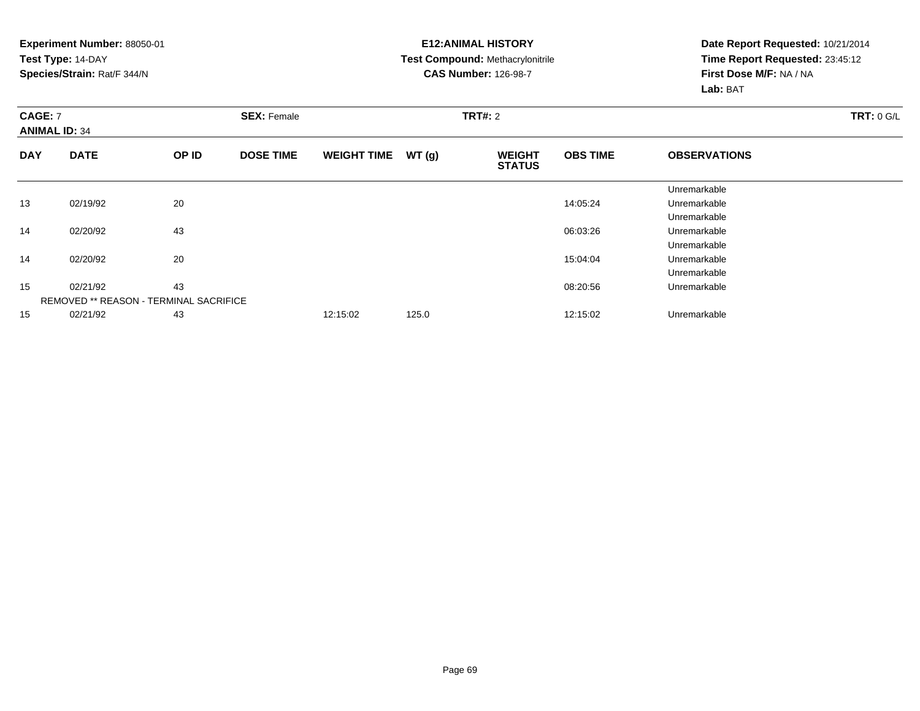**Experiment Number:** 88050-01
**Test Type:** 14-DAY
**Species/Strain:** Rat/F 344/N

**E12:ANIMAL HISTORY**
**Test Compound:** Methacrylonitrile
**CAS Number:** 126-98-7

**Date Report Requested:** 10/21/2014
**Time Report Requested:** 23:45:12
**First Dose M/F:** NA / NA
**Lab:** BAT

**CAGE:** 7
**ANIMAL ID:** 34
**SEX:** Female
**TRT#:** 2
**TRT:** 0 G/L

| DAY | DATE | OP ID | DOSE TIME | WEIGHT TIME | WT (g) | WEIGHT STATUS | OBS TIME | OBSERVATIONS |
|---|---|---|---|---|---|---|---|---|
| | | | | | | | | Unremarkable |
| 13 | 02/19/92 | 20 | | | | | 14:05:24 | Unremarkable |
| | | | | | | | | Unremarkable |
| 14 | 02/20/92 | 43 | | | | | 06:03:26 | Unremarkable |
| | | | | | | | | Unremarkable |
| 14 | 02/20/92 | 20 | | | | | 15:04:04 | Unremarkable |
| | | | | | | | | Unremarkable |
| 15 | 02/21/92 | 43 | | | | | 08:20:56 | Unremarkable |
| | REMOVED ** REASON - TERMINAL SACRIFICE | | | | | | | |
| 15 | 02/21/92 | 43 | | 12:15:02 | 125.0 | | 12:15:02 | Unremarkable |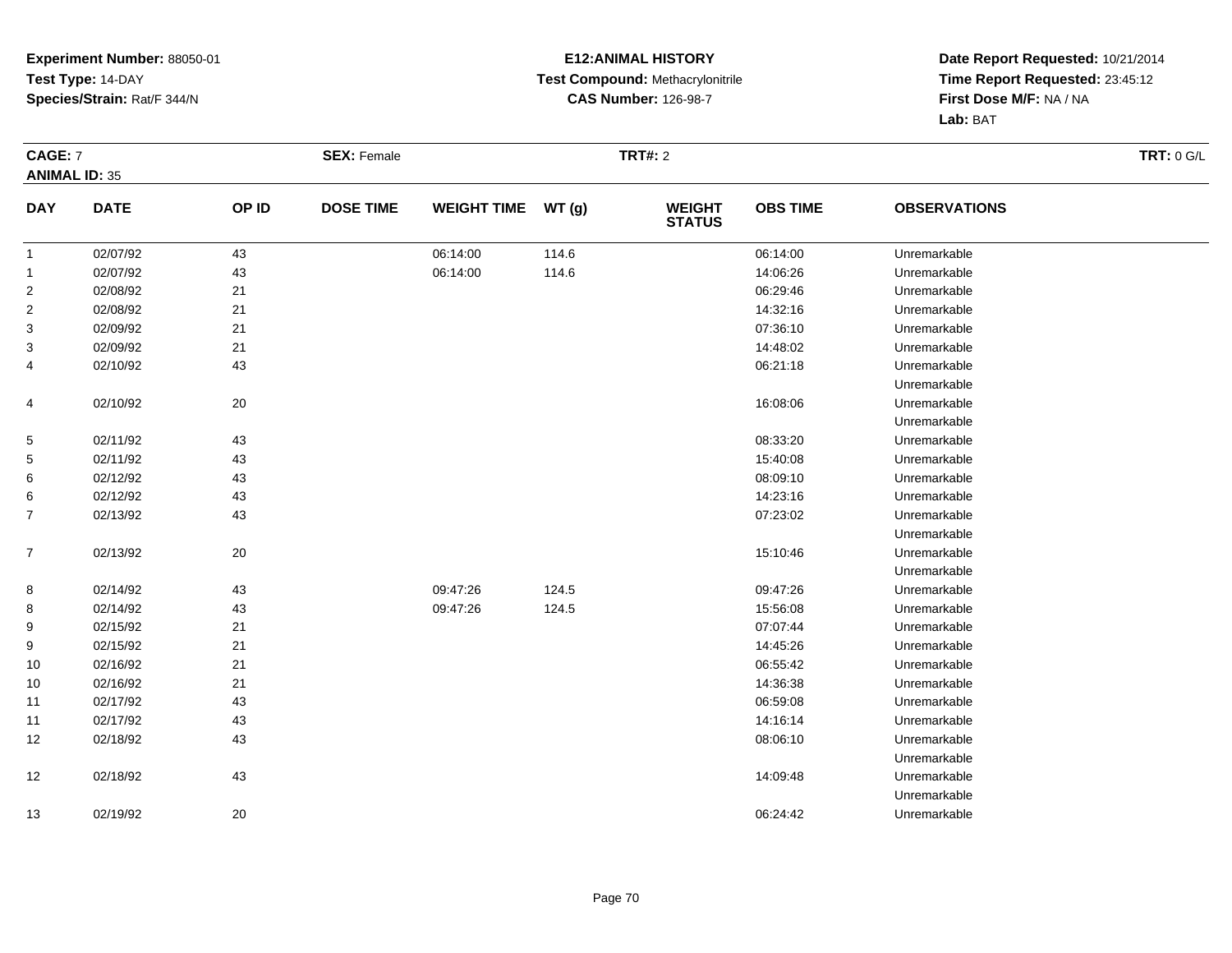**Experiment Number:** 88050-01
**Test Type:** 14-DAY
**Species/Strain:** Rat/F 344/N

**E12:ANIMAL HISTORY**
**Test Compound:** Methacrylonitrile
**CAS Number:** 126-98-7

**Date Report Requested:** 10/21/2014
**Time Report Requested:** 23:45:12
**First Dose M/F:** NA / NA
**Lab:** BAT

**CAGE:** 7 **SEX:** Female **TRT#:** 2 **TRT:** 0 G/L
**ANIMAL ID:** 35

| DAY | DATE | OP ID | DOSE TIME | WEIGHT TIME | WT (g) | WEIGHT STATUS | OBS TIME | OBSERVATIONS |
|---|---|---|---|---|---|---|---|---|
| 1 | 02/07/92 | 43 | | 06:14:00 | 114.6 | | 06:14:00 | Unremarkable |
| 1 | 02/07/92 | 43 | | 06:14:00 | 114.6 | | 14:06:26 | Unremarkable |
| 2 | 02/08/92 | 21 | | | | | 06:29:46 | Unremarkable |
| 2 | 02/08/92 | 21 | | | | | 14:32:16 | Unremarkable |
| 3 | 02/09/92 | 21 | | | | | 07:36:10 | Unremarkable |
| 3 | 02/09/92 | 21 | | | | | 14:48:02 | Unremarkable |
| 4 | 02/10/92 | 43 | | | | | 06:21:18 | Unremarkable |
| | | | | | | | | Unremarkable |
| 4 | 02/10/92 | 20 | | | | | 16:08:06 | Unremarkable |
| | | | | | | | | Unremarkable |
| 5 | 02/11/92 | 43 | | | | | 08:33:20 | Unremarkable |
| 5 | 02/11/92 | 43 | | | | | 15:40:08 | Unremarkable |
| 6 | 02/12/92 | 43 | | | | | 08:09:10 | Unremarkable |
| 6 | 02/12/92 | 43 | | | | | 14:23:16 | Unremarkable |
| 7 | 02/13/92 | 43 | | | | | 07:23:02 | Unremarkable |
| | | | | | | | | Unremarkable |
| 7 | 02/13/92 | 20 | | | | | 15:10:46 | Unremarkable |
| | | | | | | | | Unremarkable |
| 8 | 02/14/92 | 43 | | 09:47:26 | 124.5 | | 09:47:26 | Unremarkable |
| 8 | 02/14/92 | 43 | | 09:47:26 | 124.5 | | 15:56:08 | Unremarkable |
| 9 | 02/15/92 | 21 | | | | | 07:07:44 | Unremarkable |
| 9 | 02/15/92 | 21 | | | | | 14:45:26 | Unremarkable |
| 10 | 02/16/92 | 21 | | | | | 06:55:42 | Unremarkable |
| 10 | 02/16/92 | 21 | | | | | 14:36:38 | Unremarkable |
| 11 | 02/17/92 | 43 | | | | | 06:59:08 | Unremarkable |
| 11 | 02/17/92 | 43 | | | | | 14:16:14 | Unremarkable |
| 12 | 02/18/92 | 43 | | | | | 08:06:10 | Unremarkable |
| | | | | | | | | Unremarkable |
| 12 | 02/18/92 | 43 | | | | | 14:09:48 | Unremarkable |
| | | | | | | | | Unremarkable |
| 13 | 02/19/92 | 20 | | | | | 06:24:42 | Unremarkable |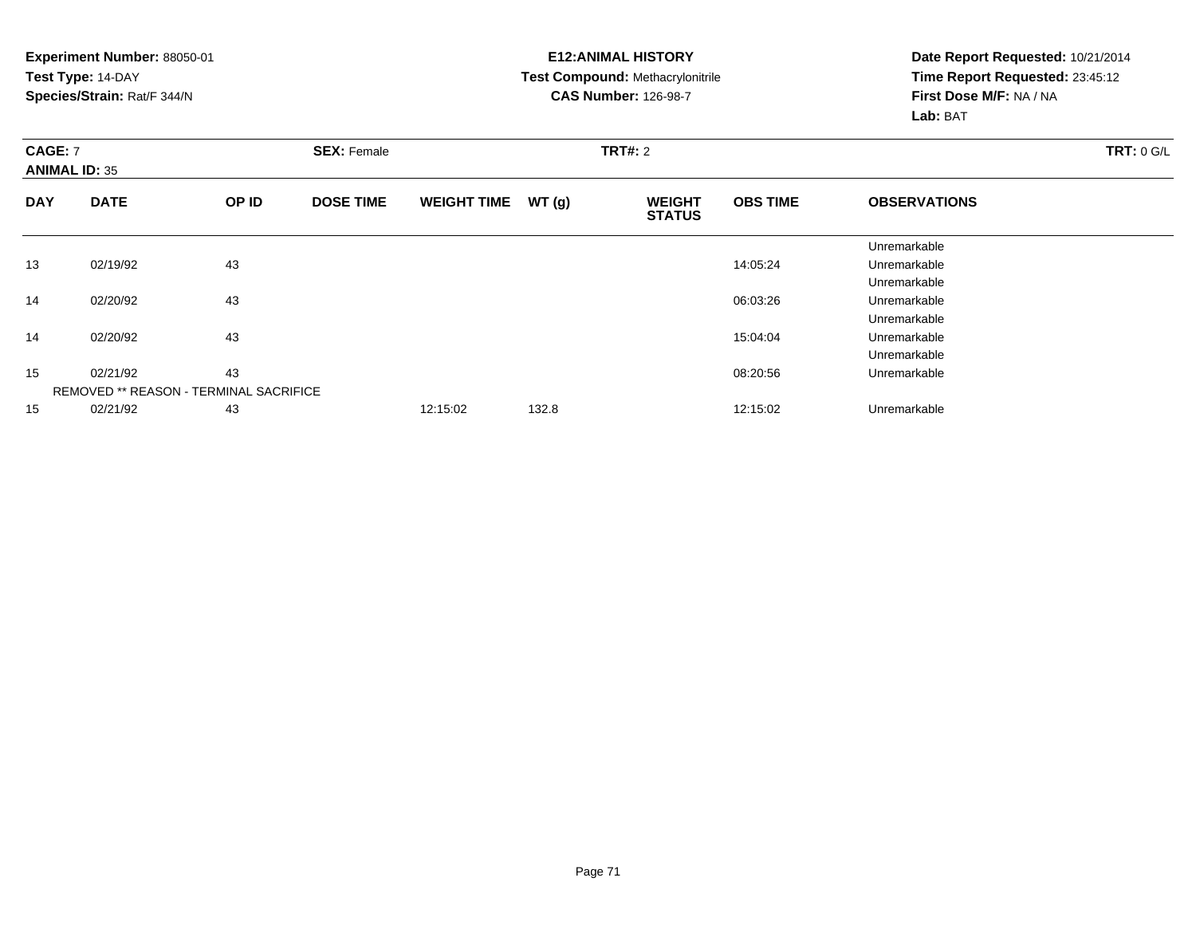**Experiment Number:** 88050-01
**Test Type:** 14-DAY
**Species/Strain:** Rat/F 344/N

**E12:ANIMAL HISTORY**
**Test Compound:** Methacrylonitrile
**CAS Number:** 126-98-7

**Date Report Requested:** 10/21/2014
**Time Report Requested:** 23:45:12
**First Dose M/F:** NA / NA
**Lab:** BAT

**CAGE:** 7 **SEX:** Female **TRT#:** 2 **TRT:** 0 G/L
**ANIMAL ID:** 35

| DAY | DATE | OP ID | DOSE TIME | WEIGHT TIME | WT (g) | WEIGHT STATUS | OBS TIME | OBSERVATIONS |
|---|---|---|---|---|---|---|---|---|
| | | | | | | | | Unremarkable |
| 13 | 02/19/92 | 43 | | | | | 14:05:24 | Unremarkable |
| | | | | | | | | Unremarkable |
| 14 | 02/20/92 | 43 | | | | | 06:03:26 | Unremarkable |
| | | | | | | | | Unremarkable |
| 14 | 02/20/92 | 43 | | | | | 15:04:04 | Unremarkable |
| | | | | | | | | Unremarkable |
| 15 | 02/21/92 | 43 | | | | | 08:20:56 | Unremarkable |
| | REMOVED ** REASON - TERMINAL SACRIFICE | | | | | | | |
| 15 | 02/21/92 | 43 | | 12:15:02 | 132.8 | | 12:15:02 | Unremarkable |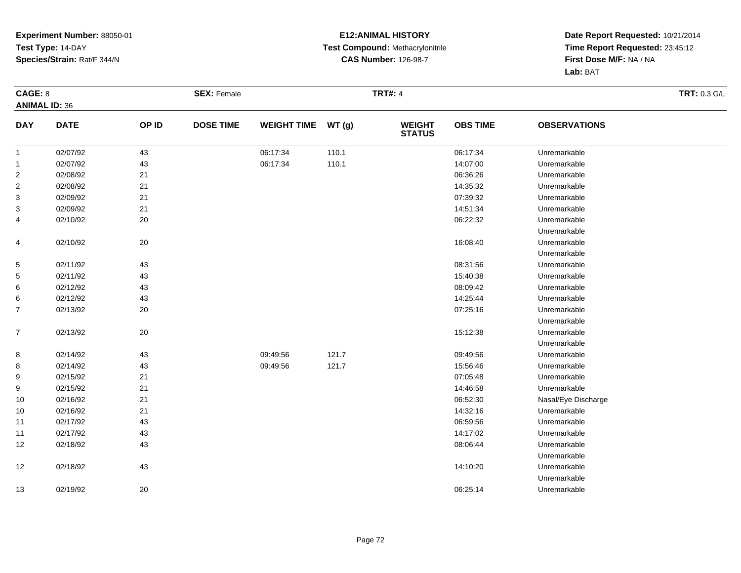**Experiment Number:** 88050-01
**Test Type:** 14-DAY
**Species/Strain:** Rat/F 344/N

**E12:ANIMAL HISTORY**
**Test Compound:** Methacrylonitrile
**CAS Number:** 126-98-7

**Date Report Requested:** 10/21/2014
**Time Report Requested:** 23:45:12
**First Dose M/F:** NA / NA
**Lab:** BAT

**CAGE:** 8
**ANIMAL ID:** 36
**SEX:** Female
**TRT#:** 4
**TRT:** 0.3 G/L

| DAY | DATE | OP ID | DOSE TIME | WEIGHT TIME | WT (g) | WEIGHT STATUS | OBS TIME | OBSERVATIONS |
|---|---|---|---|---|---|---|---|---|
| 1 | 02/07/92 | 43 | | 06:17:34 | 110.1 | | 06:17:34 | Unremarkable |
| 1 | 02/07/92 | 43 | | 06:17:34 | 110.1 | | 14:07:00 | Unremarkable |
| 2 | 02/08/92 | 21 | | | | | 06:36:26 | Unremarkable |
| 2 | 02/08/92 | 21 | | | | | 14:35:32 | Unremarkable |
| 3 | 02/09/92 | 21 | | | | | 07:39:32 | Unremarkable |
| 3 | 02/09/92 | 21 | | | | | 14:51:34 | Unremarkable |
| 4 | 02/10/92 | 20 | | | | | 06:22:32 | Unremarkable<br>Unremarkable |
| 4 | 02/10/92 | 20 | | | | | 16:08:40 | Unremarkable<br>Unremarkable |
| 5 | 02/11/92 | 43 | | | | | 08:31:56 | Unremarkable |
| 5 | 02/11/92 | 43 | | | | | 15:40:38 | Unremarkable |
| 6 | 02/12/92 | 43 | | | | | 08:09:42 | Unremarkable |
| 6 | 02/12/92 | 43 | | | | | 14:25:44 | Unremarkable |
| 7 | 02/13/92 | 20 | | | | | 07:25:16 | Unremarkable<br>Unremarkable |
| 7 | 02/13/92 | 20 | | | | | 15:12:38 | Unremarkable<br>Unremarkable |
| 8 | 02/14/92 | 43 | | 09:49:56 | 121.7 | | 09:49:56 | Unremarkable |
| 8 | 02/14/92 | 43 | | 09:49:56 | 121.7 | | 15:56:46 | Unremarkable |
| 9 | 02/15/92 | 21 | | | | | 07:05:48 | Unremarkable |
| 9 | 02/15/92 | 21 | | | | | 14:46:58 | Unremarkable |
| 10 | 02/16/92 | 21 | | | | | 06:52:30 | Nasal/Eye Discharge |
| 10 | 02/16/92 | 21 | | | | | 14:32:16 | Unremarkable |
| 11 | 02/17/92 | 43 | | | | | 06:59:56 | Unremarkable |
| 11 | 02/17/92 | 43 | | | | | 14:17:02 | Unremarkable |
| 12 | 02/18/92 | 43 | | | | | 08:06:44 | Unremarkable<br>Unremarkable |
| 12 | 02/18/92 | 43 | | | | | 14:10:20 | Unremarkable<br>Unremarkable |
| 13 | 02/19/92 | 20 | | | | | 06:25:14 | Unremarkable |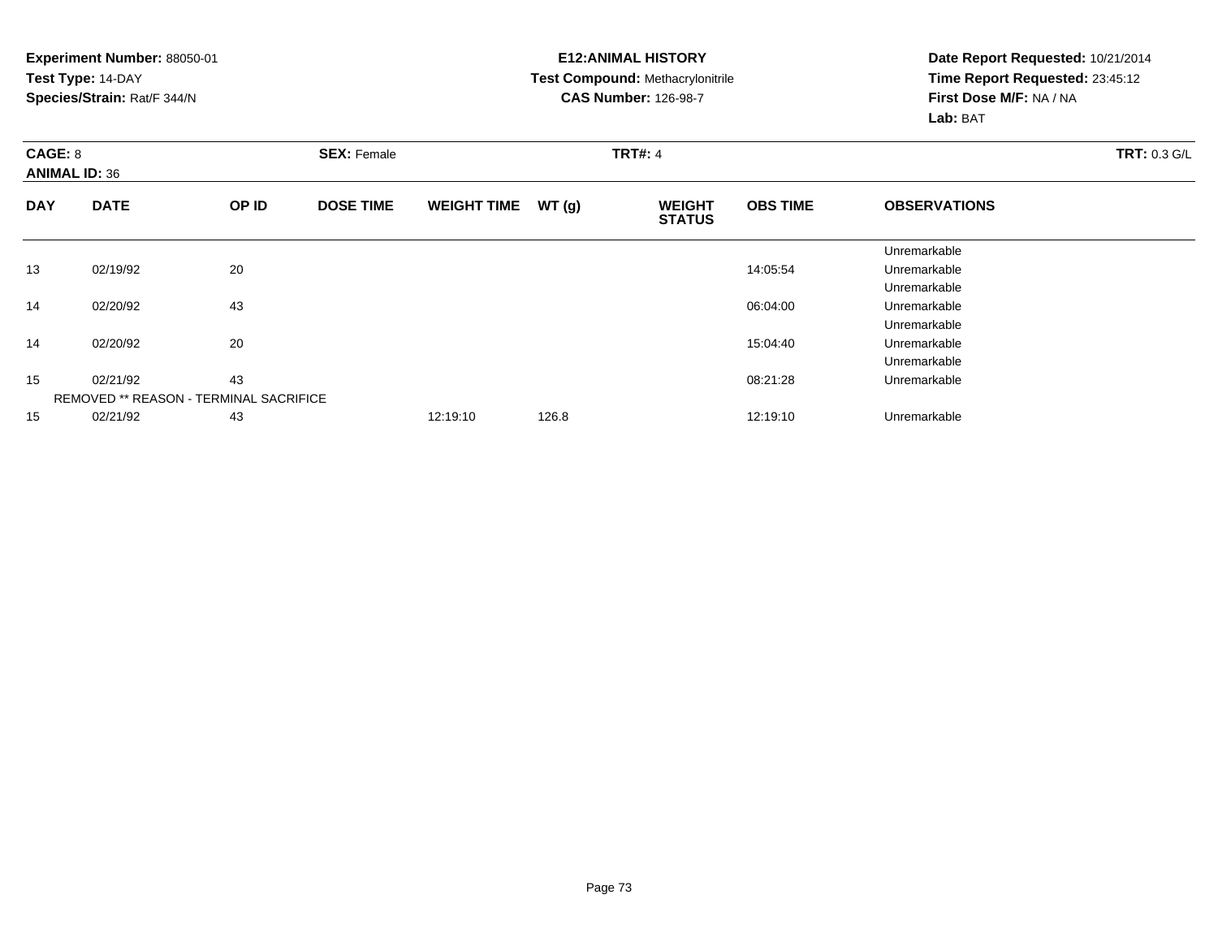**Experiment Number:** 88050-01
**Test Type:** 14-DAY
**Species/Strain:** Rat/F 344/N

**E12:ANIMAL HISTORY**
**Test Compound:** Methacrylonitrile
**CAS Number:** 126-98-7

**Date Report Requested:** 10/21/2014
**Time Report Requested:** 23:45:12
**First Dose M/F:** NA / NA
**Lab:** BAT

**CAGE:** 8 **SEX:** Female **TRT#:** 4 **TRT:** 0.3 G/L
**ANIMAL ID:** 36

| DAY | DATE | OP ID | DOSE TIME | WEIGHT TIME | WT (g) | WEIGHT STATUS | OBS TIME | OBSERVATIONS |
|---|---|---|---|---|---|---|---|---|
| | | | | | | | | Unremarkable |
| 13 | 02/19/92 | 20 | | | | | 14:05:54 | Unremarkable |
| | | | | | | | | Unremarkable |
| 14 | 02/20/92 | 43 | | | | | 06:04:00 | Unremarkable |
| | | | | | | | | Unremarkable |
| 14 | 02/20/92 | 20 | | | | | 15:04:40 | Unremarkable |
| | | | | | | | | Unremarkable |
| 15 | 02/21/92 | 43 | | | | | 08:21:28 | Unremarkable |
| | REMOVED ** REASON - TERMINAL SACRIFICE | | | | | | | |
| 15 | 02/21/92 | 43 | | 12:19:10 | 126.8 | | 12:19:10 | Unremarkable |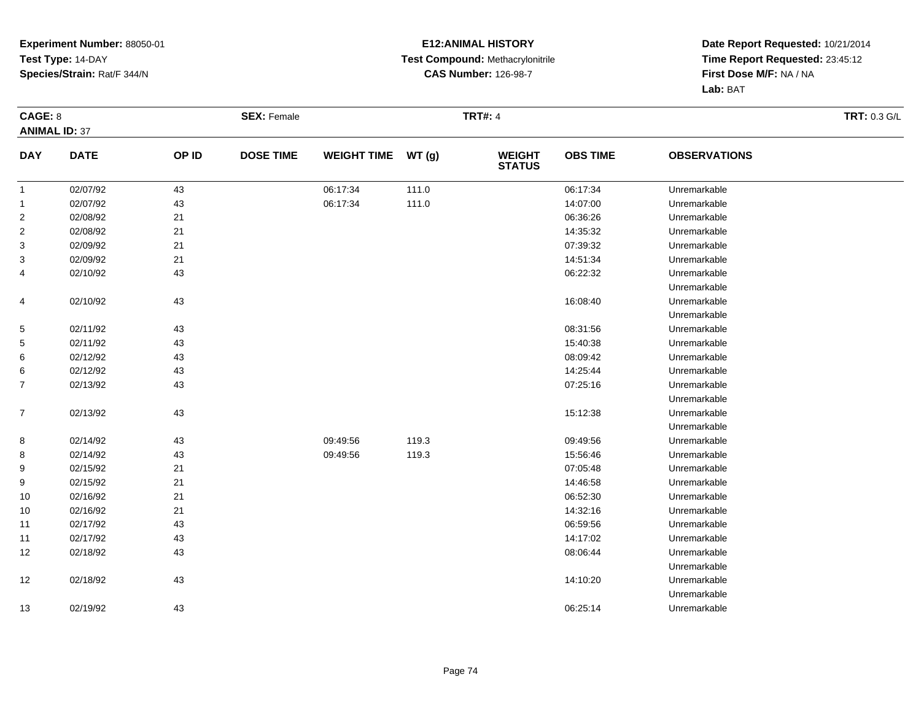**Experiment Number:** 88050-01
**Test Type:** 14-DAY
**Species/Strain:** Rat/F 344/N

**E12:ANIMAL HISTORY**
**Test Compound:** Methacrylonitrile
**CAS Number:** 126-98-7

**Date Report Requested:** 10/21/2014
**Time Report Requested:** 23:45:12
**First Dose M/F:** NA / NA
**Lab:** BAT

**CAGE:** 8 **SEX:** Female **TRT#:** 4 **TRT:** 0.3 G/L
**ANIMAL ID:** 37

| DAY | DATE | OP ID | DOSE TIME | WEIGHT TIME | WT (g) | WEIGHT STATUS | OBS TIME | OBSERVATIONS |
|---|---|---|---|---|---|---|---|---|
| 1 | 02/07/92 | 43 | | 06:17:34 | 111.0 | | 06:17:34 | Unremarkable |
| 1 | 02/07/92 | 43 | | 06:17:34 | 111.0 | | 14:07:00 | Unremarkable |
| 2 | 02/08/92 | 21 | | | | | 06:36:26 | Unremarkable |
| 2 | 02/08/92 | 21 | | | | | 14:35:32 | Unremarkable |
| 3 | 02/09/92 | 21 | | | | | 07:39:32 | Unremarkable |
| 3 | 02/09/92 | 21 | | | | | 14:51:34 | Unremarkable |
| 4 | 02/10/92 | 43 | | | | | 06:22:32 | Unremarkable |
| | | | | | | | | Unremarkable |
| 4 | 02/10/92 | 43 | | | | | 16:08:40 | Unremarkable |
| | | | | | | | | Unremarkable |
| 5 | 02/11/92 | 43 | | | | | 08:31:56 | Unremarkable |
| 5 | 02/11/92 | 43 | | | | | 15:40:38 | Unremarkable |
| 6 | 02/12/92 | 43 | | | | | 08:09:42 | Unremarkable |
| 6 | 02/12/92 | 43 | | | | | 14:25:44 | Unremarkable |
| 7 | 02/13/92 | 43 | | | | | 07:25:16 | Unremarkable |
| | | | | | | | | Unremarkable |
| 7 | 02/13/92 | 43 | | | | | 15:12:38 | Unremarkable |
| | | | | | | | | Unremarkable |
| 8 | 02/14/92 | 43 | | 09:49:56 | 119.3 | | 09:49:56 | Unremarkable |
| 8 | 02/14/92 | 43 | | 09:49:56 | 119.3 | | 15:56:46 | Unremarkable |
| 9 | 02/15/92 | 21 | | | | | 07:05:48 | Unremarkable |
| 9 | 02/15/92 | 21 | | | | | 14:46:58 | Unremarkable |
| 10 | 02/16/92 | 21 | | | | | 06:52:30 | Unremarkable |
| 10 | 02/16/92 | 21 | | | | | 14:32:16 | Unremarkable |
| 11 | 02/17/92 | 43 | | | | | 06:59:56 | Unremarkable |
| 11 | 02/17/92 | 43 | | | | | 14:17:02 | Unremarkable |
| 12 | 02/18/92 | 43 | | | | | 08:06:44 | Unremarkable |
| | | | | | | | | Unremarkable |
| 12 | 02/18/92 | 43 | | | | | 14:10:20 | Unremarkable |
| | | | | | | | | Unremarkable |
| 13 | 02/19/92 | 43 | | | | | 06:25:14 | Unremarkable |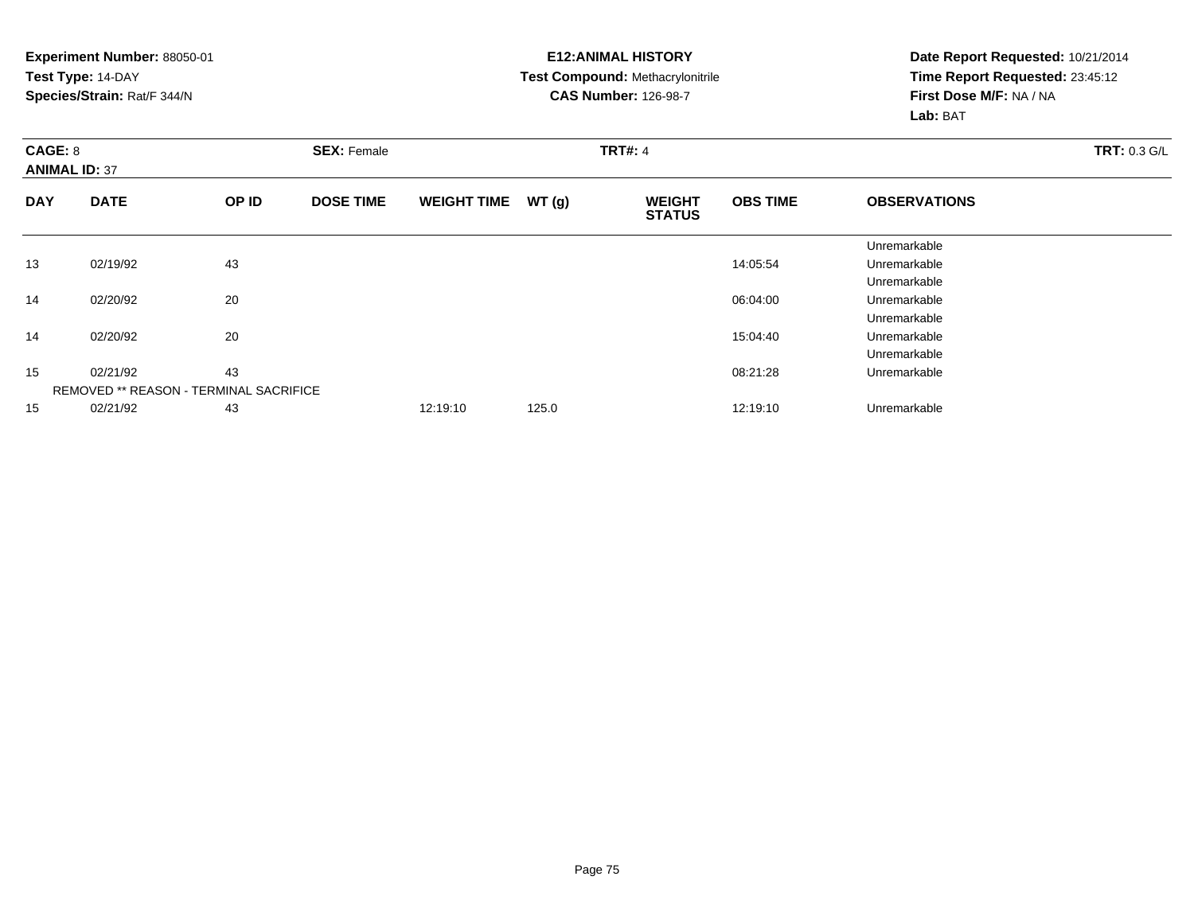**Experiment Number:** 88050-01
**Test Type:** 14-DAY
**Species/Strain:** Rat/F 344/N

**E12:ANIMAL HISTORY**
**Test Compound:** Methacrylonitrile
**CAS Number:** 126-98-7

**Date Report Requested:** 10/21/2014
**Time Report Requested:** 23:45:12
**First Dose M/F:** NA / NA
**Lab:** BAT

**CAGE:** 8 **SEX:** Female **TRT#:** 4 **TRT:** 0.3 G/L
**ANIMAL ID:** 37

| DAY | DATE | OP ID | DOSE TIME | WEIGHT TIME | WT (g) | WEIGHT STATUS | OBS TIME | OBSERVATIONS |
|---|---|---|---|---|---|---|---|---|
| | | | | | | | | Unremarkable |
| 13 | 02/19/92 | 43 | | | | | 14:05:54 | Unremarkable |
| | | | | | | | | Unremarkable |
| 14 | 02/20/92 | 20 | | | | | 06:04:00 | Unremarkable |
| | | | | | | | | Unremarkable |
| 14 | 02/20/92 | 20 | | | | | 15:04:40 | Unremarkable |
| | | | | | | | | Unremarkable |
| 15 | 02/21/92 | 43 | | | | | 08:21:28 | Unremarkable |
| | REMOVED ** REASON - TERMINAL SACRIFICE | | | | | | | |
| 15 | 02/21/92 | 43 | | 12:19:10 | 125.0 | | 12:19:10 | Unremarkable |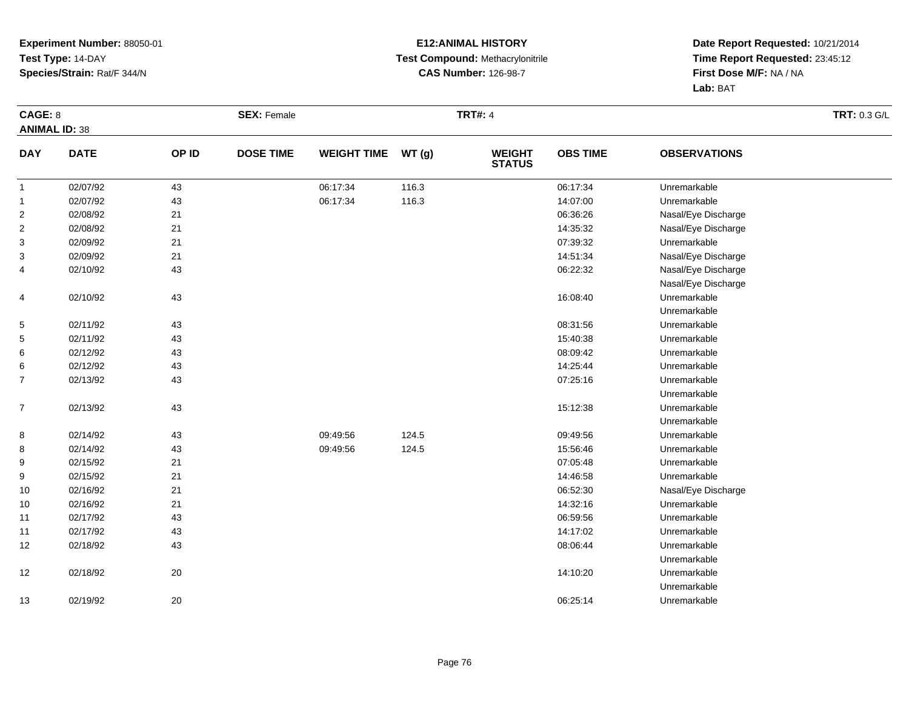**Experiment Number:** 88050-01
**Test Type:** 14-DAY
**Species/Strain:** Rat/F 344/N

**E12:ANIMAL HISTORY**
**Test Compound:** Methacrylonitrile
**CAS Number:** 126-98-7

**Date Report Requested:** 10/21/2014
**Time Report Requested:** 23:45:12
**First Dose M/F:** NA / NA
**Lab:** BAT

**CAGE:** 8 **SEX:** Female **TRT#:** 4 **TRT:** 0.3 G/L
**ANIMAL ID:** 38

| DAY | DATE | OP ID | DOSE TIME | WEIGHT TIME | WT (g) | WEIGHT STATUS | OBS TIME | OBSERVATIONS |
|---|---|---|---|---|---|---|---|---|
| 1 | 02/07/92 | 43 | | 06:17:34 | 116.3 | | 06:17:34 | Unremarkable |
| 1 | 02/07/92 | 43 | | 06:17:34 | 116.3 | | 14:07:00 | Unremarkable |
| 2 | 02/08/92 | 21 | | | | | 06:36:26 | Nasal/Eye Discharge |
| 2 | 02/08/92 | 21 | | | | | 14:35:32 | Nasal/Eye Discharge |
| 3 | 02/09/92 | 21 | | | | | 07:39:32 | Unremarkable |
| 3 | 02/09/92 | 21 | | | | | 14:51:34 | Nasal/Eye Discharge |
| 4 | 02/10/92 | 43 | | | | | 06:22:32 | Nasal/Eye Discharge |
| | | | | | | | | Nasal/Eye Discharge |
| 4 | 02/10/92 | 43 | | | | | 16:08:40 | Unremarkable |
| | | | | | | | | Unremarkable |
| 5 | 02/11/92 | 43 | | | | | 08:31:56 | Unremarkable |
| 5 | 02/11/92 | 43 | | | | | 15:40:38 | Unremarkable |
| 6 | 02/12/92 | 43 | | | | | 08:09:42 | Unremarkable |
| 6 | 02/12/92 | 43 | | | | | 14:25:44 | Unremarkable |
| 7 | 02/13/92 | 43 | | | | | 07:25:16 | Unremarkable |
| | | | | | | | | Unremarkable |
| 7 | 02/13/92 | 43 | | | | | 15:12:38 | Unremarkable |
| | | | | | | | | Unremarkable |
| 8 | 02/14/92 | 43 | | 09:49:56 | 124.5 | | 09:49:56 | Unremarkable |
| 8 | 02/14/92 | 43 | | 09:49:56 | 124.5 | | 15:56:46 | Unremarkable |
| 9 | 02/15/92 | 21 | | | | | 07:05:48 | Unremarkable |
| 9 | 02/15/92 | 21 | | | | | 14:46:58 | Unremarkable |
| 10 | 02/16/92 | 21 | | | | | 06:52:30 | Nasal/Eye Discharge |
| 10 | 02/16/92 | 21 | | | | | 14:32:16 | Unremarkable |
| 11 | 02/17/92 | 43 | | | | | 06:59:56 | Unremarkable |
| 11 | 02/17/92 | 43 | | | | | 14:17:02 | Unremarkable |
| 12 | 02/18/92 | 43 | | | | | 08:06:44 | Unremarkable |
| | | | | | | | | Unremarkable |
| 12 | 02/18/92 | 20 | | | | | 14:10:20 | Unremarkable |
| | | | | | | | | Unremarkable |
| 13 | 02/19/92 | 20 | | | | | 06:25:14 | Unremarkable |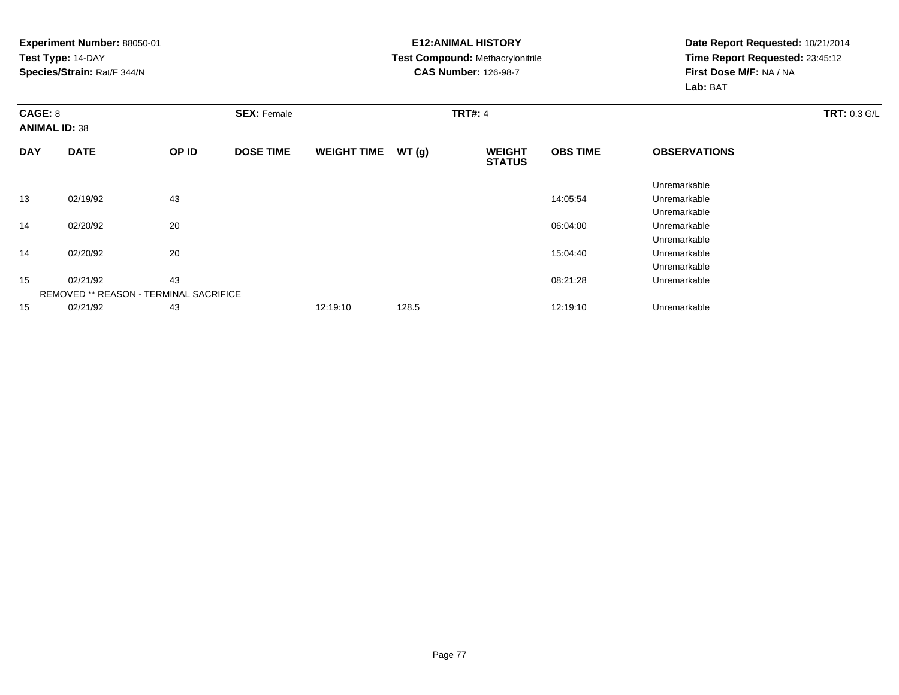**Experiment Number:** 88050-01
**Test Type:** 14-DAY
**Species/Strain:** Rat/F 344/N

**E12:ANIMAL HISTORY**
**Test Compound:** Methacrylonitrile
**CAS Number:** 126-98-7

**Date Report Requested:** 10/21/2014
**Time Report Requested:** 23:45:12
**First Dose M/F:** NA / NA
**Lab:** BAT

**CAGE:** 8
**ANIMAL ID:** 38
**SEX:** Female
**TRT#:** 4
**TRT:** 0.3 G/L

| DAY | DATE | OP ID | DOSE TIME | WEIGHT TIME | WT (g) | WEIGHT STATUS | OBS TIME | OBSERVATIONS |
|---|---|---|---|---|---|---|---|---|
| | | | | | | | | Unremarkable |
| 13 | 02/19/92 | 43 | | | | | 14:05:54 | Unremarkable |
| | | | | | | | | Unremarkable |
| 14 | 02/20/92 | 20 | | | | | 06:04:00 | Unremarkable |
| | | | | | | | | Unremarkable |
| 14 | 02/20/92 | 20 | | | | | 15:04:40 | Unremarkable |
| | | | | | | | | Unremarkable |
| 15 | 02/21/92 | 43 | | | | | 08:21:28 | Unremarkable |
| | REMOVED ** REASON - TERMINAL SACRIFICE | | | | | | | |
| 15 | 02/21/92 | 43 | | 12:19:10 | 128.5 | | 12:19:10 | Unremarkable |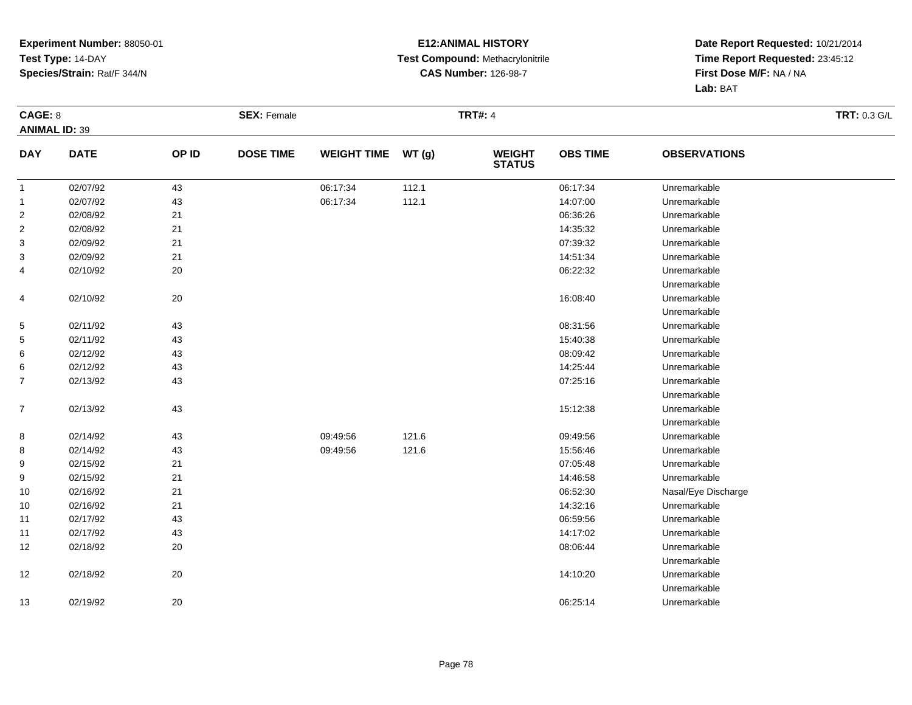**Experiment Number:** 88050-01
**Test Type:** 14-DAY
**Species/Strain:** Rat/F 344/N

**E12:ANIMAL HISTORY**
**Test Compound:** Methacrylonitrile
**CAS Number:** 126-98-7

**Date Report Requested:** 10/21/2014
**Time Report Requested:** 23:45:12
**First Dose M/F:** NA / NA
**Lab:** BAT

**CAGE:** 8 **SEX:** Female **TRT#:** 4 **TRT:** 0.3 G/L
**ANIMAL ID:** 39

| DAY | DATE | OP ID | DOSE TIME | WEIGHT TIME | WT (g) | WEIGHT STATUS | OBS TIME | OBSERVATIONS |
|---|---|---|---|---|---|---|---|---|
| 1 | 02/07/92 | 43 | | 06:17:34 | 112.1 | | 06:17:34 | Unremarkable |
| 1 | 02/07/92 | 43 | | 06:17:34 | 112.1 | | 14:07:00 | Unremarkable |
| 2 | 02/08/92 | 21 | | | | | 06:36:26 | Unremarkable |
| 2 | 02/08/92 | 21 | | | | | 14:35:32 | Unremarkable |
| 3 | 02/09/92 | 21 | | | | | 07:39:32 | Unremarkable |
| 3 | 02/09/92 | 21 | | | | | 14:51:34 | Unremarkable |
| 4 | 02/10/92 | 20 | | | | | 06:22:32 | Unremarkable |
| | | | | | | | | Unremarkable |
| 4 | 02/10/92 | 20 | | | | | 16:08:40 | Unremarkable |
| | | | | | | | | Unremarkable |
| 5 | 02/11/92 | 43 | | | | | 08:31:56 | Unremarkable |
| 5 | 02/11/92 | 43 | | | | | 15:40:38 | Unremarkable |
| 6 | 02/12/92 | 43 | | | | | 08:09:42 | Unremarkable |
| 6 | 02/12/92 | 43 | | | | | 14:25:44 | Unremarkable |
| 7 | 02/13/92 | 43 | | | | | 07:25:16 | Unremarkable |
| | | | | | | | | Unremarkable |
| 7 | 02/13/92 | 43 | | | | | 15:12:38 | Unremarkable |
| | | | | | | | | Unremarkable |
| 8 | 02/14/92 | 43 | | 09:49:56 | 121.6 | | 09:49:56 | Unremarkable |
| 8 | 02/14/92 | 43 | | 09:49:56 | 121.6 | | 15:56:46 | Unremarkable |
| 9 | 02/15/92 | 21 | | | | | 07:05:48 | Unremarkable |
| 9 | 02/15/92 | 21 | | | | | 14:46:58 | Unremarkable |
| 10 | 02/16/92 | 21 | | | | | 06:52:30 | Nasal/Eye Discharge |
| 10 | 02/16/92 | 21 | | | | | 14:32:16 | Unremarkable |
| 11 | 02/17/92 | 43 | | | | | 06:59:56 | Unremarkable |
| 11 | 02/17/92 | 43 | | | | | 14:17:02 | Unremarkable |
| 12 | 02/18/92 | 20 | | | | | 08:06:44 | Unremarkable |
| | | | | | | | | Unremarkable |
| 12 | 02/18/92 | 20 | | | | | 14:10:20 | Unremarkable |
| | | | | | | | | Unremarkable |
| 13 | 02/19/92 | 20 | | | | | 06:25:14 | Unremarkable |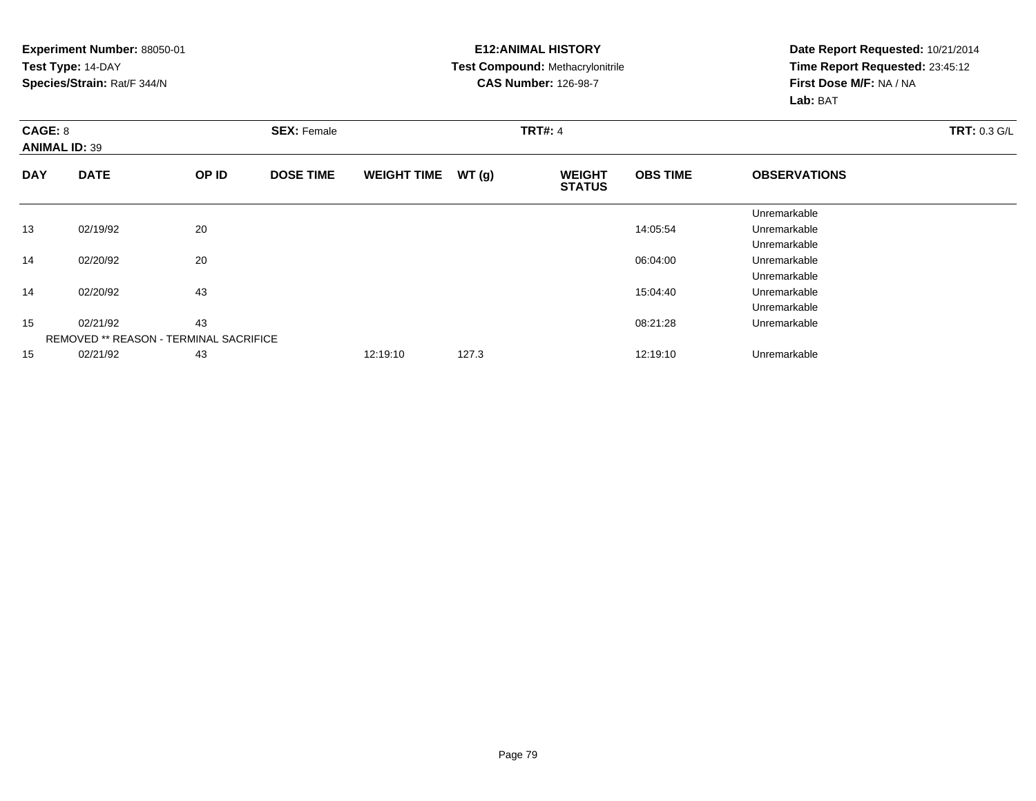**Experiment Number:** 88050-01
**Test Type:** 14-DAY
**Species/Strain:** Rat/F 344/N

**E12:ANIMAL HISTORY**
**Test Compound:** Methacrylonitrile
**CAS Number:** 126-98-7

**Date Report Requested:** 10/21/2014
**Time Report Requested:** 23:45:12
**First Dose M/F:** NA / NA
**Lab:** BAT

**CAGE:** 8 **SEX:** Female **TRT#:** 4 **TRT:** 0.3 G/L
**ANIMAL ID:** 39

| DAY | DATE | OP ID | DOSE TIME | WEIGHT TIME | WT (g) | WEIGHT STATUS | OBS TIME | OBSERVATIONS |
|---|---|---|---|---|---|---|---|---|
| | | | | | | | | Unremarkable |
| 13 | 02/19/92 | 20 | | | | | 14:05:54 | Unremarkable |
| | | | | | | | | Unremarkable |
| 14 | 02/20/92 | 20 | | | | | 06:04:00 | Unremarkable |
| | | | | | | | | Unremarkable |
| 14 | 02/20/92 | 43 | | | | | 15:04:40 | Unremarkable |
| | | | | | | | | Unremarkable |
| 15 | 02/21/92 | 43 | | | | | 08:21:28 | Unremarkable |
| | REMOVED ** REASON - TERMINAL SACRIFICE | | | | | | | |
| 15 | 02/21/92 | 43 | | 12:19:10 | 127.3 | | 12:19:10 | Unremarkable |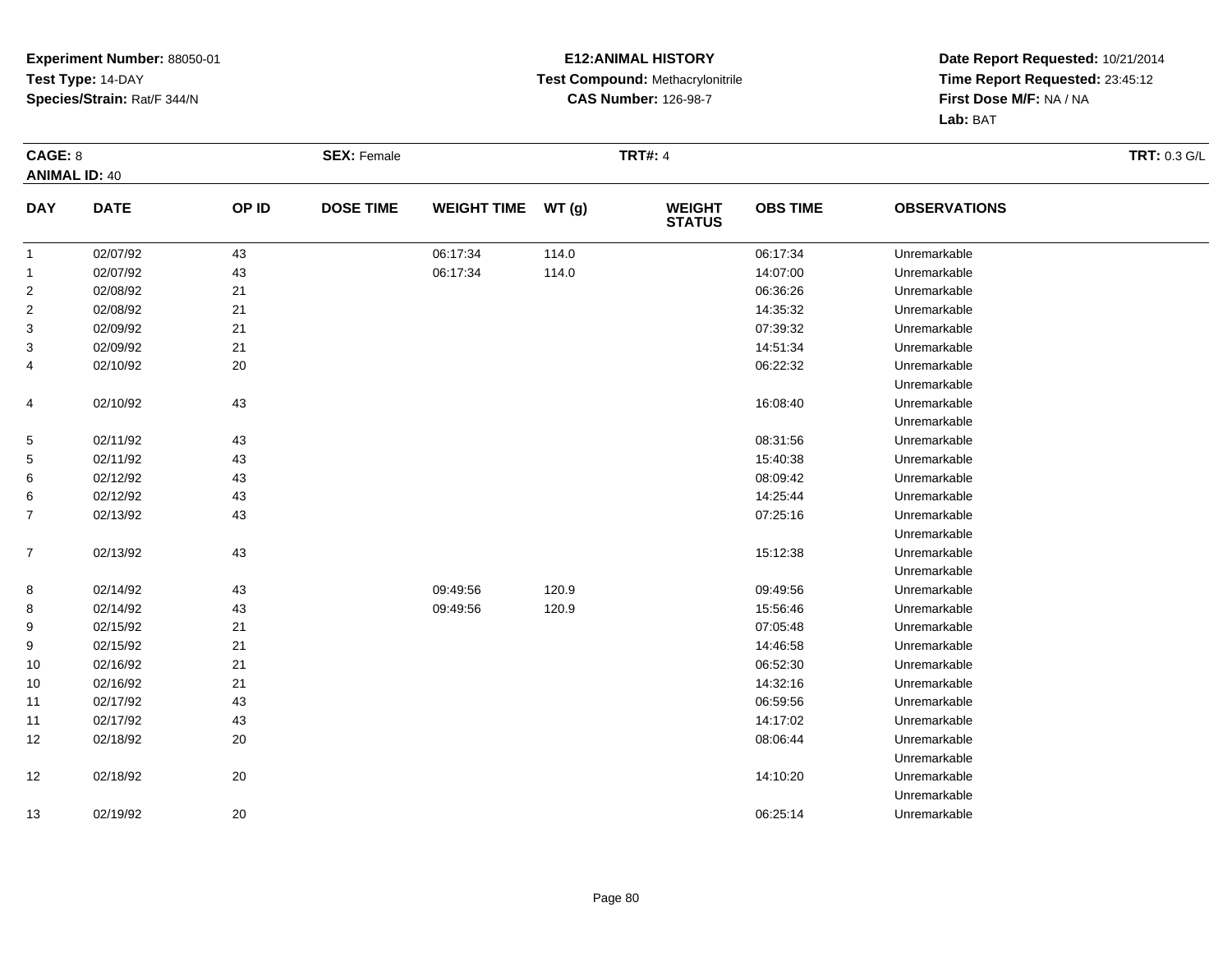**Experiment Number:** 88050-01
**Test Type:** 14-DAY
**Species/Strain:** Rat/F 344/N

**E12:ANIMAL HISTORY**
**Test Compound:** Methacrylonitrile
**CAS Number:** 126-98-7

**Date Report Requested:** 10/21/2014
**Time Report Requested:** 23:45:12
**First Dose M/F:** NA / NA
**Lab:** BAT

**CAGE:** 8 **SEX:** Female **TRT#:** 4 **TRT:** 0.3 G/L
**ANIMAL ID:** 40

| DAY | DATE | OP ID | DOSE TIME | WEIGHT TIME | WT (g) | WEIGHT STATUS | OBS TIME | OBSERVATIONS |
|---|---|---|---|---|---|---|---|---|
| 1 | 02/07/92 | 43 | | 06:17:34 | 114.0 | | 06:17:34 | Unremarkable |
| 1 | 02/07/92 | 43 | | 06:17:34 | 114.0 | | 14:07:00 | Unremarkable |
| 2 | 02/08/92 | 21 | | | | | 06:36:26 | Unremarkable |
| 2 | 02/08/92 | 21 | | | | | 14:35:32 | Unremarkable |
| 3 | 02/09/92 | 21 | | | | | 07:39:32 | Unremarkable |
| 3 | 02/09/92 | 21 | | | | | 14:51:34 | Unremarkable |
| 4 | 02/10/92 | 20 | | | | | 06:22:32 | Unremarkable |
| | | | | | | | | Unremarkable |
| 4 | 02/10/92 | 43 | | | | | 16:08:40 | Unremarkable |
| | | | | | | | | Unremarkable |
| 5 | 02/11/92 | 43 | | | | | 08:31:56 | Unremarkable |
| 5 | 02/11/92 | 43 | | | | | 15:40:38 | Unremarkable |
| 6 | 02/12/92 | 43 | | | | | 08:09:42 | Unremarkable |
| 6 | 02/12/92 | 43 | | | | | 14:25:44 | Unremarkable |
| 7 | 02/13/92 | 43 | | | | | 07:25:16 | Unremarkable |
| | | | | | | | | Unremarkable |
| 7 | 02/13/92 | 43 | | | | | 15:12:38 | Unremarkable |
| | | | | | | | | Unremarkable |
| 8 | 02/14/92 | 43 | | 09:49:56 | 120.9 | | 09:49:56 | Unremarkable |
| 8 | 02/14/92 | 43 | | 09:49:56 | 120.9 | | 15:56:46 | Unremarkable |
| 9 | 02/15/92 | 21 | | | | | 07:05:48 | Unremarkable |
| 9 | 02/15/92 | 21 | | | | | 14:46:58 | Unremarkable |
| 10 | 02/16/92 | 21 | | | | | 06:52:30 | Unremarkable |
| 10 | 02/16/92 | 21 | | | | | 14:32:16 | Unremarkable |
| 11 | 02/17/92 | 43 | | | | | 06:59:56 | Unremarkable |
| 11 | 02/17/92 | 43 | | | | | 14:17:02 | Unremarkable |
| 12 | 02/18/92 | 20 | | | | | 08:06:44 | Unremarkable |
| | | | | | | | | Unremarkable |
| 12 | 02/18/92 | 20 | | | | | 14:10:20 | Unremarkable |
| | | | | | | | | Unremarkable |
| 13 | 02/19/92 | 20 | | | | | 06:25:14 | Unremarkable |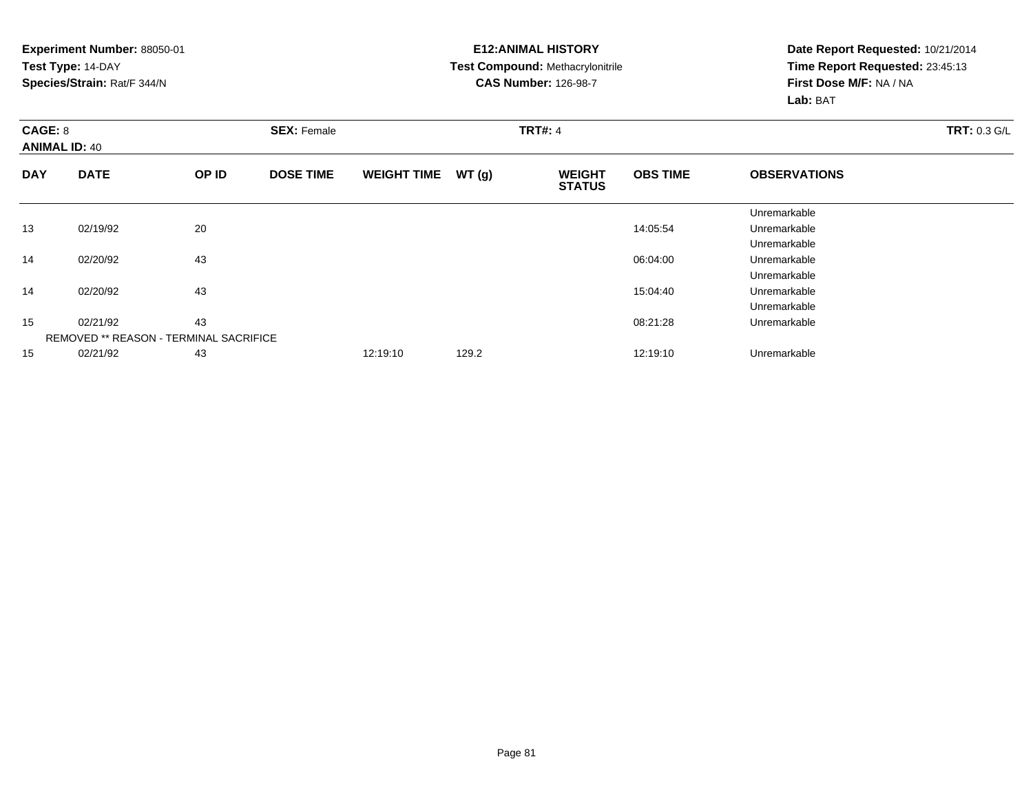**Experiment Number:** 88050-01
**Test Type:** 14-DAY
**Species/Strain:** Rat/F 344/N

**E12:ANIMAL HISTORY**
**Test Compound:** Methacrylonitrile
**CAS Number:** 126-98-7

**Date Report Requested:** 10/21/2014
**Time Report Requested:** 23:45:13
**First Dose M/F:** NA / NA
**Lab:** BAT

**CAGE:** 8 **SEX:** Female **TRT#:** 4 **TRT:** 0.3 G/L
**ANIMAL ID:** 40

| DAY | DATE | OP ID | DOSE TIME | WEIGHT TIME | WT (g) | WEIGHT STATUS | OBS TIME | OBSERVATIONS |
|---|---|---|---|---|---|---|---|---|
| | | | | | | | | Unremarkable |
| 13 | 02/19/92 | 20 | | | | | 14:05:54 | Unremarkable |
| | | | | | | | | Unremarkable |
| 14 | 02/20/92 | 43 | | | | | 06:04:00 | Unremarkable |
| | | | | | | | | Unremarkable |
| 14 | 02/20/92 | 43 | | | | | 15:04:40 | Unremarkable |
| | | | | | | | | Unremarkable |
| 15 | 02/21/92 | 43 | | | | | 08:21:28 | Unremarkable |
| REMOVED ** REASON - TERMINAL SACRIFICE | | | | | | | | |
| 15 | 02/21/92 | 43 | | 12:19:10 | 129.2 | | 12:19:10 | Unremarkable |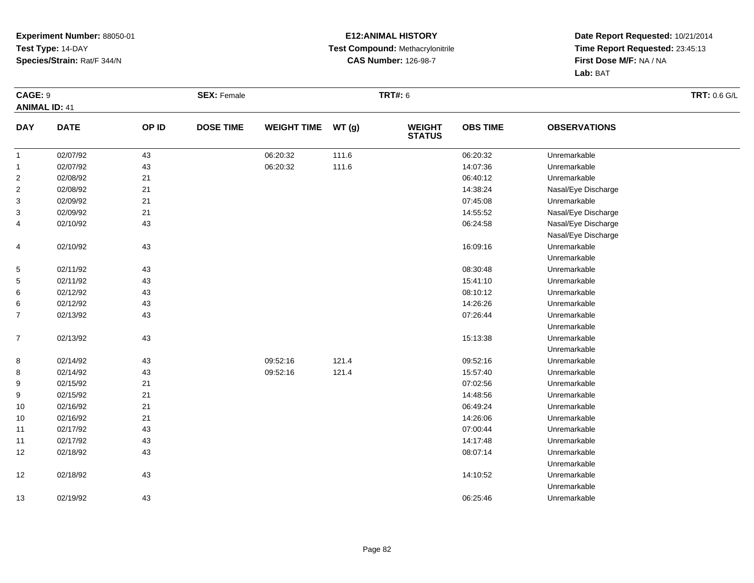**Experiment Number:** 88050-01
**Test Type:** 14-DAY
**Species/Strain:** Rat/F 344/N

**E12:ANIMAL HISTORY**
**Test Compound:** Methacrylonitrile
**CAS Number:** 126-98-7

**Date Report Requested:** 10/21/2014
**Time Report Requested:** 23:45:13
**First Dose M/F:** NA / NA
**Lab:** BAT

**CAGE:** 9 **SEX:** Female **TRT#:** 6 **TRT:** 0.6 G/L
**ANIMAL ID:** 41

| DAY | DATE | OP ID | DOSE TIME | WEIGHT TIME | WT (g) | WEIGHT STATUS | OBS TIME | OBSERVATIONS |
|---|---|---|---|---|---|---|---|---|
| 1 | 02/07/92 | 43 | | 06:20:32 | 111.6 | | 06:20:32 | Unremarkable |
| 1 | 02/07/92 | 43 | | 06:20:32 | 111.6 | | 14:07:36 | Unremarkable |
| 2 | 02/08/92 | 21 | | | | | 06:40:12 | Unremarkable |
| 2 | 02/08/92 | 21 | | | | | 14:38:24 | Nasal/Eye Discharge |
| 3 | 02/09/92 | 21 | | | | | 07:45:08 | Unremarkable |
| 3 | 02/09/92 | 21 | | | | | 14:55:52 | Nasal/Eye Discharge |
| 4 | 02/10/92 | 43 | | | | | 06:24:58 | Nasal/Eye Discharge |
| | | | | | | | | Nasal/Eye Discharge |
| 4 | 02/10/92 | 43 | | | | | 16:09:16 | Unremarkable |
| | | | | | | | | Unremarkable |
| 5 | 02/11/92 | 43 | | | | | 08:30:48 | Unremarkable |
| 5 | 02/11/92 | 43 | | | | | 15:41:10 | Unremarkable |
| 6 | 02/12/92 | 43 | | | | | 08:10:12 | Unremarkable |
| 6 | 02/12/92 | 43 | | | | | 14:26:26 | Unremarkable |
| 7 | 02/13/92 | 43 | | | | | 07:26:44 | Unremarkable |
| | | | | | | | | Unremarkable |
| 7 | 02/13/92 | 43 | | | | | 15:13:38 | Unremarkable |
| | | | | | | | | Unremarkable |
| 8 | 02/14/92 | 43 | | 09:52:16 | 121.4 | | 09:52:16 | Unremarkable |
| 8 | 02/14/92 | 43 | | 09:52:16 | 121.4 | | 15:57:40 | Unremarkable |
| 9 | 02/15/92 | 21 | | | | | 07:02:56 | Unremarkable |
| 9 | 02/15/92 | 21 | | | | | 14:48:56 | Unremarkable |
| 10 | 02/16/92 | 21 | | | | | 06:49:24 | Unremarkable |
| 10 | 02/16/92 | 21 | | | | | 14:26:06 | Unremarkable |
| 11 | 02/17/92 | 43 | | | | | 07:00:44 | Unremarkable |
| 11 | 02/17/92 | 43 | | | | | 14:17:48 | Unremarkable |
| 12 | 02/18/92 | 43 | | | | | 08:07:14 | Unremarkable |
| | | | | | | | | Unremarkable |
| 12 | 02/18/92 | 43 | | | | | 14:10:52 | Unremarkable |
| | | | | | | | | Unremarkable |
| 13 | 02/19/92 | 43 | | | | | 06:25:46 | Unremarkable |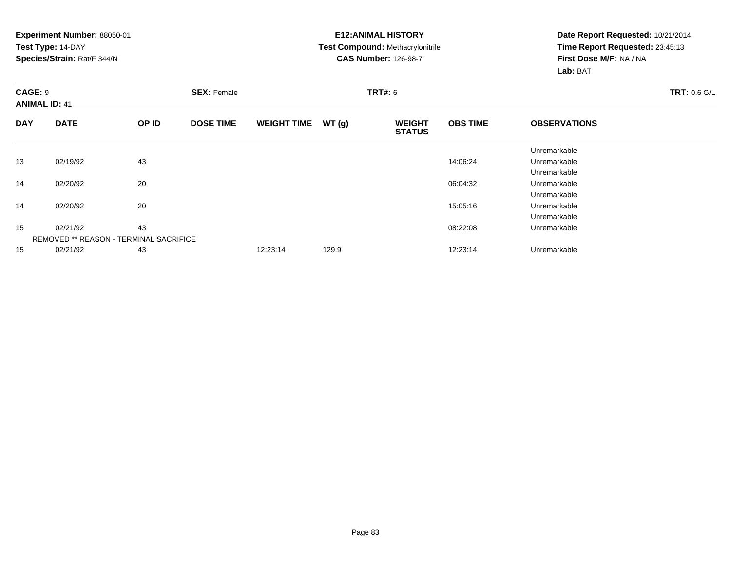**Experiment Number:** 88050-01
**Test Type:** 14-DAY
**Species/Strain:** Rat/F 344/N

**E12:ANIMAL HISTORY**
**Test Compound:** Methacrylonitrile
**CAS Number:** 126-98-7

**Date Report Requested:** 10/21/2014
**Time Report Requested:** 23:45:13
**First Dose M/F:** NA / NA
**Lab:** BAT

**CAGE:** 9
**ANIMAL ID:** 41
**SEX:** Female
**TRT#:** 6
**TRT:** 0.6 G/L

| DAY | DATE | OP ID | DOSE TIME | WEIGHT TIME | WT (g) | WEIGHT STATUS | OBS TIME | OBSERVATIONS |
|---|---|---|---|---|---|---|---|---|
| | | | | | | | | Unremarkable |
| 13 | 02/19/92 | 43 | | | | | 14:06:24 | Unremarkable |
| | | | | | | | | Unremarkable |
| 14 | 02/20/92 | 20 | | | | | 06:04:32 | Unremarkable |
| | | | | | | | | Unremarkable |
| 14 | 02/20/92 | 20 | | | | | 15:05:16 | Unremarkable |
| | | | | | | | | Unremarkable |
| 15 | 02/21/92 | 43 | | | | | 08:22:08 | Unremarkable |
| | REMOVED ** REASON - TERMINAL SACRIFICE | | | | | | | |
| 15 | 02/21/92 | 43 | | 12:23:14 | 129.9 | | 12:23:14 | Unremarkable |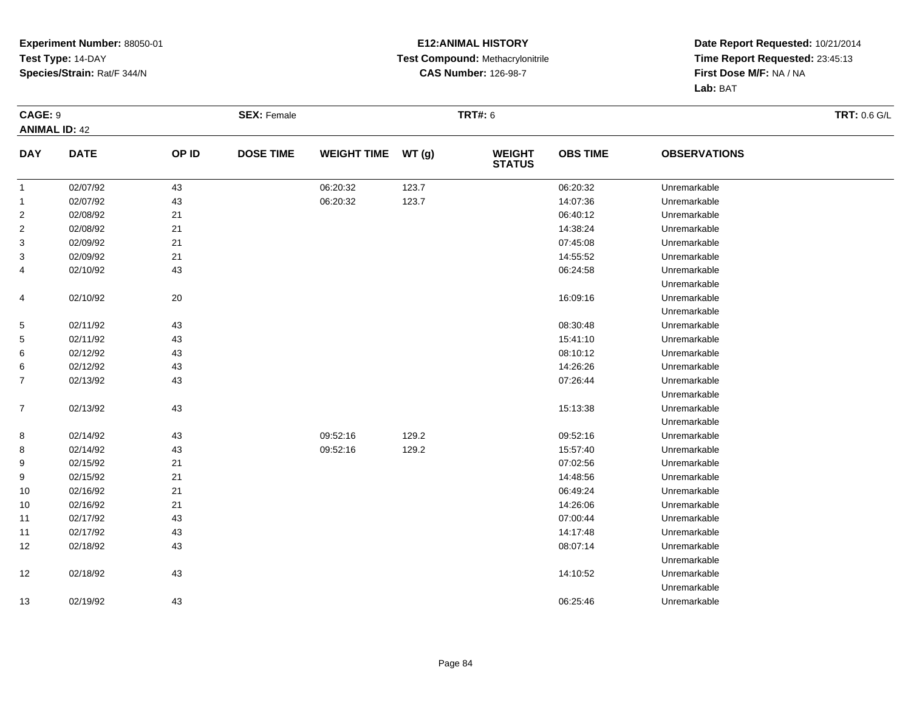**Experiment Number:** 88050-01
**Test Type:** 14-DAY
**Species/Strain:** Rat/F 344/N

**E12:ANIMAL HISTORY**
**Test Compound:** Methacrylonitrile
**CAS Number:** 126-98-7

**Date Report Requested:** 10/21/2014
**Time Report Requested:** 23:45:13
**First Dose M/F:** NA / NA
**Lab:** BAT

**CAGE:** 9 | **SEX:** Female | **TRT#:** 6 | **TRT:** 0.6 G/L
**ANIMAL ID:** 42

| DAY | DATE | OP ID | DOSE TIME | WEIGHT TIME | WT (g) | WEIGHT STATUS | OBS TIME | OBSERVATIONS |
|---|---|---|---|---|---|---|---|---|
| 1 | 02/07/92 | 43 | | 06:20:32 | 123.7 | | 06:20:32 | Unremarkable |
| 1 | 02/07/92 | 43 | | 06:20:32 | 123.7 | | 14:07:36 | Unremarkable |
| 2 | 02/08/92 | 21 | | | | | 06:40:12 | Unremarkable |
| 2 | 02/08/92 | 21 | | | | | 14:38:24 | Unremarkable |
| 3 | 02/09/92 | 21 | | | | | 07:45:08 | Unremarkable |
| 3 | 02/09/92 | 21 | | | | | 14:55:52 | Unremarkable |
| 4 | 02/10/92 | 43 | | | | | 06:24:58 | Unremarkable<br>Unremarkable |
| 4 | 02/10/92 | 20 | | | | | 16:09:16 | Unremarkable<br>Unremarkable |
| 5 | 02/11/92 | 43 | | | | | 08:30:48 | Unremarkable |
| 5 | 02/11/92 | 43 | | | | | 15:41:10 | Unremarkable |
| 6 | 02/12/92 | 43 | | | | | 08:10:12 | Unremarkable |
| 6 | 02/12/92 | 43 | | | | | 14:26:26 | Unremarkable |
| 7 | 02/13/92 | 43 | | | | | 07:26:44 | Unremarkable<br>Unremarkable |
| 7 | 02/13/92 | 43 | | | | | 15:13:38 | Unremarkable<br>Unremarkable |
| 8 | 02/14/92 | 43 | | 09:52:16 | 129.2 | | 09:52:16 | Unremarkable |
| 8 | 02/14/92 | 43 | | 09:52:16 | 129.2 | | 15:57:40 | Unremarkable |
| 9 | 02/15/92 | 21 | | | | | 07:02:56 | Unremarkable |
| 9 | 02/15/92 | 21 | | | | | 14:48:56 | Unremarkable |
| 10 | 02/16/92 | 21 | | | | | 06:49:24 | Unremarkable |
| 10 | 02/16/92 | 21 | | | | | 14:26:06 | Unremarkable |
| 11 | 02/17/92 | 43 | | | | | 07:00:44 | Unremarkable |
| 11 | 02/17/92 | 43 | | | | | 14:17:48 | Unremarkable |
| 12 | 02/18/92 | 43 | | | | | 08:07:14 | Unremarkable<br>Unremarkable |
| 12 | 02/18/92 | 43 | | | | | 14:10:52 | Unremarkable<br>Unremarkable |
| 13 | 02/19/92 | 43 | | | | | 06:25:46 | Unremarkable |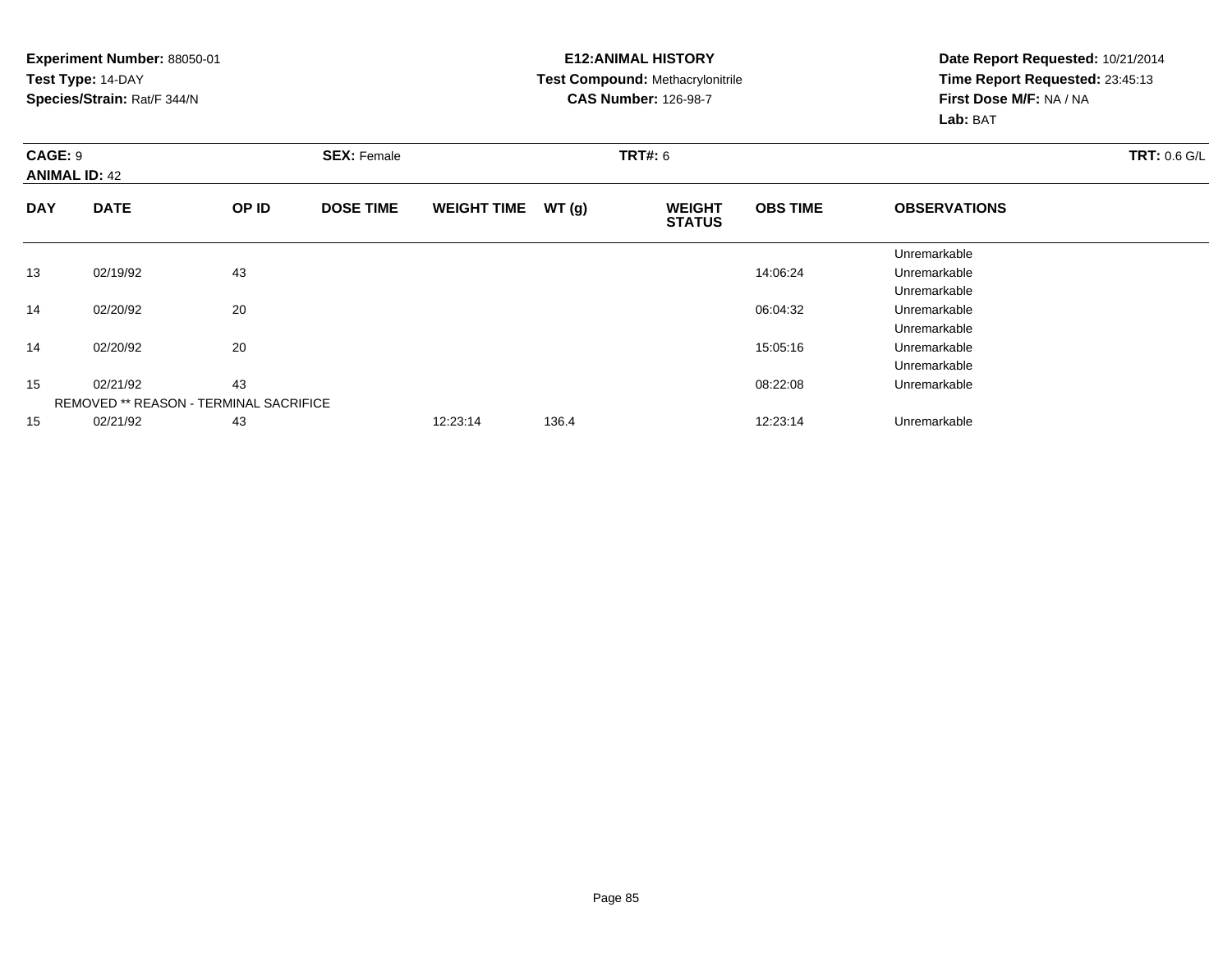**Experiment Number:** 88050-01
**Test Type:** 14-DAY
**Species/Strain:** Rat/F 344/N

**E12:ANIMAL HISTORY**
**Test Compound:** Methacrylonitrile
**CAS Number:** 126-98-7

**Date Report Requested:** 10/21/2014
**Time Report Requested:** 23:45:13
**First Dose M/F:** NA / NA
**Lab:** BAT

**CAGE:** 9
**ANIMAL ID:** 42
**SEX:** Female
**TRT#:** 6
**TRT:** 0.6 G/L

| DAY | DATE | OP ID | DOSE TIME | WEIGHT TIME | WT (g) | WEIGHT STATUS | OBS TIME | OBSERVATIONS |
|---|---|---|---|---|---|---|---|---|
| | | | | | | | | Unremarkable |
| 13 | 02/19/92 | 43 | | | | | 14:06:24 | Unremarkable |
| | | | | | | | | Unremarkable |
| 14 | 02/20/92 | 20 | | | | | 06:04:32 | Unremarkable |
| | | | | | | | | Unremarkable |
| 14 | 02/20/92 | 20 | | | | | 15:05:16 | Unremarkable |
| | | | | | | | | Unremarkable |
| 15 | 02/21/92 | 43 | | | | | 08:22:08 | Unremarkable |
| | REMOVED ** REASON - TERMINAL SACRIFICE | | | | | | | |
| 15 | 02/21/92 | 43 | | 12:23:14 | 136.4 | | 12:23:14 | Unremarkable |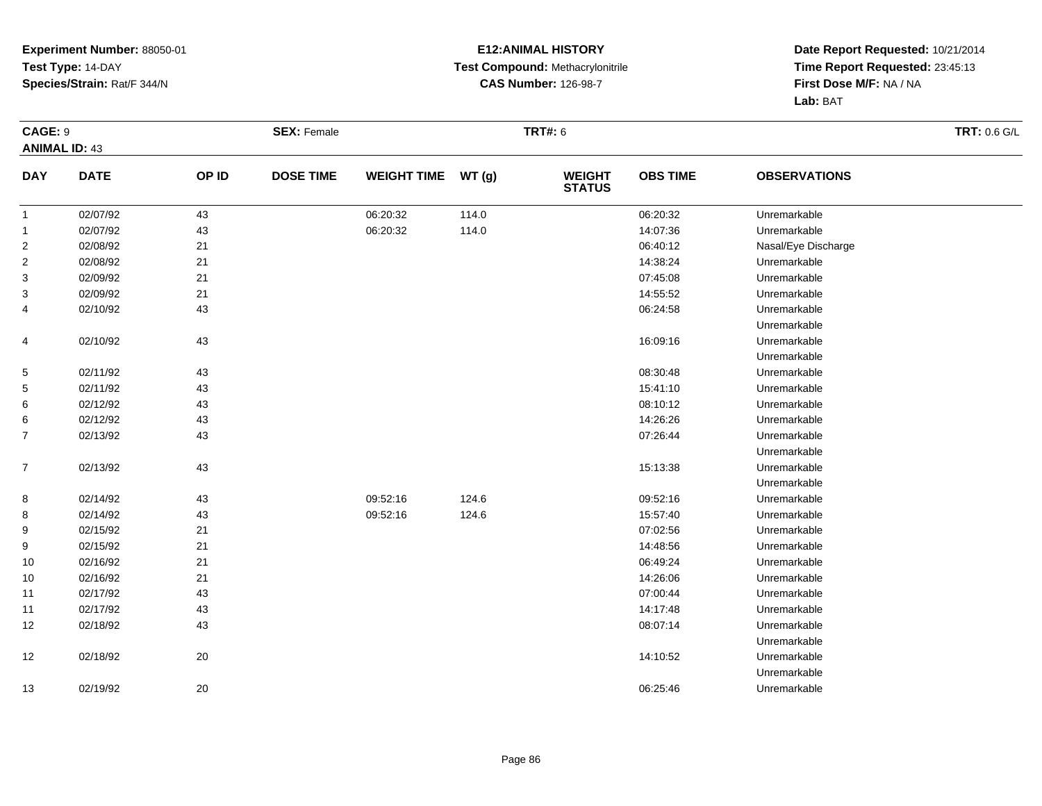**Experiment Number:** 88050-01
**Test Type:** 14-DAY
**Species/Strain:** Rat/F 344/N

**E12:ANIMAL HISTORY**
**Test Compound:** Methacrylonitrile
**CAS Number:** 126-98-7

**Date Report Requested:** 10/21/2014
**Time Report Requested:** 23:45:13
**First Dose M/F:** NA / NA
**Lab:** BAT

**CAGE:** 9 **SEX:** Female **TRT#:** 6 **TRT:** 0.6 G/L
**ANIMAL ID:** 43

| DAY | DATE | OP ID | DOSE TIME | WEIGHT TIME | WT (g) | WEIGHT STATUS | OBS TIME | OBSERVATIONS |
|---|---|---|---|---|---|---|---|---|
| 1 | 02/07/92 | 43 | | 06:20:32 | 114.0 | | 06:20:32 | Unremarkable |
| 1 | 02/07/92 | 43 | | 06:20:32 | 114.0 | | 14:07:36 | Unremarkable |
| 2 | 02/08/92 | 21 | | | | | 06:40:12 | Nasal/Eye Discharge |
| 2 | 02/08/92 | 21 | | | | | 14:38:24 | Unremarkable |
| 3 | 02/09/92 | 21 | | | | | 07:45:08 | Unremarkable |
| 3 | 02/09/92 | 21 | | | | | 14:55:52 | Unremarkable |
| 4 | 02/10/92 | 43 | | | | | 06:24:58 | Unremarkable |
| | | | | | | | | Unremarkable |
| 4 | 02/10/92 | 43 | | | | | 16:09:16 | Unremarkable |
| | | | | | | | | Unremarkable |
| 5 | 02/11/92 | 43 | | | | | 08:30:48 | Unremarkable |
| 5 | 02/11/92 | 43 | | | | | 15:41:10 | Unremarkable |
| 6 | 02/12/92 | 43 | | | | | 08:10:12 | Unremarkable |
| 6 | 02/12/92 | 43 | | | | | 14:26:26 | Unremarkable |
| 7 | 02/13/92 | 43 | | | | | 07:26:44 | Unremarkable |
| | | | | | | | | Unremarkable |
| 7 | 02/13/92 | 43 | | | | | 15:13:38 | Unremarkable |
| | | | | | | | | Unremarkable |
| 8 | 02/14/92 | 43 | | 09:52:16 | 124.6 | | 09:52:16 | Unremarkable |
| 8 | 02/14/92 | 43 | | 09:52:16 | 124.6 | | 15:57:40 | Unremarkable |
| 9 | 02/15/92 | 21 | | | | | 07:02:56 | Unremarkable |
| 9 | 02/15/92 | 21 | | | | | 14:48:56 | Unremarkable |
| 10 | 02/16/92 | 21 | | | | | 06:49:24 | Unremarkable |
| 10 | 02/16/92 | 21 | | | | | 14:26:06 | Unremarkable |
| 11 | 02/17/92 | 43 | | | | | 07:00:44 | Unremarkable |
| 11 | 02/17/92 | 43 | | | | | 14:17:48 | Unremarkable |
| 12 | 02/18/92 | 43 | | | | | 08:07:14 | Unremarkable |
| | | | | | | | | Unremarkable |
| 12 | 02/18/92 | 20 | | | | | 14:10:52 | Unremarkable |
| | | | | | | | | Unremarkable |
| 13 | 02/19/92 | 20 | | | | | 06:25:46 | Unremarkable |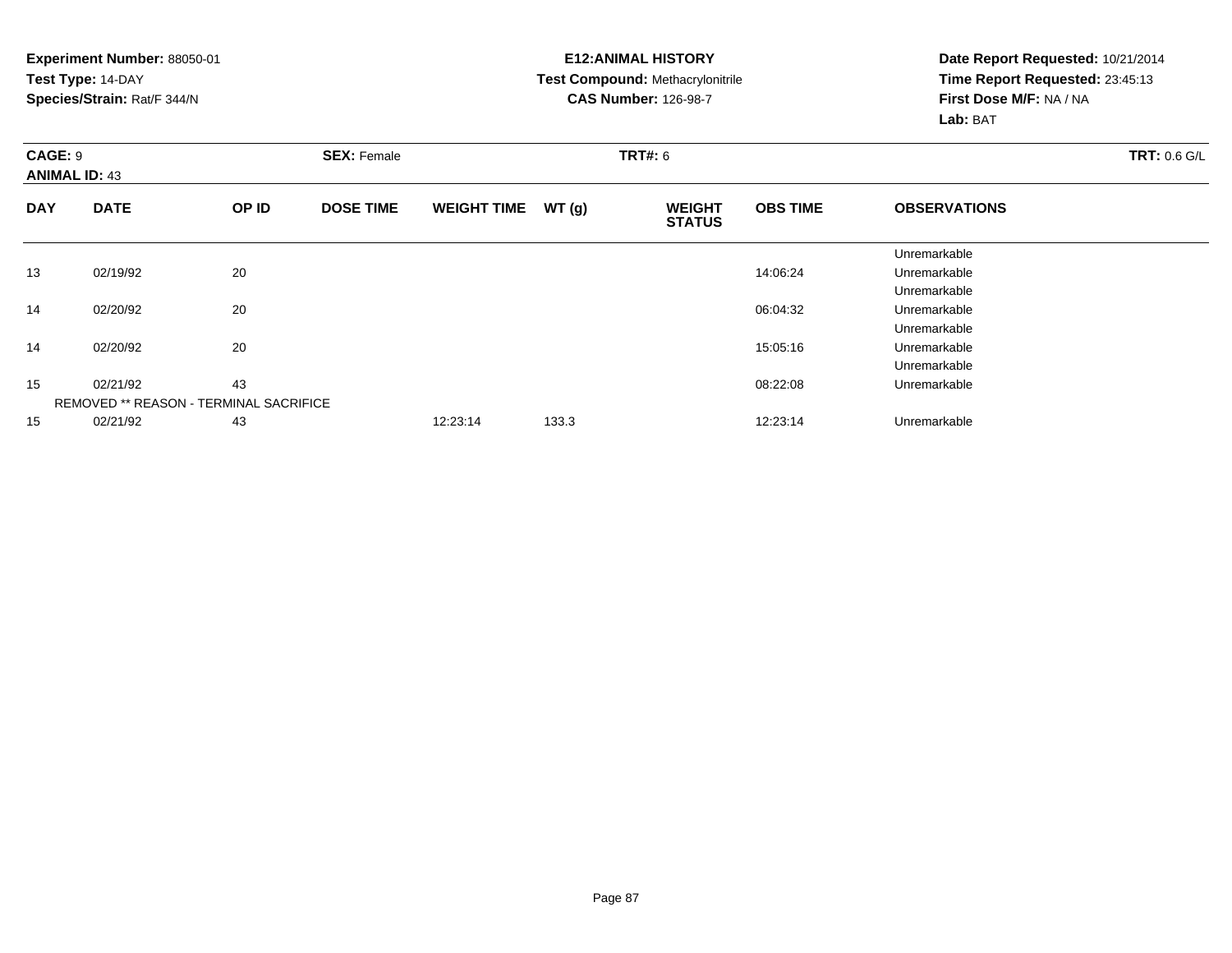**Experiment Number:** 88050-01
**Test Type:** 14-DAY
**Species/Strain:** Rat/F 344/N

**E12:ANIMAL HISTORY**
**Test Compound:** Methacrylonitrile
**CAS Number:** 126-98-7

**Date Report Requested:** 10/21/2014
**Time Report Requested:** 23:45:13
**First Dose M/F:** NA / NA
**Lab:** BAT

**CAGE:** 9
**ANIMAL ID:** 43
**SEX:** Female
**TRT#:** 6
**TRT:** 0.6 G/L

| DAY | DATE | OP ID | DOSE TIME | WEIGHT TIME | WT (g) | WEIGHT STATUS | OBS TIME | OBSERVATIONS |
|---|---|---|---|---|---|---|---|---|
| | | | | | | | | Unremarkable |
| 13 | 02/19/92 | 20 | | | | | 14:06:24 | Unremarkable |
| | | | | | | | | Unremarkable |
| 14 | 02/20/92 | 20 | | | | | 06:04:32 | Unremarkable |
| | | | | | | | | Unremarkable |
| 14 | 02/20/92 | 20 | | | | | 15:05:16 | Unremarkable |
| | | | | | | | | Unremarkable |
| 15 | 02/21/92 | 43 | | | | | 08:22:08 | Unremarkable |
| | REMOVED ** REASON - TERMINAL SACRIFICE | | | | | | | |
| 15 | 02/21/92 | 43 | | 12:23:14 | 133.3 | | 12:23:14 | Unremarkable |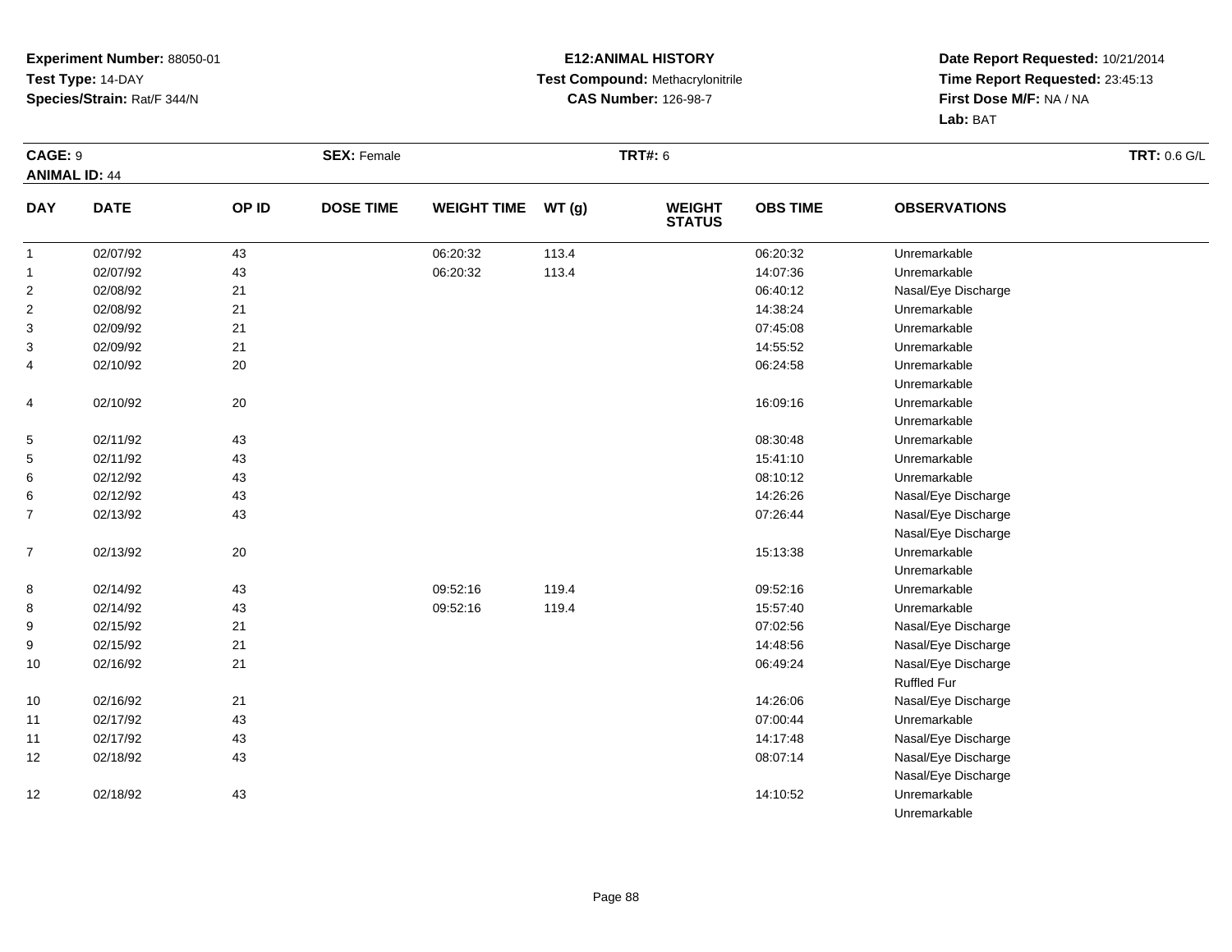**Experiment Number:** 88050-01
**Test Type:** 14-DAY
**Species/Strain:** Rat/F 344/N

**E12:ANIMAL HISTORY**
**Test Compound:** Methacrylonitrile
**CAS Number:** 126-98-7

**Date Report Requested:** 10/21/2014
**Time Report Requested:** 23:45:13
**First Dose M/F:** NA / NA
**Lab:** BAT

**CAGE:** 9
**ANIMAL ID:** 44
**SEX:** Female
**TRT#:** 6
**TRT:** 0.6 G/L

| DAY | DATE | OP ID | DOSE TIME | WEIGHT TIME | WT (g) | WEIGHT STATUS | OBS TIME | OBSERVATIONS |
|---|---|---|---|---|---|---|---|---|
| 1 | 02/07/92 | 43 | | 06:20:32 | 113.4 | | 06:20:32 | Unremarkable |
| 1 | 02/07/92 | 43 | | 06:20:32 | 113.4 | | 14:07:36 | Unremarkable |
| 2 | 02/08/92 | 21 | | | | | 06:40:12 | Nasal/Eye Discharge |
| 2 | 02/08/92 | 21 | | | | | 14:38:24 | Unremarkable |
| 3 | 02/09/92 | 21 | | | | | 07:45:08 | Unremarkable |
| 3 | 02/09/92 | 21 | | | | | 14:55:52 | Unremarkable |
| 4 | 02/10/92 | 20 | | | | | 06:24:58 | Unremarkable |
| | | | | | | | | Unremarkable |
| 4 | 02/10/92 | 20 | | | | | 16:09:16 | Unremarkable |
| | | | | | | | | Unremarkable |
| 5 | 02/11/92 | 43 | | | | | 08:30:48 | Unremarkable |
| 5 | 02/11/92 | 43 | | | | | 15:41:10 | Unremarkable |
| 6 | 02/12/92 | 43 | | | | | 08:10:12 | Unremarkable |
| 6 | 02/12/92 | 43 | | | | | 14:26:26 | Nasal/Eye Discharge |
| 7 | 02/13/92 | 43 | | | | | 07:26:44 | Nasal/Eye Discharge |
| | | | | | | | | Nasal/Eye Discharge |
| 7 | 02/13/92 | 20 | | | | | 15:13:38 | Unremarkable |
| | | | | | | | | Unremarkable |
| 8 | 02/14/92 | 43 | | 09:52:16 | 119.4 | | 09:52:16 | Unremarkable |
| 8 | 02/14/92 | 43 | | 09:52:16 | 119.4 | | 15:57:40 | Unremarkable |
| 9 | 02/15/92 | 21 | | | | | 07:02:56 | Nasal/Eye Discharge |
| 9 | 02/15/92 | 21 | | | | | 14:48:56 | Nasal/Eye Discharge |
| 10 | 02/16/92 | 21 | | | | | 06:49:24 | Nasal/Eye Discharge |
| | | | | | | | | Ruffled Fur |
| 10 | 02/16/92 | 21 | | | | | 14:26:06 | Nasal/Eye Discharge |
| 11 | 02/17/92 | 43 | | | | | 07:00:44 | Unremarkable |
| 11 | 02/17/92 | 43 | | | | | 14:17:48 | Nasal/Eye Discharge |
| 12 | 02/18/92 | 43 | | | | | 08:07:14 | Nasal/Eye Discharge |
| | | | | | | | | Nasal/Eye Discharge |
| 12 | 02/18/92 | 43 | | | | | 14:10:52 | Unremarkable |
| | | | | | | | | Unremarkable |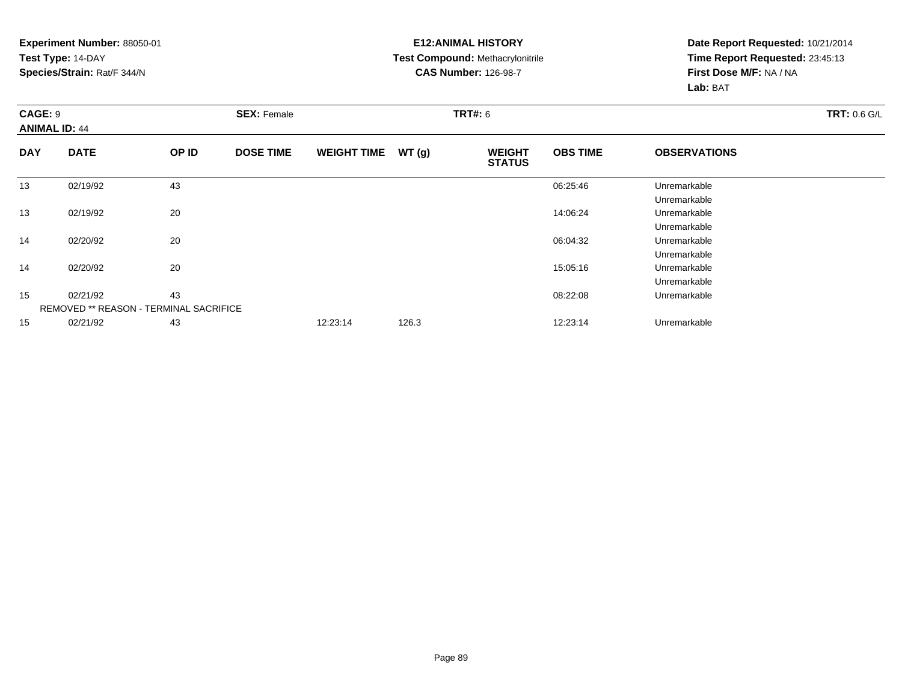**Experiment Number:** 88050-01
**Test Type:** 14-DAY
**Species/Strain:** Rat/F 344/N

**E12:ANIMAL HISTORY**
**Test Compound:** Methacrylonitrile
**CAS Number:** 126-98-7

**Date Report Requested:** 10/21/2014
**Time Report Requested:** 23:45:13
**First Dose M/F:** NA / NA
**Lab:** BAT

**CAGE:** 9 **SEX:** Female **TRT#:** 6 **TRT:** 0.6 G/L
**ANIMAL ID:** 44

| DAY | DATE | OP ID | DOSE TIME | WEIGHT TIME | WT (g) | WEIGHT STATUS | OBS TIME | OBSERVATIONS |
|---|---|---|---|---|---|---|---|---|
| 13 | 02/19/92 | 43 | | | | | 06:25:46 | Unremarkable |
| | | | | | | | | Unremarkable |
| 13 | 02/19/92 | 20 | | | | | 14:06:24 | Unremarkable |
| | | | | | | | | Unremarkable |
| 14 | 02/20/92 | 20 | | | | | 06:04:32 | Unremarkable |
| | | | | | | | | Unremarkable |
| 14 | 02/20/92 | 20 | | | | | 15:05:16 | Unremarkable |
| | | | | | | | | Unremarkable |
| 15 | 02/21/92 | 43 | | | | | 08:22:08 | Unremarkable |
| REMOVED ** REASON - TERMINAL SACRIFICE | | | | | | | | |
| 15 | 02/21/92 | 43 | | 12:23:14 | 126.3 | | 12:23:14 | Unremarkable |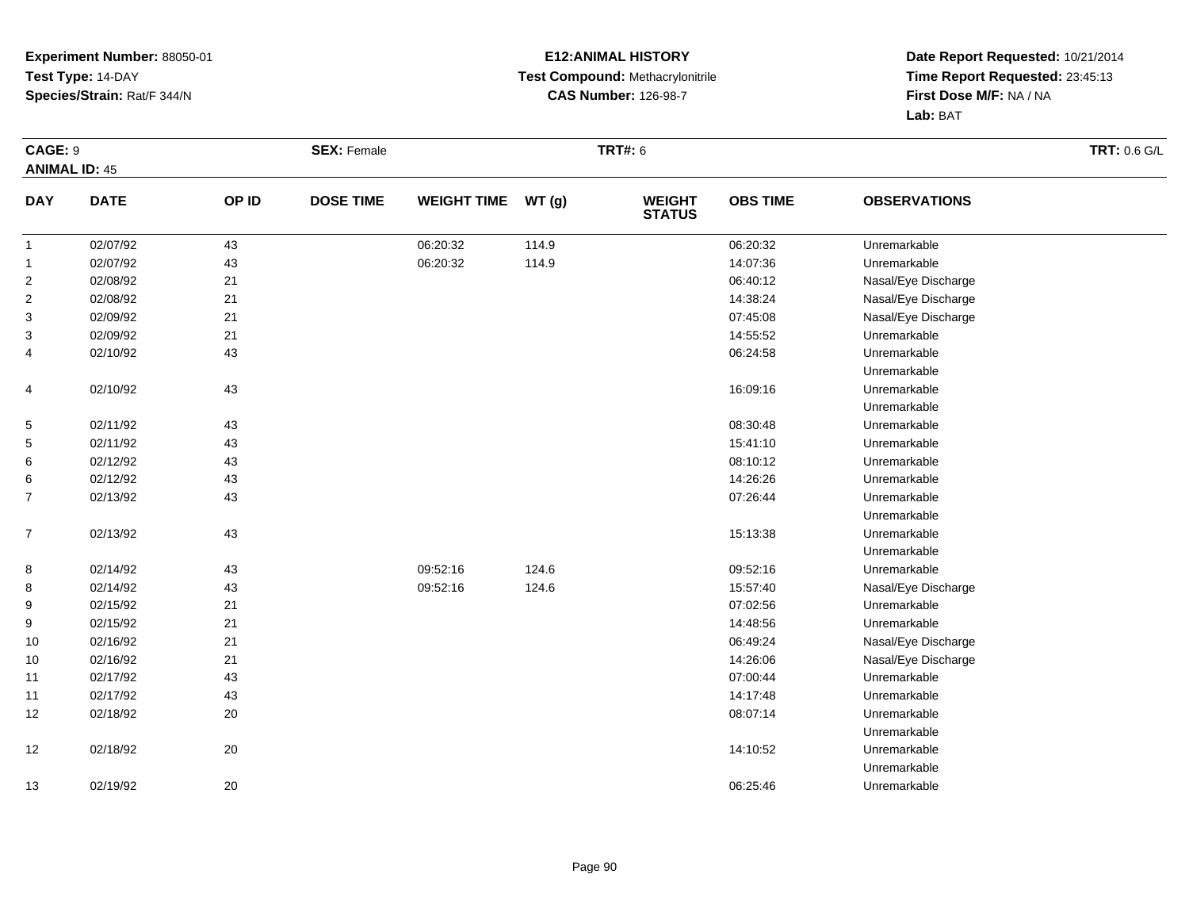**Experiment Number:** 88050-01
**Test Type:** 14-DAY
**Species/Strain:** Rat/F 344/N

**E12:ANIMAL HISTORY**
**Test Compound:** Methacrylonitrile
**CAS Number:** 126-98-7

**Date Report Requested:** 10/21/2014
**Time Report Requested:** 23:45:13
**First Dose M/F:** NA / NA
**Lab:** BAT

**CAGE:** 9 **SEX:** Female **TRT#:** 6 **TRT:** 0.6 G/L
**ANIMAL ID:** 45

| DAY | DATE | OP ID | DOSE TIME | WEIGHT TIME | WT (g) | WEIGHT STATUS | OBS TIME | OBSERVATIONS |
|---|---|---|---|---|---|---|---|---|
| 1 | 02/07/92 | 43 | | 06:20:32 | 114.9 | | 06:20:32 | Unremarkable |
| 1 | 02/07/92 | 43 | | 06:20:32 | 114.9 | | 14:07:36 | Unremarkable |
| 2 | 02/08/92 | 21 | | | | | 06:40:12 | Nasal/Eye Discharge |
| 2 | 02/08/92 | 21 | | | | | 14:38:24 | Nasal/Eye Discharge |
| 3 | 02/09/92 | 21 | | | | | 07:45:08 | Nasal/Eye Discharge |
| 3 | 02/09/92 | 21 | | | | | 14:55:52 | Unremarkable |
| 4 | 02/10/92 | 43 | | | | | 06:24:58 | Unremarkable |
| | | | | | | | | Unremarkable |
| 4 | 02/10/92 | 43 | | | | | 16:09:16 | Unremarkable |
| | | | | | | | | Unremarkable |
| 5 | 02/11/92 | 43 | | | | | 08:30:48 | Unremarkable |
| 5 | 02/11/92 | 43 | | | | | 15:41:10 | Unremarkable |
| 6 | 02/12/92 | 43 | | | | | 08:10:12 | Unremarkable |
| 6 | 02/12/92 | 43 | | | | | 14:26:26 | Unremarkable |
| 7 | 02/13/92 | 43 | | | | | 07:26:44 | Unremarkable |
| | | | | | | | | Unremarkable |
| 7 | 02/13/92 | 43 | | | | | 15:13:38 | Unremarkable |
| | | | | | | | | Unremarkable |
| 8 | 02/14/92 | 43 | | 09:52:16 | 124.6 | | 09:52:16 | Unremarkable |
| 8 | 02/14/92 | 43 | | 09:52:16 | 124.6 | | 15:57:40 | Nasal/Eye Discharge |
| 9 | 02/15/92 | 21 | | | | | 07:02:56 | Unremarkable |
| 9 | 02/15/92 | 21 | | | | | 14:48:56 | Unremarkable |
| 10 | 02/16/92 | 21 | | | | | 06:49:24 | Nasal/Eye Discharge |
| 10 | 02/16/92 | 21 | | | | | 14:26:06 | Nasal/Eye Discharge |
| 11 | 02/17/92 | 43 | | | | | 07:00:44 | Unremarkable |
| 11 | 02/17/92 | 43 | | | | | 14:17:48 | Unremarkable |
| 12 | 02/18/92 | 20 | | | | | 08:07:14 | Unremarkable |
| | | | | | | | | Unremarkable |
| 12 | 02/18/92 | 20 | | | | | 14:10:52 | Unremarkable |
| | | | | | | | | Unremarkable |
| 13 | 02/19/92 | 20 | | | | | 06:25:46 | Unremarkable |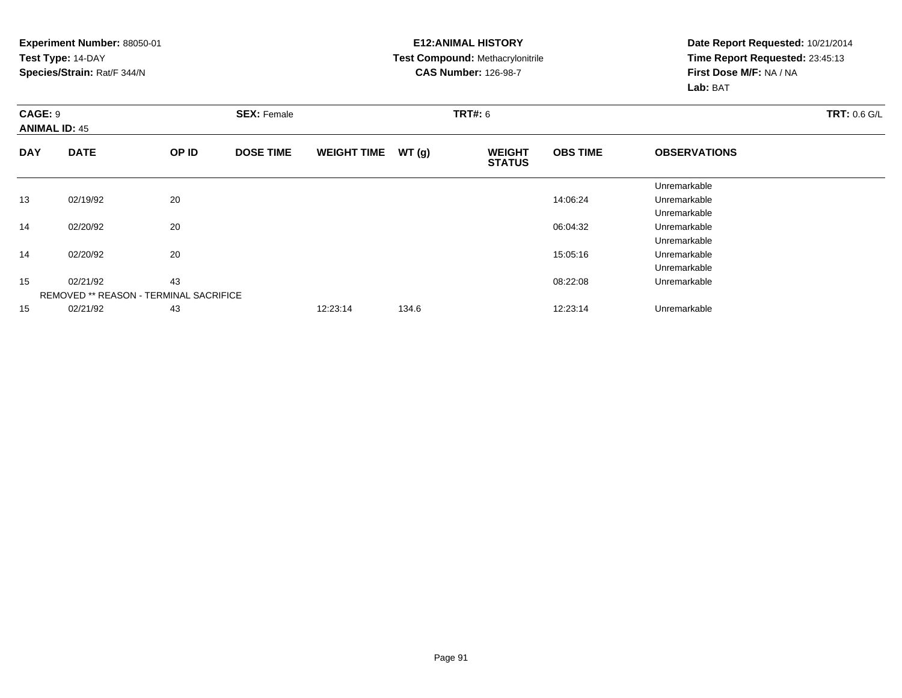**Experiment Number:** 88050-01
**Test Type:** 14-DAY
**Species/Strain:** Rat/F 344/N

**E12:ANIMAL HISTORY**
**Test Compound:** Methacrylonitrile
**CAS Number:** 126-98-7

**Date Report Requested:** 10/21/2014
**Time Report Requested:** 23:45:13
**First Dose M/F:** NA / NA
**Lab:** BAT

**CAGE:** 9
**ANIMAL ID:** 45
**SEX:** Female
**TRT#:** 6
**TRT:** 0.6 G/L

| DAY | DATE | OP ID | DOSE TIME | WEIGHT TIME | WT (g) | WEIGHT STATUS | OBS TIME | OBSERVATIONS |
|---|---|---|---|---|---|---|---|---|
| | | | | | | | | Unremarkable |
| 13 | 02/19/92 | 20 | | | | | 14:06:24 | Unremarkable |
| | | | | | | | | Unremarkable |
| 14 | 02/20/92 | 20 | | | | | 06:04:32 | Unremarkable |
| | | | | | | | | Unremarkable |
| 14 | 02/20/92 | 20 | | | | | 15:05:16 | Unremarkable |
| | | | | | | | | Unremarkable |
| 15 | 02/21/92 | 43 | | | | | 08:22:08 | Unremarkable |
| | REMOVED ** REASON - TERMINAL SACRIFICE | | | | | | | |
| 15 | 02/21/92 | 43 | | 12:23:14 | 134.6 | | 12:23:14 | Unremarkable |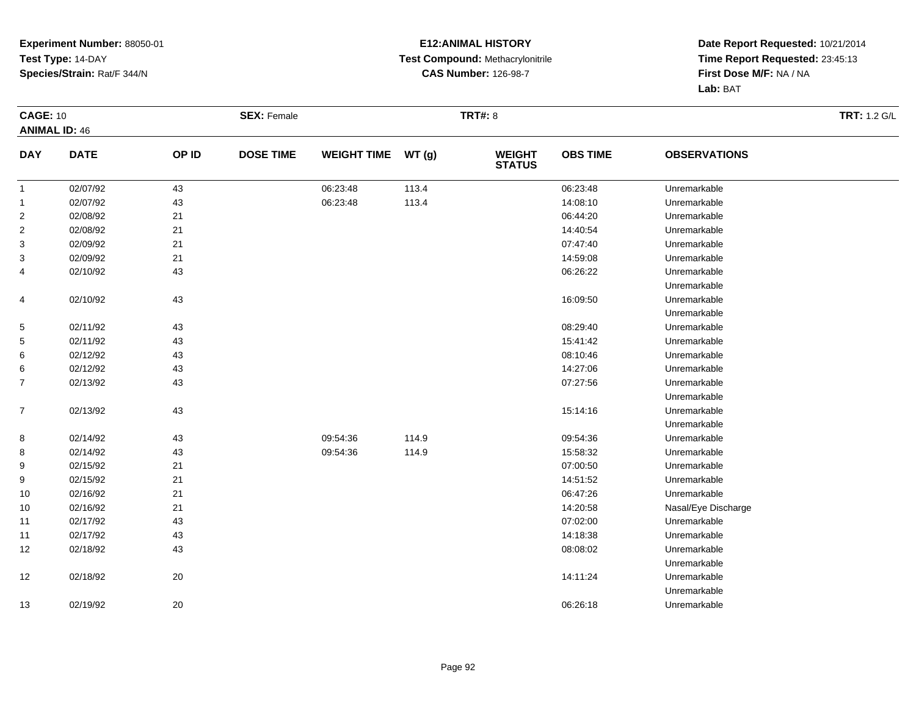**Experiment Number:** 88050-01
**Test Type:** 14-DAY
**Species/Strain:** Rat/F 344/N

**E12:ANIMAL HISTORY**
**Test Compound:** Methacrylonitrile
**CAS Number:** 126-98-7

**Date Report Requested:** 10/21/2014
**Time Report Requested:** 23:45:13
**First Dose M/F:** NA / NA
**Lab:** BAT

**CAGE:** 10 **SEX:** Female **TRT#:** 8 **TRT:** 1.2 G/L
**ANIMAL ID:** 46

| DAY | DATE | OP ID | DOSE TIME | WEIGHT TIME | WT (g) | WEIGHT STATUS | OBS TIME | OBSERVATIONS |
|---|---|---|---|---|---|---|---|---|
| 1 | 02/07/92 | 43 | | 06:23:48 | 113.4 | | 06:23:48 | Unremarkable |
| 1 | 02/07/92 | 43 | | 06:23:48 | 113.4 | | 14:08:10 | Unremarkable |
| 2 | 02/08/92 | 21 | | | | | 06:44:20 | Unremarkable |
| 2 | 02/08/92 | 21 | | | | | 14:40:54 | Unremarkable |
| 3 | 02/09/92 | 21 | | | | | 07:47:40 | Unremarkable |
| 3 | 02/09/92 | 21 | | | | | 14:59:08 | Unremarkable |
| 4 | 02/10/92 | 43 | | | | | 06:26:22 | Unremarkable<br>Unremarkable |
| 4 | 02/10/92 | 43 | | | | | 16:09:50 | Unremarkable<br>Unremarkable |
| 5 | 02/11/92 | 43 | | | | | 08:29:40 | Unremarkable |
| 5 | 02/11/92 | 43 | | | | | 15:41:42 | Unremarkable |
| 6 | 02/12/92 | 43 | | | | | 08:10:46 | Unremarkable |
| 6 | 02/12/92 | 43 | | | | | 14:27:06 | Unremarkable |
| 7 | 02/13/92 | 43 | | | | | 07:27:56 | Unremarkable<br>Unremarkable |
| 7 | 02/13/92 | 43 | | | | | 15:14:16 | Unremarkable<br>Unremarkable |
| 8 | 02/14/92 | 43 | | 09:54:36 | 114.9 | | 09:54:36 | Unremarkable |
| 8 | 02/14/92 | 43 | | 09:54:36 | 114.9 | | 15:58:32 | Unremarkable |
| 9 | 02/15/92 | 21 | | | | | 07:00:50 | Unremarkable |
| 9 | 02/15/92 | 21 | | | | | 14:51:52 | Unremarkable |
| 10 | 02/16/92 | 21 | | | | | 06:47:26 | Unremarkable |
| 10 | 02/16/92 | 21 | | | | | 14:20:58 | Nasal/Eye Discharge |
| 11 | 02/17/92 | 43 | | | | | 07:02:00 | Unremarkable |
| 11 | 02/17/92 | 43 | | | | | 14:18:38 | Unremarkable |
| 12 | 02/18/92 | 43 | | | | | 08:08:02 | Unremarkable<br>Unremarkable |
| 12 | 02/18/92 | 20 | | | | | 14:11:24 | Unremarkable<br>Unremarkable |
| 13 | 02/19/92 | 20 | | | | | 06:26:18 | Unremarkable |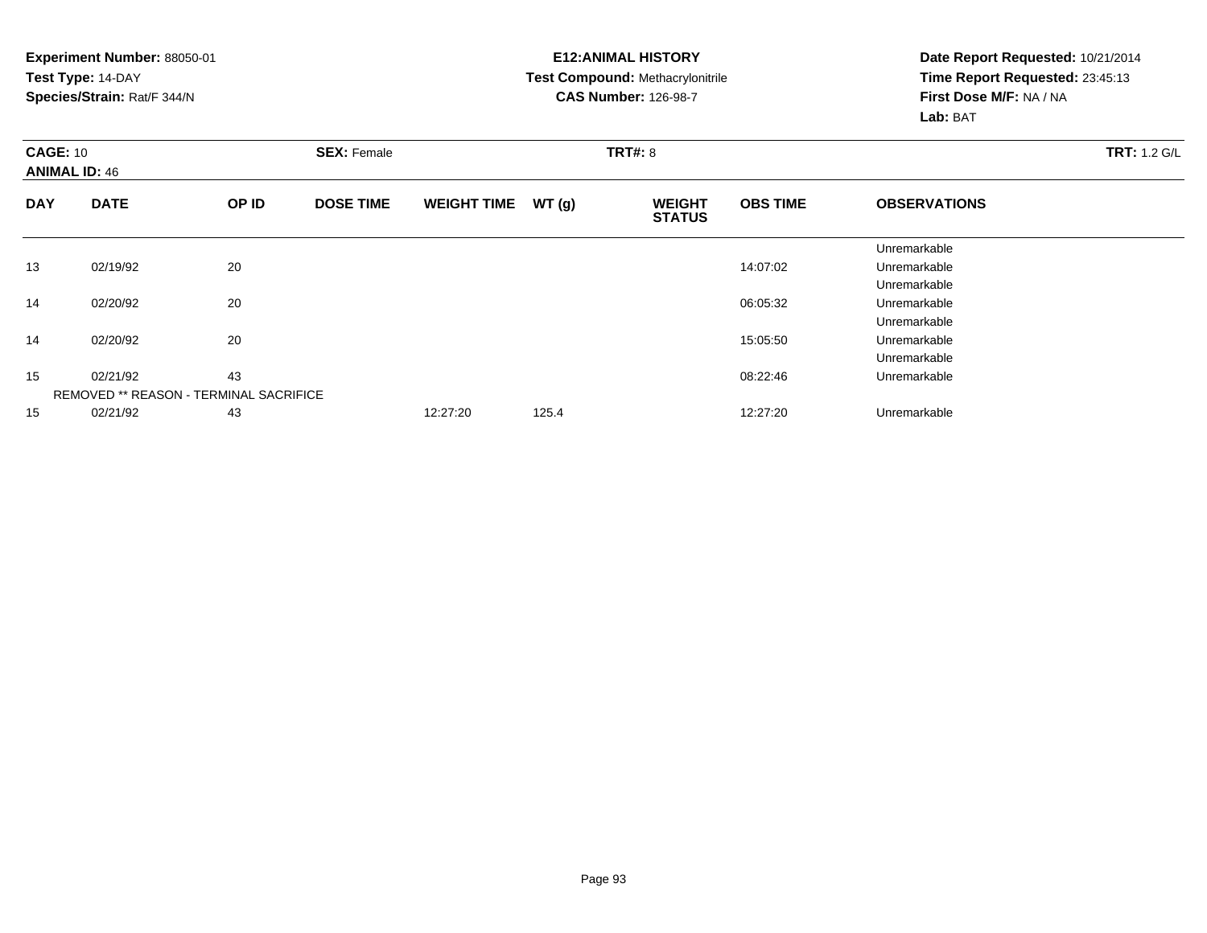**Experiment Number:** 88050-01
**Test Type:** 14-DAY
**Species/Strain:** Rat/F 344/N

**E12:ANIMAL HISTORY**
**Test Compound:** Methacrylonitrile
**CAS Number:** 126-98-7

**Date Report Requested:** 10/21/2014
**Time Report Requested:** 23:45:13
**First Dose M/F:** NA / NA
**Lab:** BAT

**CAGE:** 10
**ANIMAL ID:** 46
**SEX:** Female
**TRT#:** 8
**TRT:** 1.2 G/L

| DAY | DATE | OP ID | DOSE TIME | WEIGHT TIME | WT (g) | WEIGHT STATUS | OBS TIME | OBSERVATIONS |
|---|---|---|---|---|---|---|---|---|
| | | | | | | | | Unremarkable |
| 13 | 02/19/92 | 20 | | | | | 14:07:02 | Unremarkable |
| | | | | | | | | Unremarkable |
| 14 | 02/20/92 | 20 | | | | | 06:05:32 | Unremarkable |
| | | | | | | | | Unremarkable |
| 14 | 02/20/92 | 20 | | | | | 15:05:50 | Unremarkable |
| | | | | | | | | Unremarkable |
| 15 | 02/21/92 | 43 | | | | | 08:22:46 | Unremarkable |
| | REMOVED ** REASON - TERMINAL SACRIFICE | | | | | | | |
| 15 | 02/21/92 | 43 | | 12:27:20 | 125.4 | | 12:27:20 | Unremarkable |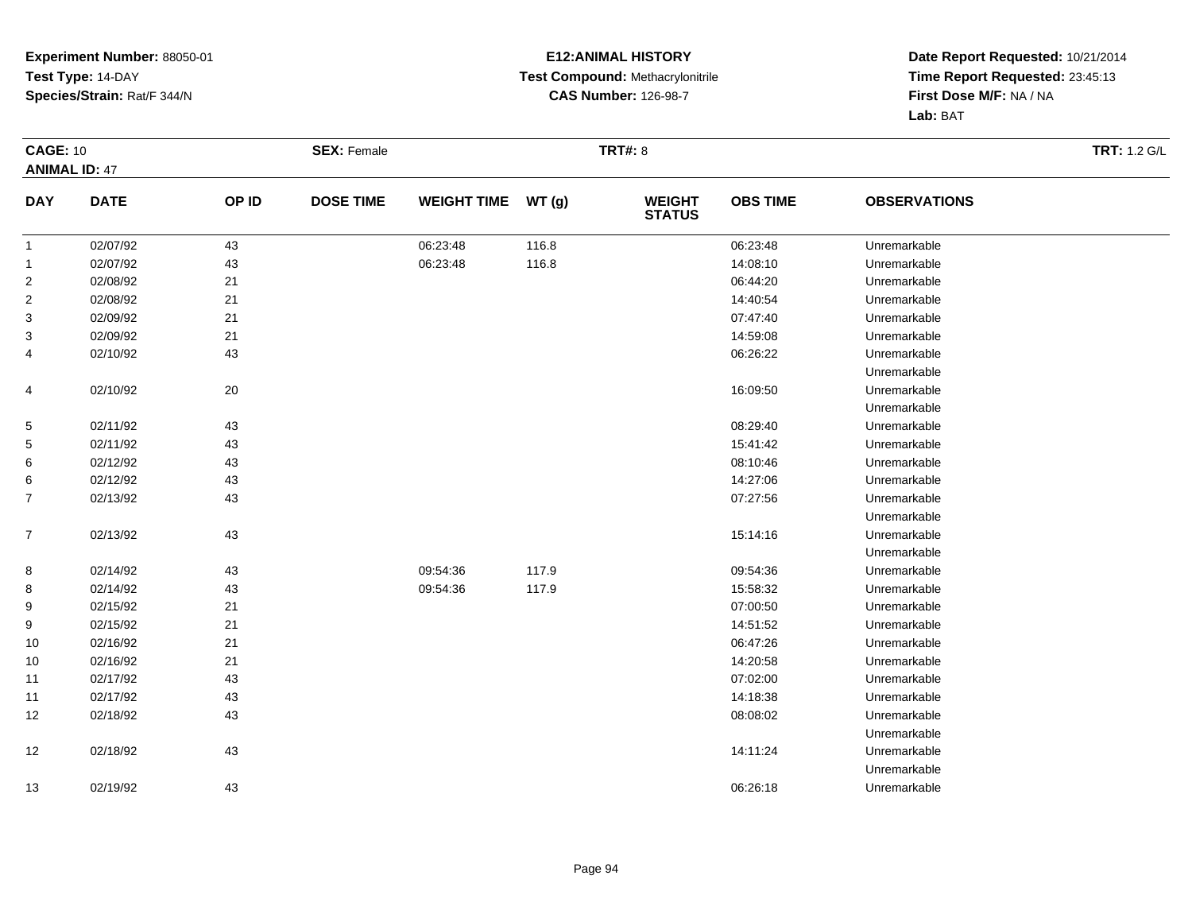**Experiment Number:** 88050-01
**Test Type:** 14-DAY
**Species/Strain:** Rat/F 344/N

**E12:ANIMAL HISTORY**
**Test Compound:** Methacrylonitrile
**CAS Number:** 126-98-7

**Date Report Requested:** 10/21/2014
**Time Report Requested:** 23:45:13
**First Dose M/F:** NA / NA
**Lab:** BAT

**CAGE:** 10 **SEX:** Female **TRT#:** 8 **TRT:** 1.2 G/L
**ANIMAL ID:** 47

| DAY | DATE | OP ID | DOSE TIME | WEIGHT TIME | WT (g) | WEIGHT STATUS | OBS TIME | OBSERVATIONS |
|---|---|---|---|---|---|---|---|---|
| 1 | 02/07/92 | 43 | | 06:23:48 | 116.8 | | 06:23:48 | Unremarkable |
| 1 | 02/07/92 | 43 | | 06:23:48 | 116.8 | | 14:08:10 | Unremarkable |
| 2 | 02/08/92 | 21 | | | | | 06:44:20 | Unremarkable |
| 2 | 02/08/92 | 21 | | | | | 14:40:54 | Unremarkable |
| 3 | 02/09/92 | 21 | | | | | 07:47:40 | Unremarkable |
| 3 | 02/09/92 | 21 | | | | | 14:59:08 | Unremarkable |
| 4 | 02/10/92 | 43 | | | | | 06:26:22 | Unremarkable |
| | | | | | | | | Unremarkable |
| 4 | 02/10/92 | 20 | | | | | 16:09:50 | Unremarkable |
| | | | | | | | | Unremarkable |
| 5 | 02/11/92 | 43 | | | | | 08:29:40 | Unremarkable |
| 5 | 02/11/92 | 43 | | | | | 15:41:42 | Unremarkable |
| 6 | 02/12/92 | 43 | | | | | 08:10:46 | Unremarkable |
| 6 | 02/12/92 | 43 | | | | | 14:27:06 | Unremarkable |
| 7 | 02/13/92 | 43 | | | | | 07:27:56 | Unremarkable |
| | | | | | | | | Unremarkable |
| 7 | 02/13/92 | 43 | | | | | 15:14:16 | Unremarkable |
| | | | | | | | | Unremarkable |
| 8 | 02/14/92 | 43 | | 09:54:36 | 117.9 | | 09:54:36 | Unremarkable |
| 8 | 02/14/92 | 43 | | 09:54:36 | 117.9 | | 15:58:32 | Unremarkable |
| 9 | 02/15/92 | 21 | | | | | 07:00:50 | Unremarkable |
| 9 | 02/15/92 | 21 | | | | | 14:51:52 | Unremarkable |
| 10 | 02/16/92 | 21 | | | | | 06:47:26 | Unremarkable |
| 10 | 02/16/92 | 21 | | | | | 14:20:58 | Unremarkable |
| 11 | 02/17/92 | 43 | | | | | 07:02:00 | Unremarkable |
| 11 | 02/17/92 | 43 | | | | | 14:18:38 | Unremarkable |
| 12 | 02/18/92 | 43 | | | | | 08:08:02 | Unremarkable |
| | | | | | | | | Unremarkable |
| 12 | 02/18/92 | 43 | | | | | 14:11:24 | Unremarkable |
| | | | | | | | | Unremarkable |
| 13 | 02/19/92 | 43 | | | | | 06:26:18 | Unremarkable |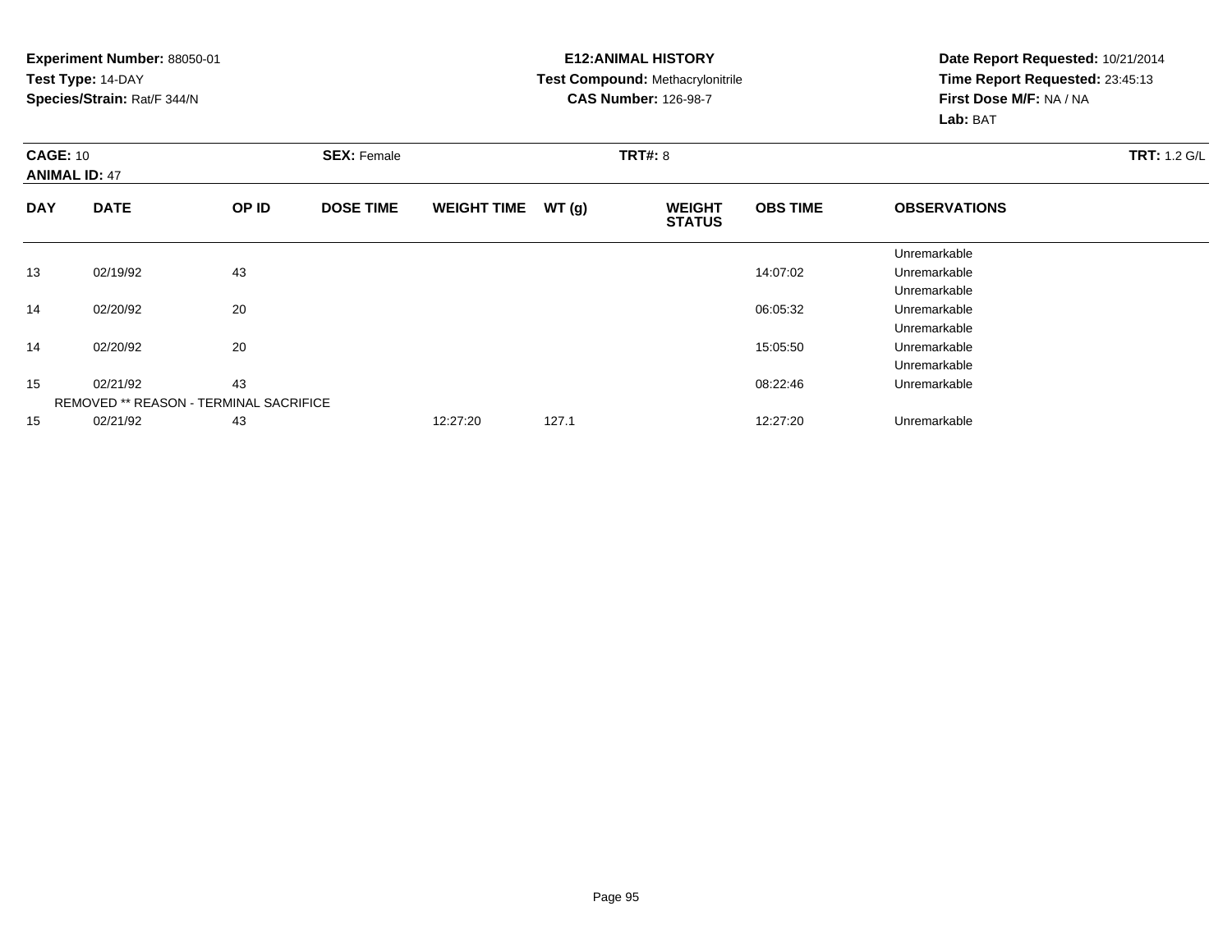**Experiment Number:** 88050-01
**Test Type:** 14-DAY
**Species/Strain:** Rat/F 344/N

**E12:ANIMAL HISTORY**
**Test Compound:** Methacrylonitrile
**CAS Number:** 126-98-7

**Date Report Requested:** 10/21/2014
**Time Report Requested:** 23:45:13
**First Dose M/F:** NA / NA
**Lab:** BAT

**CAGE:** 10 **SEX:** Female **TRT#:** 8 **TRT:** 1.2 G/L
**ANIMAL ID:** 47

| DAY | DATE | OP ID | DOSE TIME | WEIGHT TIME | WT (g) | WEIGHT STATUS | OBS TIME | OBSERVATIONS |
|---|---|---|---|---|---|---|---|---|
| | | | | | | | | Unremarkable |
| 13 | 02/19/92 | 43 | | | | | 14:07:02 | Unremarkable |
| | | | | | | | | Unremarkable |
| 14 | 02/20/92 | 20 | | | | | 06:05:32 | Unremarkable |
| | | | | | | | | Unremarkable |
| 14 | 02/20/92 | 20 | | | | | 15:05:50 | Unremarkable |
| | | | | | | | | Unremarkable |
| 15 | 02/21/92 | 43 | | | | | 08:22:46 | Unremarkable |
| | REMOVED ** REASON - TERMINAL SACRIFICE | | | | | | | |
| 15 | 02/21/92 | 43 | | 12:27:20 | 127.1 | | 12:27:20 | Unremarkable |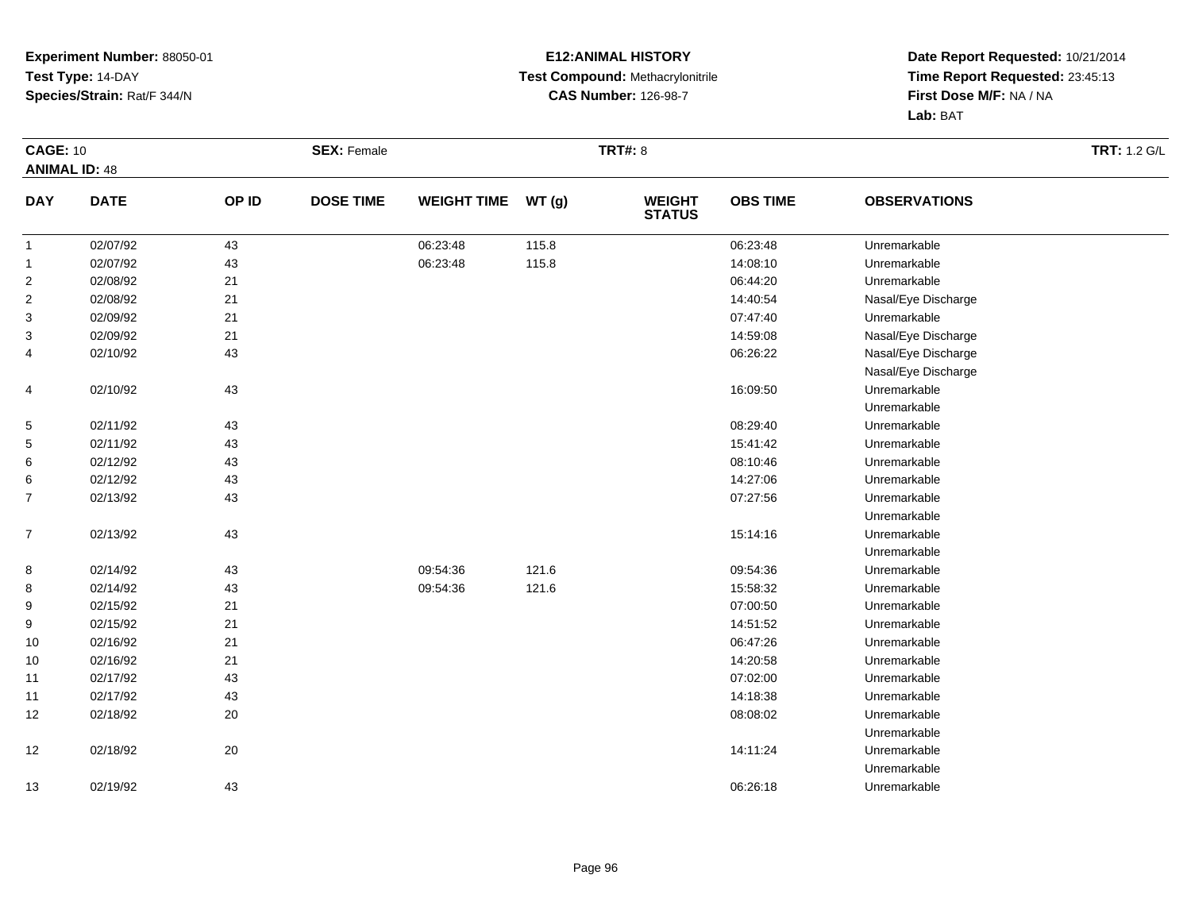**Experiment Number:** 88050-01
**Test Type:** 14-DAY
**Species/Strain:** Rat/F 344/N

**E12:ANIMAL HISTORY**
**Test Compound:** Methacrylonitrile
**CAS Number:** 126-98-7

**Date Report Requested:** 10/21/2014
**Time Report Requested:** 23:45:13
**First Dose M/F:** NA / NA
**Lab:** BAT

**CAGE:** 10
**ANIMAL ID:** 48
**SEX:** Female
**TRT#:** 8
**TRT:** 1.2 G/L

| DAY | DATE | OP ID | DOSE TIME | WEIGHT TIME | WT (g) | WEIGHT STATUS | OBS TIME | OBSERVATIONS |
|---|---|---|---|---|---|---|---|---|
| 1 | 02/07/92 | 43 | | 06:23:48 | 115.8 | | 06:23:48 | Unremarkable |
| 1 | 02/07/92 | 43 | | 06:23:48 | 115.8 | | 14:08:10 | Unremarkable |
| 2 | 02/08/92 | 21 | | | | | 06:44:20 | Unremarkable |
| 2 | 02/08/92 | 21 | | | | | 14:40:54 | Nasal/Eye Discharge |
| 3 | 02/09/92 | 21 | | | | | 07:47:40 | Unremarkable |
| 3 | 02/09/92 | 21 | | | | | 14:59:08 | Nasal/Eye Discharge |
| 4 | 02/10/92 | 43 | | | | | 06:26:22 | Nasal/Eye Discharge<br>Nasal/Eye Discharge |
| 4 | 02/10/92 | 43 | | | | | 16:09:50 | Unremarkable<br>Unremarkable |
| 5 | 02/11/92 | 43 | | | | | 08:29:40 | Unremarkable |
| 5 | 02/11/92 | 43 | | | | | 15:41:42 | Unremarkable |
| 6 | 02/12/92 | 43 | | | | | 08:10:46 | Unremarkable |
| 6 | 02/12/92 | 43 | | | | | 14:27:06 | Unremarkable |
| 7 | 02/13/92 | 43 | | | | | 07:27:56 | Unremarkable<br>Unremarkable |
| 7 | 02/13/92 | 43 | | | | | 15:14:16 | Unremarkable<br>Unremarkable |
| 8 | 02/14/92 | 43 | | 09:54:36 | 121.6 | | 09:54:36 | Unremarkable |
| 8 | 02/14/92 | 43 | | 09:54:36 | 121.6 | | 15:58:32 | Unremarkable |
| 9 | 02/15/92 | 21 | | | | | 07:00:50 | Unremarkable |
| 9 | 02/15/92 | 21 | | | | | 14:51:52 | Unremarkable |
| 10 | 02/16/92 | 21 | | | | | 06:47:26 | Unremarkable |
| 10 | 02/16/92 | 21 | | | | | 14:20:58 | Unremarkable |
| 11 | 02/17/92 | 43 | | | | | 07:02:00 | Unremarkable |
| 11 | 02/17/92 | 43 | | | | | 14:18:38 | Unremarkable |
| 12 | 02/18/92 | 20 | | | | | 08:08:02 | Unremarkable<br>Unremarkable |
| 12 | 02/18/92 | 20 | | | | | 14:11:24 | Unremarkable<br>Unremarkable |
| 13 | 02/19/92 | 43 | | | | | 06:26:18 | Unremarkable |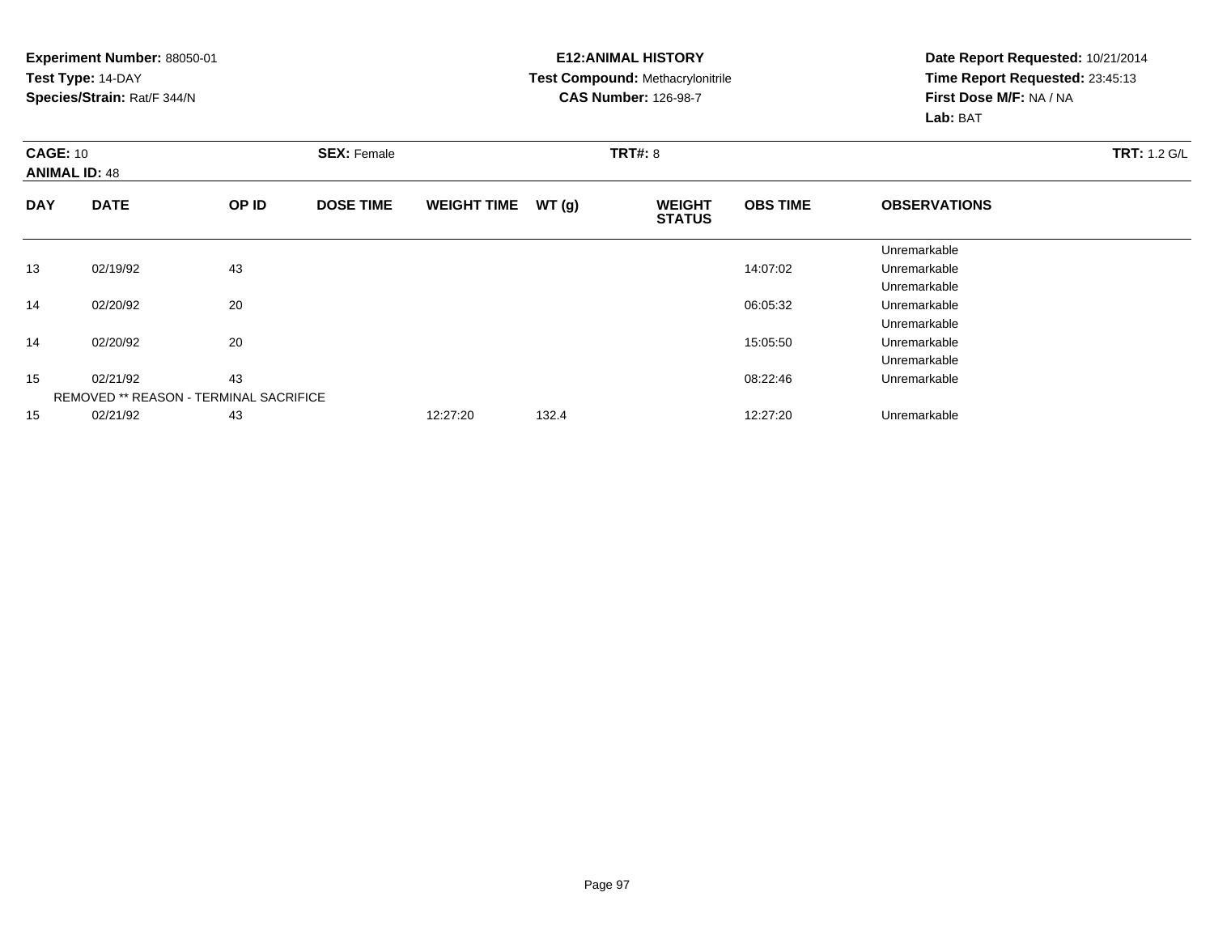**Experiment Number:** 88050-01
**Test Type:** 14-DAY
**Species/Strain:** Rat/F 344/N

**E12:ANIMAL HISTORY**
**Test Compound:** Methacrylonitrile
**CAS Number:** 126-98-7

**Date Report Requested:** 10/21/2014
**Time Report Requested:** 23:45:13
**First Dose M/F:** NA / NA
**Lab:** BAT

**CAGE:** 10 **SEX:** Female **TRT#:** 8 **TRT:** 1.2 G/L
**ANIMAL ID:** 48

| DAY | DATE | OP ID | DOSE TIME | WEIGHT TIME | WT (g) | WEIGHT STATUS | OBS TIME | OBSERVATIONS |
|---|---|---|---|---|---|---|---|---|
| | | | | | | | | Unremarkable |
| 13 | 02/19/92 | 43 | | | | | 14:07:02 | Unremarkable |
| | | | | | | | | Unremarkable |
| 14 | 02/20/92 | 20 | | | | | 06:05:32 | Unremarkable |
| | | | | | | | | Unremarkable |
| 14 | 02/20/92 | 20 | | | | | 15:05:50 | Unremarkable |
| | | | | | | | | Unremarkable |
| 15 | 02/21/92 | 43 | | | | | 08:22:46 | Unremarkable |
| | REMOVED ** REASON - TERMINAL SACRIFICE | | | | | | | |
| 15 | 02/21/92 | 43 | | 12:27:20 | 132.4 | | 12:27:20 | Unremarkable |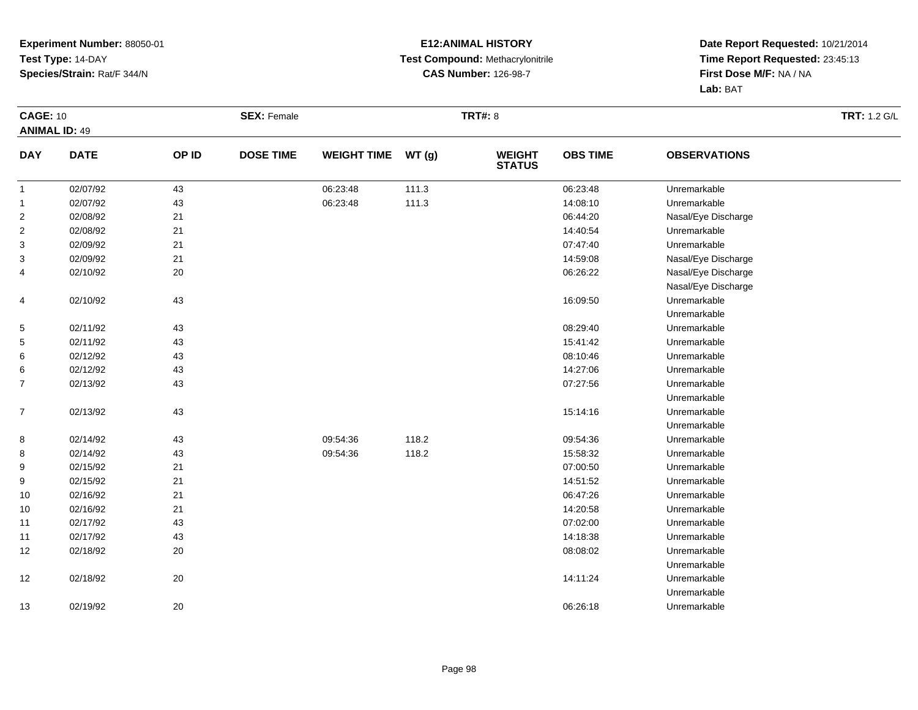**Experiment Number:** 88050-01
**Test Type:** 14-DAY
**Species/Strain:** Rat/F 344/N

**E12:ANIMAL HISTORY**
**Test Compound:** Methacrylonitrile
**CAS Number:** 126-98-7

**Date Report Requested:** 10/21/2014
**Time Report Requested:** 23:45:13
**First Dose M/F:** NA / NA
**Lab:** BAT

**CAGE:** 10 **SEX:** Female **TRT#:** 8 **TRT:** 1.2 G/L
**ANIMAL ID:** 49

| DAY | DATE | OP ID | DOSE TIME | WEIGHT TIME | WT (g) | WEIGHT STATUS | OBS TIME | OBSERVATIONS |
|---|---|---|---|---|---|---|---|---|
| 1 | 02/07/92 | 43 | | 06:23:48 | 111.3 | | 06:23:48 | Unremarkable |
| 1 | 02/07/92 | 43 | | 06:23:48 | 111.3 | | 14:08:10 | Unremarkable |
| 2 | 02/08/92 | 21 | | | | | 06:44:20 | Nasal/Eye Discharge |
| 2 | 02/08/92 | 21 | | | | | 14:40:54 | Unremarkable |
| 3 | 02/09/92 | 21 | | | | | 07:47:40 | Unremarkable |
| 3 | 02/09/92 | 21 | | | | | 14:59:08 | Nasal/Eye Discharge |
| 4 | 02/10/92 | 20 | | | | | 06:26:22 | Nasal/Eye Discharge<br>Nasal/Eye Discharge |
| 4 | 02/10/92 | 43 | | | | | 16:09:50 | Unremarkable<br>Unremarkable |
| 5 | 02/11/92 | 43 | | | | | 08:29:40 | Unremarkable |
| 5 | 02/11/92 | 43 | | | | | 15:41:42 | Unremarkable |
| 6 | 02/12/92 | 43 | | | | | 08:10:46 | Unremarkable |
| 6 | 02/12/92 | 43 | | | | | 14:27:06 | Unremarkable |
| 7 | 02/13/92 | 43 | | | | | 07:27:56 | Unremarkable<br>Unremarkable |
| 7 | 02/13/92 | 43 | | | | | 15:14:16 | Unremarkable<br>Unremarkable |
| 8 | 02/14/92 | 43 | | 09:54:36 | 118.2 | | 09:54:36 | Unremarkable |
| 8 | 02/14/92 | 43 | | 09:54:36 | 118.2 | | 15:58:32 | Unremarkable |
| 9 | 02/15/92 | 21 | | | | | 07:00:50 | Unremarkable |
| 9 | 02/15/92 | 21 | | | | | 14:51:52 | Unremarkable |
| 10 | 02/16/92 | 21 | | | | | 06:47:26 | Unremarkable |
| 10 | 02/16/92 | 21 | | | | | 14:20:58 | Unremarkable |
| 11 | 02/17/92 | 43 | | | | | 07:02:00 | Unremarkable |
| 11 | 02/17/92 | 43 | | | | | 14:18:38 | Unremarkable |
| 12 | 02/18/92 | 20 | | | | | 08:08:02 | Unremarkable<br>Unremarkable |
| 12 | 02/18/92 | 20 | | | | | 14:11:24 | Unremarkable<br>Unremarkable |
| 13 | 02/19/92 | 20 | | | | | 06:26:18 | Unremarkable |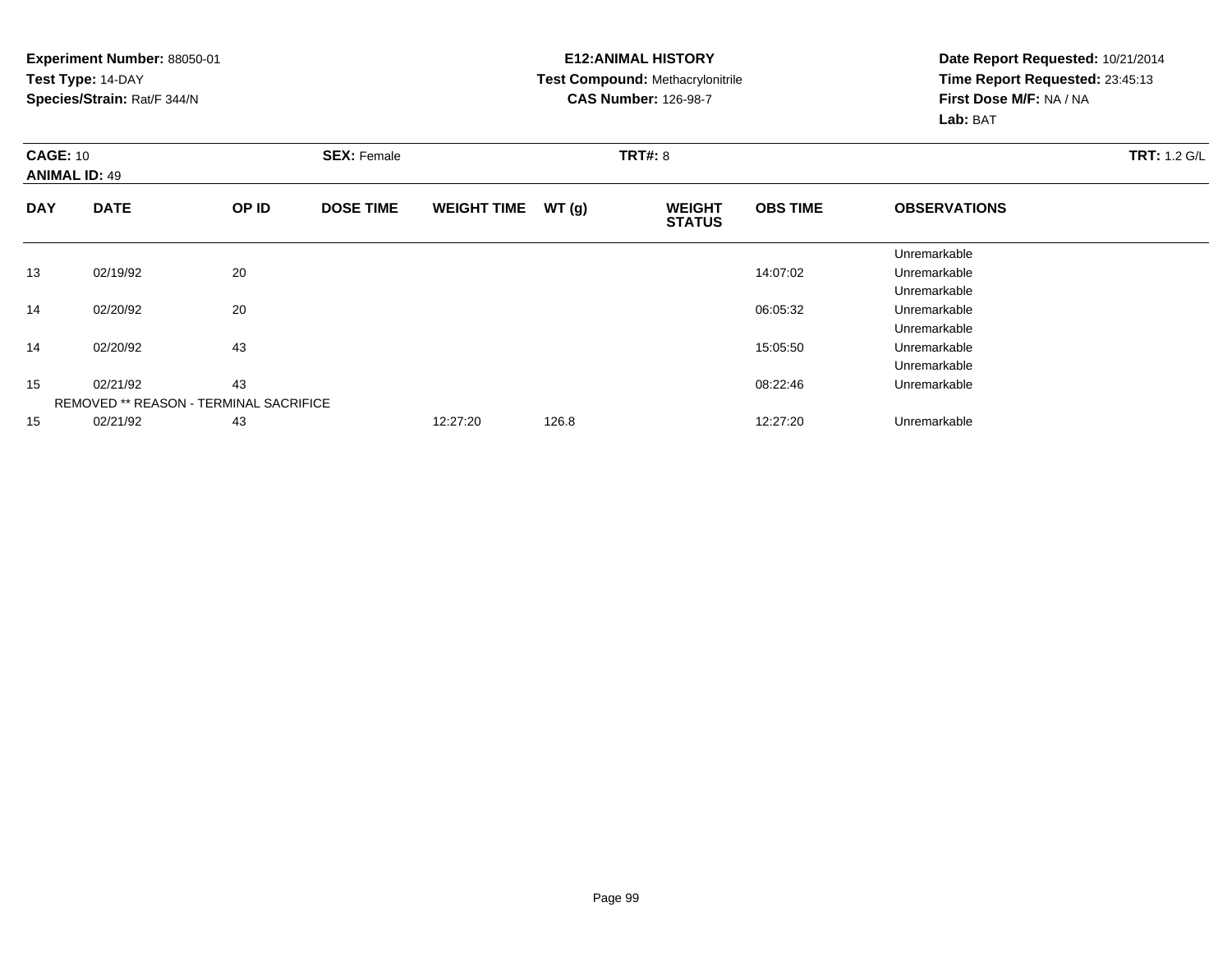**Experiment Number:** 88050-01
**Test Type:** 14-DAY
**Species/Strain:** Rat/F 344/N

**E12:ANIMAL HISTORY**
**Test Compound:** Methacrylonitrile
**CAS Number:** 126-98-7

**Date Report Requested:** 10/21/2014
**Time Report Requested:** 23:45:13
**First Dose M/F:** NA / NA
**Lab:** BAT

**CAGE:** 10
**ANIMAL ID:** 49
**SEX:** Female
**TRT#:** 8
**TRT:** 1.2 G/L

| DAY | DATE | OP ID | DOSE TIME | WEIGHT TIME | WT (g) | WEIGHT STATUS | OBS TIME | OBSERVATIONS |
|---|---|---|---|---|---|---|---|---|
| | | | | | | | | Unremarkable |
| 13 | 02/19/92 | 20 | | | | | 14:07:02 | Unremarkable |
| | | | | | | | | Unremarkable |
| 14 | 02/20/92 | 20 | | | | | 06:05:32 | Unremarkable |
| | | | | | | | | Unremarkable |
| 14 | 02/20/92 | 43 | | | | | 15:05:50 | Unremarkable |
| | | | | | | | | Unremarkable |
| 15 | 02/21/92 | 43 | | | | | 08:22:46 | Unremarkable |
| | REMOVED ** REASON - TERMINAL SACRIFICE | | | | | | | |
| 15 | 02/21/92 | 43 | | 12:27:20 | 126.8 | | 12:27:20 | Unremarkable |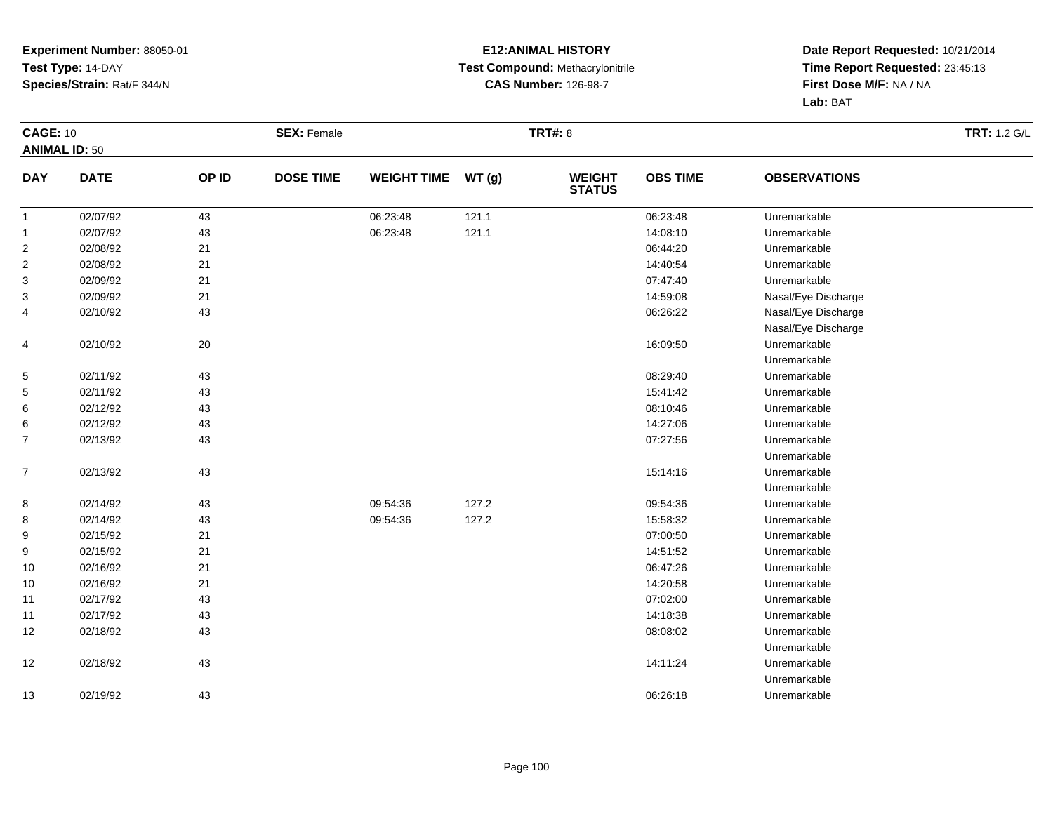**Experiment Number:** 88050-01
**Test Type:** 14-DAY
**Species/Strain:** Rat/F 344/N

**E12:ANIMAL HISTORY**
**Test Compound:** Methacrylonitrile
**CAS Number:** 126-98-7

**Date Report Requested:** 10/21/2014
**Time Report Requested:** 23:45:13
**First Dose M/F:** NA / NA
**Lab:** BAT

**CAGE:** 10
**ANIMAL ID:** 50
**SEX:** Female
**TRT#:** 8
**TRT:** 1.2 G/L

| DAY | DATE | OP ID | DOSE TIME | WEIGHT TIME | WT (g) | WEIGHT STATUS | OBS TIME | OBSERVATIONS |
|---|---|---|---|---|---|---|---|---|
| 1 | 02/07/92 | 43 | | 06:23:48 | 121.1 | | 06:23:48 | Unremarkable |
| 1 | 02/07/92 | 43 | | 06:23:48 | 121.1 | | 14:08:10 | Unremarkable |
| 2 | 02/08/92 | 21 | | | | | 06:44:20 | Unremarkable |
| 2 | 02/08/92 | 21 | | | | | 14:40:54 | Unremarkable |
| 3 | 02/09/92 | 21 | | | | | 07:47:40 | Unremarkable |
| 3 | 02/09/92 | 21 | | | | | 14:59:08 | Nasal/Eye Discharge |
| 4 | 02/10/92 | 43 | | | | | 06:26:22 | Nasal/Eye Discharge |
| | | | | | | | | Nasal/Eye Discharge |
| 4 | 02/10/92 | 20 | | | | | 16:09:50 | Unremarkable |
| | | | | | | | | Unremarkable |
| 5 | 02/11/92 | 43 | | | | | 08:29:40 | Unremarkable |
| 5 | 02/11/92 | 43 | | | | | 15:41:42 | Unremarkable |
| 6 | 02/12/92 | 43 | | | | | 08:10:46 | Unremarkable |
| 6 | 02/12/92 | 43 | | | | | 14:27:06 | Unremarkable |
| 7 | 02/13/92 | 43 | | | | | 07:27:56 | Unremarkable |
| | | | | | | | | Unremarkable |
| 7 | 02/13/92 | 43 | | | | | 15:14:16 | Unremarkable |
| | | | | | | | | Unremarkable |
| 8 | 02/14/92 | 43 | | 09:54:36 | 127.2 | | 09:54:36 | Unremarkable |
| 8 | 02/14/92 | 43 | | 09:54:36 | 127.2 | | 15:58:32 | Unremarkable |
| 9 | 02/15/92 | 21 | | | | | 07:00:50 | Unremarkable |
| 9 | 02/15/92 | 21 | | | | | 14:51:52 | Unremarkable |
| 10 | 02/16/92 | 21 | | | | | 06:47:26 | Unremarkable |
| 10 | 02/16/92 | 21 | | | | | 14:20:58 | Unremarkable |
| 11 | 02/17/92 | 43 | | | | | 07:02:00 | Unremarkable |
| 11 | 02/17/92 | 43 | | | | | 14:18:38 | Unremarkable |
| 12 | 02/18/92 | 43 | | | | | 08:08:02 | Unremarkable |
| | | | | | | | | Unremarkable |
| 12 | 02/18/92 | 43 | | | | | 14:11:24 | Unremarkable |
| | | | | | | | | Unremarkable |
| 13 | 02/19/92 | 43 | | | | | 06:26:18 | Unremarkable |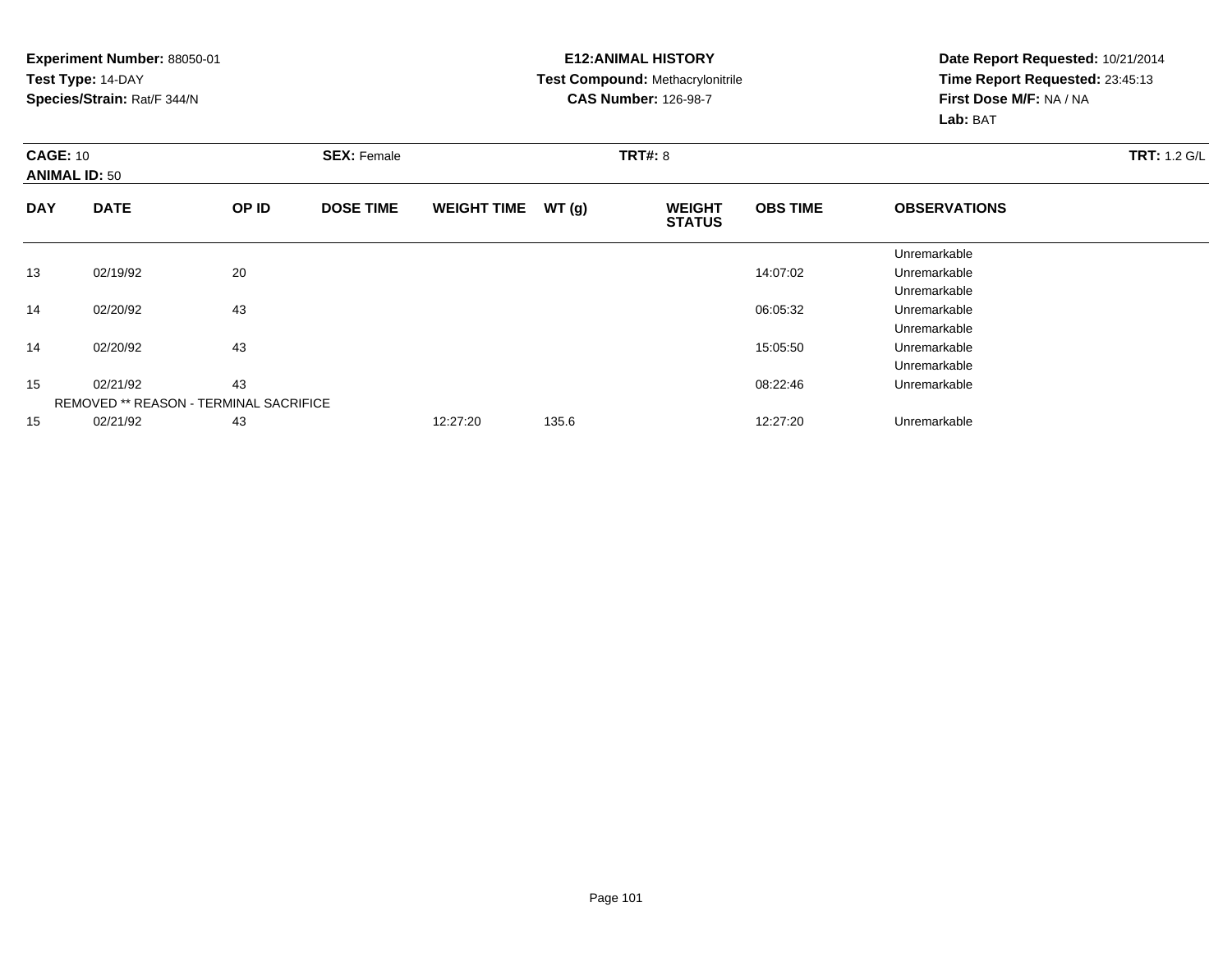**Experiment Number:** 88050-01
**Test Type:** 14-DAY
**Species/Strain:** Rat/F 344/N

**E12:ANIMAL HISTORY**
**Test Compound:** Methacrylonitrile
**CAS Number:** 126-98-7

**Date Report Requested:** 10/21/2014
**Time Report Requested:** 23:45:13
**First Dose M/F:** NA / NA
**Lab:** BAT

**CAGE:** 10
**ANIMAL ID:** 50
**SEX:** Female
**TRT#:** 8
**TRT:** 1.2 G/L

| DAY | DATE | OP ID | DOSE TIME | WEIGHT TIME | WT (g) | WEIGHT STATUS | OBS TIME | OBSERVATIONS |
|---|---|---|---|---|---|---|---|---|
| | | | | | | | | Unremarkable |
| 13 | 02/19/92 | 20 | | | | | 14:07:02 | Unremarkable |
| | | | | | | | | Unremarkable |
| 14 | 02/20/92 | 43 | | | | | 06:05:32 | Unremarkable |
| | | | | | | | | Unremarkable |
| 14 | 02/20/92 | 43 | | | | | 15:05:50 | Unremarkable |
| | | | | | | | | Unremarkable |
| 15 | 02/21/92 | 43 | | | | | 08:22:46 | Unremarkable |
| REMOVED ** REASON - TERMINAL SACRIFICE | | | | | | | | |
| 15 | 02/21/92 | 43 | | 12:27:20 | 135.6 | | 12:27:20 | Unremarkable |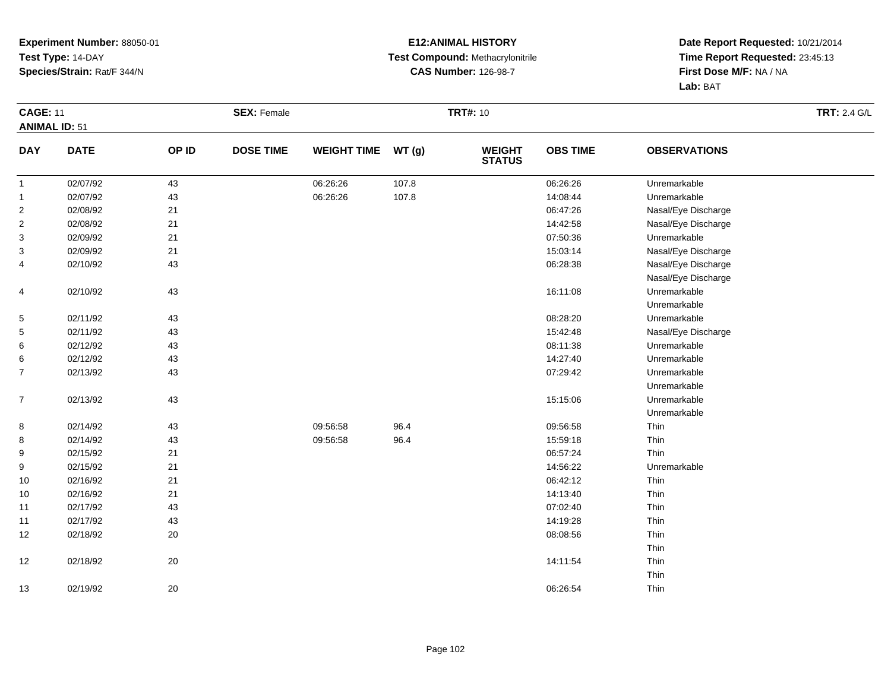**Experiment Number:** 88050-01
**Test Type:** 14-DAY
**Species/Strain:** Rat/F 344/N

**E12:ANIMAL HISTORY**
**Test Compound:** Methacrylonitrile
**CAS Number:** 126-98-7

**Date Report Requested:** 10/21/2014
**Time Report Requested:** 23:45:13
**First Dose M/F:** NA / NA
**Lab:** BAT

**CAGE:** 11 **SEX:** Female **TRT#:** 10 **TRT:** 2.4 G/L
**ANIMAL ID:** 51

| DAY | DATE | OP ID | DOSE TIME | WEIGHT TIME | WT (g) | WEIGHT STATUS | OBS TIME | OBSERVATIONS |
|---|---|---|---|---|---|---|---|---|
| 1 | 02/07/92 | 43 | | 06:26:26 | 107.8 | | 06:26:26 | Unremarkable |
| 1 | 02/07/92 | 43 | | 06:26:26 | 107.8 | | 14:08:44 | Unremarkable |
| 2 | 02/08/92 | 21 | | | | | 06:47:26 | Nasal/Eye Discharge |
| 2 | 02/08/92 | 21 | | | | | 14:42:58 | Nasal/Eye Discharge |
| 3 | 02/09/92 | 21 | | | | | 07:50:36 | Unremarkable |
| 3 | 02/09/92 | 21 | | | | | 15:03:14 | Nasal/Eye Discharge |
| 4 | 02/10/92 | 43 | | | | | 06:28:38 | Nasal/Eye Discharge |
| | | | | | | | | Nasal/Eye Discharge |
| 4 | 02/10/92 | 43 | | | | | 16:11:08 | Unremarkable |
| | | | | | | | | Unremarkable |
| 5 | 02/11/92 | 43 | | | | | 08:28:20 | Unremarkable |
| 5 | 02/11/92 | 43 | | | | | 15:42:48 | Nasal/Eye Discharge |
| 6 | 02/12/92 | 43 | | | | | 08:11:38 | Unremarkable |
| 6 | 02/12/92 | 43 | | | | | 14:27:40 | Unremarkable |
| 7 | 02/13/92 | 43 | | | | | 07:29:42 | Unremarkable |
| | | | | | | | | Unremarkable |
| 7 | 02/13/92 | 43 | | | | | 15:15:06 | Unremarkable |
| | | | | | | | | Unremarkable |
| 8 | 02/14/92 | 43 | | 09:56:58 | 96.4 | | 09:56:58 | Thin |
| 8 | 02/14/92 | 43 | | 09:56:58 | 96.4 | | 15:59:18 | Thin |
| 9 | 02/15/92 | 21 | | | | | 06:57:24 | Thin |
| 9 | 02/15/92 | 21 | | | | | 14:56:22 | Unremarkable |
| 10 | 02/16/92 | 21 | | | | | 06:42:12 | Thin |
| 10 | 02/16/92 | 21 | | | | | 14:13:40 | Thin |
| 11 | 02/17/92 | 43 | | | | | 07:02:40 | Thin |
| 11 | 02/17/92 | 43 | | | | | 14:19:28 | Thin |
| 12 | 02/18/92 | 20 | | | | | 08:08:56 | Thin |
| | | | | | | | | Thin |
| 12 | 02/18/92 | 20 | | | | | 14:11:54 | Thin |
| | | | | | | | | Thin |
| 13 | 02/19/92 | 20 | | | | | 06:26:54 | Thin |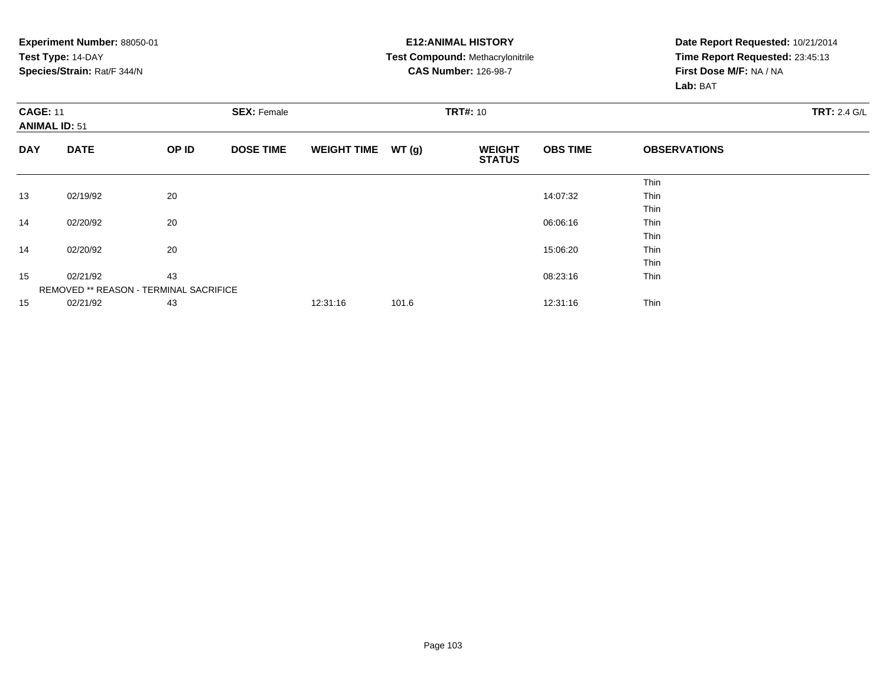**Experiment Number:** 88050-01
**Test Type:** 14-DAY
**Species/Strain:** Rat/F 344/N

**E12:ANIMAL HISTORY**
**Test Compound:** Methacrylonitrile
**CAS Number:** 126-98-7

**Date Report Requested:** 10/21/2014
**Time Report Requested:** 23:45:13
**First Dose M/F:** NA / NA
**Lab:** BAT

**CAGE:** 11
**ANIMAL ID:** 51
**SEX:** Female
**TRT#:** 10
**TRT:** 2.4 G/L

| DAY | DATE | OP ID | DOSE TIME | WEIGHT TIME | WT (g) | WEIGHT STATUS | OBS TIME | OBSERVATIONS |
|---|---|---|---|---|---|---|---|---|
| | | | | | | | | Thin |
| 13 | 02/19/92 | 20 | | | | | 14:07:32 | Thin |
| | | | | | | | | Thin |
| 14 | 02/20/92 | 20 | | | | | 06:06:16 | Thin |
| | | | | | | | | Thin |
| 14 | 02/20/92 | 20 | | | | | 15:06:20 | Thin |
| | | | | | | | | Thin |
| 15 | 02/21/92 | 43 | | | | | 08:23:16 | Thin |
| | REMOVED ** REASON - TERMINAL SACRIFICE | | | | | | | |
| 15 | 02/21/92 | 43 | | 12:31:16 | 101.6 | | 12:31:16 | Thin |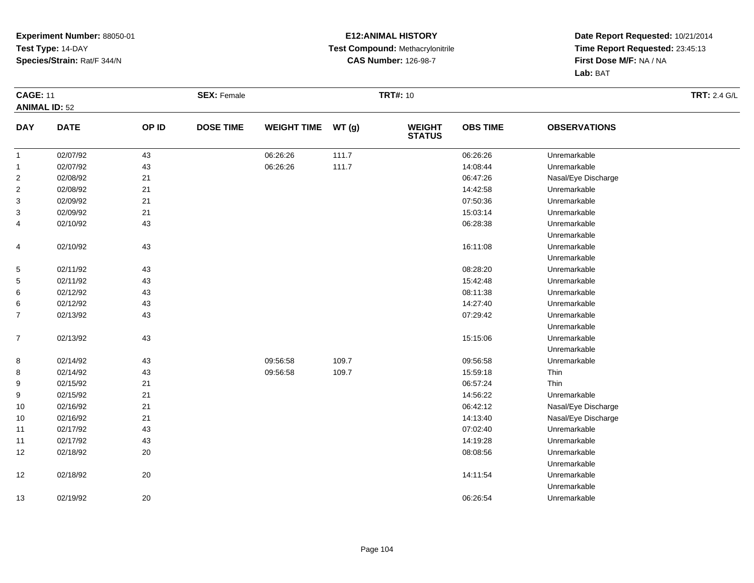**Experiment Number:** 88050-01
**Test Type:** 14-DAY
**Species/Strain:** Rat/F 344/N

**E12:ANIMAL HISTORY**
**Test Compound:** Methacrylonitrile
**CAS Number:** 126-98-7

**Date Report Requested:** 10/21/2014
**Time Report Requested:** 23:45:13
**First Dose M/F:** NA / NA
**Lab:** BAT

**CAGE:** 11
**ANIMAL ID:** 52
**SEX:** Female
**TRT#:** 10
**TRT:** 2.4 G/L

| DAY | DATE | OP ID | DOSE TIME | WEIGHT TIME | WT (g) | WEIGHT STATUS | OBS TIME | OBSERVATIONS |
|---|---|---|---|---|---|---|---|---|
| 1 | 02/07/92 | 43 | | 06:26:26 | 111.7 | | 06:26:26 | Unremarkable |
| 1 | 02/07/92 | 43 | | 06:26:26 | 111.7 | | 14:08:44 | Unremarkable |
| 2 | 02/08/92 | 21 | | | | | 06:47:26 | Nasal/Eye Discharge |
| 2 | 02/08/92 | 21 | | | | | 14:42:58 | Unremarkable |
| 3 | 02/09/92 | 21 | | | | | 07:50:36 | Unremarkable |
| 3 | 02/09/92 | 21 | | | | | 15:03:14 | Unremarkable |
| 4 | 02/10/92 | 43 | | | | | 06:28:38 | Unremarkable |
| | | | | | | | | Unremarkable |
| 4 | 02/10/92 | 43 | | | | | 16:11:08 | Unremarkable |
| | | | | | | | | Unremarkable |
| 5 | 02/11/92 | 43 | | | | | 08:28:20 | Unremarkable |
| 5 | 02/11/92 | 43 | | | | | 15:42:48 | Unremarkable |
| 6 | 02/12/92 | 43 | | | | | 08:11:38 | Unremarkable |
| 6 | 02/12/92 | 43 | | | | | 14:27:40 | Unremarkable |
| 7 | 02/13/92 | 43 | | | | | 07:29:42 | Unremarkable |
| | | | | | | | | Unremarkable |
| 7 | 02/13/92 | 43 | | | | | 15:15:06 | Unremarkable |
| | | | | | | | | Unremarkable |
| 8 | 02/14/92 | 43 | | 09:56:58 | 109.7 | | 09:56:58 | Unremarkable |
| 8 | 02/14/92 | 43 | | 09:56:58 | 109.7 | | 15:59:18 | Thin |
| 9 | 02/15/92 | 21 | | | | | 06:57:24 | Thin |
| 9 | 02/15/92 | 21 | | | | | 14:56:22 | Unremarkable |
| 10 | 02/16/92 | 21 | | | | | 06:42:12 | Nasal/Eye Discharge |
| 10 | 02/16/92 | 21 | | | | | 14:13:40 | Nasal/Eye Discharge |
| 11 | 02/17/92 | 43 | | | | | 07:02:40 | Unremarkable |
| 11 | 02/17/92 | 43 | | | | | 14:19:28 | Unremarkable |
| 12 | 02/18/92 | 20 | | | | | 08:08:56 | Unremarkable |
| | | | | | | | | Unremarkable |
| 12 | 02/18/92 | 20 | | | | | 14:11:54 | Unremarkable |
| | | | | | | | | Unremarkable |
| 13 | 02/19/92 | 20 | | | | | 06:26:54 | Unremarkable |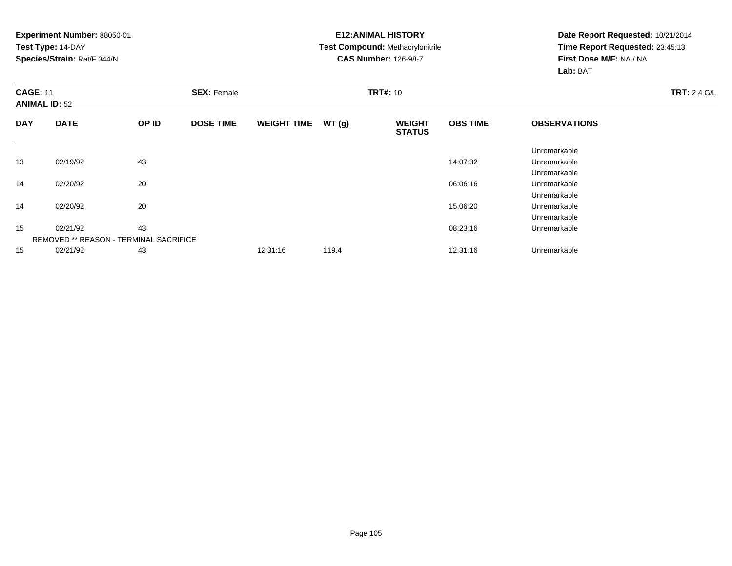**Experiment Number:** 88050-01
**Test Type:** 14-DAY
**Species/Strain:** Rat/F 344/N

**E12:ANIMAL HISTORY**
**Test Compound:** Methacrylonitrile
**CAS Number:** 126-98-7

**Date Report Requested:** 10/21/2014
**Time Report Requested:** 23:45:13
**First Dose M/F:** NA / NA
**Lab:** BAT

**CAGE:** 11
**ANIMAL ID:** 52
**SEX:** Female
**TRT#:** 10
**TRT:** 2.4 G/L

| DAY | DATE | OP ID | DOSE TIME | WEIGHT TIME | WT (g) | WEIGHT STATUS | OBS TIME | OBSERVATIONS |
|---|---|---|---|---|---|---|---|---|
| | | | | | | | | Unremarkable |
| 13 | 02/19/92 | 43 | | | | | 14:07:32 | Unremarkable |
| | | | | | | | | Unremarkable |
| 14 | 02/20/92 | 20 | | | | | 06:06:16 | Unremarkable |
| | | | | | | | | Unremarkable |
| 14 | 02/20/92 | 20 | | | | | 15:06:20 | Unremarkable |
| | | | | | | | | Unremarkable |
| 15 | 02/21/92 | 43 | | | | | 08:23:16 | Unremarkable |
| | REMOVED ** REASON - TERMINAL SACRIFICE | | | | | | | |
| 15 | 02/21/92 | 43 | | 12:31:16 | 119.4 | | 12:31:16 | Unremarkable |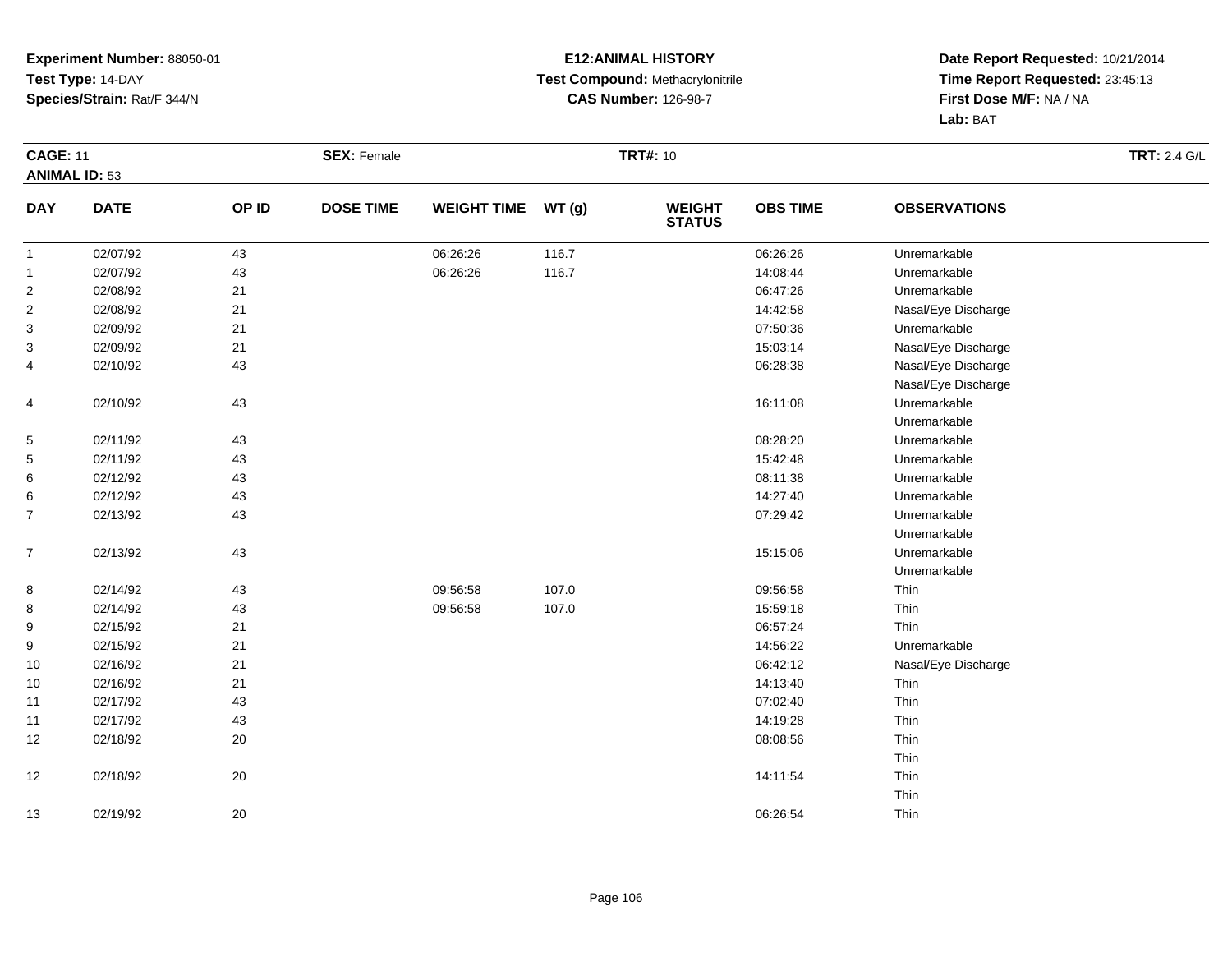**Experiment Number:** 88050-01
**Test Type:** 14-DAY
**Species/Strain:** Rat/F 344/N

**E12:ANIMAL HISTORY**
**Test Compound:** Methacrylonitrile
**CAS Number:** 126-98-7

**Date Report Requested:** 10/21/2014
**Time Report Requested:** 23:45:13
**First Dose M/F:** NA / NA
**Lab:** BAT

**CAGE:** 11
**ANIMAL ID:** 53
**SEX:** Female
**TRT#:** 10
**TRT:** 2.4 G/L

| DAY | DATE | OP ID | DOSE TIME | WEIGHT TIME | WT (g) | WEIGHT STATUS | OBS TIME | OBSERVATIONS |
|---|---|---|---|---|---|---|---|---|
| 1 | 02/07/92 | 43 | | 06:26:26 | 116.7 | | 06:26:26 | Unremarkable |
| 1 | 02/07/92 | 43 | | 06:26:26 | 116.7 | | 14:08:44 | Unremarkable |
| 2 | 02/08/92 | 21 | | | | | 06:47:26 | Unremarkable |
| 2 | 02/08/92 | 21 | | | | | 14:42:58 | Nasal/Eye Discharge |
| 3 | 02/09/92 | 21 | | | | | 07:50:36 | Unremarkable |
| 3 | 02/09/92 | 21 | | | | | 15:03:14 | Nasal/Eye Discharge |
| 4 | 02/10/92 | 43 | | | | | 06:28:38 | Nasal/Eye Discharge |
| | | | | | | | | Nasal/Eye Discharge |
| 4 | 02/10/92 | 43 | | | | | 16:11:08 | Unremarkable |
| | | | | | | | | Unremarkable |
| 5 | 02/11/92 | 43 | | | | | 08:28:20 | Unremarkable |
| 5 | 02/11/92 | 43 | | | | | 15:42:48 | Unremarkable |
| 6 | 02/12/92 | 43 | | | | | 08:11:38 | Unremarkable |
| 6 | 02/12/92 | 43 | | | | | 14:27:40 | Unremarkable |
| 7 | 02/13/92 | 43 | | | | | 07:29:42 | Unremarkable |
| | | | | | | | | Unremarkable |
| 7 | 02/13/92 | 43 | | | | | 15:15:06 | Unremarkable |
| | | | | | | | | Unremarkable |
| 8 | 02/14/92 | 43 | | 09:56:58 | 107.0 | | 09:56:58 | Thin |
| 8 | 02/14/92 | 43 | | 09:56:58 | 107.0 | | 15:59:18 | Thin |
| 9 | 02/15/92 | 21 | | | | | 06:57:24 | Thin |
| 9 | 02/15/92 | 21 | | | | | 14:56:22 | Unremarkable |
| 10 | 02/16/92 | 21 | | | | | 06:42:12 | Nasal/Eye Discharge |
| 10 | 02/16/92 | 21 | | | | | 14:13:40 | Thin |
| 11 | 02/17/92 | 43 | | | | | 07:02:40 | Thin |
| 11 | 02/17/92 | 43 | | | | | 14:19:28 | Thin |
| 12 | 02/18/92 | 20 | | | | | 08:08:56 | Thin |
| | | | | | | | | Thin |
| 12 | 02/18/92 | 20 | | | | | 14:11:54 | Thin |
| | | | | | | | | Thin |
| 13 | 02/19/92 | 20 | | | | | 06:26:54 | Thin |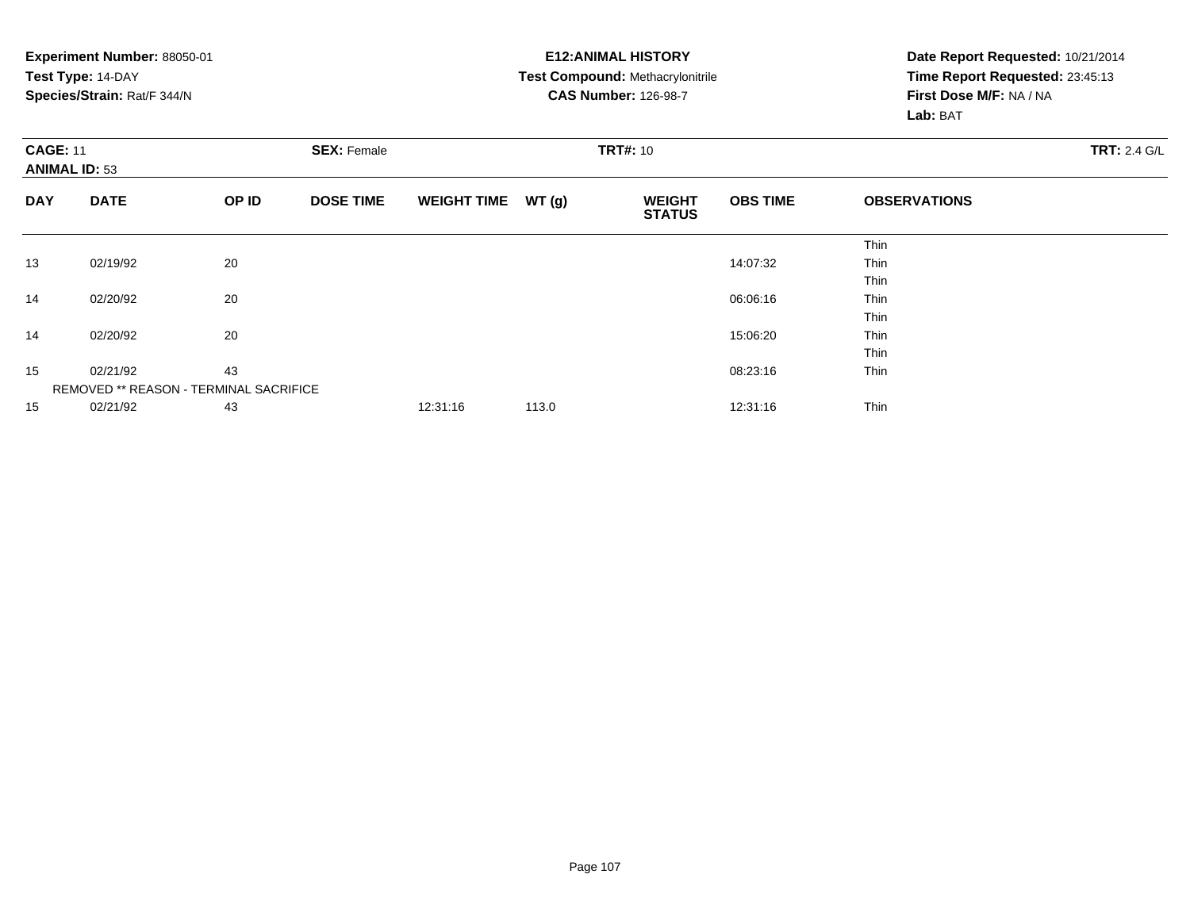**Experiment Number:** 88050-01
**Test Type:** 14-DAY
**Species/Strain:** Rat/F 344/N

**E12:ANIMAL HISTORY**
**Test Compound:** Methacrylonitrile
**CAS Number:** 126-98-7

**Date Report Requested:** 10/21/2014
**Time Report Requested:** 23:45:13
**First Dose M/F:** NA / NA
**Lab:** BAT

**CAGE:** 11 **SEX:** Female **TRT#:** 10 **TRT:** 2.4 G/L
**ANIMAL ID:** 53

| DAY | DATE | OP ID | DOSE TIME | WEIGHT TIME | WT (g) | WEIGHT STATUS | OBS TIME | OBSERVATIONS |
|---|---|---|---|---|---|---|---|---|
| | | | | | | | | Thin |
| 13 | 02/19/92 | 20 | | | | | 14:07:32 | Thin |
| | | | | | | | | Thin |
| 14 | 02/20/92 | 20 | | | | | 06:06:16 | Thin |
| | | | | | | | | Thin |
| 14 | 02/20/92 | 20 | | | | | 15:06:20 | Thin |
| | | | | | | | | Thin |
| 15 | 02/21/92 | 43 | | | | | 08:23:16 | Thin |
| | REMOVED ** REASON - TERMINAL SACRIFICE | | | | | | | |
| 15 | 02/21/92 | 43 | | 12:31:16 | 113.0 | | 12:31:16 | Thin |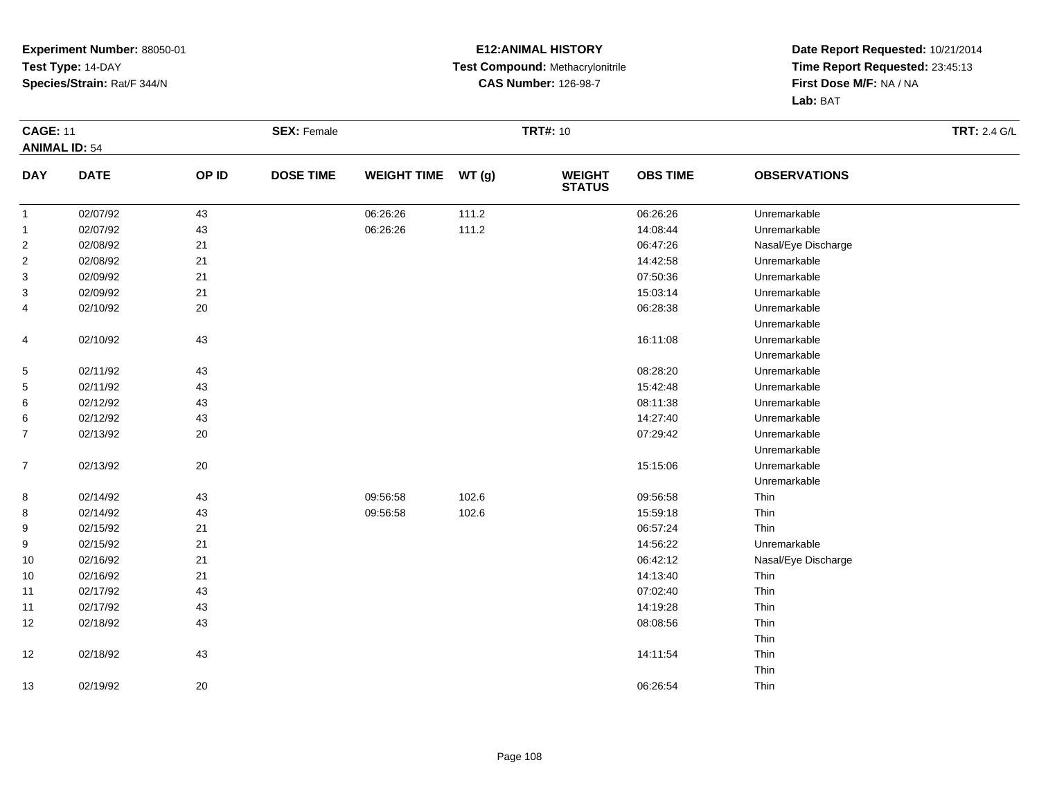**Experiment Number:** 88050-01
**Test Type:** 14-DAY
**Species/Strain:** Rat/F 344/N

**E12:ANIMAL HISTORY**
**Test Compound:** Methacrylonitrile
**CAS Number:** 126-98-7

**Date Report Requested:** 10/21/2014
**Time Report Requested:** 23:45:13
**First Dose M/F:** NA / NA
**Lab:** BAT

**CAGE:** 11 **SEX:** Female **TRT#:** 10 **TRT:** 2.4 G/L
**ANIMAL ID:** 54

| DAY | DATE | OP ID | DOSE TIME | WEIGHT TIME | WT (g) | WEIGHT STATUS | OBS TIME | OBSERVATIONS |
|---|---|---|---|---|---|---|---|---|
| 1 | 02/07/92 | 43 | | 06:26:26 | 111.2 | | 06:26:26 | Unremarkable |
| 1 | 02/07/92 | 43 | | 06:26:26 | 111.2 | | 14:08:44 | Unremarkable |
| 2 | 02/08/92 | 21 | | | | | 06:47:26 | Nasal/Eye Discharge |
| 2 | 02/08/92 | 21 | | | | | 14:42:58 | Unremarkable |
| 3 | 02/09/92 | 21 | | | | | 07:50:36 | Unremarkable |
| 3 | 02/09/92 | 21 | | | | | 15:03:14 | Unremarkable |
| 4 | 02/10/92 | 20 | | | | | 06:28:38 | Unremarkable |
| | | | | | | | | Unremarkable |
| 4 | 02/10/92 | 43 | | | | | 16:11:08 | Unremarkable |
| | | | | | | | | Unremarkable |
| 5 | 02/11/92 | 43 | | | | | 08:28:20 | Unremarkable |
| 5 | 02/11/92 | 43 | | | | | 15:42:48 | Unremarkable |
| 6 | 02/12/92 | 43 | | | | | 08:11:38 | Unremarkable |
| 6 | 02/12/92 | 43 | | | | | 14:27:40 | Unremarkable |
| 7 | 02/13/92 | 20 | | | | | 07:29:42 | Unremarkable |
| | | | | | | | | Unremarkable |
| 7 | 02/13/92 | 20 | | | | | 15:15:06 | Unremarkable |
| | | | | | | | | Unremarkable |
| 8 | 02/14/92 | 43 | | 09:56:58 | 102.6 | | 09:56:58 | Thin |
| 8 | 02/14/92 | 43 | | 09:56:58 | 102.6 | | 15:59:18 | Thin |
| 9 | 02/15/92 | 21 | | | | | 06:57:24 | Thin |
| 9 | 02/15/92 | 21 | | | | | 14:56:22 | Unremarkable |
| 10 | 02/16/92 | 21 | | | | | 06:42:12 | Nasal/Eye Discharge |
| 10 | 02/16/92 | 21 | | | | | 14:13:40 | Thin |
| 11 | 02/17/92 | 43 | | | | | 07:02:40 | Thin |
| 11 | 02/17/92 | 43 | | | | | 14:19:28 | Thin |
| 12 | 02/18/92 | 43 | | | | | 08:08:56 | Thin |
| | | | | | | | | Thin |
| 12 | 02/18/92 | 43 | | | | | 14:11:54 | Thin |
| | | | | | | | | Thin |
| 13 | 02/19/92 | 20 | | | | | 06:26:54 | Thin |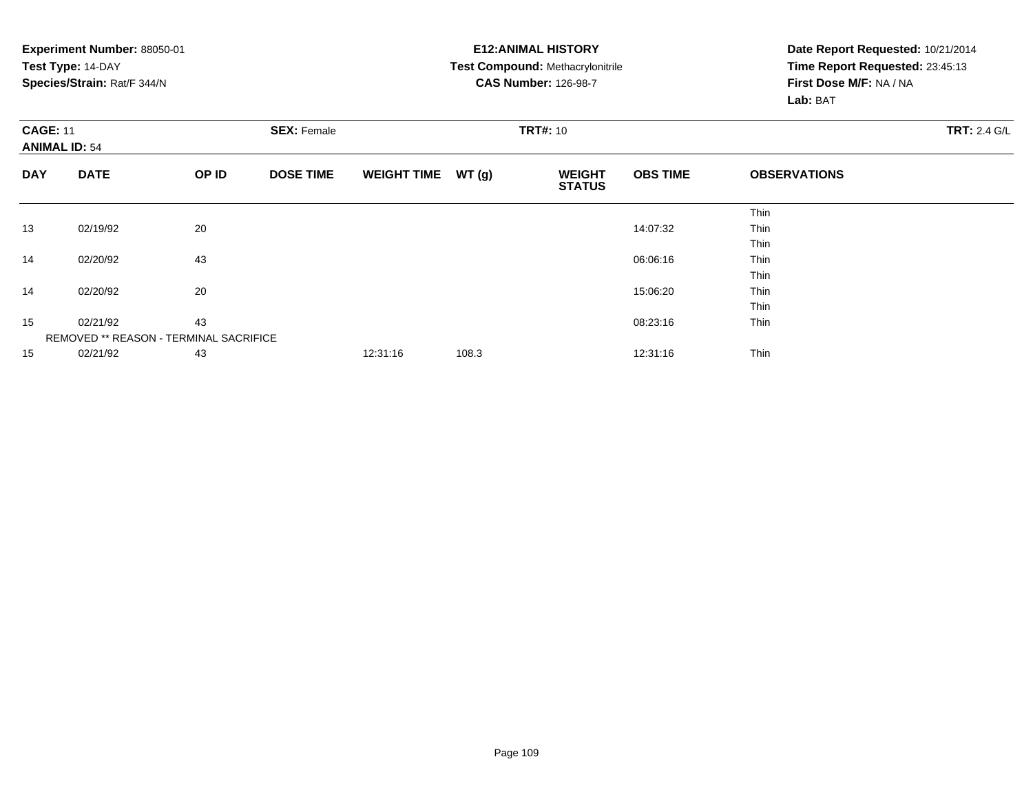**Experiment Number:** 88050-01
**Test Type:** 14-DAY
**Species/Strain:** Rat/F 344/N

**E12:ANIMAL HISTORY**
**Test Compound:** Methacrylonitrile
**CAS Number:** 126-98-7

**Date Report Requested:** 10/21/2014
**Time Report Requested:** 23:45:13
**First Dose M/F:** NA / NA
**Lab:** BAT

**CAGE:** 11 **SEX:** Female **TRT#:** 10 **TRT:** 2.4 G/L
**ANIMAL ID:** 54

| DAY | DATE | OP ID | DOSE TIME | WEIGHT TIME | WT (g) | WEIGHT STATUS | OBS TIME | OBSERVATIONS |
|---|---|---|---|---|---|---|---|---|
| | | | | | | | | Thin |
| 13 | 02/19/92 | 20 | | | | | 14:07:32 | Thin |
| | | | | | | | | Thin |
| 14 | 02/20/92 | 43 | | | | | 06:06:16 | Thin |
| | | | | | | | | Thin |
| 14 | 02/20/92 | 20 | | | | | 15:06:20 | Thin |
| | | | | | | | | Thin |
| 15 | 02/21/92 | 43 | | | | | 08:23:16 | Thin |
| | REMOVED ** REASON - TERMINAL SACRIFICE | | | | | | | |
| 15 | 02/21/92 | 43 | | 12:31:16 | 108.3 | | 12:31:16 | Thin |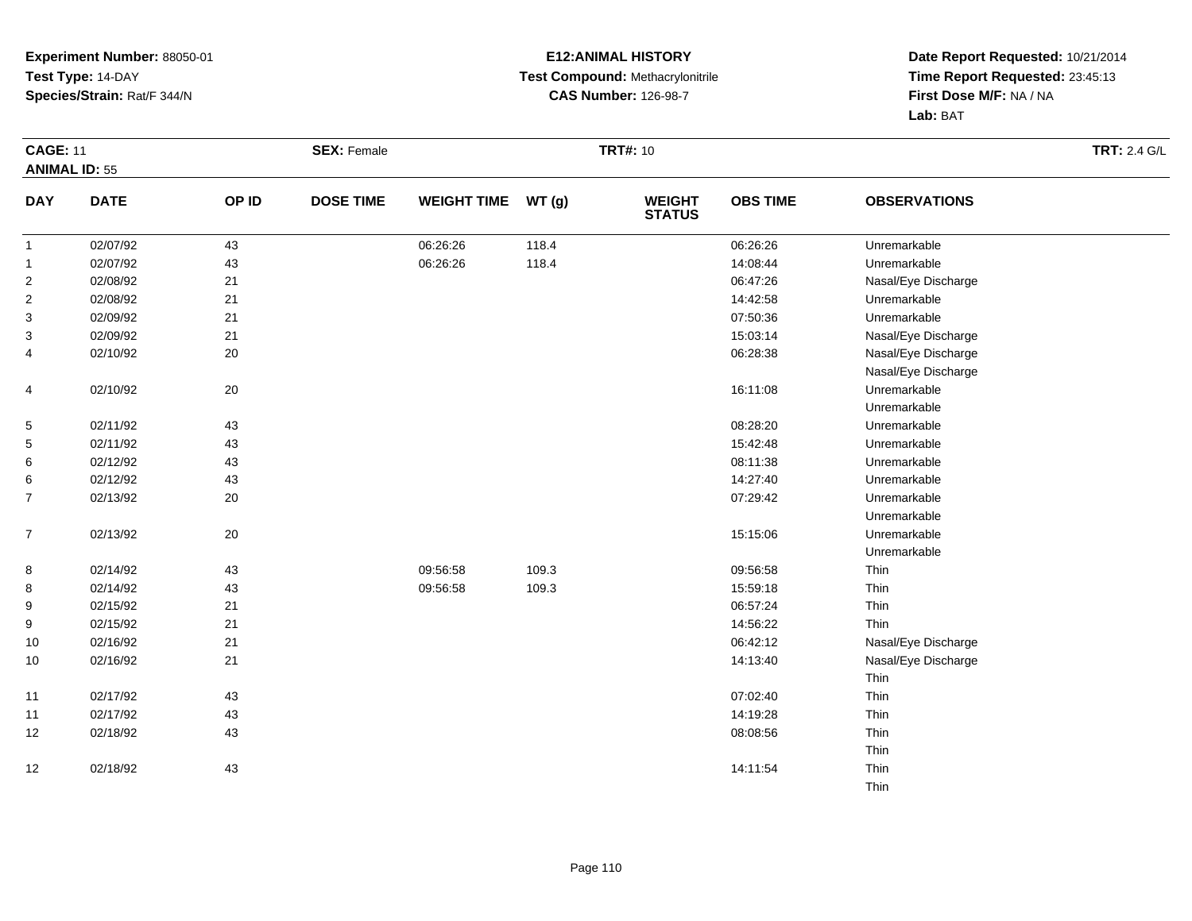**Experiment Number:** 88050-01
**Test Type:** 14-DAY
**Species/Strain:** Rat/F 344/N

**E12:ANIMAL HISTORY**
**Test Compound:** Methacrylonitrile
**CAS Number:** 126-98-7

**Date Report Requested:** 10/21/2014
**Time Report Requested:** 23:45:13
**First Dose M/F:** NA / NA
**Lab:** BAT

**CAGE:** 11
**ANIMAL ID:** 55
**SEX:** Female
**TRT#:** 10
**TRT:** 2.4 G/L

| DAY | DATE | OP ID | DOSE TIME | WEIGHT TIME | WT (g) | WEIGHT STATUS | OBS TIME | OBSERVATIONS |
|---|---|---|---|---|---|---|---|---|
| 1 | 02/07/92 | 43 | | 06:26:26 | 118.4 | | 06:26:26 | Unremarkable |
| 1 | 02/07/92 | 43 | | 06:26:26 | 118.4 | | 14:08:44 | Unremarkable |
| 2 | 02/08/92 | 21 | | | | | 06:47:26 | Nasal/Eye Discharge |
| 2 | 02/08/92 | 21 | | | | | 14:42:58 | Unremarkable |
| 3 | 02/09/92 | 21 | | | | | 07:50:36 | Unremarkable |
| 3 | 02/09/92 | 21 | | | | | 15:03:14 | Nasal/Eye Discharge |
| 4 | 02/10/92 | 20 | | | | | 06:28:38 | Nasal/Eye Discharge |
| | | | | | | | | Nasal/Eye Discharge |
| 4 | 02/10/92 | 20 | | | | | 16:11:08 | Unremarkable |
| | | | | | | | | Unremarkable |
| 5 | 02/11/92 | 43 | | | | | 08:28:20 | Unremarkable |
| 5 | 02/11/92 | 43 | | | | | 15:42:48 | Unremarkable |
| 6 | 02/12/92 | 43 | | | | | 08:11:38 | Unremarkable |
| 6 | 02/12/92 | 43 | | | | | 14:27:40 | Unremarkable |
| 7 | 02/13/92 | 20 | | | | | 07:29:42 | Unremarkable |
| | | | | | | | | Unremarkable |
| 7 | 02/13/92 | 20 | | | | | 15:15:06 | Unremarkable |
| | | | | | | | | Unremarkable |
| 8 | 02/14/92 | 43 | | 09:56:58 | 109.3 | | 09:56:58 | Thin |
| 8 | 02/14/92 | 43 | | 09:56:58 | 109.3 | | 15:59:18 | Thin |
| 9 | 02/15/92 | 21 | | | | | 06:57:24 | Thin |
| 9 | 02/15/92 | 21 | | | | | 14:56:22 | Thin |
| 10 | 02/16/92 | 21 | | | | | 06:42:12 | Nasal/Eye Discharge |
| 10 | 02/16/92 | 21 | | | | | 14:13:40 | Nasal/Eye Discharge |
| | | | | | | | | Thin |
| 11 | 02/17/92 | 43 | | | | | 07:02:40 | Thin |
| 11 | 02/17/92 | 43 | | | | | 14:19:28 | Thin |
| 12 | 02/18/92 | 43 | | | | | 08:08:56 | Thin |
| | | | | | | | | Thin |
| 12 | 02/18/92 | 43 | | | | | 14:11:54 | Thin |
| | | | | | | | | Thin |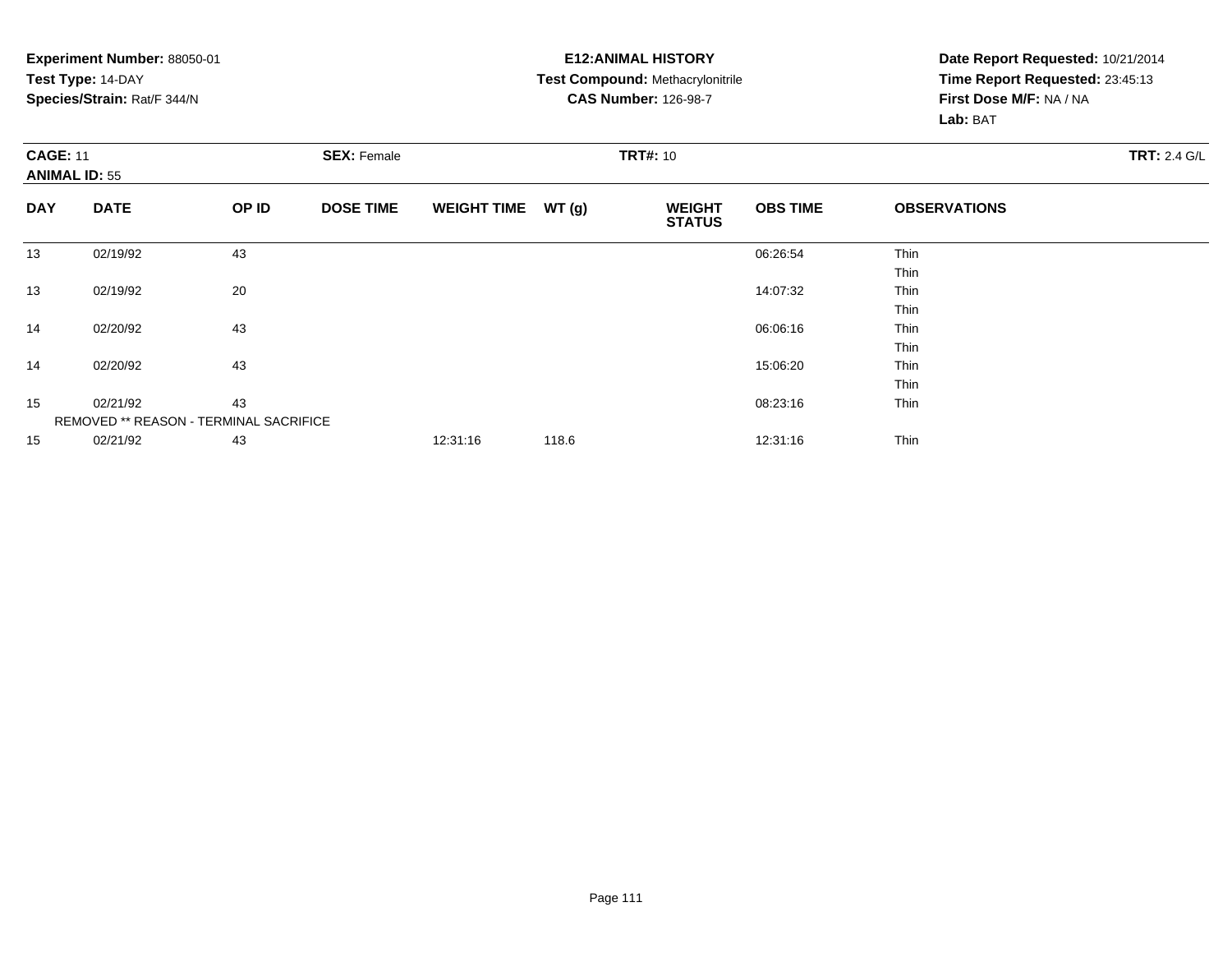**Experiment Number:** 88050-01
**Test Type:** 14-DAY
**Species/Strain:** Rat/F 344/N

**E12:ANIMAL HISTORY**
**Test Compound:** Methacrylonitrile
**CAS Number:** 126-98-7

**Date Report Requested:** 10/21/2014
**Time Report Requested:** 23:45:13
**First Dose M/F:** NA / NA
**Lab:** BAT

**CAGE:** 11 **SEX:** Female **TRT#:** 10 **TRT:** 2.4 G/L
**ANIMAL ID:** 55

| DAY | DATE | OP ID | DOSE TIME | WEIGHT TIME | WT (g) | WEIGHT STATUS | OBS TIME | OBSERVATIONS |
|---|---|---|---|---|---|---|---|---|
| 13 | 02/19/92 | 43 | | | | | 06:26:54 | Thin |
| | | | | | | | | Thin |
| 13 | 02/19/92 | 20 | | | | | 14:07:32 | Thin |
| | | | | | | | | Thin |
| 14 | 02/20/92 | 43 | | | | | 06:06:16 | Thin |
| | | | | | | | | Thin |
| 14 | 02/20/92 | 43 | | | | | 15:06:20 | Thin |
| | | | | | | | | Thin |
| 15 | 02/21/92 | 43 | | | | | 08:23:16 | Thin |
| | REMOVED ** REASON - TERMINAL SACRIFICE | | | | | | | |
| 15 | 02/21/92 | 43 | | 12:31:16 | 118.6 | | 12:31:16 | Thin |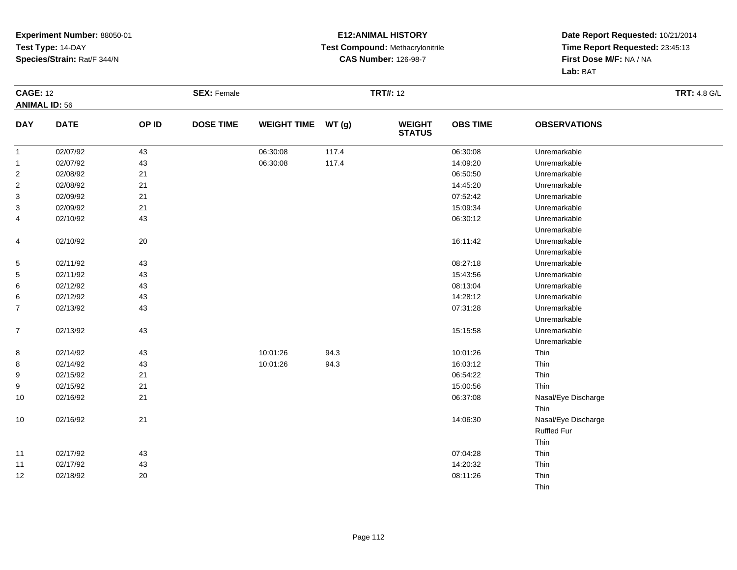**Experiment Number:** 88050-01
**Test Type:** 14-DAY
**Species/Strain:** Rat/F 344/N

**E12:ANIMAL HISTORY**
**Test Compound:** Methacrylonitrile
**CAS Number:** 126-98-7

**Date Report Requested:** 10/21/2014
**Time Report Requested:** 23:45:13
**First Dose M/F:** NA / NA
**Lab:** BAT

**CAGE:** 12
**ANIMAL ID:** 56
**SEX:** Female
**TRT#:** 12
**TRT:** 4.8 G/L

| DAY | DATE | OP ID | DOSE TIME | WEIGHT TIME | WT (g) | WEIGHT STATUS | OBS TIME | OBSERVATIONS |
|---|---|---|---|---|---|---|---|---|
| 1 | 02/07/92 | 43 | | 06:30:08 | 117.4 | | 06:30:08 | Unremarkable |
| 1 | 02/07/92 | 43 | | 06:30:08 | 117.4 | | 14:09:20 | Unremarkable |
| 2 | 02/08/92 | 21 | | | | | 06:50:50 | Unremarkable |
| 2 | 02/08/92 | 21 | | | | | 14:45:20 | Unremarkable |
| 3 | 02/09/92 | 21 | | | | | 07:52:42 | Unremarkable |
| 3 | 02/09/92 | 21 | | | | | 15:09:34 | Unremarkable |
| 4 | 02/10/92 | 43 | | | | | 06:30:12 | Unremarkable<br>Unremarkable |
| 4 | 02/10/92 | 20 | | | | | 16:11:42 | Unremarkable<br>Unremarkable |
| 5 | 02/11/92 | 43 | | | | | 08:27:18 | Unremarkable |
| 5 | 02/11/92 | 43 | | | | | 15:43:56 | Unremarkable |
| 6 | 02/12/92 | 43 | | | | | 08:13:04 | Unremarkable |
| 6 | 02/12/92 | 43 | | | | | 14:28:12 | Unremarkable |
| 7 | 02/13/92 | 43 | | | | | 07:31:28 | Unremarkable<br>Unremarkable |
| 7 | 02/13/92 | 43 | | | | | 15:15:58 | Unremarkable<br>Unremarkable |
| 8 | 02/14/92 | 43 | | 10:01:26 | 94.3 | | 10:01:26 | Thin |
| 8 | 02/14/92 | 43 | | 10:01:26 | 94.3 | | 16:03:12 | Thin |
| 9 | 02/15/92 | 21 | | | | | 06:54:22 | Thin |
| 9 | 02/15/92 | 21 | | | | | 15:00:56 | Thin |
| 10 | 02/16/92 | 21 | | | | | 06:37:08 | Nasal/Eye Discharge<br>Thin |
| 10 | 02/16/92 | 21 | | | | | 14:06:30 | Nasal/Eye Discharge<br>Ruffled Fur<br>Thin |
| 11 | 02/17/92 | 43 | | | | | 07:04:28 | Thin |
| 11 | 02/17/92 | 43 | | | | | 14:20:32 | Thin |
| 12 | 02/18/92 | 20 | | | | | 08:11:26 | Thin<br>Thin |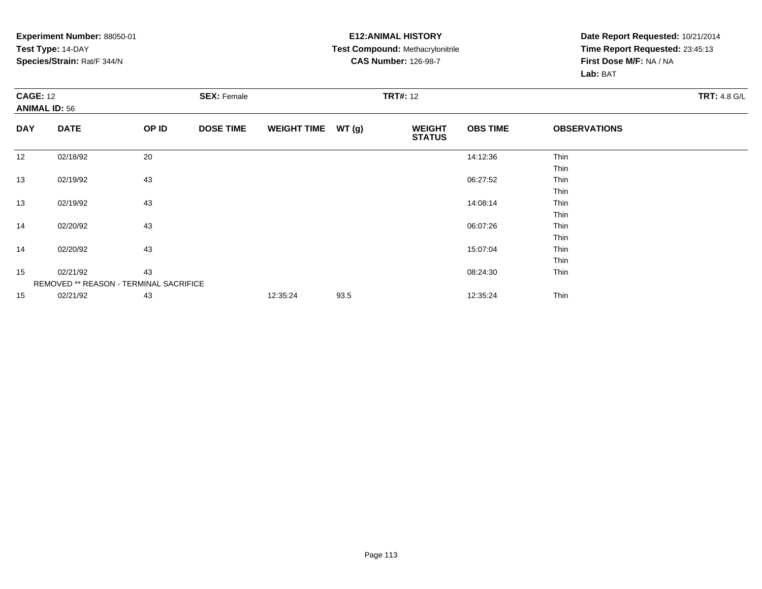**Experiment Number:** 88050-01
**Test Type:** 14-DAY
**Species/Strain:** Rat/F 344/N

**E12:ANIMAL HISTORY**
**Test Compound:** Methacrylonitrile
**CAS Number:** 126-98-7

**Date Report Requested:** 10/21/2014
**Time Report Requested:** 23:45:13
**First Dose M/F:** NA / NA
**Lab:** BAT

**CAGE:** 12
**ANIMAL ID:** 56
**SEX:** Female
**TRT#:** 12
**TRT:** 4.8 G/L

| DAY | DATE | OP ID | DOSE TIME | WEIGHT TIME | WT (g) | WEIGHT STATUS | OBS TIME | OBSERVATIONS |
|---|---|---|---|---|---|---|---|---|
| 12 | 02/18/92 | 20 | | | | | 14:12:36 | Thin |
| | | | | | | | | Thin |
| 13 | 02/19/92 | 43 | | | | | 06:27:52 | Thin |
| | | | | | | | | Thin |
| 13 | 02/19/92 | 43 | | | | | 14:08:14 | Thin |
| | | | | | | | | Thin |
| 14 | 02/20/92 | 43 | | | | | 06:07:26 | Thin |
| | | | | | | | | Thin |
| 14 | 02/20/92 | 43 | | | | | 15:07:04 | Thin |
| | | | | | | | | Thin |
| 15 | 02/21/92 | 43 | | | | | 08:24:30 | Thin |
| | REMOVED ** REASON - TERMINAL SACRIFICE | | | | | | | |
| 15 | 02/21/92 | 43 | | 12:35:24 | 93.5 | | 12:35:24 | Thin |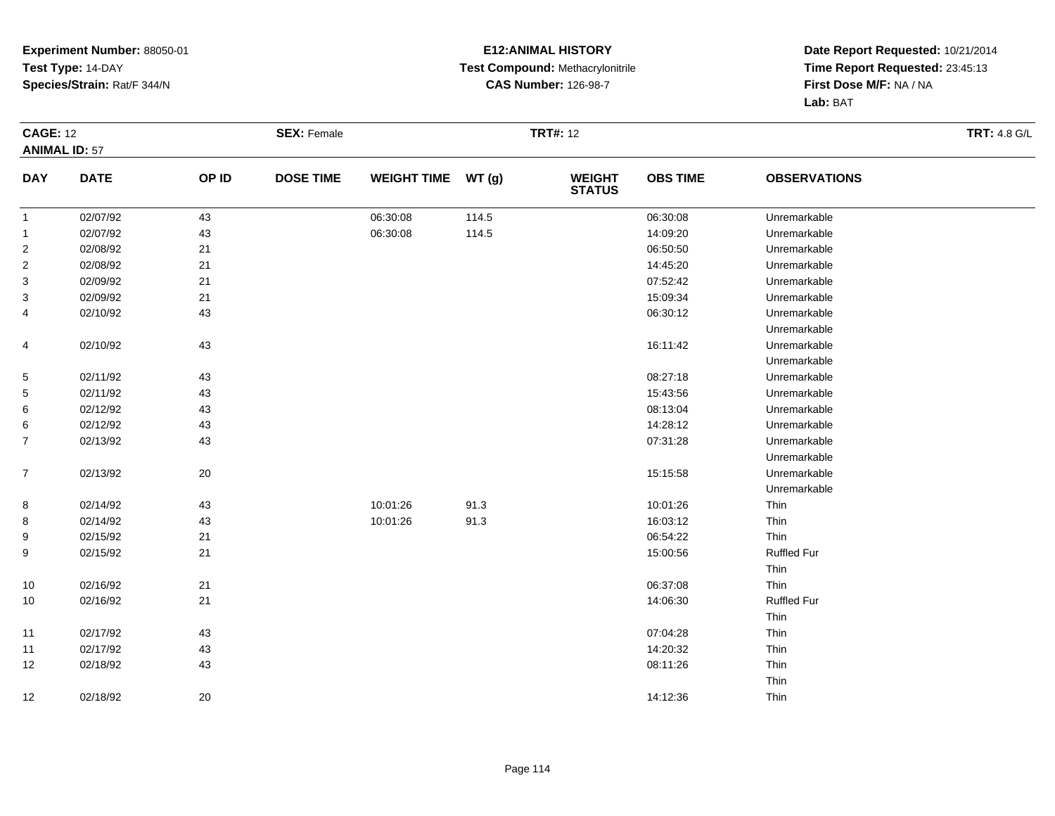**Experiment Number:** 88050-01
**Test Type:** 14-DAY
**Species/Strain:** Rat/F 344/N

**E12:ANIMAL HISTORY**
**Test Compound:** Methacrylonitrile
**CAS Number:** 126-98-7

**Date Report Requested:** 10/21/2014
**Time Report Requested:** 23:45:13
**First Dose M/F:** NA / NA
**Lab:** BAT

**CAGE:** 12
**ANIMAL ID:** 57
**SEX:** Female
**TRT#:** 12
**TRT:** 4.8 G/L

| DAY | DATE | OP ID | DOSE TIME | WEIGHT TIME | WT (g) | WEIGHT STATUS | OBS TIME | OBSERVATIONS |
|---|---|---|---|---|---|---|---|---|
| 1 | 02/07/92 | 43 | | 06:30:08 | 114.5 | | 06:30:08 | Unremarkable |
| 1 | 02/07/92 | 43 | | 06:30:08 | 114.5 | | 14:09:20 | Unremarkable |
| 2 | 02/08/92 | 21 | | | | | 06:50:50 | Unremarkable |
| 2 | 02/08/92 | 21 | | | | | 14:45:20 | Unremarkable |
| 3 | 02/09/92 | 21 | | | | | 07:52:42 | Unremarkable |
| 3 | 02/09/92 | 21 | | | | | 15:09:34 | Unremarkable |
| 4 | 02/10/92 | 43 | | | | | 06:30:12 | Unremarkable |
| | | | | | | | | Unremarkable |
| 4 | 02/10/92 | 43 | | | | | 16:11:42 | Unremarkable |
| | | | | | | | | Unremarkable |
| 5 | 02/11/92 | 43 | | | | | 08:27:18 | Unremarkable |
| 5 | 02/11/92 | 43 | | | | | 15:43:56 | Unremarkable |
| 6 | 02/12/92 | 43 | | | | | 08:13:04 | Unremarkable |
| 6 | 02/12/92 | 43 | | | | | 14:28:12 | Unremarkable |
| 7 | 02/13/92 | 43 | | | | | 07:31:28 | Unremarkable |
| | | | | | | | | Unremarkable |
| 7 | 02/13/92 | 20 | | | | | 15:15:58 | Unremarkable |
| | | | | | | | | Unremarkable |
| 8 | 02/14/92 | 43 | | 10:01:26 | 91.3 | | 10:01:26 | Thin |
| 8 | 02/14/92 | 43 | | 10:01:26 | 91.3 | | 16:03:12 | Thin |
| 9 | 02/15/92 | 21 | | | | | 06:54:22 | Thin |
| 9 | 02/15/92 | 21 | | | | | 15:00:56 | Ruffled Fur |
| | | | | | | | | Thin |
| 10 | 02/16/92 | 21 | | | | | 06:37:08 | Thin |
| 10 | 02/16/92 | 21 | | | | | 14:06:30 | Ruffled Fur |
| | | | | | | | | Thin |
| 11 | 02/17/92 | 43 | | | | | 07:04:28 | Thin |
| 11 | 02/17/92 | 43 | | | | | 14:20:32 | Thin |
| 12 | 02/18/92 | 43 | | | | | 08:11:26 | Thin |
| | | | | | | | | Thin |
| 12 | 02/18/92 | 20 | | | | | 14:12:36 | Thin |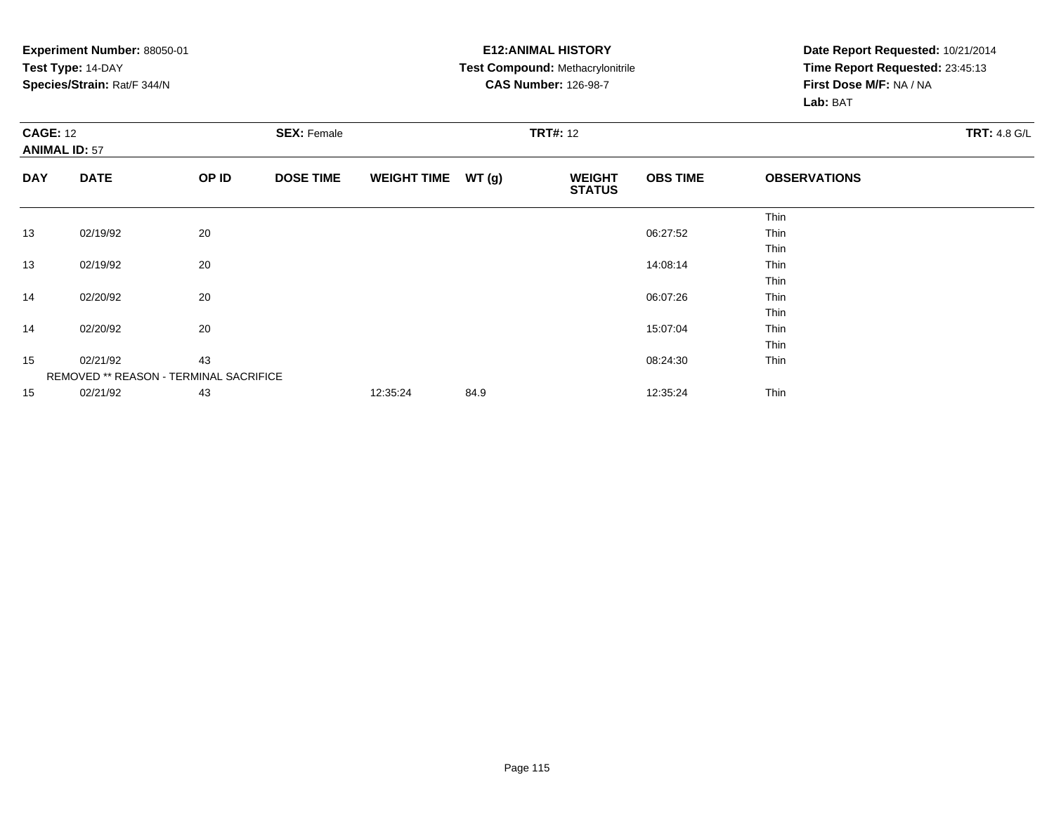**Experiment Number:** 88050-01
**Test Type:** 14-DAY
**Species/Strain:** Rat/F 344/N

**E12:ANIMAL HISTORY**
**Test Compound:** Methacrylonitrile
**CAS Number:** 126-98-7

**Date Report Requested:** 10/21/2014
**Time Report Requested:** 23:45:13
**First Dose M/F:** NA / NA
**Lab:** BAT

**CAGE:** 12 **SEX:** Female **TRT#:** 12 **TRT:** 4.8 G/L
**ANIMAL ID:** 57

| DAY | DATE | OP ID | DOSE TIME | WEIGHT TIME | WT (g) | WEIGHT STATUS | OBS TIME | OBSERVATIONS |
|---|---|---|---|---|---|---|---|---|
| | | | | | | | | Thin |
| 13 | 02/19/92 | 20 | | | | | 06:27:52 | Thin |
| | | | | | | | | Thin |
| 13 | 02/19/92 | 20 | | | | | 14:08:14 | Thin |
| | | | | | | | | Thin |
| 14 | 02/20/92 | 20 | | | | | 06:07:26 | Thin |
| | | | | | | | | Thin |
| 14 | 02/20/92 | 20 | | | | | 15:07:04 | Thin |
| | | | | | | | | Thin |
| 15 | 02/21/92 | 43 | | | | | 08:24:30 | Thin |
| | REMOVED ** REASON - TERMINAL SACRIFICE | | | | | | | |
| 15 | 02/21/92 | 43 | | 12:35:24 | 84.9 | | 12:35:24 | Thin |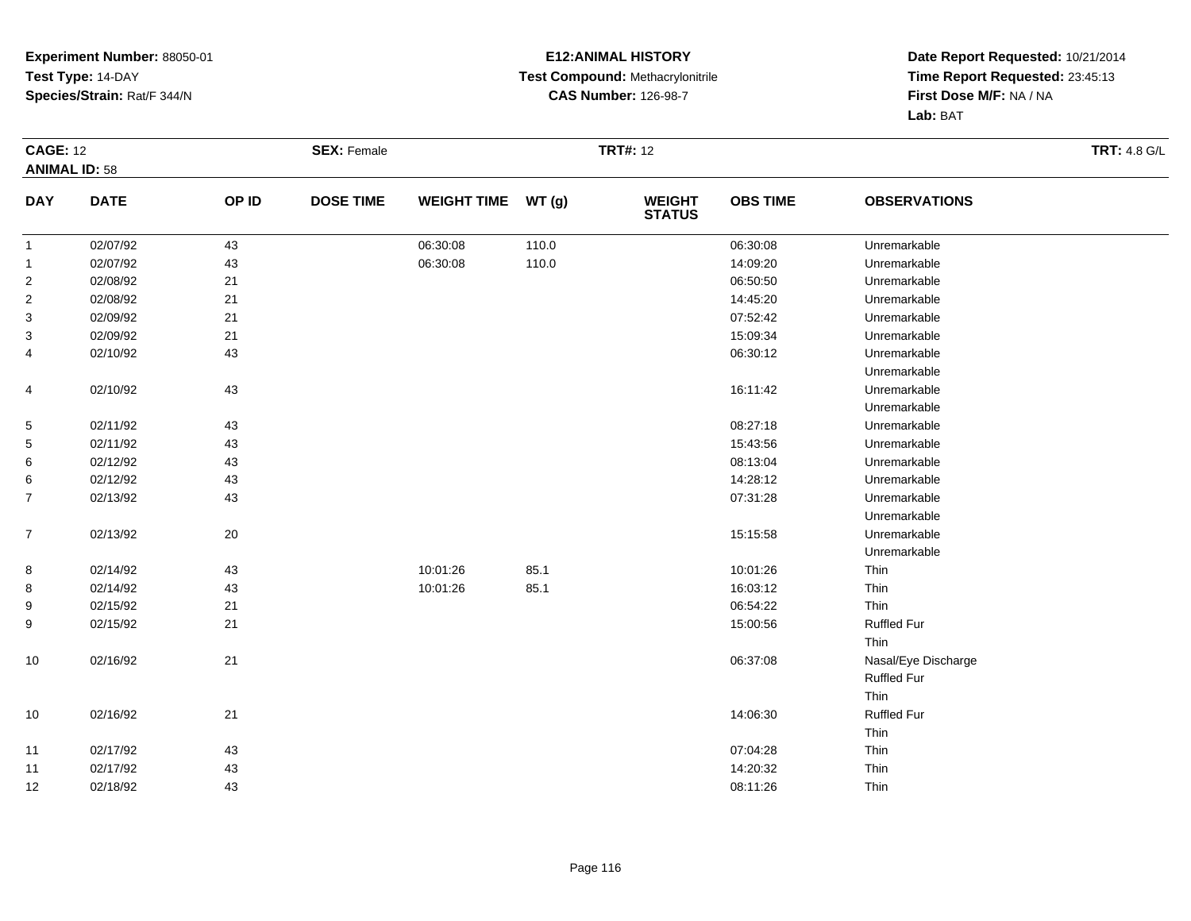**Experiment Number:** 88050-01
**Test Type:** 14-DAY
**Species/Strain:** Rat/F 344/N

**E12:ANIMAL HISTORY**
**Test Compound:** Methacrylonitrile
**CAS Number:** 126-98-7

**Date Report Requested:** 10/21/2014
**Time Report Requested:** 23:45:13
**First Dose M/F:** NA / NA
**Lab:** BAT

**CAGE:** 12 **SEX:** Female **TRT#:** 12 **TRT:** 4.8 G/L
**ANIMAL ID:** 58

| DAY | DATE | OP ID | DOSE TIME | WEIGHT TIME | WT (g) | WEIGHT STATUS | OBS TIME | OBSERVATIONS |
|---|---|---|---|---|---|---|---|---|
| 1 | 02/07/92 | 43 | | 06:30:08 | 110.0 | | 06:30:08 | Unremarkable |
| 1 | 02/07/92 | 43 | | 06:30:08 | 110.0 | | 14:09:20 | Unremarkable |
| 2 | 02/08/92 | 21 | | | | | 06:50:50 | Unremarkable |
| 2 | 02/08/92 | 21 | | | | | 14:45:20 | Unremarkable |
| 3 | 02/09/92 | 21 | | | | | 07:52:42 | Unremarkable |
| 3 | 02/09/92 | 21 | | | | | 15:09:34 | Unremarkable |
| 4 | 02/10/92 | 43 | | | | | 06:30:12 | Unremarkable<br>Unremarkable |
| 4 | 02/10/92 | 43 | | | | | 16:11:42 | Unremarkable<br>Unremarkable |
| 5 | 02/11/92 | 43 | | | | | 08:27:18 | Unremarkable |
| 5 | 02/11/92 | 43 | | | | | 15:43:56 | Unremarkable |
| 6 | 02/12/92 | 43 | | | | | 08:13:04 | Unremarkable |
| 6 | 02/12/92 | 43 | | | | | 14:28:12 | Unremarkable |
| 7 | 02/13/92 | 43 | | | | | 07:31:28 | Unremarkable<br>Unremarkable |
| 7 | 02/13/92 | 20 | | | | | 15:15:58 | Unremarkable<br>Unremarkable |
| 8 | 02/14/92 | 43 | | 10:01:26 | 85.1 | | 10:01:26 | Thin |
| 8 | 02/14/92 | 43 | | 10:01:26 | 85.1 | | 16:03:12 | Thin |
| 9 | 02/15/92 | 21 | | | | | 06:54:22 | Thin |
| 9 | 02/15/92 | 21 | | | | | 15:00:56 | Ruffled Fur<br>Thin |
| 10 | 02/16/92 | 21 | | | | | 06:37:08 | Nasal/Eye Discharge<br>Ruffled Fur<br>Thin |
| 10 | 02/16/92 | 21 | | | | | 14:06:30 | Ruffled Fur<br>Thin |
| 11 | 02/17/92 | 43 | | | | | 07:04:28 | Thin |
| 11 | 02/17/92 | 43 | | | | | 14:20:32 | Thin |
| 12 | 02/18/92 | 43 | | | | | 08:11:26 | Thin |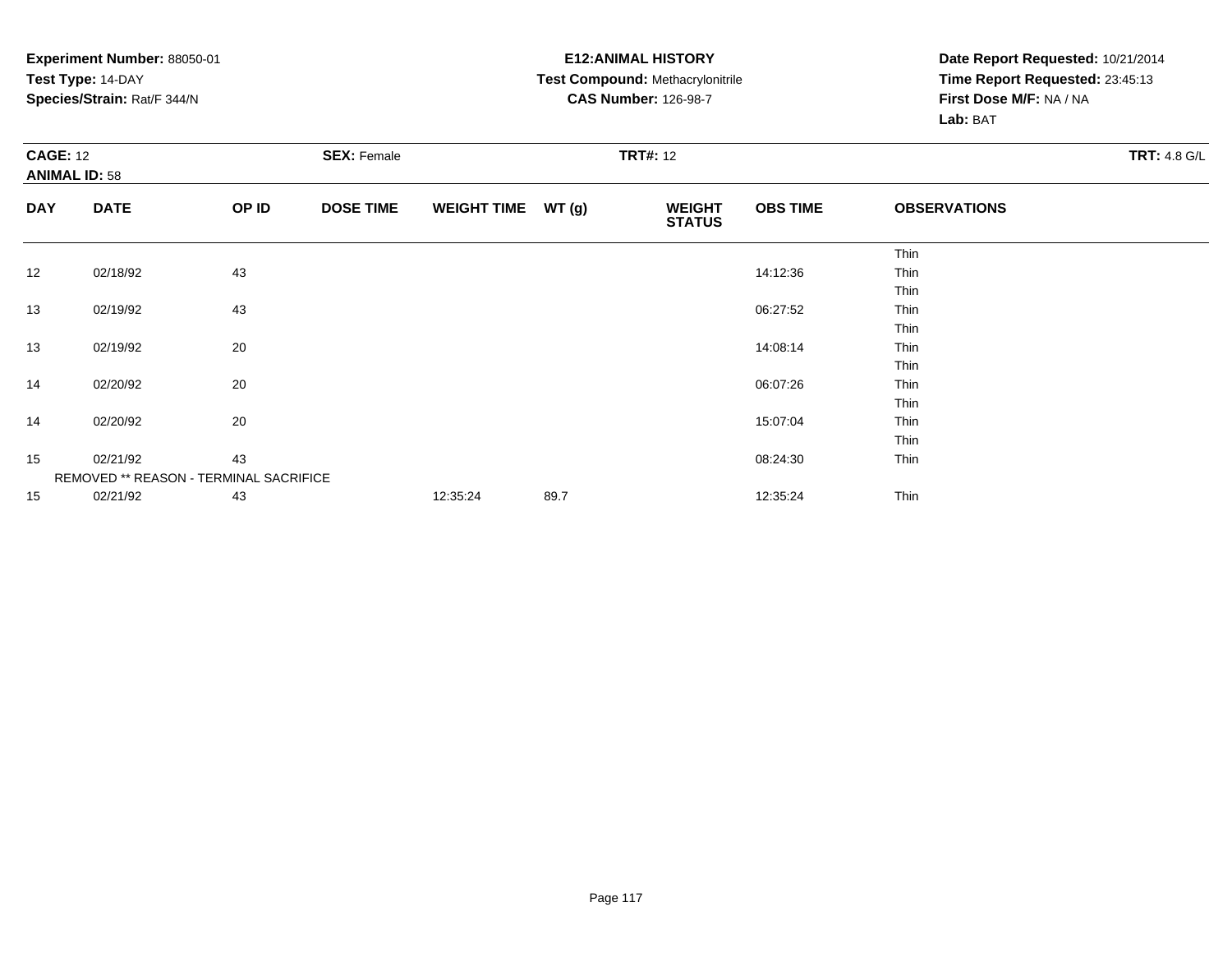**Experiment Number:** 88050-01
**Test Type:** 14-DAY
**Species/Strain:** Rat/F 344/N

**E12:ANIMAL HISTORY**
**Test Compound:** Methacrylonitrile
**CAS Number:** 126-98-7

**Date Report Requested:** 10/21/2014
**Time Report Requested:** 23:45:13
**First Dose M/F:** NA / NA
**Lab:** BAT

**CAGE:** 12
**ANIMAL ID:** 58
**SEX:** Female
**TRT#:** 12
**TRT:** 4.8 G/L

| DAY | DATE | OP ID | DOSE TIME | WEIGHT TIME | WT (g) | WEIGHT STATUS | OBS TIME | OBSERVATIONS |
|---|---|---|---|---|---|---|---|---|
| | | | | | | | | Thin |
| 12 | 02/18/92 | 43 | | | | | 14:12:36 | Thin |
| | | | | | | | | Thin |
| 13 | 02/19/92 | 43 | | | | | 06:27:52 | Thin |
| | | | | | | | | Thin |
| 13 | 02/19/92 | 20 | | | | | 14:08:14 | Thin |
| | | | | | | | | Thin |
| 14 | 02/20/92 | 20 | | | | | 06:07:26 | Thin |
| | | | | | | | | Thin |
| 14 | 02/20/92 | 20 | | | | | 15:07:04 | Thin |
| | | | | | | | | Thin |
| 15 | 02/21/92 | 43 | | | | | 08:24:30 | Thin |
| | REMOVED ** REASON - TERMINAL SACRIFICE | | | | | | | |
| 15 | 02/21/92 | 43 | | 12:35:24 | 89.7 | | 12:35:24 | Thin |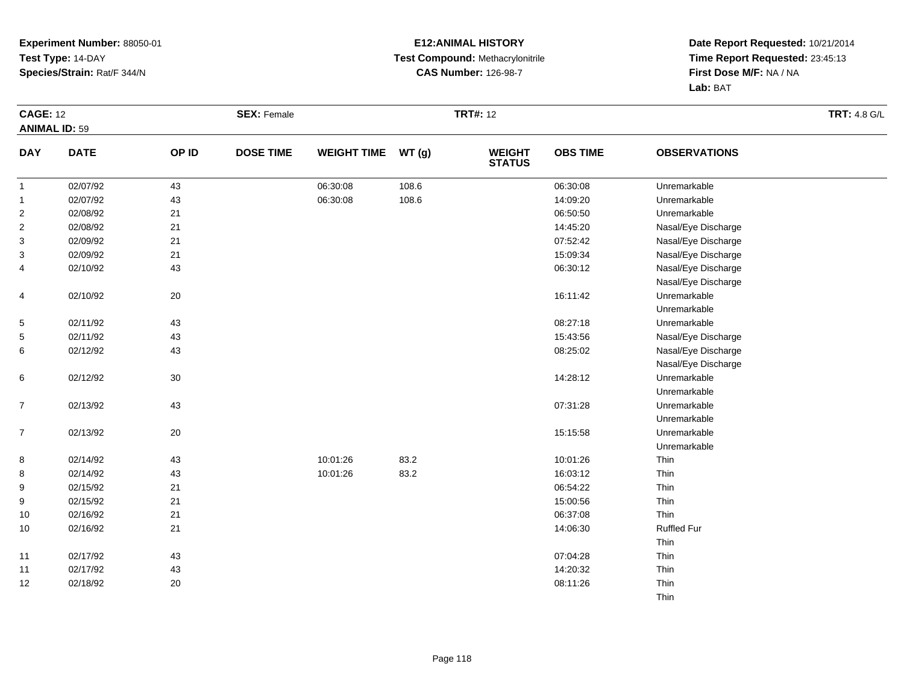**Experiment Number:** 88050-01
**Test Type:** 14-DAY
**Species/Strain:** Rat/F 344/N

**E12:ANIMAL HISTORY**
**Test Compound:** Methacrylonitrile
**CAS Number:** 126-98-7

**Date Report Requested:** 10/21/2014
**Time Report Requested:** 23:45:13
**First Dose M/F:** NA / NA
**Lab:** BAT

**CAGE:** 12 **SEX:** Female **TRT#:** 12 **TRT:** 4.8 G/L
**ANIMAL ID:** 59

| DAY | DATE | OP ID | DOSE TIME | WEIGHT TIME | WT (g) | WEIGHT STATUS | OBS TIME | OBSERVATIONS |
|---|---|---|---|---|---|---|---|---|
| 1 | 02/07/92 | 43 | | 06:30:08 | 108.6 | | 06:30:08 | Unremarkable |
| 1 | 02/07/92 | 43 | | 06:30:08 | 108.6 | | 14:09:20 | Unremarkable |
| 2 | 02/08/92 | 21 | | | | | 06:50:50 | Unremarkable |
| 2 | 02/08/92 | 21 | | | | | 14:45:20 | Nasal/Eye Discharge |
| 3 | 02/09/92 | 21 | | | | | 07:52:42 | Nasal/Eye Discharge |
| 3 | 02/09/92 | 21 | | | | | 15:09:34 | Nasal/Eye Discharge |
| 4 | 02/10/92 | 43 | | | | | 06:30:12 | Nasal/Eye Discharge |
| | | | | | | | | Nasal/Eye Discharge |
| 4 | 02/10/92 | 20 | | | | | 16:11:42 | Unremarkable |
| | | | | | | | | Unremarkable |
| 5 | 02/11/92 | 43 | | | | | 08:27:18 | Unremarkable |
| 5 | 02/11/92 | 43 | | | | | 15:43:56 | Nasal/Eye Discharge |
| 6 | 02/12/92 | 43 | | | | | 08:25:02 | Nasal/Eye Discharge |
| | | | | | | | | Nasal/Eye Discharge |
| 6 | 02/12/92 | 30 | | | | | 14:28:12 | Unremarkable |
| | | | | | | | | Unremarkable |
| 7 | 02/13/92 | 43 | | | | | 07:31:28 | Unremarkable |
| | | | | | | | | Unremarkable |
| 7 | 02/13/92 | 20 | | | | | 15:15:58 | Unremarkable |
| | | | | | | | | Unremarkable |
| 8 | 02/14/92 | 43 | | 10:01:26 | 83.2 | | 10:01:26 | Thin |
| 8 | 02/14/92 | 43 | | 10:01:26 | 83.2 | | 16:03:12 | Thin |
| 9 | 02/15/92 | 21 | | | | | 06:54:22 | Thin |
| 9 | 02/15/92 | 21 | | | | | 15:00:56 | Thin |
| 10 | 02/16/92 | 21 | | | | | 06:37:08 | Thin |
| 10 | 02/16/92 | 21 | | | | | 14:06:30 | Ruffled Fur |
| | | | | | | | | Thin |
| 11 | 02/17/92 | 43 | | | | | 07:04:28 | Thin |
| 11 | 02/17/92 | 43 | | | | | 14:20:32 | Thin |
| 12 | 02/18/92 | 20 | | | | | 08:11:26 | Thin |
| | | | | | | | | Thin |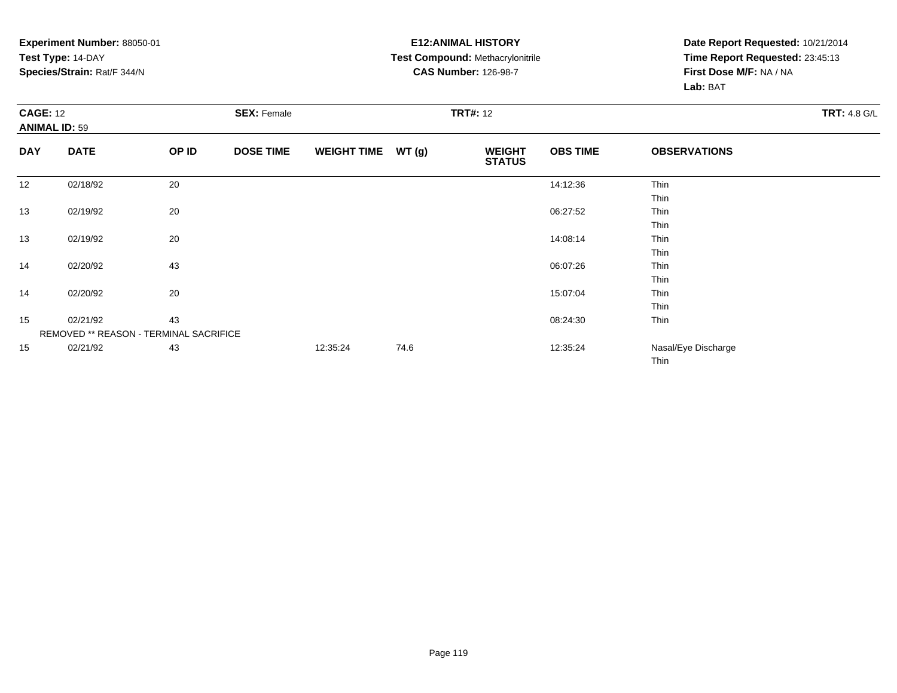**Experiment Number:** 88050-01
**Test Type:** 14-DAY
**Species/Strain:** Rat/F 344/N

**E12:ANIMAL HISTORY**
**Test Compound:** Methacrylonitrile
**CAS Number:** 126-98-7

**Date Report Requested:** 10/21/2014
**Time Report Requested:** 23:45:13
**First Dose M/F:** NA / NA
**Lab:** BAT

**CAGE:** 12 **SEX:** Female **TRT#:** 12 **TRT:** 4.8 G/L
**ANIMAL ID:** 59

| DAY | DATE | OP ID | DOSE TIME | WEIGHT TIME | WT (g) | WEIGHT STATUS | OBS TIME | OBSERVATIONS |
|---|---|---|---|---|---|---|---|---|
| 12 | 02/18/92 | 20 | | | | | 14:12:36 | Thin |
| | | | | | | | | Thin |
| 13 | 02/19/92 | 20 | | | | | 06:27:52 | Thin |
| | | | | | | | | Thin |
| 13 | 02/19/92 | 20 | | | | | 14:08:14 | Thin |
| | | | | | | | | Thin |
| 14 | 02/20/92 | 43 | | | | | 06:07:26 | Thin |
| | | | | | | | | Thin |
| 14 | 02/20/92 | 20 | | | | | 15:07:04 | Thin |
| | | | | | | | | Thin |
| 15 | 02/21/92 | 43 | | | | | 08:24:30 | Thin |
| | REMOVED ** REASON - TERMINAL SACRIFICE | | | | | | | |
| 15 | 02/21/92 | 43 | | 12:35:24 | 74.6 | | 12:35:24 | Nasal/Eye Discharge |
| | | | | | | | | Thin |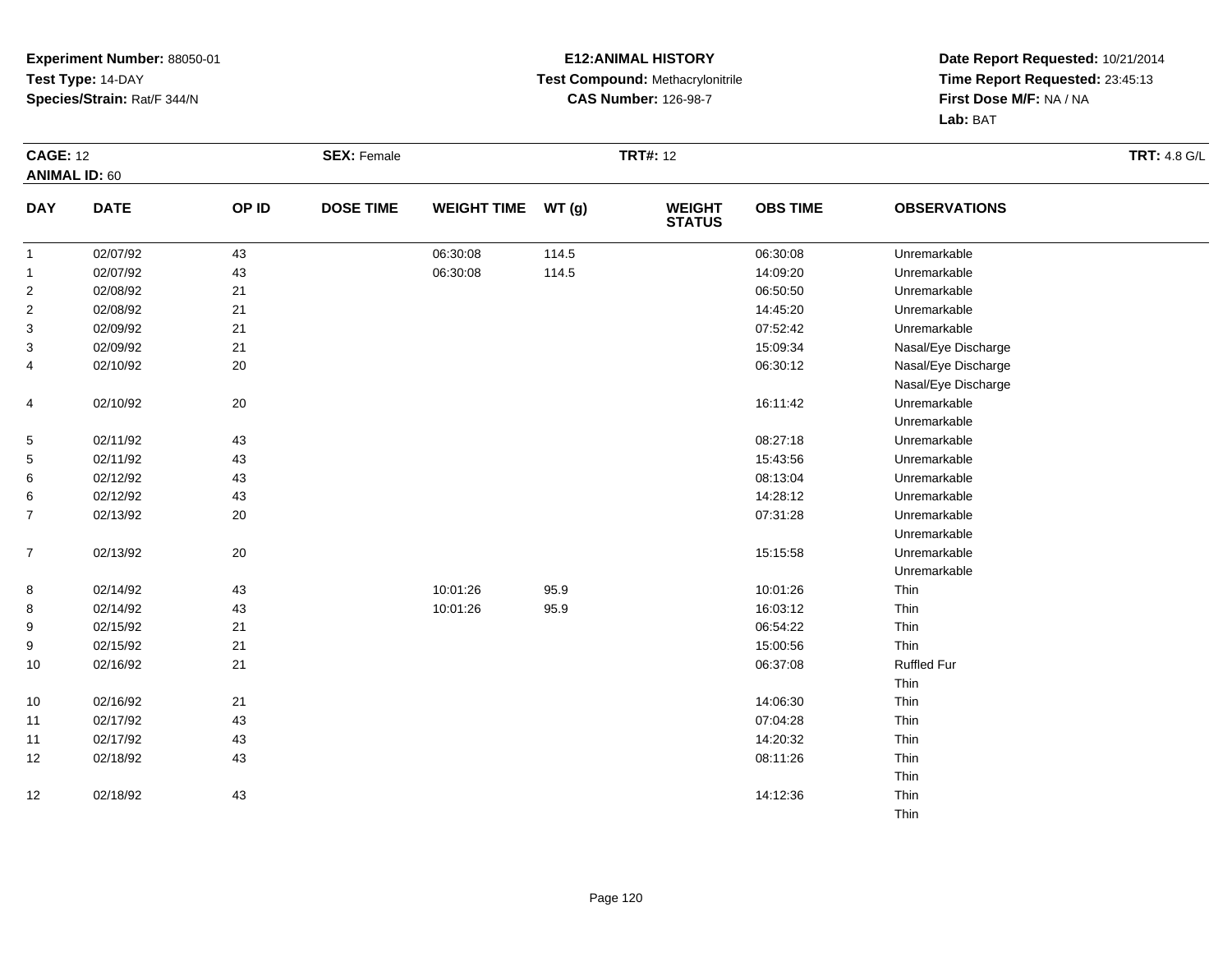**Experiment Number:** 88050-01
**Test Type:** 14-DAY
**Species/Strain:** Rat/F 344/N

**E12:ANIMAL HISTORY**
**Test Compound:** Methacrylonitrile
**CAS Number:** 126-98-7

**Date Report Requested:** 10/21/2014
**Time Report Requested:** 23:45:13
**First Dose M/F:** NA / NA
**Lab:** BAT

**CAGE:** 12
**ANIMAL ID:** 60
**SEX:** Female
**TRT#:** 12
**TRT:** 4.8 G/L

| DAY | DATE | OP ID | DOSE TIME | WEIGHT TIME | WT (g) | WEIGHT STATUS | OBS TIME | OBSERVATIONS |
|---|---|---|---|---|---|---|---|---|
| 1 | 02/07/92 | 43 | | 06:30:08 | 114.5 | | 06:30:08 | Unremarkable |
| 1 | 02/07/92 | 43 | | 06:30:08 | 114.5 | | 14:09:20 | Unremarkable |
| 2 | 02/08/92 | 21 | | | | | 06:50:50 | Unremarkable |
| 2 | 02/08/92 | 21 | | | | | 14:45:20 | Unremarkable |
| 3 | 02/09/92 | 21 | | | | | 07:52:42 | Unremarkable |
| 3 | 02/09/92 | 21 | | | | | 15:09:34 | Nasal/Eye Discharge |
| 4 | 02/10/92 | 20 | | | | | 06:30:12 | Nasal/Eye Discharge |
| | | | | | | | | Nasal/Eye Discharge |
| 4 | 02/10/92 | 20 | | | | | 16:11:42 | Unremarkable |
| | | | | | | | | Unremarkable |
| 5 | 02/11/92 | 43 | | | | | 08:27:18 | Unremarkable |
| 5 | 02/11/92 | 43 | | | | | 15:43:56 | Unremarkable |
| 6 | 02/12/92 | 43 | | | | | 08:13:04 | Unremarkable |
| 6 | 02/12/92 | 43 | | | | | 14:28:12 | Unremarkable |
| 7 | 02/13/92 | 20 | | | | | 07:31:28 | Unremarkable |
| | | | | | | | | Unremarkable |
| 7 | 02/13/92 | 20 | | | | | 15:15:58 | Unremarkable |
| | | | | | | | | Unremarkable |
| 8 | 02/14/92 | 43 | | 10:01:26 | 95.9 | | 10:01:26 | Thin |
| 8 | 02/14/92 | 43 | | 10:01:26 | 95.9 | | 16:03:12 | Thin |
| 9 | 02/15/92 | 21 | | | | | 06:54:22 | Thin |
| 9 | 02/15/92 | 21 | | | | | 15:00:56 | Thin |
| 10 | 02/16/92 | 21 | | | | | 06:37:08 | Ruffled Fur |
| | | | | | | | | Thin |
| 10 | 02/16/92 | 21 | | | | | 14:06:30 | Thin |
| 11 | 02/17/92 | 43 | | | | | 07:04:28 | Thin |
| 11 | 02/17/92 | 43 | | | | | 14:20:32 | Thin |
| 12 | 02/18/92 | 43 | | | | | 08:11:26 | Thin |
| | | | | | | | | Thin |
| 12 | 02/18/92 | 43 | | | | | 14:12:36 | Thin |
| | | | | | | | | Thin |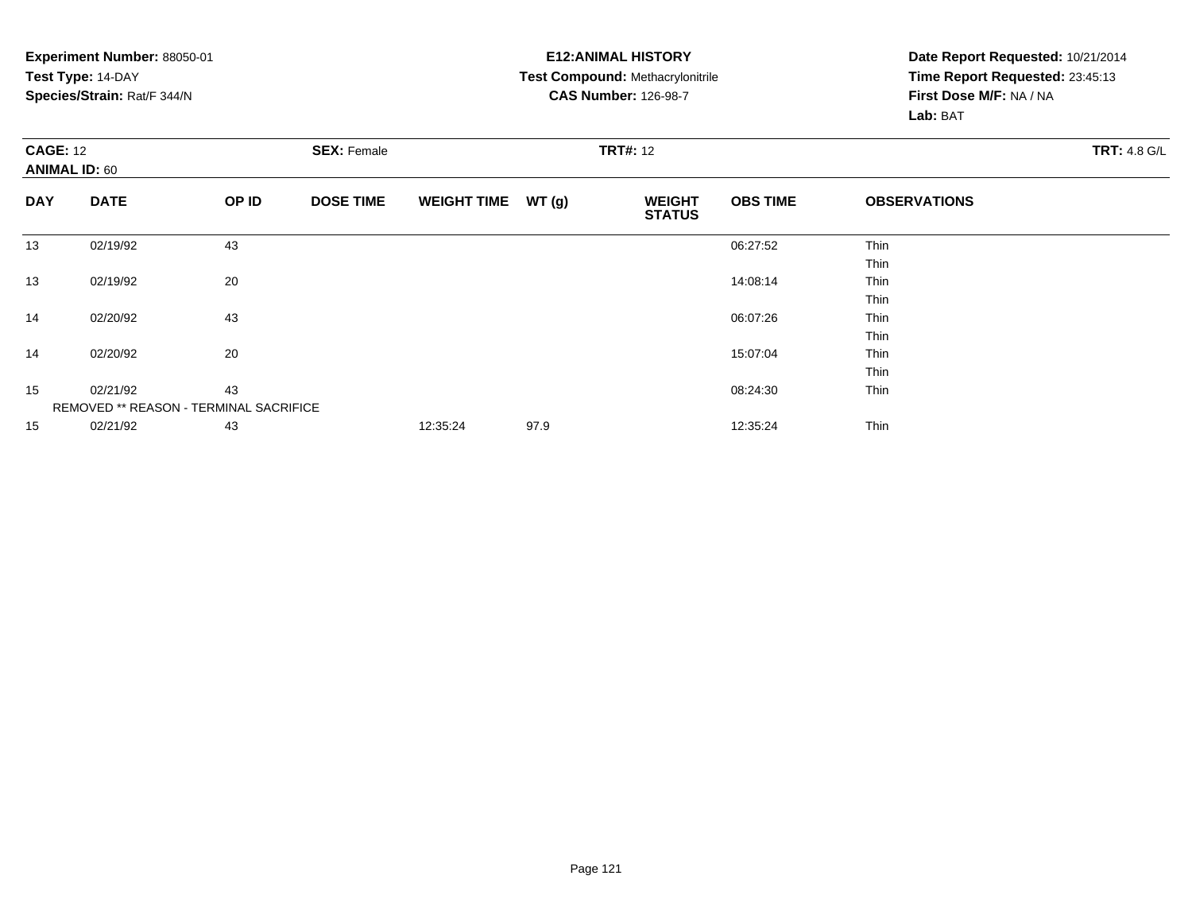**Experiment Number:** 88050-01
**Test Type:** 14-DAY
**Species/Strain:** Rat/F 344/N

**E12:ANIMAL HISTORY**
**Test Compound:** Methacrylonitrile
**CAS Number:** 126-98-7

**Date Report Requested:** 10/21/2014
**Time Report Requested:** 23:45:13
**First Dose M/F:** NA / NA
**Lab:** BAT

**CAGE:** 12 **SEX:** Female **TRT#:** 12 **TRT:** 4.8 G/L
**ANIMAL ID:** 60

| DAY | DATE | OP ID | DOSE TIME | WEIGHT TIME | WT (g) | WEIGHT STATUS | OBS TIME | OBSERVATIONS |
|---|---|---|---|---|---|---|---|---|
| 13 | 02/19/92 | 43 | | | | | 06:27:52 | Thin |
| | | | | | | | | Thin |
| 13 | 02/19/92 | 20 | | | | | 14:08:14 | Thin |
| | | | | | | | | Thin |
| 14 | 02/20/92 | 43 | | | | | 06:07:26 | Thin |
| | | | | | | | | Thin |
| 14 | 02/20/92 | 20 | | | | | 15:07:04 | Thin |
| | | | | | | | | Thin |
| 15 | 02/21/92 | 43 | | | | | 08:24:30 | Thin |
| | REMOVED ** REASON - TERMINAL SACRIFICE | | | | | | | |
| 15 | 02/21/92 | 43 | | 12:35:24 | 97.9 | | 12:35:24 | Thin |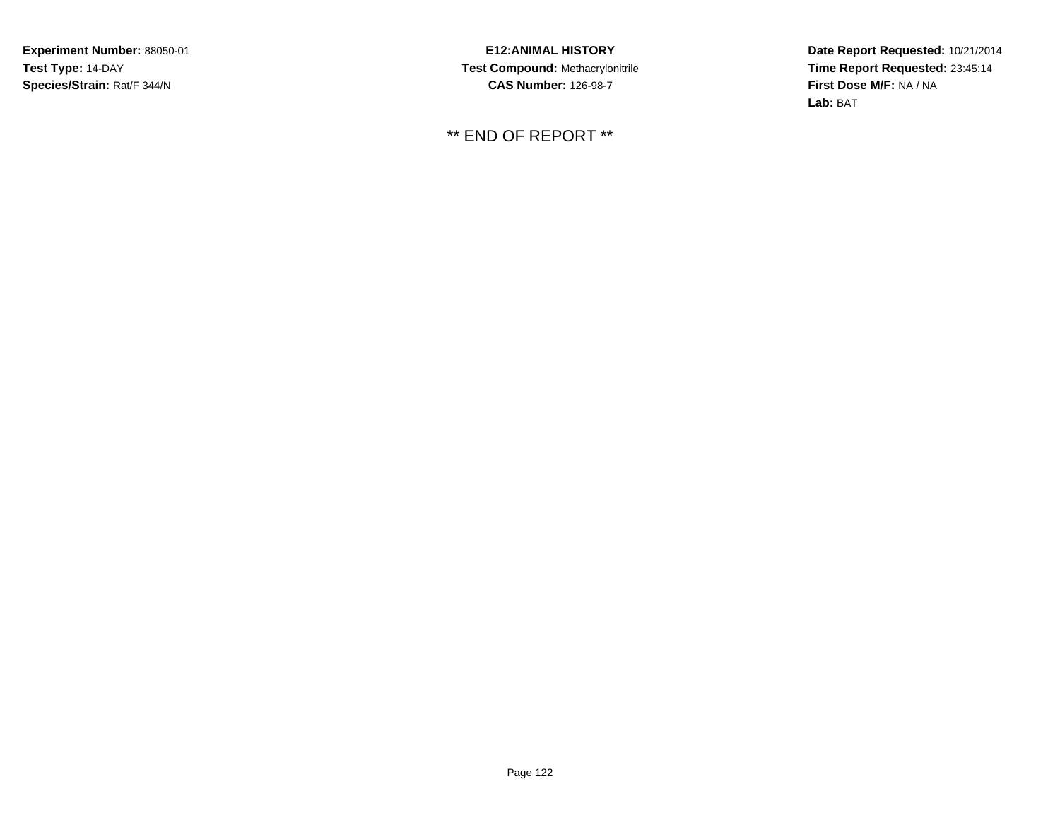**Experiment Number:** 88050-01
**Test Type:** 14-DAY
**Species/Strain:** Rat/F 344/N

**E12:ANIMAL HISTORY**
**Test Compound:** Methacrylonitrile
**CAS Number:** 126-98-7

**Date Report Requested:** 10/21/2014
**Time Report Requested:** 23:45:14
**First Dose M/F:** NA / NA
**Lab:** BAT

** END OF REPORT **